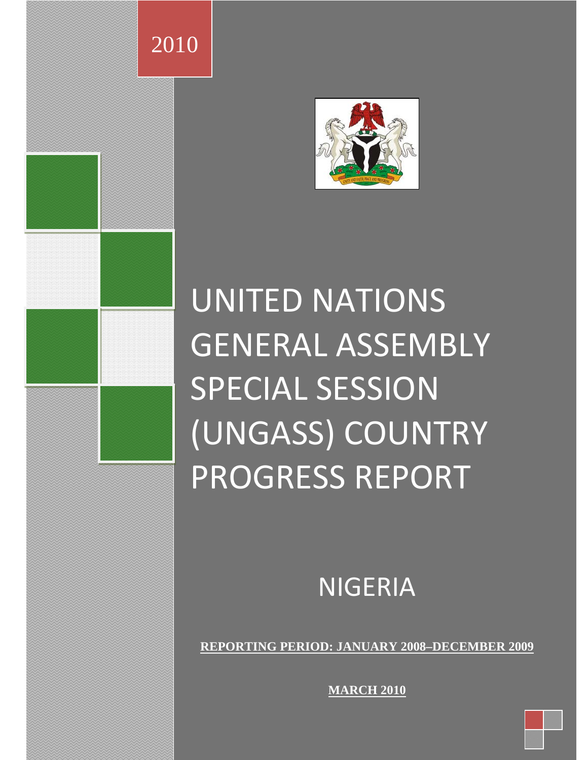2010

# UNITED NATIONS GENERAL ASSEMBLY SPECIAL SESSION (UNGASS) COUNTRY PROGRESS REPORT

## NIGERIA

**REPORTING PERIOD: JANUARY 2008–DECEMBER 2009**

**MARCH 2010**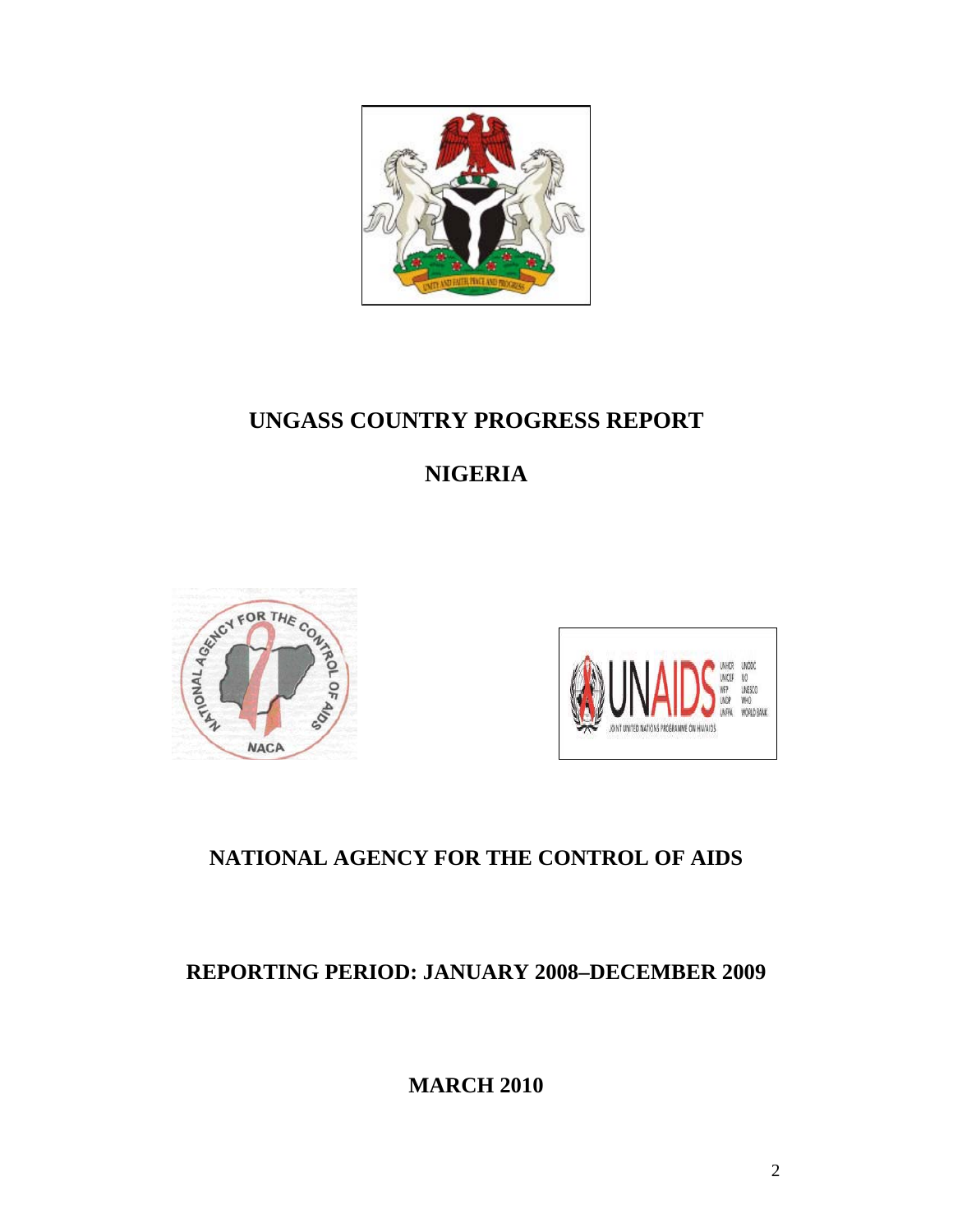# UNGASS COUNTRY PROGRESS REPORT

# NIGERIA

## NATIONAL AGENCY FOR THE CONTROL OF AIDS

## REPORTING PERIOD: JANUARY 2008–DECEMBER 2009

## MARCH 2010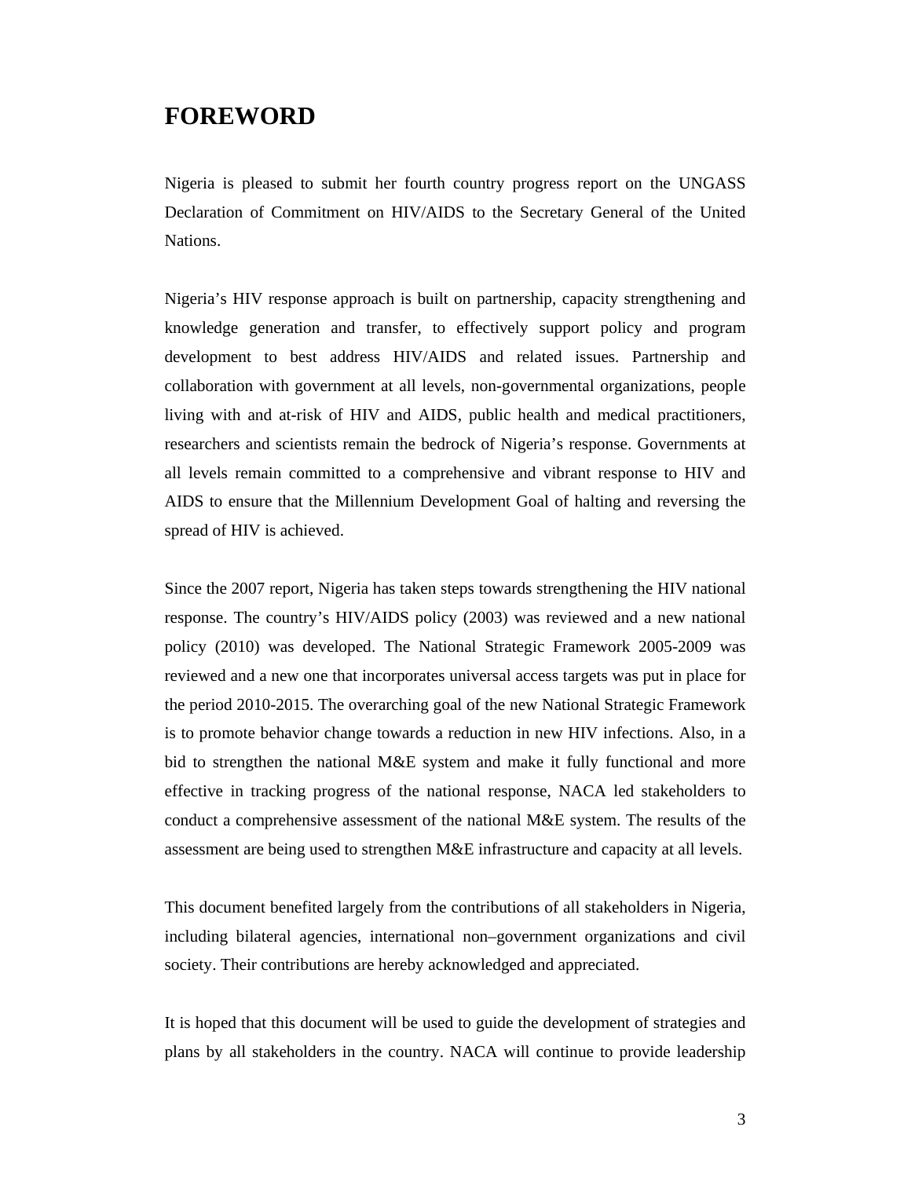# FOREWORD

Nigeria is pleased to submit her fourth country progress report on the UNGASS Declaration of Commitment on HIV/AIDS to the Secretary General of the United Nations.

Nigeria's HIV response approach is built on partnership, capacity strengthening and knowledge generation and transfer, to effectively support policy and program development to best address HIV/AIDS and related issues. Partnership and collaboration with government at all levels, non-governmental organizations, people living with and at-risk of HIV and AIDS, public health and medical practitioners, researchers and scientists remain the bedrock of Nigeria's response. Governments at all levels remain committed to a comprehensive and vibrant response to HIV and AIDS to ensure that the Millennium Development Goal of halting and reversing the spread of HIV is achieved.

Since the 2007 report, Nigeria has taken steps towards strengthening the HIV national response. The country's HIV/AIDS policy (2003) was reviewed and a new national policy (2010) was developed. The National Strategic Framework 2005-2009 was reviewed and a new one that incorporates universal access targets was put in place for the period 2010-2015. The overarching goal of the new National Strategic Framework is to promote behavior change towards a reduction in new HIV infections. Also, in a bid to strengthen the national M&E system and make it fully functional and more effective in tracking progress of the national response, NACA led stakeholders to conduct a comprehensive assessment of the national M&E system. The results of the assessment are being used to strengthen M&E infrastructure and capacity at all levels.

This document benefited largely from the contributions of all stakeholders in Nigeria, including bilateral agencies, international non–government organizations and civil society. Their contributions are hereby acknowledged and appreciated.

It is hoped that this document will be used to guide the development of strategies and plans by all stakeholders in the country. NACA will continue to provide leadership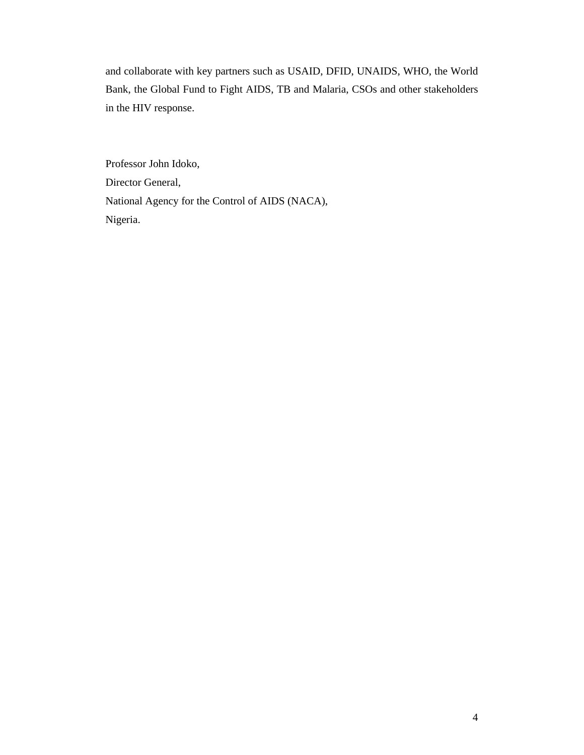and collaborate with key partners such as USAID, DFID, UNAIDS, WHO, the World Bank, the Global Fund to Fight AIDS, TB and Malaria, CSOs and other stakeholders in the HIV response.

Professor John Idoko,
Director General,
National Agency for the Control of AIDS (NACA),
Nigeria.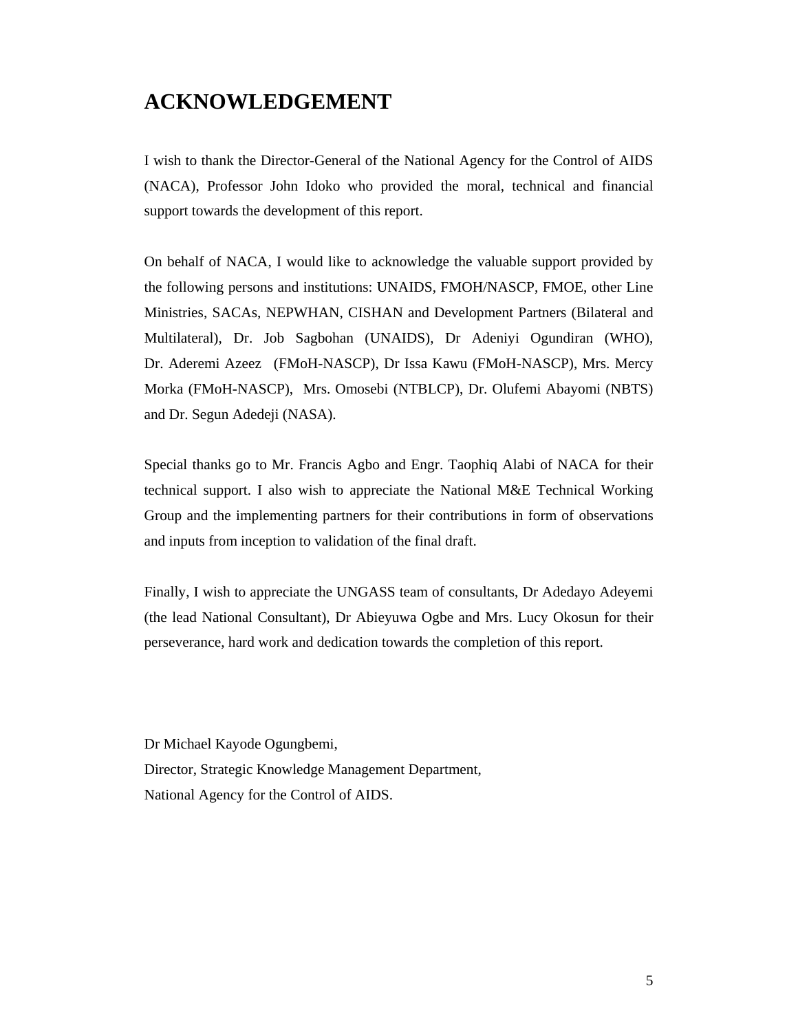# ACKNOWLEDGEMENT

I wish to thank the Director-General of the National Agency for the Control of AIDS (NACA), Professor John Idoko who provided the moral, technical and financial support towards the development of this report.

On behalf of NACA, I would like to acknowledge the valuable support provided by the following persons and institutions: UNAIDS, FMOH/NASCP, FMOE, other Line Ministries, SACAs, NEPWHAN, CISHAN and Development Partners (Bilateral and Multilateral), Dr. Job Sagbohan (UNAIDS), Dr Adeniyi Ogundiran (WHO), Dr. Aderemi Azeez (FMoH-NASCP), Dr Issa Kawu (FMoH-NASCP), Mrs. Mercy Morka (FMoH-NASCP), Mrs. Omosebi (NTBLCP), Dr. Olufemi Abayomi (NBTS) and Dr. Segun Adedeji (NASA).

Special thanks go to Mr. Francis Agbo and Engr. Taophiq Alabi of NACA for their technical support. I also wish to appreciate the National M&E Technical Working Group and the implementing partners for their contributions in form of observations and inputs from inception to validation of the final draft.

Finally, I wish to appreciate the UNGASS team of consultants, Dr Adedayo Adeyemi (the lead National Consultant), Dr Abieyuwa Ogbe and Mrs. Lucy Okosun for their perseverance, hard work and dedication towards the completion of this report.

Dr Michael Kayode Ogungbemi,  
Director, Strategic Knowledge Management Department,  
National Agency for the Control of AIDS.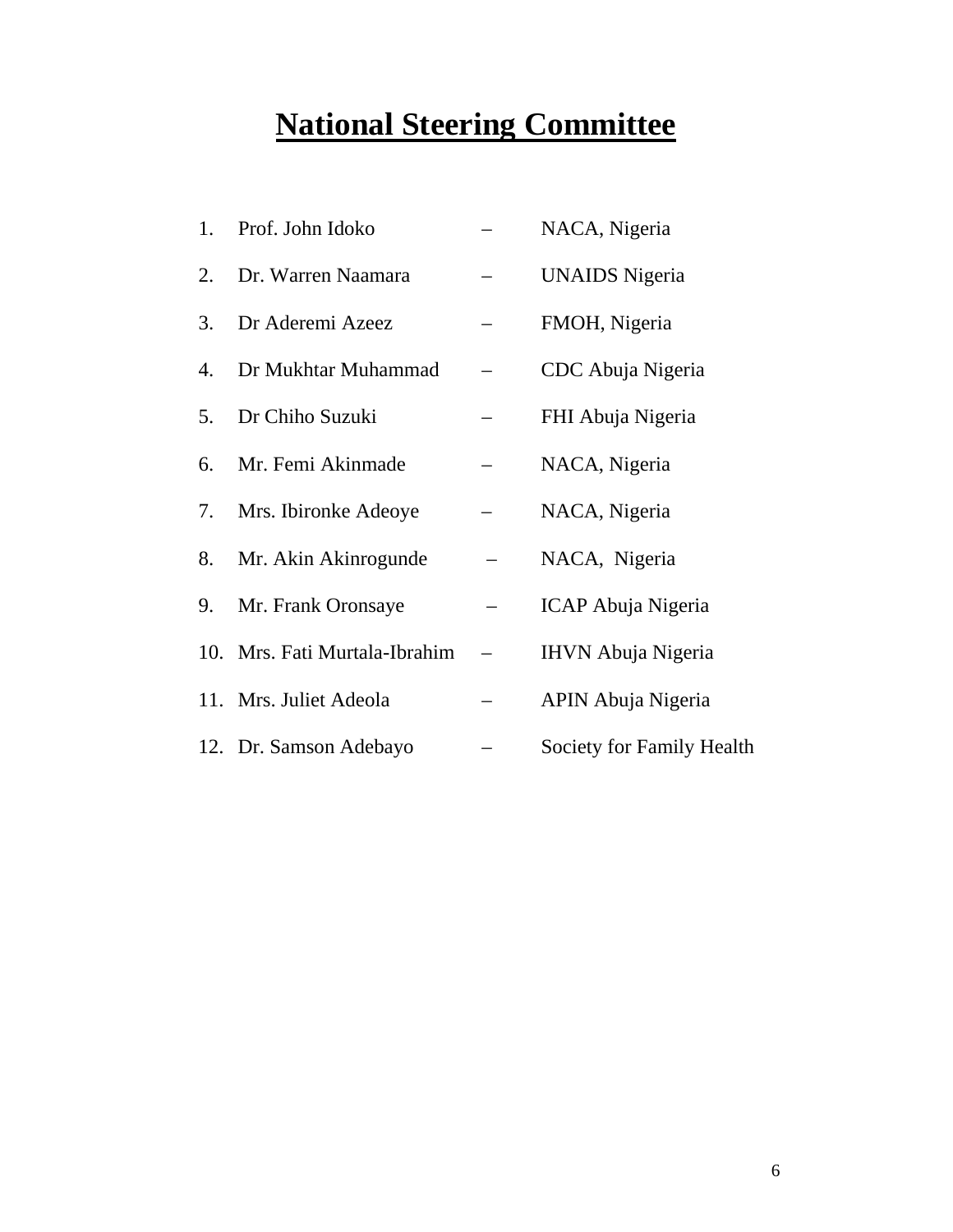# National Steering Committee

1. Prof. John Idoko – NACA, Nigeria
2. Dr. Warren Naamara – UNAIDS Nigeria
3. Dr Aderemi Azeez – FMOH, Nigeria
4. Dr Mukhtar Muhammad – CDC Abuja Nigeria
5. Dr Chiho Suzuki – FHI Abuja Nigeria
6. Mr. Femi Akinmade – NACA, Nigeria
7. Mrs. Ibironke Adeoye – NACA, Nigeria
8. Mr. Akin Akinrogunde – NACA, Nigeria
9. Mr. Frank Oronsaye – ICAP Abuja Nigeria
10. Mrs. Fati Murtala-Ibrahim – IHVN Abuja Nigeria
11. Mrs. Juliet Adeola – APIN Abuja Nigeria
12. Dr. Samson Adebayo – Society for Family Health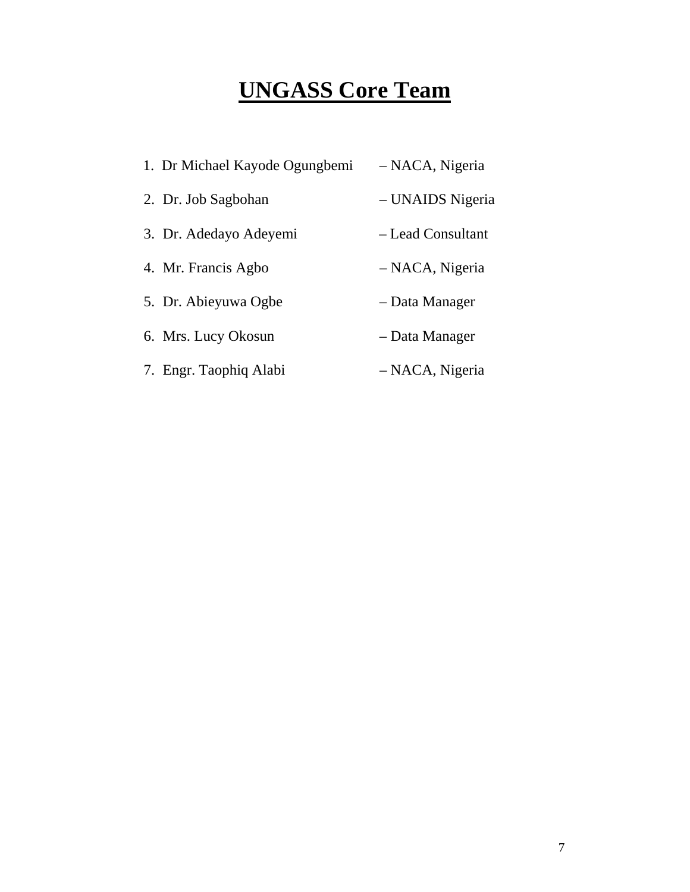# UNGASS Core Team

1. Dr Michael Kayode Ogungbemi – NACA, Nigeria
2. Dr. Job Sagbohan – UNAIDS Nigeria
3. Dr. Adedayo Adeyemi – Lead Consultant
4. Mr. Francis Agbo – NACA, Nigeria
5. Dr. Abieyuwa Ogbe – Data Manager
6. Mrs. Lucy Okosun – Data Manager
7. Engr. Taophiq Alabi – NACA, Nigeria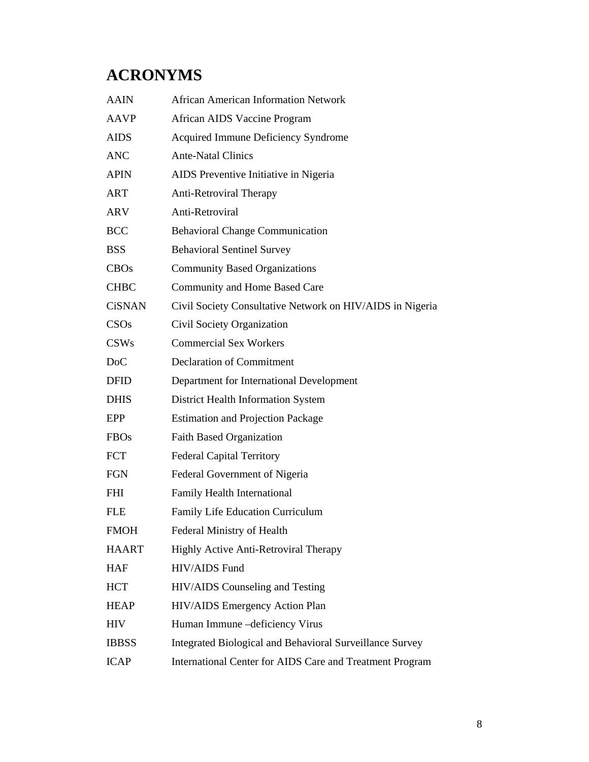# ACRONYMS

| | |
|---|---|
| AAIN | African American Information Network |
| AAVP | African AIDS Vaccine Program |
| AIDS | Acquired Immune Deficiency Syndrome |
| ANC | Ante-Natal Clinics |
| APIN | AIDS Preventive Initiative in Nigeria |
| ART | Anti-Retroviral Therapy |
| ARV | Anti-Retroviral |
| BCC | Behavioral Change Communication |
| BSS | Behavioral Sentinel Survey |
| CBOs | Community Based Organizations |
| CHBC | Community and Home Based Care |
| CiSNAN | Civil Society Consultative Network on HIV/AIDS in Nigeria |
| CSOs | Civil Society Organization |
| CSWs | Commercial Sex Workers |
| DoC | Declaration of Commitment |
| DFID | Department for International Development |
| DHIS | District Health Information System |
| EPP | Estimation and Projection Package |
| FBOs | Faith Based Organization |
| FCT | Federal Capital Territory |
| FGN | Federal Government of Nigeria |
| FHI | Family Health International |
| FLE | Family Life Education Curriculum |
| FMOH | Federal Ministry of Health |
| HAART | Highly Active Anti-Retroviral Therapy |
| HAF | HIV/AIDS Fund |
| HCT | HIV/AIDS Counseling and Testing |
| HEAP | HIV/AIDS Emergency Action Plan |
| HIV | Human Immune –deficiency Virus |
| IBBSS | Integrated Biological and Behavioral Surveillance Survey |
| ICAP | International Center for AIDS Care and Treatment Program |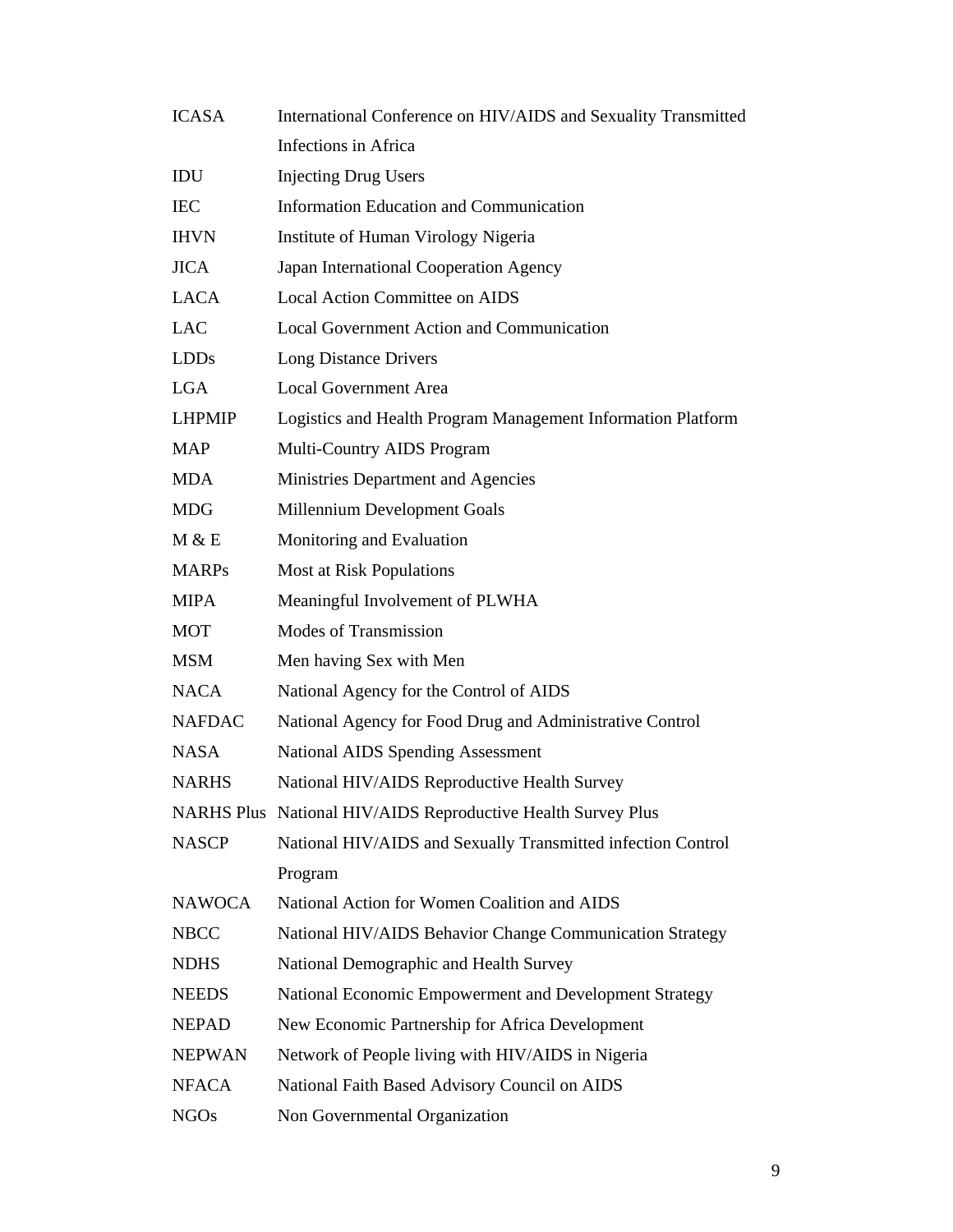| | |
|---|---|
| ICASA | International Conference on HIV/AIDS and Sexuality Transmitted Infections in Africa |
| IDU | Injecting Drug Users |
| IEC | Information Education and Communication |
| IHVN | Institute of Human Virology Nigeria |
| JICA | Japan International Cooperation Agency |
| LACA | Local Action Committee on AIDS |
| LAC | Local Government Action and Communication |
| LDDs | Long Distance Drivers |
| LGA | Local Government Area |
| LHPMIP | Logistics and Health Program Management Information Platform |
| MAP | Multi-Country AIDS Program |
| MDA | Ministries Department and Agencies |
| MDG | Millennium Development Goals |
| M & E | Monitoring and Evaluation |
| MARPs | Most at Risk Populations |
| MIPA | Meaningful Involvement of PLWHA |
| MOT | Modes of Transmission |
| MSM | Men having Sex with Men |
| NACA | National Agency for the Control of AIDS |
| NAFDAC | National Agency for Food Drug and Administrative Control |
| NASA | National AIDS Spending Assessment |
| NARHS | National HIV/AIDS Reproductive Health Survey |
| NARHS Plus | National HIV/AIDS Reproductive Health Survey Plus |
| NASCP | National HIV/AIDS and Sexually Transmitted infection Control Program |
| NAWOCA | National Action for Women Coalition and AIDS |
| NBCC | National HIV/AIDS Behavior Change Communication Strategy |
| NDHS | National Demographic and Health Survey |
| NEEDS | National Economic Empowerment and Development Strategy |
| NEPAD | New Economic Partnership for Africa Development |
| NEPWAN | Network of People living with HIV/AIDS in Nigeria |
| NFACA | National Faith Based Advisory Council on AIDS |
| NGOs | Non Governmental Organization |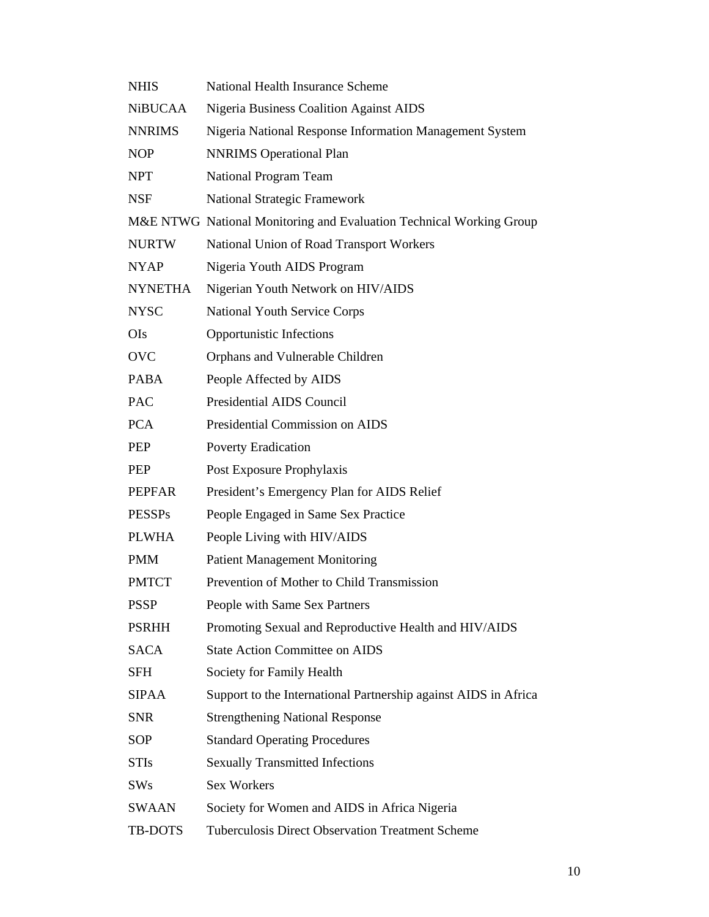| | |
|---|---|
| NHIS | National Health Insurance Scheme |
| NiBUCAA | Nigeria Business Coalition Against AIDS |
| NNRIMS | Nigeria National Response Information Management System |
| NOP | NNRIMS Operational Plan |
| NPT | National Program Team |
| NSF | National Strategic Framework |
| M&E NTWG | National Monitoring and Evaluation Technical Working Group |
| NURTW | National Union of Road Transport Workers |
| NYAP | Nigeria Youth AIDS Program |
| NYNETHA | Nigerian Youth Network on HIV/AIDS |
| NYSC | National Youth Service Corps |
| OIs | Opportunistic Infections |
| OVC | Orphans and Vulnerable Children |
| PABA | People Affected by AIDS |
| PAC | Presidential AIDS Council |
| PCA | Presidential Commission on AIDS |
| PEP | Poverty Eradication |
| PEP | Post Exposure Prophylaxis |
| PEPFAR | President's Emergency Plan for AIDS Relief |
| PESSPs | People Engaged in Same Sex Practice |
| PLWHA | People Living with HIV/AIDS |
| PMM | Patient Management Monitoring |
| PMTCT | Prevention of Mother to Child Transmission |
| PSSP | People with Same Sex Partners |
| PSRHH | Promoting Sexual and Reproductive Health and HIV/AIDS |
| SACA | State Action Committee on AIDS |
| SFH | Society for Family Health |
| SIPAA | Support to the International Partnership against AIDS in Africa |
| SNR | Strengthening National Response |
| SOP | Standard Operating Procedures |
| STIs | Sexually Transmitted Infections |
| SWs | Sex Workers |
| SWAAN | Society for Women and AIDS in Africa Nigeria |
| TB-DOTS | Tuberculosis Direct Observation Treatment Scheme |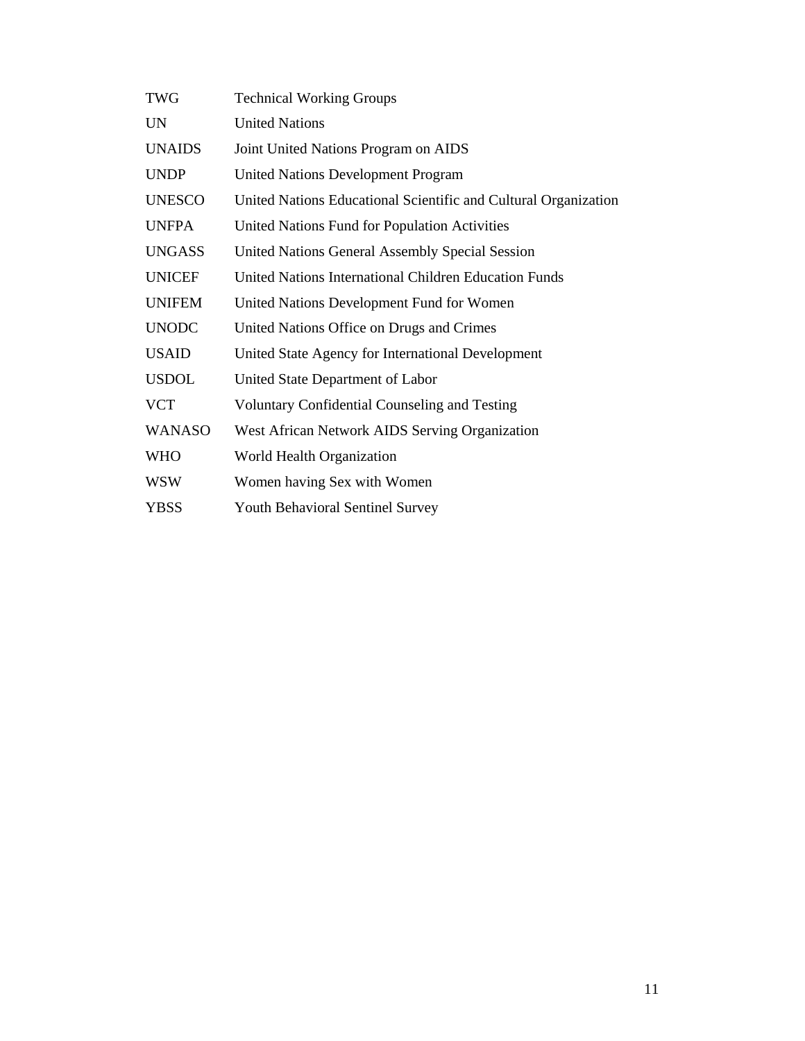| | |
|---|---|
| TWG | Technical Working Groups |
| UN | United Nations |
| UNAIDS | Joint United Nations Program on AIDS |
| UNDP | United Nations Development Program |
| UNESCO | United Nations Educational Scientific and Cultural Organization |
| UNFPA | United Nations Fund for Population Activities |
| UNGASS | United Nations General Assembly Special Session |
| UNICEF | United Nations International Children Education Funds |
| UNIFEM | United Nations Development Fund for Women |
| UNODC | United Nations Office on Drugs and Crimes |
| USAID | United State Agency for International Development |
| USDOL | United State Department of Labor |
| VCT | Voluntary Confidential Counseling and Testing |
| WANASO | West African Network AIDS Serving Organization |
| WHO | World Health Organization |
| WSW | Women having Sex with Women |
| YBSS | Youth Behavioral Sentinel Survey |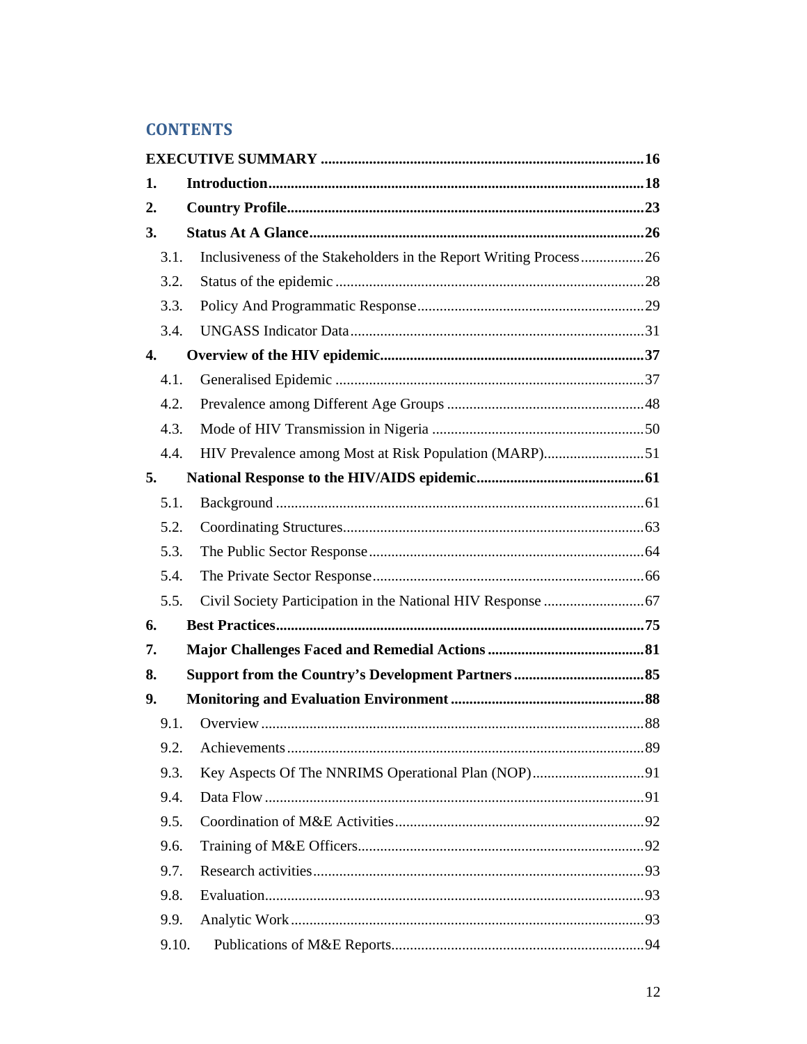# CONTENTS

**EXECUTIVE SUMMARY** .......................................................................... **16**

**1. Introduction** ..................................................................................... **18**

**2. Country Profile** ............................................................................... **23**

**3. Status At A Glance** .......................................................................... **26**

- 3.1. Inclusiveness of the Stakeholders in the Report Writing Process ................. 26
- 3.2. Status of the epidemic .................................................................................. 28
- 3.3. Policy And Programmatic Response ............................................................ 29
- 3.4. UNGASS Indicator Data .............................................................................. 31

**4. Overview of the HIV epidemic** ....................................................................... **37**

- 4.1. Generalised Epidemic .................................................................................. 37
- 4.2. Prevalence among Different Age Groups ..................................................... 48
- 4.3. Mode of HIV Transmission in Nigeria ........................................................ 50
- 4.4. HIV Prevalence among Most at Risk Population (MARP) ........................... 51

**5. National Response to the HIV/AIDS epidemic** ............................................ **61**

- 5.1. Background .................................................................................................. 61
- 5.2. Coordinating Structures ................................................................................ 63
- 5.3. The Public Sector Response .......................................................................... 64
- 5.4. The Private Sector Response ........................................................................ 66
- 5.5. Civil Society Participation in the National HIV Response ........................... 67

**6. Best Practices** .................................................................................................. **75**

**7. Major Challenges Faced and Remedial Actions** .......................................... **81**

**8. Support from the Country's Development Partners** .................................. **85**

**9. Monitoring and Evaluation Environment** .................................................... **88**

- 9.1. Overview ...................................................................................................... 88
- 9.2. Achievements ............................................................................................... 89
- 9.3. Key Aspects Of The NNRIMS Operational Plan (NOP) .............................. 91
- 9.4. Data Flow ..................................................................................................... 91
- 9.5. Coordination of M&E Activities .................................................................. 92
- 9.6. Training of M&E Officers ............................................................................ 92
- 9.7. Research activities ........................................................................................ 93
- 9.8. Evaluation ..................................................................................................... 93
- 9.9. Analytic Work .............................................................................................. 93
- 9.10. Publications of M&E Reports .................................................................... 94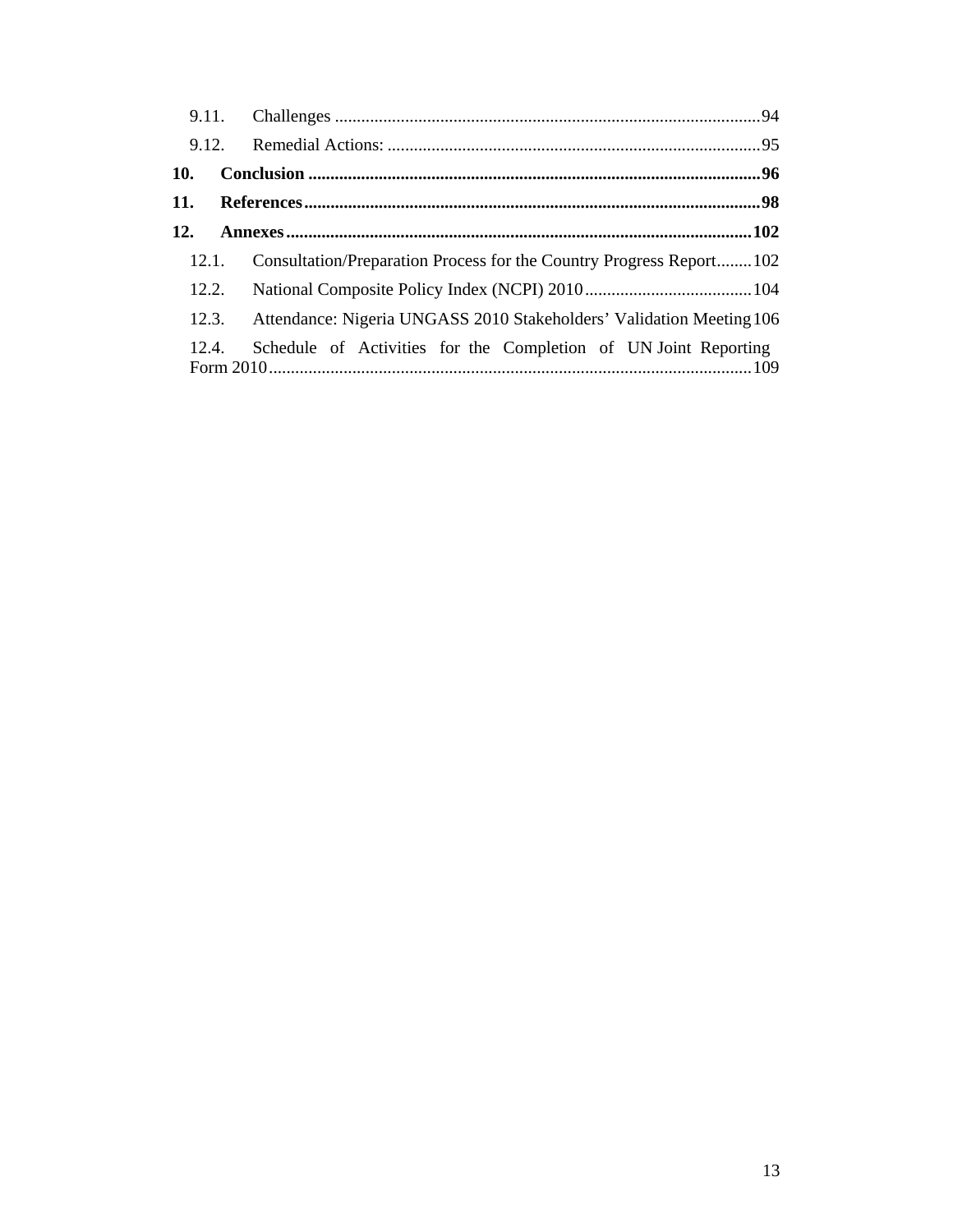9.11. Challenges ........................................................................................94

9.12. Remedial Actions: ................................................................................95

**10. Conclusion ..........................................................................................96**

**11. References..........................................................................................98**

**12. Annexes..............................................................................................102**

12.1. Consultation/Preparation Process for the Country Progress Report........102

12.2. National Composite Policy Index (NCPI) 2010......................................104

12.3. Attendance: Nigeria UNGASS 2010 Stakeholders' Validation Meeting 106

12.4. Schedule of Activities for the Completion of UN Joint Reporting Form 2010.......................................................................................................109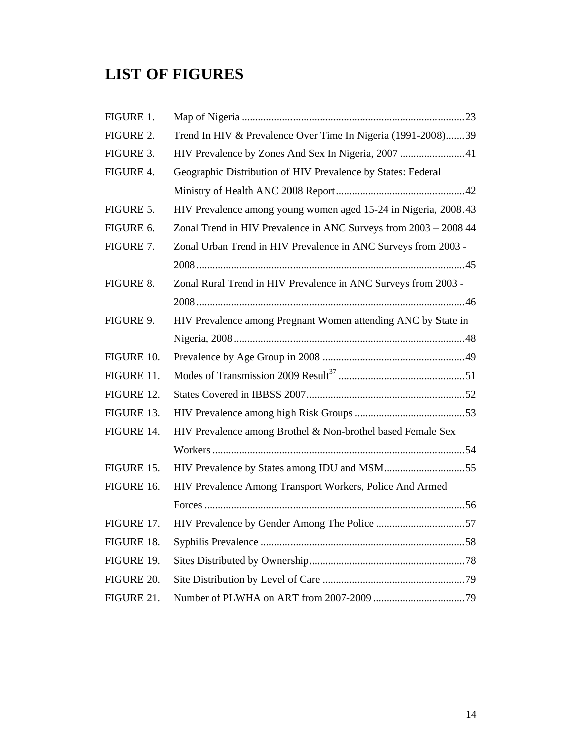# LIST OF FIGURES

FIGURE 1. Map of Nigeria ....................................................................................23
FIGURE 2. Trend In HIV & Prevalence Over Time In Nigeria (1991-2008).......39
FIGURE 3. HIV Prevalence by Zones And Sex In Nigeria, 2007 ........................41
FIGURE 4. Geographic Distribution of HIV Prevalence by States: Federal Ministry of Health ANC 2008 Report................................................42
FIGURE 5. HIV Prevalence among young women aged 15-24 in Nigeria, 2008.43
FIGURE 6. Zonal Trend in HIV Prevalence in ANC Surveys from 2003 – 2008 44
FIGURE 7. Zonal Urban Trend in HIV Prevalence in ANC Surveys from 2003 - 2008....................................................................................................45
FIGURE 8. Zonal Rural Trend in HIV Prevalence in ANC Surveys from 2003 - 2008....................................................................................................46
FIGURE 9. HIV Prevalence among Pregnant Women attending ANC by State in Nigeria, 2008......................................................................................48
FIGURE 10. Prevalence by Age Group in 2008 .....................................................49
FIGURE 11. Modes of Transmission 2009 Result[37] ...............................................51
FIGURE 12. States Covered in IBBSS 2007...........................................................52
FIGURE 13. HIV Prevalence among high Risk Groups .........................................53
FIGURE 14. HIV Prevalence among Brothel & Non-brothel based Female Sex Workers ..............................................................................................54
FIGURE 15. HIV Prevalence by States among IDU and MSM..............................55
FIGURE 16. HIV Prevalence Among Transport Workers, Police And Armed Forces .................................................................................................56
FIGURE 17. HIV Prevalence by Gender Among The Police .................................57
FIGURE 18. Syphilis Prevalence ............................................................................58
FIGURE 19. Sites Distributed by Ownership..........................................................78
FIGURE 20. Site Distribution by Level of Care .....................................................79
FIGURE 21. Number of PLWHA on ART from 2007-2009 ..................................79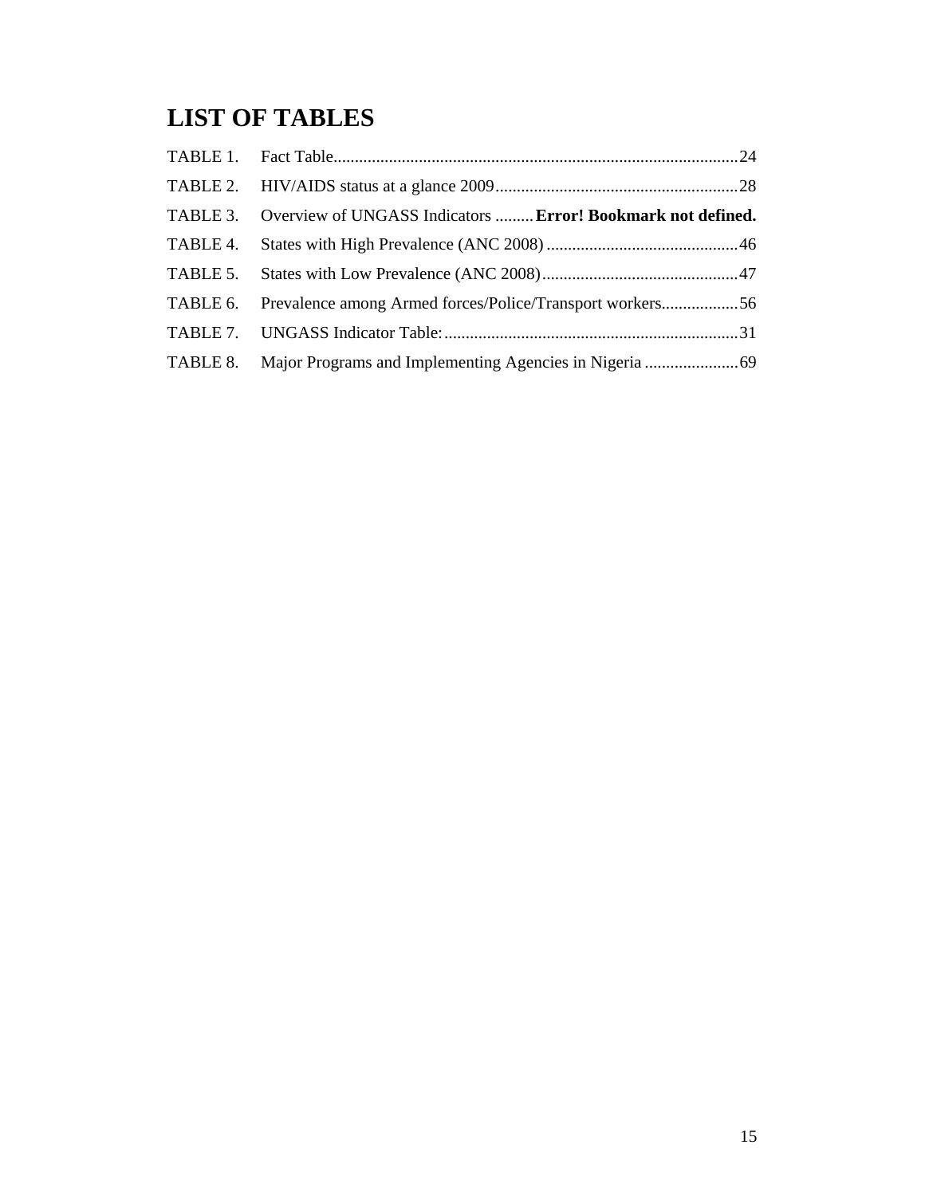# LIST OF TABLES

TABLE 1. Fact Table.........................................................................................24

TABLE 2. HIV/AIDS status at a glance 2009.........................................................28

TABLE 3. Overview of UNGASS Indicators .........**Error! Bookmark not defined.**

TABLE 4. States with High Prevalence (ANC 2008) .............................................46

TABLE 5. States with Low Prevalence (ANC 2008)..............................................47

TABLE 6. Prevalence among Armed forces/Police/Transport workers..................56

TABLE 7. UNGASS Indicator Table:.....................................................................31

TABLE 8. Major Programs and Implementing Agencies in Nigeria ......................69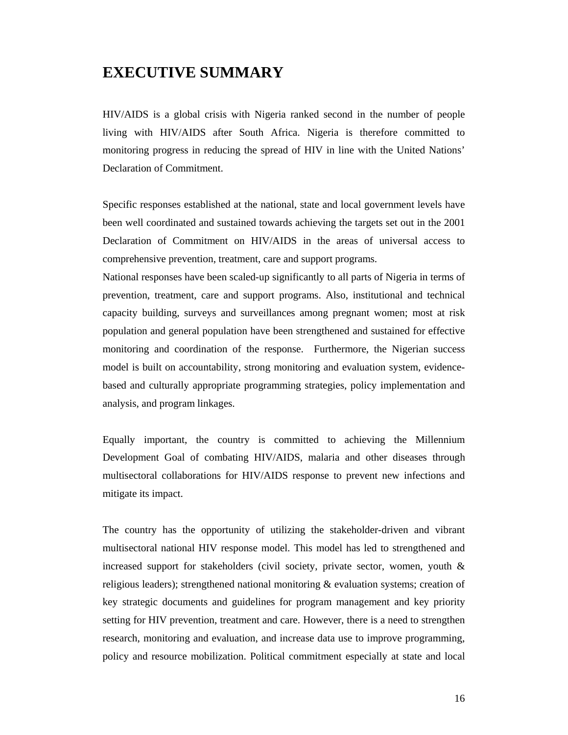# EXECUTIVE SUMMARY

HIV/AIDS is a global crisis with Nigeria ranked second in the number of people living with HIV/AIDS after South Africa. Nigeria is therefore committed to monitoring progress in reducing the spread of HIV in line with the United Nations' Declaration of Commitment.

Specific responses established at the national, state and local government levels have been well coordinated and sustained towards achieving the targets set out in the 2001 Declaration of Commitment on HIV/AIDS in the areas of universal access to comprehensive prevention, treatment, care and support programs.

National responses have been scaled-up significantly to all parts of Nigeria in terms of prevention, treatment, care and support programs. Also, institutional and technical capacity building, surveys and surveillances among pregnant women; most at risk population and general population have been strengthened and sustained for effective monitoring and coordination of the response. Furthermore, the Nigerian success model is built on accountability, strong monitoring and evaluation system, evidence-based and culturally appropriate programming strategies, policy implementation and analysis, and program linkages.

Equally important, the country is committed to achieving the Millennium Development Goal of combating HIV/AIDS, malaria and other diseases through multisectoral collaborations for HIV/AIDS response to prevent new infections and mitigate its impact.

The country has the opportunity of utilizing the stakeholder-driven and vibrant multisectoral national HIV response model. This model has led to strengthened and increased support for stakeholders (civil society, private sector, women, youth & religious leaders); strengthened national monitoring & evaluation systems; creation of key strategic documents and guidelines for program management and key priority setting for HIV prevention, treatment and care. However, there is a need to strengthen research, monitoring and evaluation, and increase data use to improve programming, policy and resource mobilization. Political commitment especially at state and local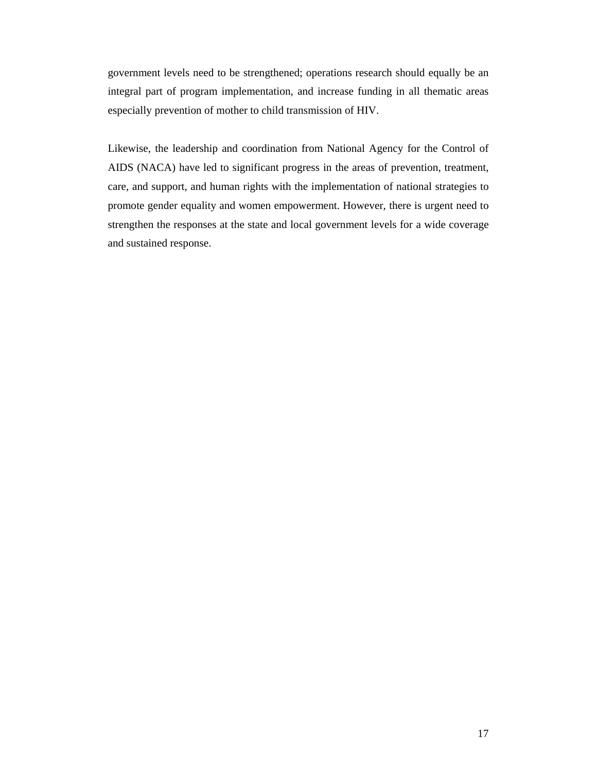government levels need to be strengthened; operations research should equally be an integral part of program implementation, and increase funding in all thematic areas especially prevention of mother to child transmission of HIV.

Likewise, the leadership and coordination from National Agency for the Control of AIDS (NACA) have led to significant progress in the areas of prevention, treatment, care, and support, and human rights with the implementation of national strategies to promote gender equality and women empowerment. However, there is urgent need to strengthen the responses at the state and local government levels for a wide coverage and sustained response.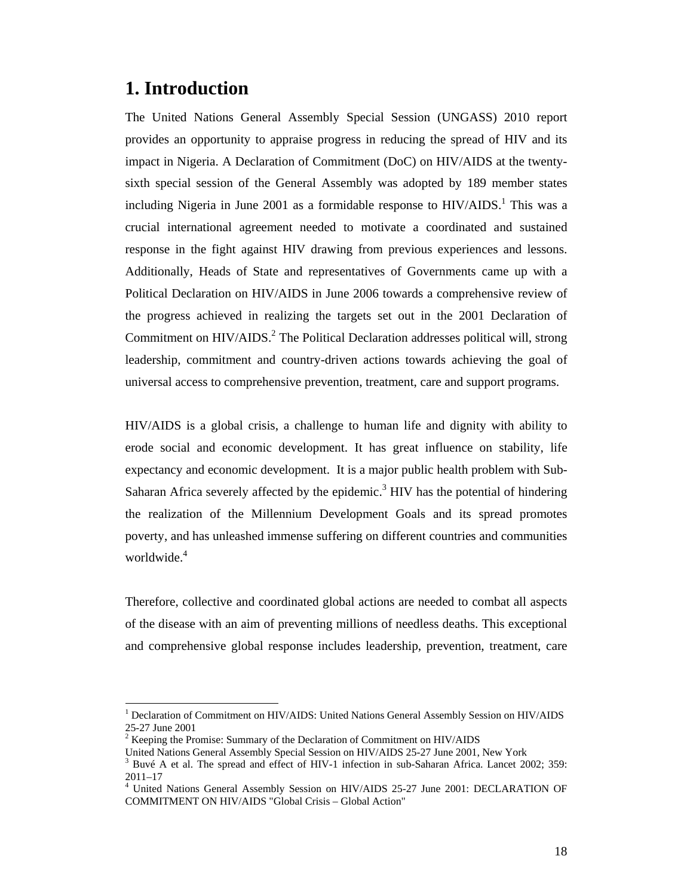# 1. Introduction

The United Nations General Assembly Special Session (UNGASS) 2010 report provides an opportunity to appraise progress in reducing the spread of HIV and its impact in Nigeria. A Declaration of Commitment (DoC) on HIV/AIDS at the twenty-sixth special session of the General Assembly was adopted by 189 member states including Nigeria in June 2001 as a formidable response to HIV/AIDS.[1] This was a crucial international agreement needed to motivate a coordinated and sustained response in the fight against HIV drawing from previous experiences and lessons. Additionally, Heads of State and representatives of Governments came up with a Political Declaration on HIV/AIDS in June 2006 towards a comprehensive review of the progress achieved in realizing the targets set out in the 2001 Declaration of Commitment on HIV/AIDS.[2] The Political Declaration addresses political will, strong leadership, commitment and country-driven actions towards achieving the goal of universal access to comprehensive prevention, treatment, care and support programs.

HIV/AIDS is a global crisis, a challenge to human life and dignity with ability to erode social and economic development. It has great influence on stability, life expectancy and economic development. It is a major public health problem with Sub-Saharan Africa severely affected by the epidemic.[3] HIV has the potential of hindering the realization of the Millennium Development Goals and its spread promotes poverty, and has unleashed immense suffering on different countries and communities worldwide.[4]

Therefore, collective and coordinated global actions are needed to combat all aspects of the disease with an aim of preventing millions of needless deaths. This exceptional and comprehensive global response includes leadership, prevention, treatment, care

---

[1] Declaration of Commitment on HIV/AIDS: United Nations General Assembly Session on HIV/AIDS 25-27 June 2001

[2] Keeping the Promise: Summary of the Declaration of Commitment on HIV/AIDS United Nations General Assembly Special Session on HIV/AIDS 25-27 June 2001, New York

[3] Buvé A et al. The spread and effect of HIV-1 infection in sub-Saharan Africa. Lancet 2002; 359: 2011–17

[4] United Nations General Assembly Session on HIV/AIDS 25-27 June 2001: DECLARATION OF COMMITMENT ON HIV/AIDS "Global Crisis – Global Action"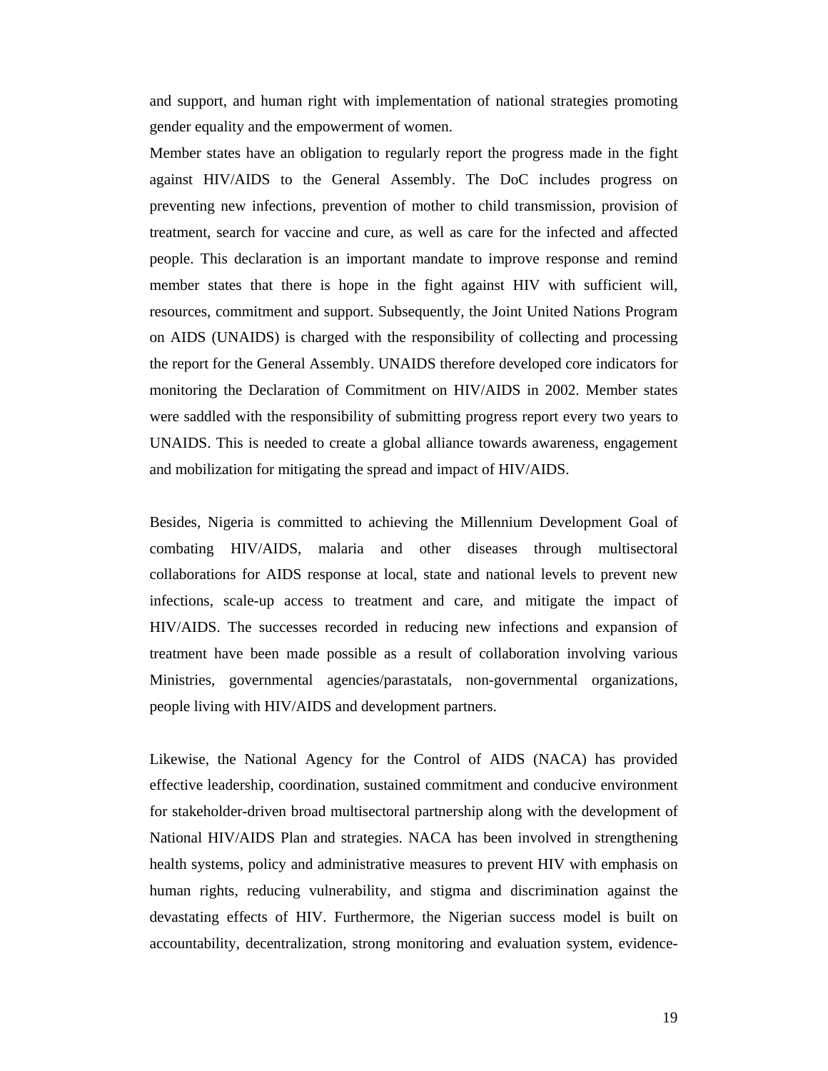and support, and human right with implementation of national strategies promoting gender equality and the empowerment of women.

Member states have an obligation to regularly report the progress made in the fight against HIV/AIDS to the General Assembly. The DoC includes progress on preventing new infections, prevention of mother to child transmission, provision of treatment, search for vaccine and cure, as well as care for the infected and affected people. This declaration is an important mandate to improve response and remind member states that there is hope in the fight against HIV with sufficient will, resources, commitment and support. Subsequently, the Joint United Nations Program on AIDS (UNAIDS) is charged with the responsibility of collecting and processing the report for the General Assembly. UNAIDS therefore developed core indicators for monitoring the Declaration of Commitment on HIV/AIDS in 2002. Member states were saddled with the responsibility of submitting progress report every two years to UNAIDS. This is needed to create a global alliance towards awareness, engagement and mobilization for mitigating the spread and impact of HIV/AIDS.

Besides, Nigeria is committed to achieving the Millennium Development Goal of combating HIV/AIDS, malaria and other diseases through multisectoral collaborations for AIDS response at local, state and national levels to prevent new infections, scale-up access to treatment and care, and mitigate the impact of HIV/AIDS. The successes recorded in reducing new infections and expansion of treatment have been made possible as a result of collaboration involving various Ministries, governmental agencies/parastatals, non-governmental organizations, people living with HIV/AIDS and development partners.

Likewise, the National Agency for the Control of AIDS (NACA) has provided effective leadership, coordination, sustained commitment and conducive environment for stakeholder-driven broad multisectoral partnership along with the development of National HIV/AIDS Plan and strategies. NACA has been involved in strengthening health systems, policy and administrative measures to prevent HIV with emphasis on human rights, reducing vulnerability, and stigma and discrimination against the devastating effects of HIV. Furthermore, the Nigerian success model is built on accountability, decentralization, strong monitoring and evaluation system, evidence-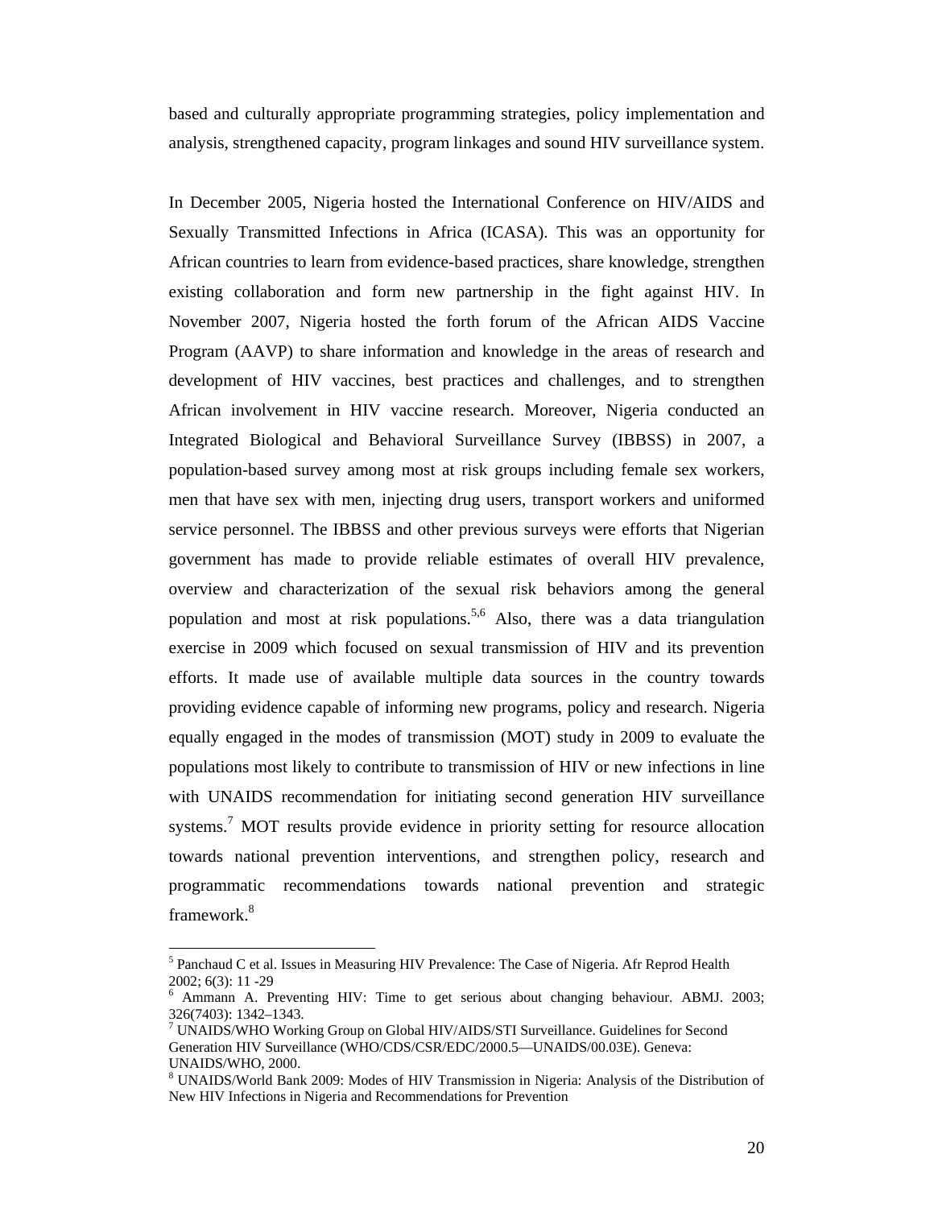based and culturally appropriate programming strategies, policy implementation and analysis, strengthened capacity, program linkages and sound HIV surveillance system.

In December 2005, Nigeria hosted the International Conference on HIV/AIDS and Sexually Transmitted Infections in Africa (ICASA). This was an opportunity for African countries to learn from evidence-based practices, share knowledge, strengthen existing collaboration and form new partnership in the fight against HIV. In November 2007, Nigeria hosted the forth forum of the African AIDS Vaccine Program (AAVP) to share information and knowledge in the areas of research and development of HIV vaccines, best practices and challenges, and to strengthen African involvement in HIV vaccine research. Moreover, Nigeria conducted an Integrated Biological and Behavioral Surveillance Survey (IBBSS) in 2007, a population-based survey among most at risk groups including female sex workers, men that have sex with men, injecting drug users, transport workers and uniformed service personnel. The IBBSS and other previous surveys were efforts that Nigerian government has made to provide reliable estimates of overall HIV prevalence, overview and characterization of the sexual risk behaviors among the general population and most at risk populations.[5,6] Also, there was a data triangulation exercise in 2009 which focused on sexual transmission of HIV and its prevention efforts. It made use of available multiple data sources in the country towards providing evidence capable of informing new programs, policy and research. Nigeria equally engaged in the modes of transmission (MOT) study in 2009 to evaluate the populations most likely to contribute to transmission of HIV or new infections in line with UNAIDS recommendation for initiating second generation HIV surveillance systems.[7] MOT results provide evidence in priority setting for resource allocation towards national prevention interventions, and strengthen policy, research and programmatic recommendations towards national prevention and strategic framework.[8]

---

[5] Panchaud C et al. Issues in Measuring HIV Prevalence: The Case of Nigeria. Afr Reprod Health 2002; 6(3): 11 -29

[6] Ammann A. Preventing HIV: Time to get serious about changing behaviour. ABMJ. 2003; 326(7403): 1342–1343.

[7] UNAIDS/WHO Working Group on Global HIV/AIDS/STI Surveillance. Guidelines for Second Generation HIV Surveillance (WHO/CDS/CSR/EDC/2000.5—UNAIDS/00.03E). Geneva: UNAIDS/WHO, 2000.

[8] UNAIDS/World Bank 2009: Modes of HIV Transmission in Nigeria: Analysis of the Distribution of New HIV Infections in Nigeria and Recommendations for Prevention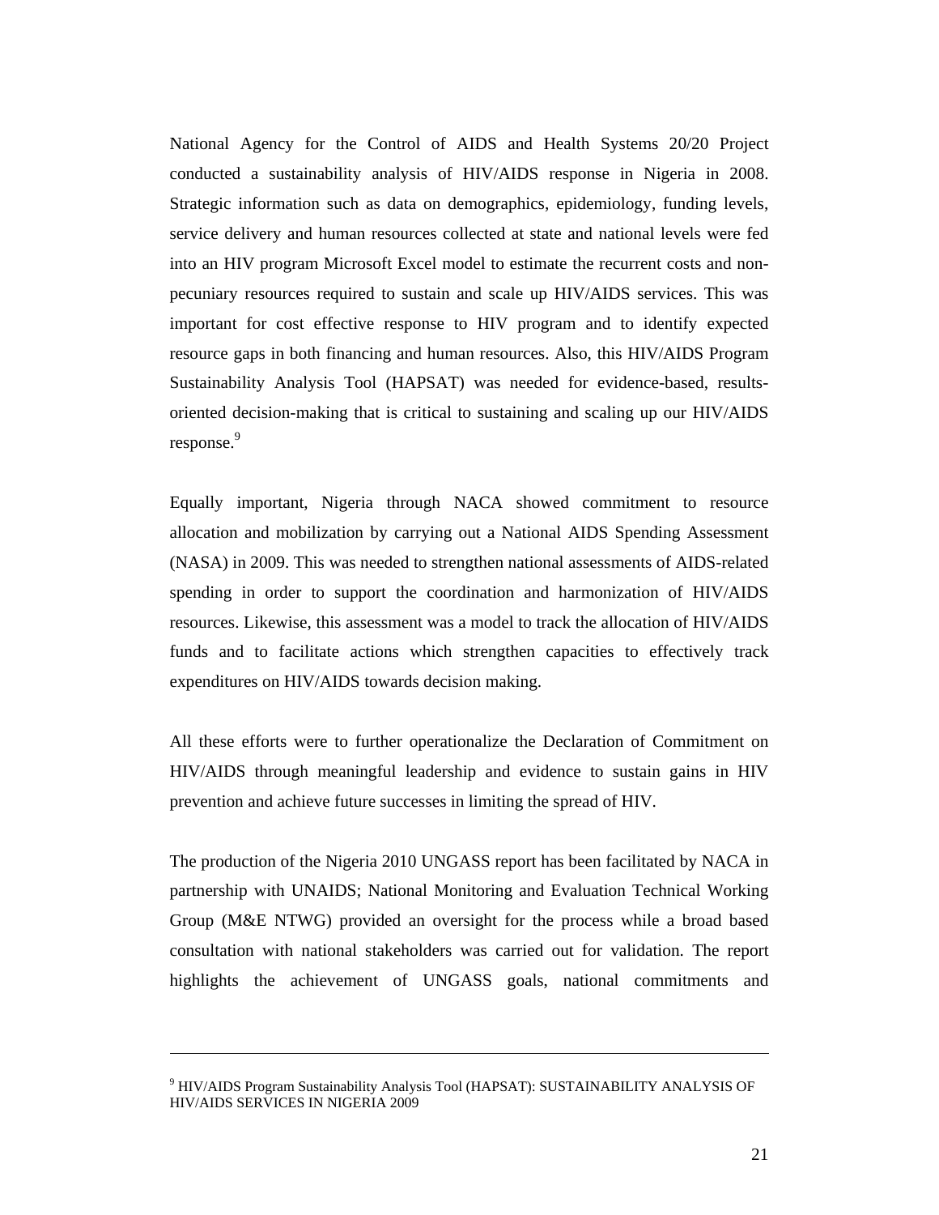National Agency for the Control of AIDS and Health Systems 20/20 Project conducted a sustainability analysis of HIV/AIDS response in Nigeria in 2008. Strategic information such as data on demographics, epidemiology, funding levels, service delivery and human resources collected at state and national levels were fed into an HIV program Microsoft Excel model to estimate the recurrent costs and non-pecuniary resources required to sustain and scale up HIV/AIDS services. This was important for cost effective response to HIV program and to identify expected resource gaps in both financing and human resources. Also, this HIV/AIDS Program Sustainability Analysis Tool (HAPSAT) was needed for evidence-based, results-oriented decision-making that is critical to sustaining and scaling up our HIV/AIDS response.[9]

Equally important, Nigeria through NACA showed commitment to resource allocation and mobilization by carrying out a National AIDS Spending Assessment (NASA) in 2009. This was needed to strengthen national assessments of AIDS-related spending in order to support the coordination and harmonization of HIV/AIDS resources. Likewise, this assessment was a model to track the allocation of HIV/AIDS funds and to facilitate actions which strengthen capacities to effectively track expenditures on HIV/AIDS towards decision making.

All these efforts were to further operationalize the Declaration of Commitment on HIV/AIDS through meaningful leadership and evidence to sustain gains in HIV prevention and achieve future successes in limiting the spread of HIV.

The production of the Nigeria 2010 UNGASS report has been facilitated by NACA in partnership with UNAIDS; National Monitoring and Evaluation Technical Working Group (M&E NTWG) provided an oversight for the process while a broad based consultation with national stakeholders was carried out for validation. The report highlights the achievement of UNGASS goals, national commitments and

---

[9] HIV/AIDS Program Sustainability Analysis Tool (HAPSAT): SUSTAINABILITY ANALYSIS OF HIV/AIDS SERVICES IN NIGERIA 2009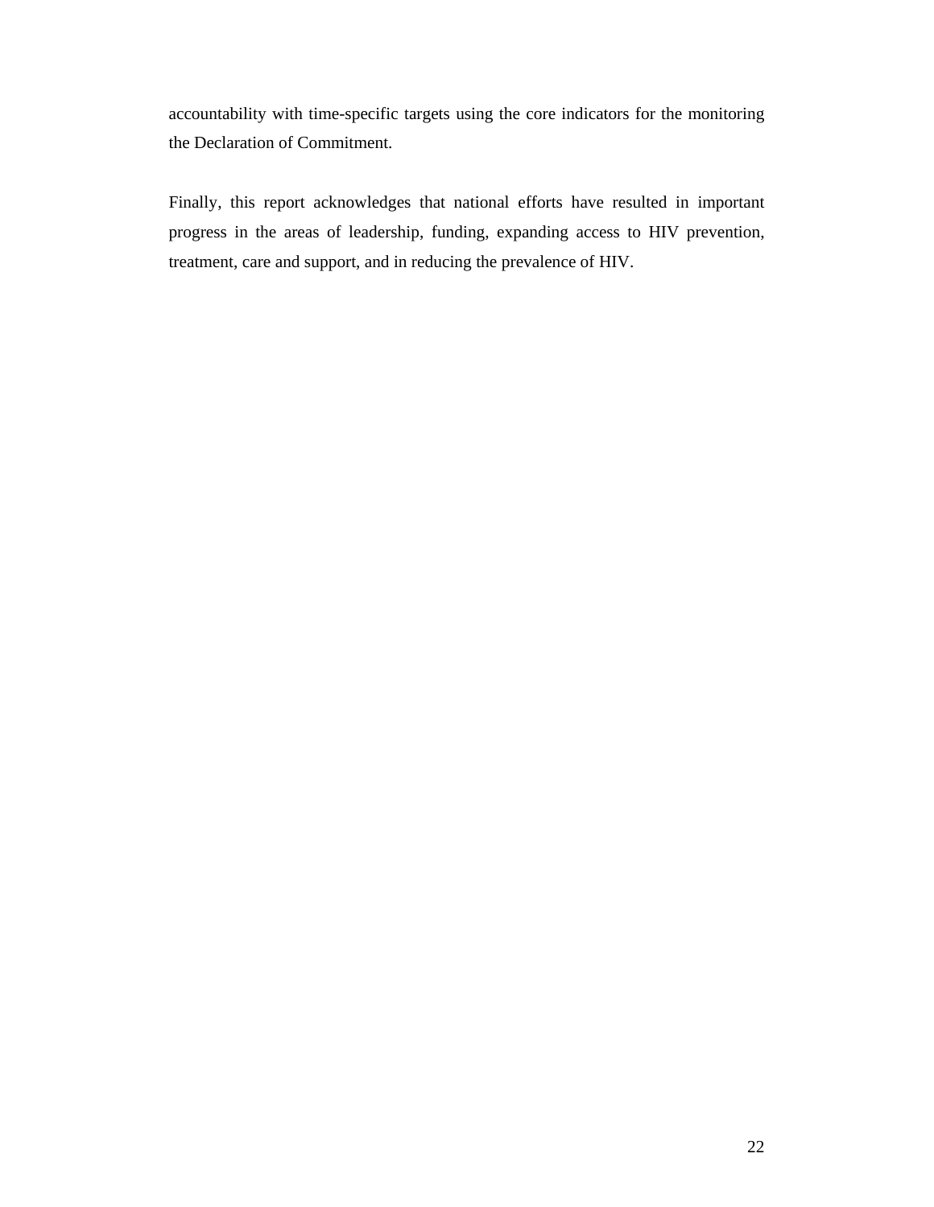accountability with time-specific targets using the core indicators for the monitoring the Declaration of Commitment.

Finally, this report acknowledges that national efforts have resulted in important progress in the areas of leadership, funding, expanding access to HIV prevention, treatment, care and support, and in reducing the prevalence of HIV.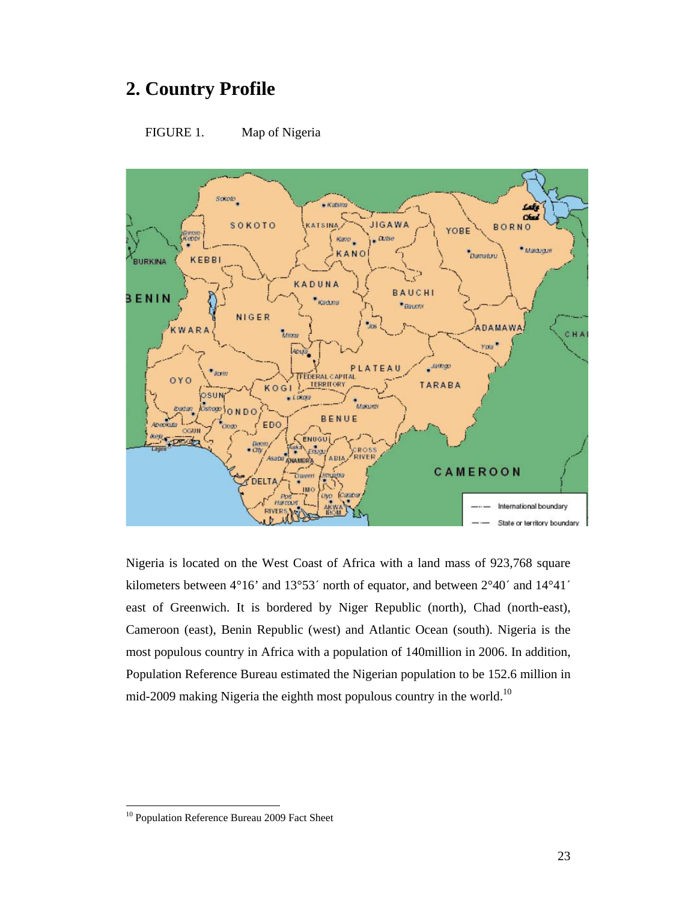## 2. Country Profile

FIGURE 1. Map of Nigeria

Nigeria is located on the West Coast of Africa with a land mass of 923,768 square kilometers between 4°16' and 13°53´ north of equator, and between 2°40´ and 14°41´ east of Greenwich. It is bordered by Niger Republic (north), Chad (north-east), Cameroon (east), Benin Republic (west) and Atlantic Ocean (south). Nigeria is the most populous country in Africa with a population of 140million in 2006. In addition, Population Reference Bureau estimated the Nigerian population to be 152.6 million in mid-2009 making Nigeria the eighth most populous country in the world.[10]

---

[10] Population Reference Bureau 2009 Fact Sheet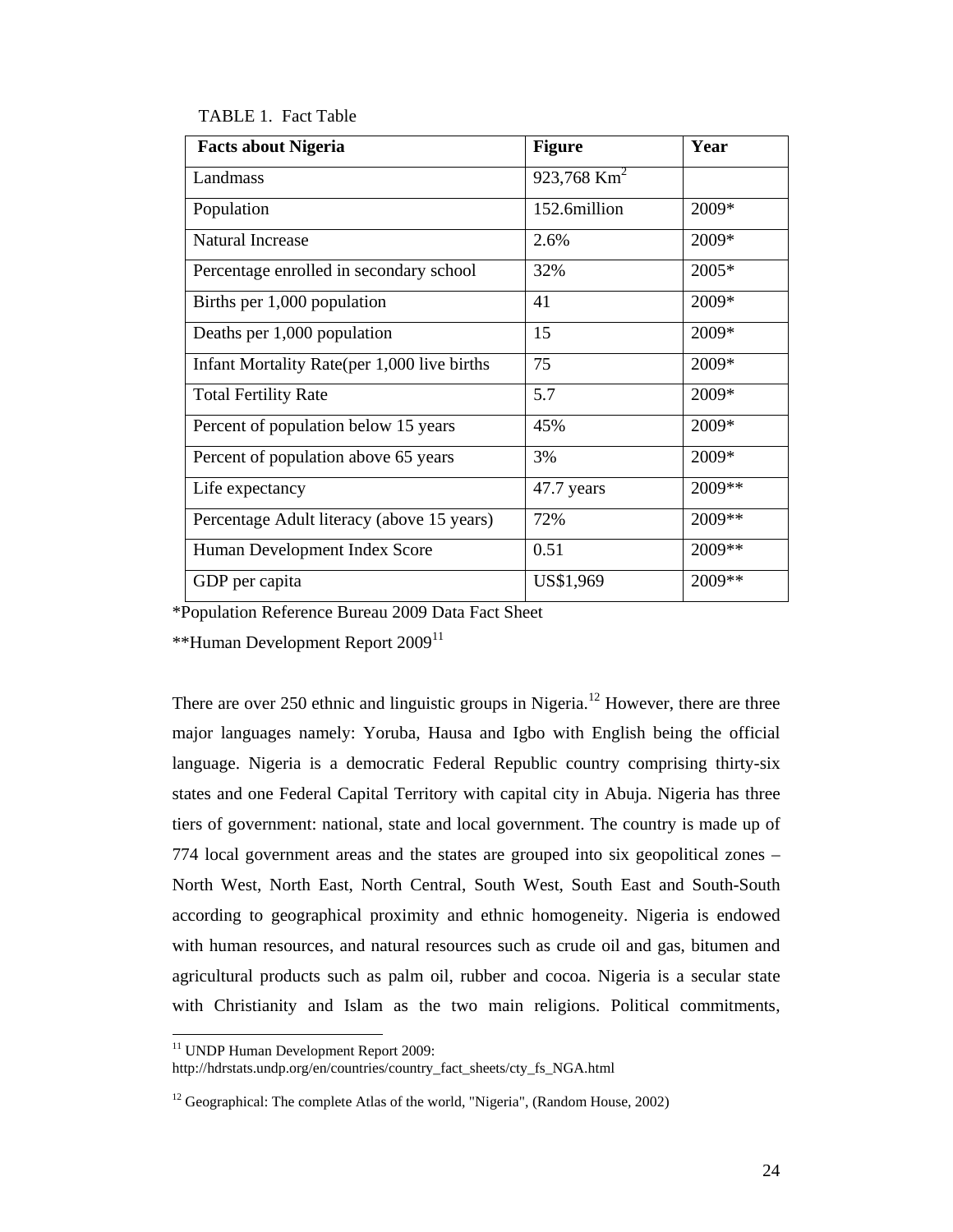TABLE 1. Fact Table

| Facts about Nigeria | Figure | Year |
|---|---|---|
| Landmass | 923,768 $Km^2$ | |
| Population | 152.6million | 2009* |
| Natural Increase | 2.6% | 2009* |
| Percentage enrolled in secondary school | 32% | 2005* |
| Births per 1,000 population | 41 | 2009* |
| Deaths per 1,000 population | 15 | 2009* |
| Infant Mortality Rate(per 1,000 live births | 75 | 2009* |
| Total Fertility Rate | 5.7 | 2009* |
| Percent of population below 15 years | 45% | 2009* |
| Percent of population above 65 years | 3% | 2009* |
| Life expectancy | 47.7 years | 2009** |
| Percentage Adult literacy (above 15 years) | 72% | 2009** |
| Human Development Index Score | 0.51 | 2009** |
| GDP per capita | US$1,969 | 2009** |

*Population Reference Bureau 2009 Data Fact Sheet

**Human Development Report 2009[11]

There are over 250 ethnic and linguistic groups in Nigeria.[12] However, there are three major languages namely: Yoruba, Hausa and Igbo with English being the official language. Nigeria is a democratic Federal Republic country comprising thirty-six states and one Federal Capital Territory with capital city in Abuja. Nigeria has three tiers of government: national, state and local government. The country is made up of 774 local government areas and the states are grouped into six geopolitical zones – North West, North East, North Central, South West, South East and South-South according to geographical proximity and ethnic homogeneity. Nigeria is endowed with human resources, and natural resources such as crude oil and gas, bitumen and agricultural products such as palm oil, rubber and cocoa. Nigeria is a secular state with Christianity and Islam as the two main religions. Political commitments,

---

[11] UNDP Human Development Report 2009: http://hdrstats.undp.org/en/countries/country_fact_sheets/cty_fs_NGA.html

[12] Geographical: The complete Atlas of the world, "Nigeria", (Random House, 2002)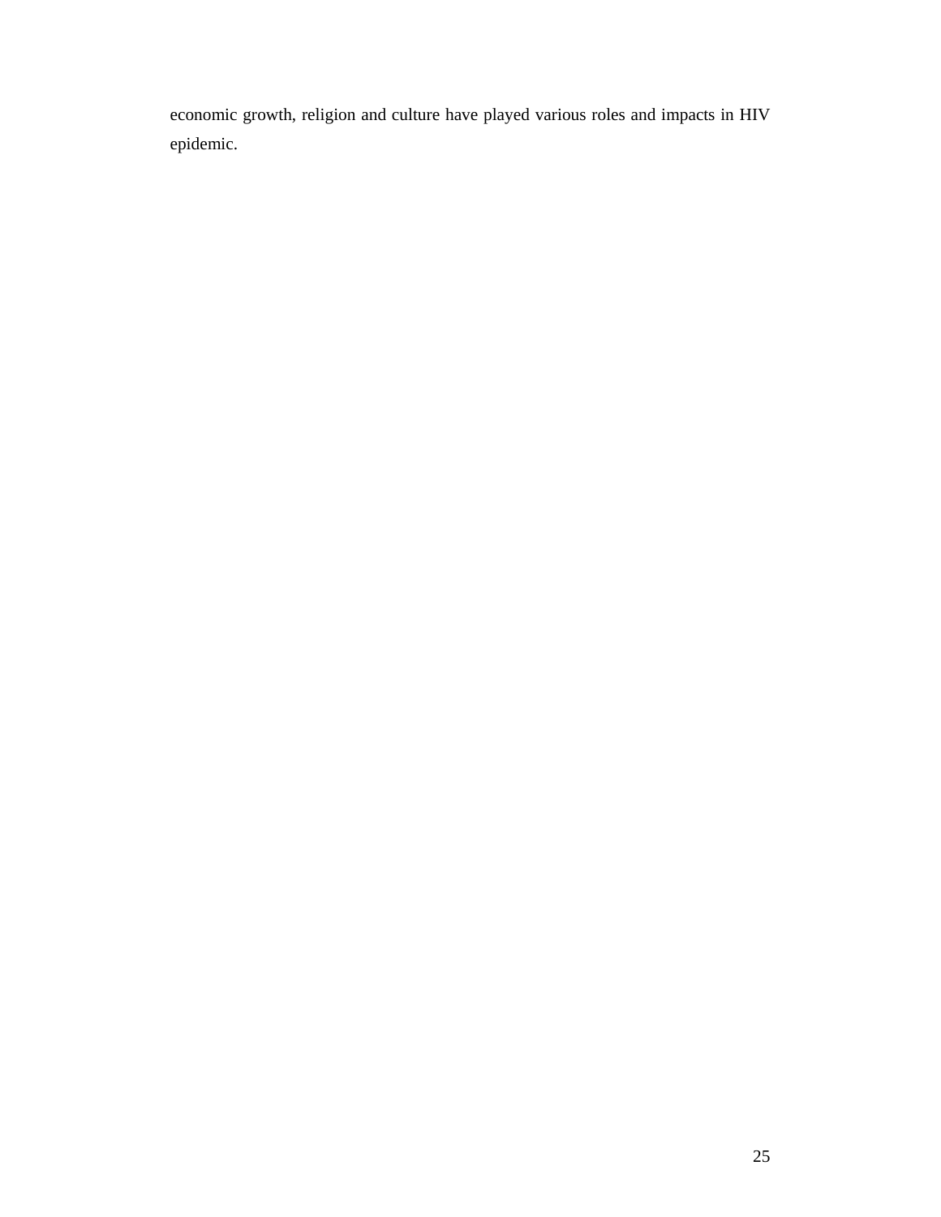economic growth, religion and culture have played various roles and impacts in HIV epidemic.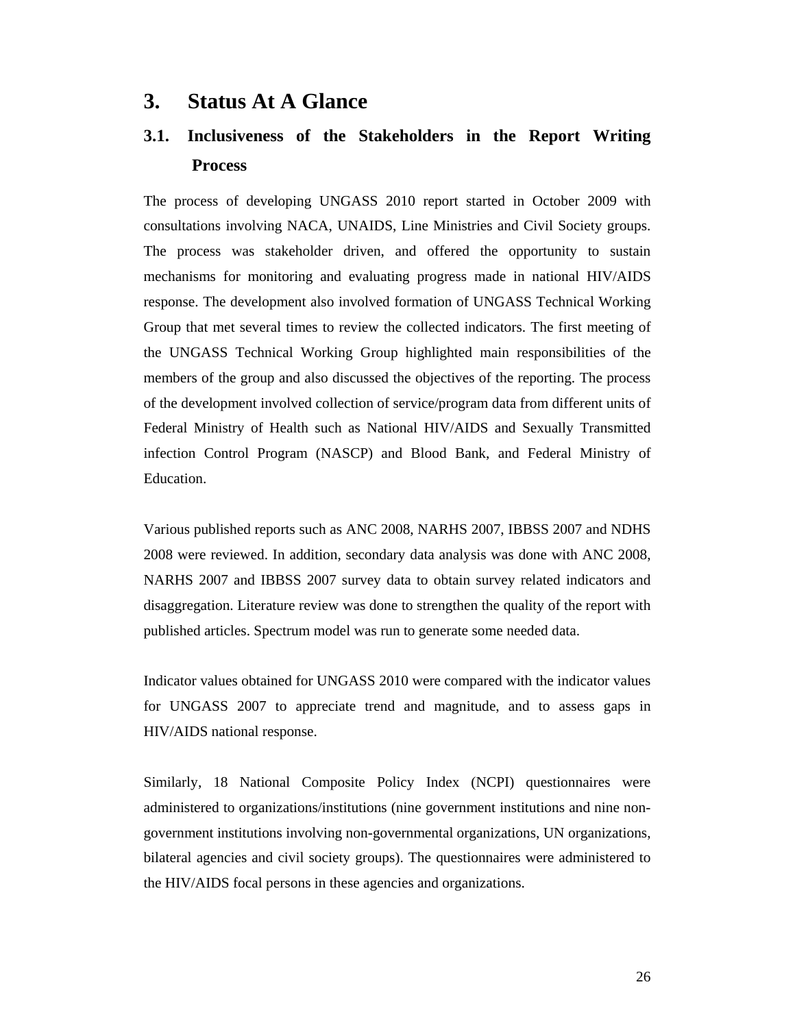# 3. Status At A Glance

## 3.1. Inclusiveness of the Stakeholders in the Report Writing Process

The process of developing UNGASS 2010 report started in October 2009 with consultations involving NACA, UNAIDS, Line Ministries and Civil Society groups. The process was stakeholder driven, and offered the opportunity to sustain mechanisms for monitoring and evaluating progress made in national HIV/AIDS response. The development also involved formation of UNGASS Technical Working Group that met several times to review the collected indicators. The first meeting of the UNGASS Technical Working Group highlighted main responsibilities of the members of the group and also discussed the objectives of the reporting. The process of the development involved collection of service/program data from different units of Federal Ministry of Health such as National HIV/AIDS and Sexually Transmitted infection Control Program (NASCP) and Blood Bank, and Federal Ministry of Education.

Various published reports such as ANC 2008, NARHS 2007, IBBSS 2007 and NDHS 2008 were reviewed. In addition, secondary data analysis was done with ANC 2008, NARHS 2007 and IBBSS 2007 survey data to obtain survey related indicators and disaggregation. Literature review was done to strengthen the quality of the report with published articles. Spectrum model was run to generate some needed data.

Indicator values obtained for UNGASS 2010 were compared with the indicator values for UNGASS 2007 to appreciate trend and magnitude, and to assess gaps in HIV/AIDS national response.

Similarly, 18 National Composite Policy Index (NCPI) questionnaires were administered to organizations/institutions (nine government institutions and nine non-government institutions involving non-governmental organizations, UN organizations, bilateral agencies and civil society groups). The questionnaires were administered to the HIV/AIDS focal persons in these agencies and organizations.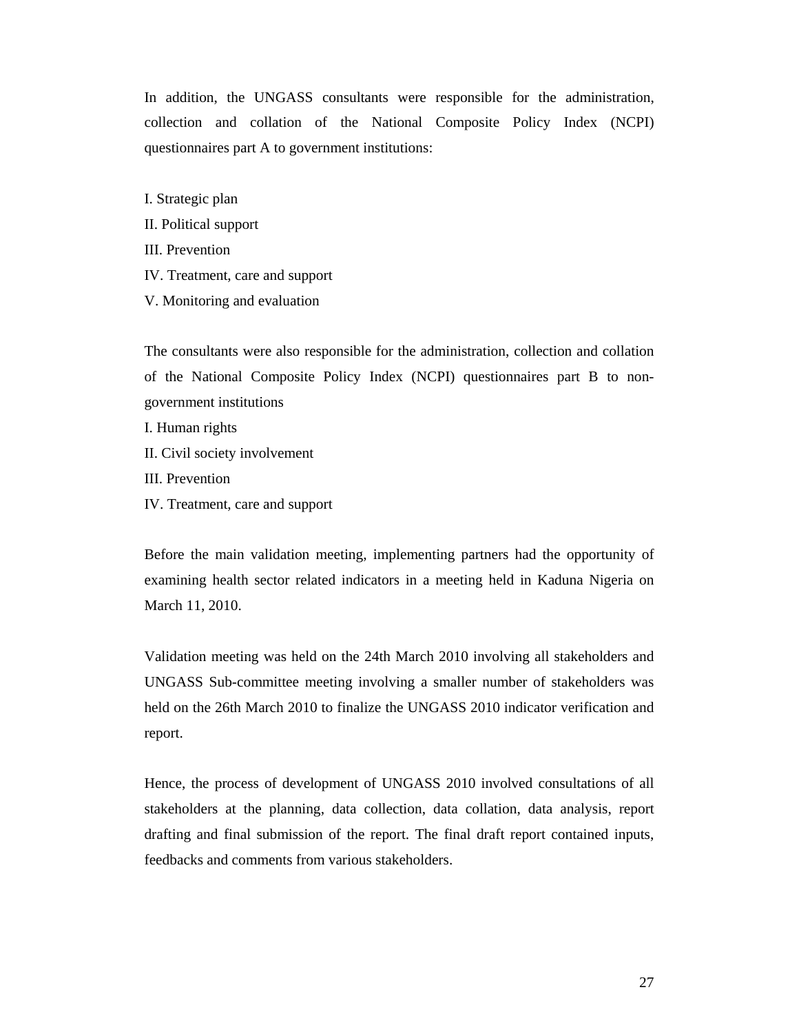In addition, the UNGASS consultants were responsible for the administration, collection and collation of the National Composite Policy Index (NCPI) questionnaires part A to government institutions:

I. Strategic plan
II. Political support
III. Prevention
IV. Treatment, care and support
V. Monitoring and evaluation

The consultants were also responsible for the administration, collection and collation of the National Composite Policy Index (NCPI) questionnaires part B to non-government institutions
I. Human rights
II. Civil society involvement
III. Prevention
IV. Treatment, care and support

Before the main validation meeting, implementing partners had the opportunity of examining health sector related indicators in a meeting held in Kaduna Nigeria on March 11, 2010.

Validation meeting was held on the 24th March 2010 involving all stakeholders and UNGASS Sub-committee meeting involving a smaller number of stakeholders was held on the 26th March 2010 to finalize the UNGASS 2010 indicator verification and report.

Hence, the process of development of UNGASS 2010 involved consultations of all stakeholders at the planning, data collection, data collation, data analysis, report drafting and final submission of the report. The final draft report contained inputs, feedbacks and comments from various stakeholders.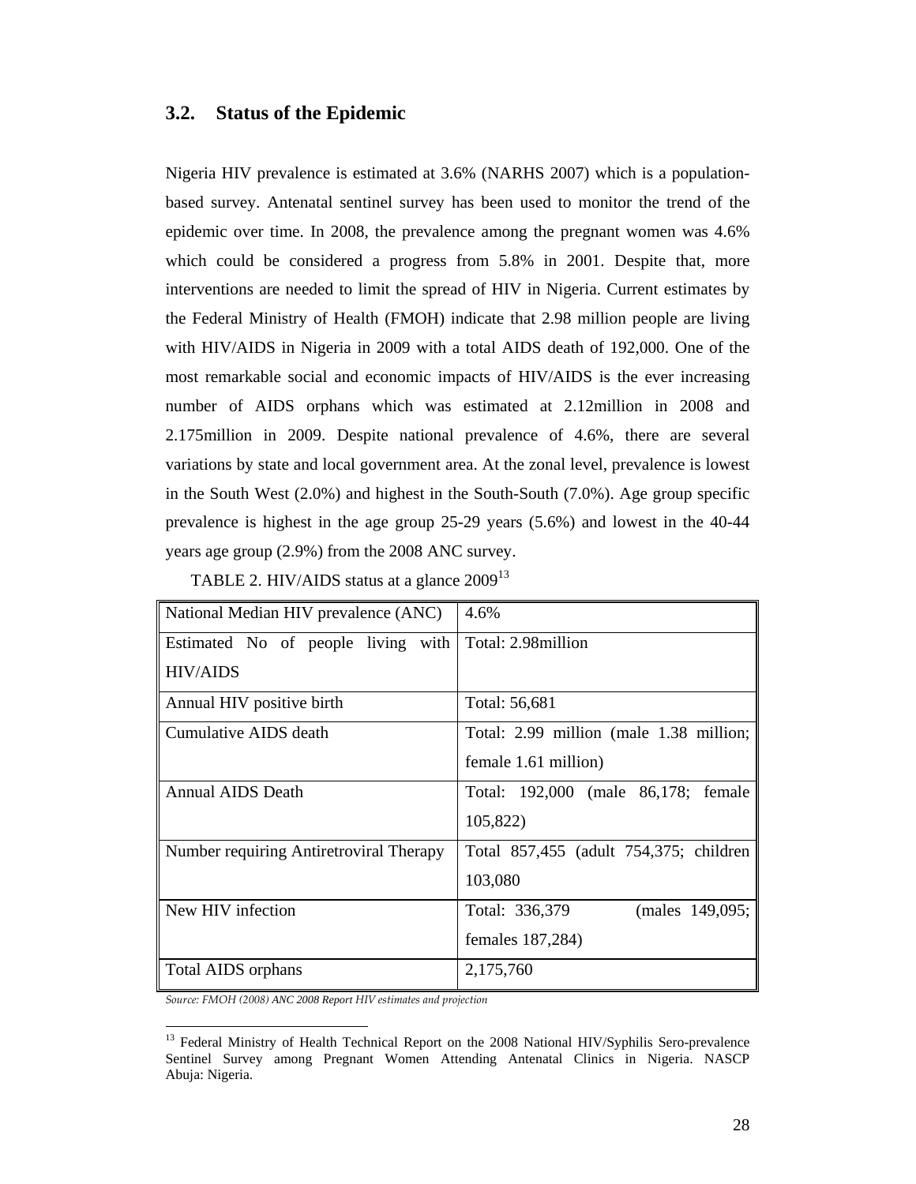## 3.2. Status of the Epidemic

Nigeria HIV prevalence is estimated at 3.6% (NARHS 2007) which is a population-based survey. Antenatal sentinel survey has been used to monitor the trend of the epidemic over time. In 2008, the prevalence among the pregnant women was 4.6% which could be considered a progress from 5.8% in 2001. Despite that, more interventions are needed to limit the spread of HIV in Nigeria. Current estimates by the Federal Ministry of Health (FMOH) indicate that 2.98 million people are living with HIV/AIDS in Nigeria in 2009 with a total AIDS death of 192,000. One of the most remarkable social and economic impacts of HIV/AIDS is the ever increasing number of AIDS orphans which was estimated at 2.12million in 2008 and 2.175million in 2009. Despite national prevalence of 4.6%, there are several variations by state and local government area. At the zonal level, prevalence is lowest in the South West (2.0%) and highest in the South-South (7.0%). Age group specific prevalence is highest in the age group 25-29 years (5.6%) and lowest in the 40-44 years age group (2.9%) from the 2008 ANC survey.

TABLE 2. HIV/AIDS status at a glance 2009[13]

| | |
|---|---|
| National Median HIV prevalence (ANC) | 4.6% |
| Estimated No of people living with HIV/AIDS | Total: 2.98million |
| Annual HIV positive birth | Total: 56,681 |
| Cumulative AIDS death | Total: 2.99 million (male 1.38 million; female 1.61 million) |
| Annual AIDS Death | Total: 192,000 (male 86,178; female 105,822) |
| Number requiring Antiretroviral Therapy | Total 857,455 (adult 754,375; children 103,080 |
| New HIV infection | Total: 336,379 (males 149,095; females 187,284) |
| Total AIDS orphans | 2,175,760 |

*Source: FMOH (2008) ANC 2008 Report HIV estimates and projection*

[13] Federal Ministry of Health Technical Report on the 2008 National HIV/Syphilis Sero-prevalence Sentinel Survey among Pregnant Women Attending Antenatal Clinics in Nigeria. NASCP Abuja: Nigeria.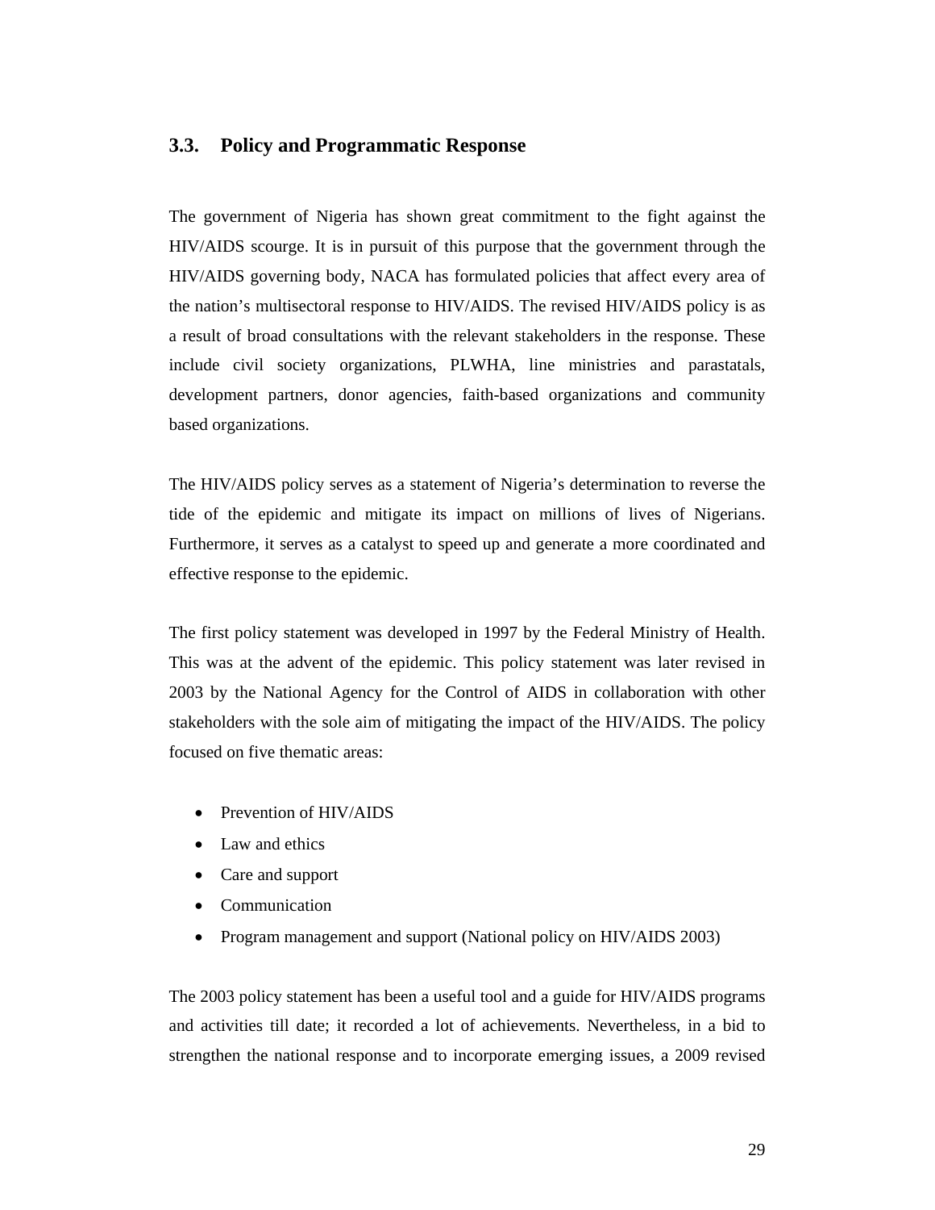## 3.3. Policy and Programmatic Response

The government of Nigeria has shown great commitment to the fight against the HIV/AIDS scourge. It is in pursuit of this purpose that the government through the HIV/AIDS governing body, NACA has formulated policies that affect every area of the nation's multisectoral response to HIV/AIDS. The revised HIV/AIDS policy is as a result of broad consultations with the relevant stakeholders in the response. These include civil society organizations, PLWHA, line ministries and parastatals, development partners, donor agencies, faith-based organizations and community based organizations.

The HIV/AIDS policy serves as a statement of Nigeria's determination to reverse the tide of the epidemic and mitigate its impact on millions of lives of Nigerians. Furthermore, it serves as a catalyst to speed up and generate a more coordinated and effective response to the epidemic.

The first policy statement was developed in 1997 by the Federal Ministry of Health. This was at the advent of the epidemic. This policy statement was later revised in 2003 by the National Agency for the Control of AIDS in collaboration with other stakeholders with the sole aim of mitigating the impact of the HIV/AIDS. The policy focused on five thematic areas:

- Prevention of HIV/AIDS
- Law and ethics
- Care and support
- Communication
- Program management and support (National policy on HIV/AIDS 2003)

The 2003 policy statement has been a useful tool and a guide for HIV/AIDS programs and activities till date; it recorded a lot of achievements. Nevertheless, in a bid to strengthen the national response and to incorporate emerging issues, a 2009 revised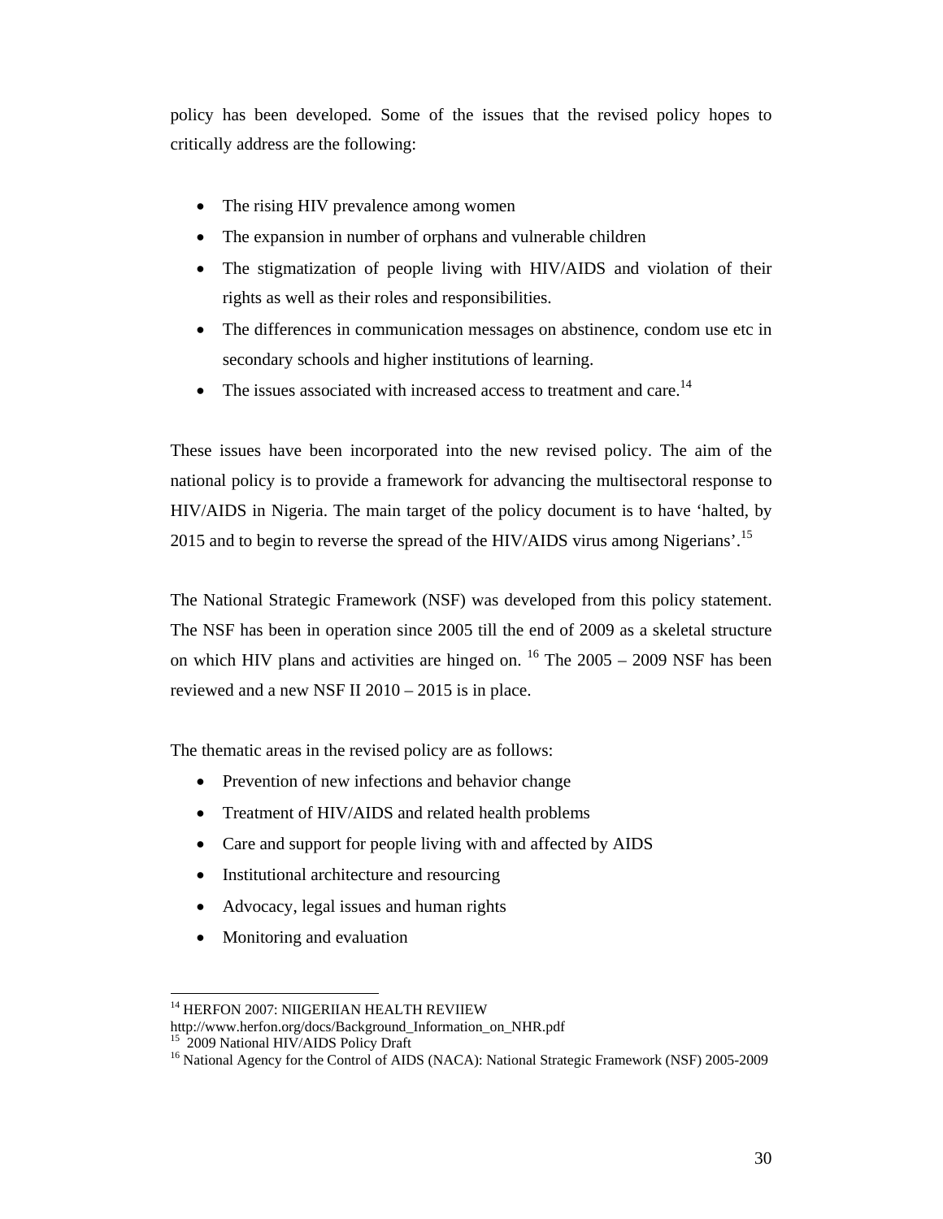policy has been developed. Some of the issues that the revised policy hopes to critically address are the following:

- The rising HIV prevalence among women
- The expansion in number of orphans and vulnerable children
- The stigmatization of people living with HIV/AIDS and violation of their rights as well as their roles and responsibilities.
- The differences in communication messages on abstinence, condom use etc in secondary schools and higher institutions of learning.
- The issues associated with increased access to treatment and care.[14]

These issues have been incorporated into the new revised policy. The aim of the national policy is to provide a framework for advancing the multisectoral response to HIV/AIDS in Nigeria. The main target of the policy document is to have 'halted, by 2015 and to begin to reverse the spread of the HIV/AIDS virus among Nigerians'.[15]

The National Strategic Framework (NSF) was developed from this policy statement. The NSF has been in operation since 2005 till the end of 2009 as a skeletal structure on which HIV plans and activities are hinged on. [16] The 2005 – 2009 NSF has been reviewed and a new NSF II 2010 – 2015 is in place.

The thematic areas in the revised policy are as follows:

- Prevention of new infections and behavior change
- Treatment of HIV/AIDS and related health problems
- Care and support for people living with and affected by AIDS
- Institutional architecture and resourcing
- Advocacy, legal issues and human rights
- Monitoring and evaluation

---

[14] HERFON 2007: NIIGERIIAN HEALTH REVIIEW http://www.herfon.org/docs/Background_Information_on_NHR.pdf

[15] 2009 National HIV/AIDS Policy Draft

[16] National Agency for the Control of AIDS (NACA): National Strategic Framework (NSF) 2005-2009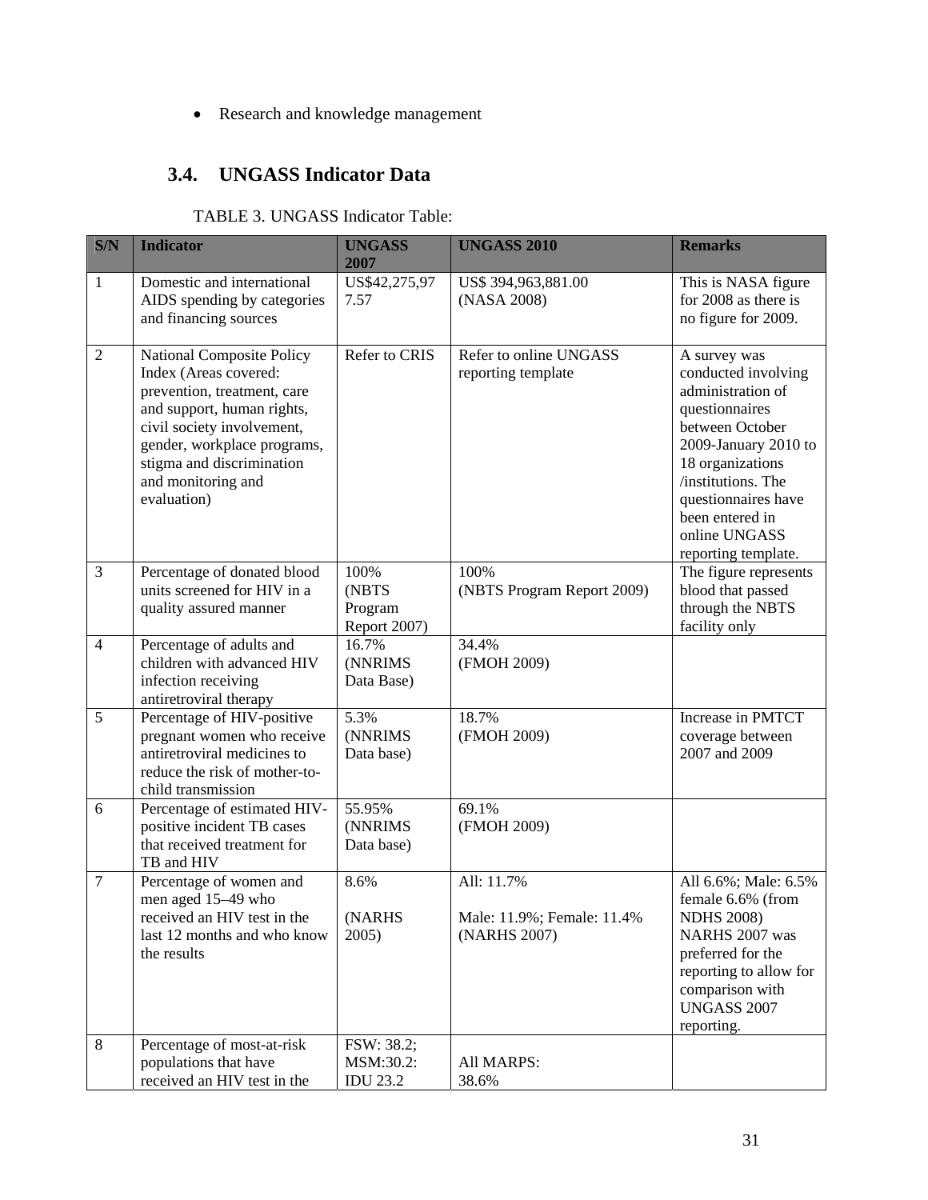- Research and knowledge management

## 3.4. UNGASS Indicator Data

TABLE 3. UNGASS Indicator Table:

| S/N | Indicator | UNGASS 2007 | UNGASS 2010 | Remarks |
|---|---|---|---|---|
| 1 | Domestic and international AIDS spending by categories and financing sources | US$42,275,977.57 | US$ 394,963,881.00 (NASA 2008) | This is NASA figure for 2008 as there is no figure for 2009. |
| 2 | National Composite Policy Index (Areas covered: prevention, treatment, care and support, human rights, civil society involvement, gender, workplace programs, stigma and discrimination and monitoring and evaluation) | Refer to CRIS | Refer to online UNGASS reporting template | A survey was conducted involving administration of questionnaires between October 2009-January 2010 to 18 organizations /institutions. The questionnaires have been entered in online UNGASS reporting template. |
| 3 | Percentage of donated blood units screened for HIV in a quality assured manner | 100% (NBTS Program Report 2007) | 100% (NBTS Program Report 2009) | The figure represents blood that passed through the NBTS facility only |
| 4 | Percentage of adults and children with advanced HIV infection receiving antiretroviral therapy | 16.7% (NNRIMS Data Base) | 34.4% (FMOH 2009) | |
| 5 | Percentage of HIV-positive pregnant women who receive antiretroviral medicines to reduce the risk of mother-to-child transmission | 5.3% (NNRIMS Data base) | 18.7% (FMOH 2009) | Increase in PMTCT coverage between 2007 and 2009 |
| 6 | Percentage of estimated HIV-positive incident TB cases that received treatment for TB and HIV | 55.95% (NNRIMS Data base) | 69.1% (FMOH 2009) | |
| 7 | Percentage of women and men aged 15–49 who received an HIV test in the last 12 months and who know the results | 8.6% (NARHS 2005) | All: 11.7% Male: 11.9%; Female: 11.4% (NARHS 2007) | All 6.6%; Male: 6.5% female 6.6% (from NDHS 2008) NARHS 2007 was preferred for the reporting to allow for comparison with UNGASS 2007 reporting. |
| 8 | Percentage of most-at-risk populations that have received an HIV test in the | FSW: 38.2; MSM:30.2: IDU 23.2 | All MARPS: 38.6% | |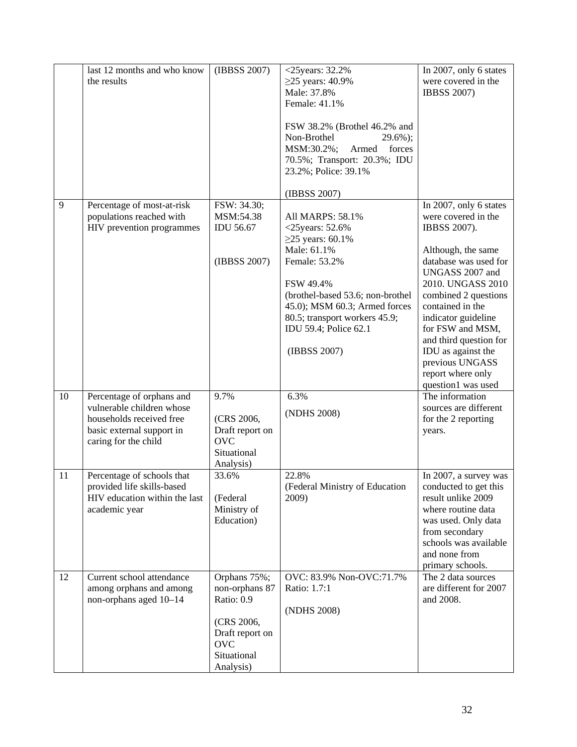| | | | | |
|---|---|---|---|---|
| | last 12 months and who know the results | (IBBSS 2007) | <25years: 32.2%<br>≥25 years: 40.9%<br>Male: 37.8%<br>Female: 41.1%<br><br>FSW 38.2% (Brothel 46.2% and Non-Brothel 29.6%); MSM:30.2%; Armed forces 70.5%; Transport: 20.3%; IDU 23.2%; Police: 39.1%<br><br>(IBBSS 2007) | In 2007, only 6 states were covered in the IBBSS 2007) |
| 9 | Percentage of most-at-risk populations reached with HIV prevention programmes | FSW: 34.30; MSM:54.38 IDU 56.67<br><br>(IBBSS 2007) | All MARPS: 58.1%<br><25years: 52.6%<br>≥25 years: 60.1%<br>Male: 61.1%<br>Female: 53.2%<br><br>FSW 49.4%<br>(brothel-based 53.6; non-brothel 45.0); MSM 60.3; Armed forces 80.5; transport workers 45.9; IDU 59.4; Police 62.1<br><br>(IBBSS 2007) | In 2007, only 6 states were covered in the IBBSS 2007).<br><br>Although, the same database was used for UNGASS 2007 and 2010. UNGASS 2010 combined 2 questions contained in the indicator guideline for FSW and MSM, and third question for IDU as against the previous UNGASS report where only question1 was used |
| 10 | Percentage of orphans and vulnerable children whose households received free basic external support in caring for the child | 9.7%<br><br>(CRS 2006, Draft report on OVC Situational Analysis) | 6.3%<br><br>(NDHS 2008) | The information sources are different for the 2 reporting years. |
| 11 | Percentage of schools that provided life skills-based HIV education within the last academic year | 33.6%<br><br>(Federal Ministry of Education) | 22.8%<br>(Federal Ministry of Education 2009) | In 2007, a survey was conducted to get this result unlike 2009 where routine data was used. Only data from secondary schools was available and none from primary schools. |
| 12 | Current school attendance among orphans and among non-orphans aged 10–14 | Orphans 75%; non-orphans 87 Ratio: 0.9<br><br>(CRS 2006, Draft report on OVC Situational Analysis) | OVC: 83.9% Non-OVC:71.7% Ratio: 1.7:1<br><br>(NDHS 2008) | The 2 data sources are different for 2007 and 2008. |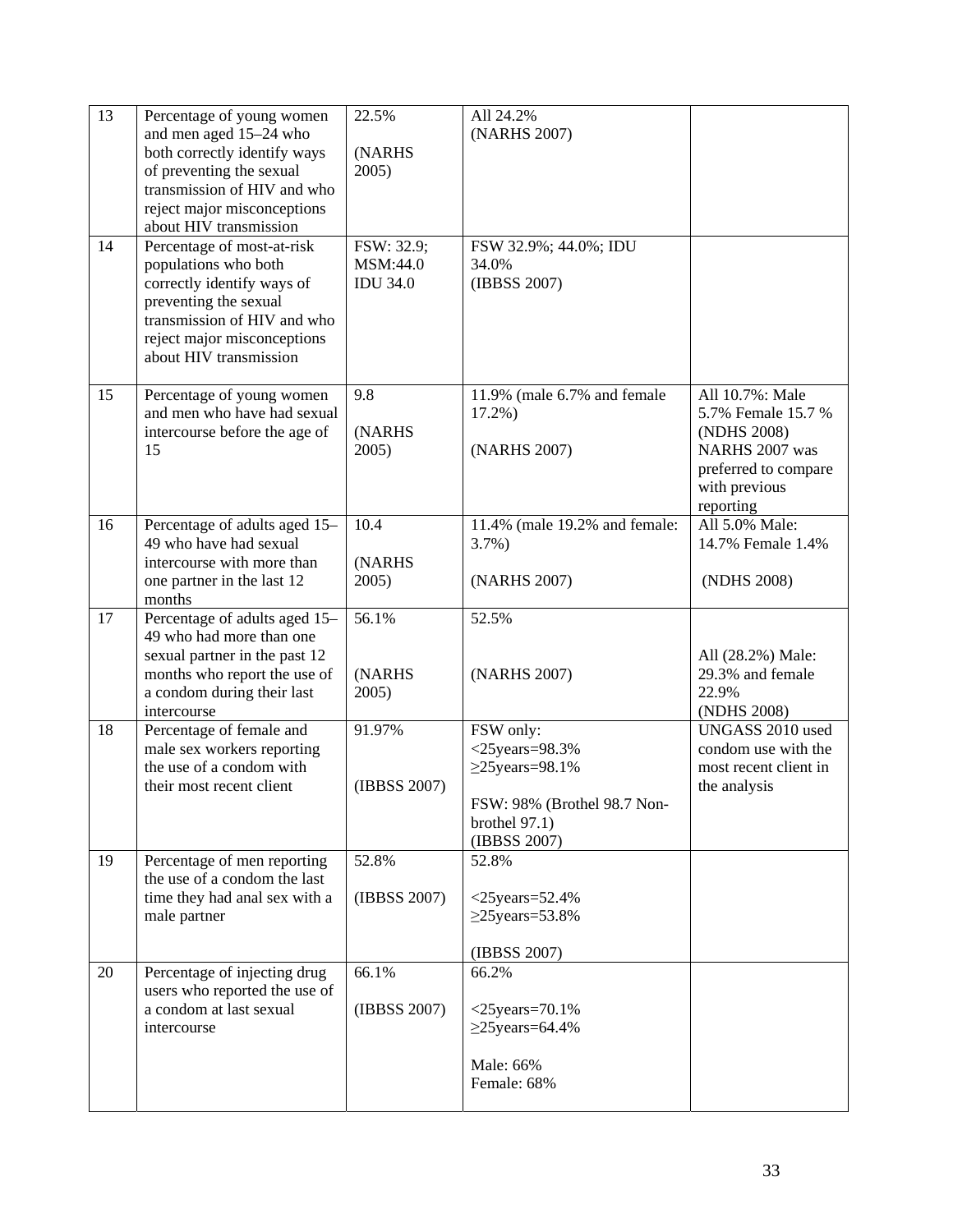| 13 | Percentage of young women and men aged 15–24 who both correctly identify ways of preventing the sexual transmission of HIV and who reject major misconceptions about HIV transmission | 22.5% (NARHS 2005) | All 24.2% (NARHS 2007) | |
|---|---|---|---|---|
| 14 | Percentage of most-at-risk populations who both correctly identify ways of preventing the sexual transmission of HIV and who reject major misconceptions about HIV transmission | FSW: 32.9; MSM:44.0 IDU 34.0 | FSW 32.9%; 44.0%; IDU 34.0% (IBBSS 2007) | |
| 15 | Percentage of young women and men who have had sexual intercourse before the age of 15 | 9.8 (NARHS 2005) | 11.9% (male 6.7% and female 17.2%) (NARHS 2007) | All 10.7%: Male 5.7% Female 15.7 % (NDHS 2008) NARHS 2007 was preferred to compare with previous reporting |
| 16 | Percentage of adults aged 15–49 who have had sexual intercourse with more than one partner in the last 12 months | 10.4 (NARHS 2005) | 11.4% (male 19.2% and female: 3.7%) (NARHS 2007) | All 5.0% Male: 14.7% Female 1.4% (NDHS 2008) |
| 17 | Percentage of adults aged 15–49 who had more than one sexual partner in the past 12 months who report the use of a condom during their last intercourse | 56.1% (NARHS 2005) | 52.5% (NARHS 2007) | All (28.2%) Male: 29.3% and female 22.9% (NDHS 2008) |
| 18 | Percentage of female and male sex workers reporting the use of a condom with their most recent client | 91.97% (IBBSS 2007) | FSW only: <25years=98.3% ≥25years=98.1% FSW: 98% (Brothel 98.7 Non-brothel 97.1) (IBBSS 2007) | UNGASS 2010 used condom use with the most recent client in the analysis |
| 19 | Percentage of men reporting the use of a condom the last time they had anal sex with a male partner | 52.8% (IBBSS 2007) | 52.8% <25years=52.4% ≥25years=53.8% (IBBSS 2007) | |
| 20 | Percentage of injecting drug users who reported the use of a condom at last sexual intercourse | 66.1% (IBBSS 2007) | 66.2% <25years=70.1% ≥25years=64.4% Male: 66% Female: 68% | |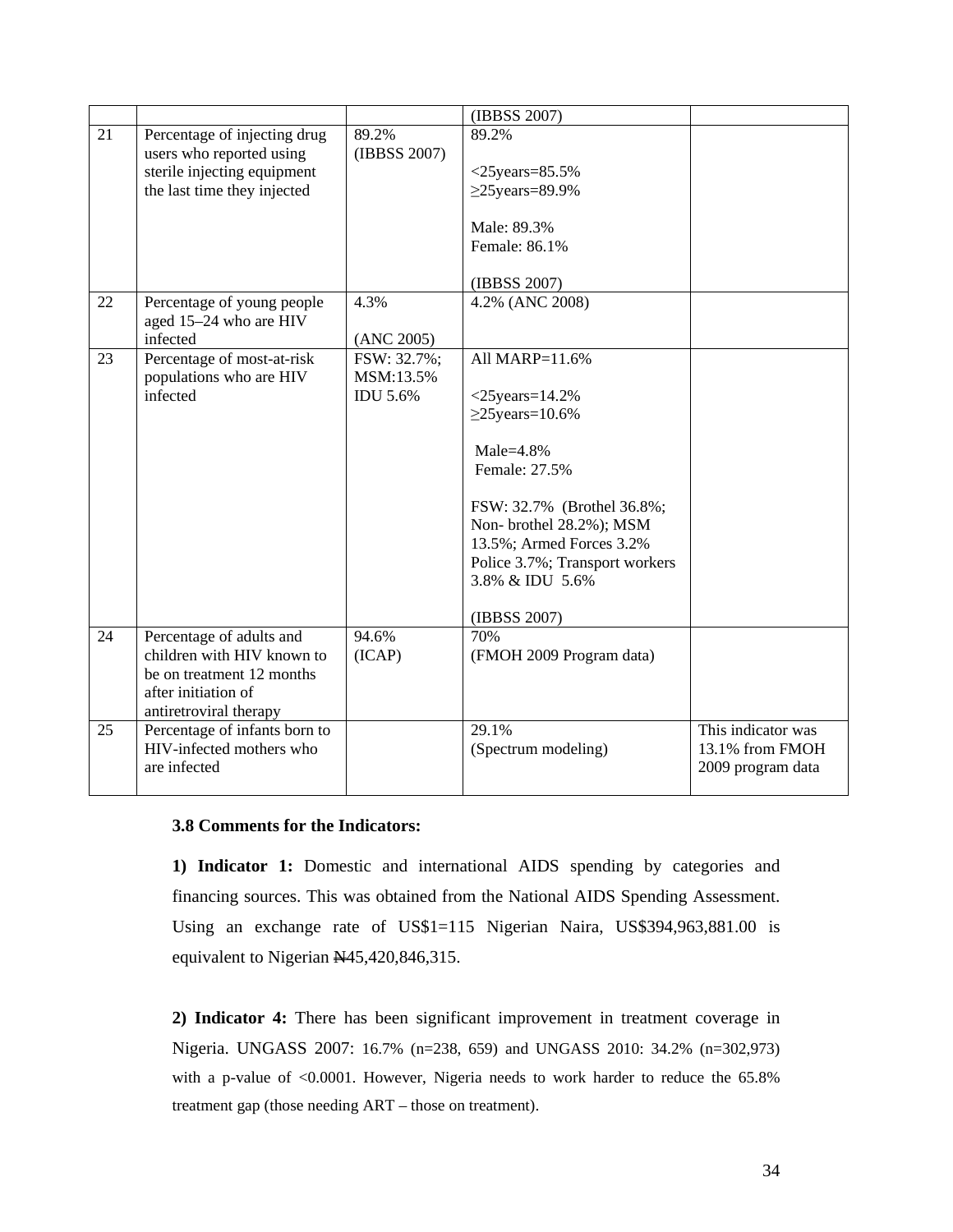| | | | (IBBSS 2007) | |
|---|---|---|---|---|
| 21 | Percentage of injecting drug users who reported using sterile injecting equipment the last time they injected | 89.2% (IBBSS 2007) | 89.2%<br><br><25years=85.5%<br>≥25years=89.9%<br><br>Male: 89.3%<br>Female: 86.1%<br><br>(IBBSS 2007) | |
| 22 | Percentage of young people aged 15–24 who are HIV infected | 4.3%<br><br>(ANC 2005) | 4.2% (ANC 2008) | |
| 23 | Percentage of most-at-risk populations who are HIV infected | FSW: 32.7%; MSM:13.5% IDU 5.6% | All MARP=11.6%<br><br><25years=14.2%<br>≥25years=10.6%<br><br>Male=4.8%<br>Female: 27.5%<br><br>FSW: 32.7% (Brothel 36.8%; Non- brothel 28.2%); MSM 13.5%; Armed Forces 3.2% Police 3.7%; Transport workers 3.8% & IDU 5.6%<br><br>(IBBSS 2007) | |
| 24 | Percentage of adults and children with HIV known to be on treatment 12 months after initiation of antiretroviral therapy | 94.6% (ICAP) | 70%<br>(FMOH 2009 Program data) | |
| 25 | Percentage of infants born to HIV-infected mothers who are infected | | 29.1%<br>(Spectrum modeling) | This indicator was 13.1% from FMOH 2009 program data |

**3.8 Comments for the Indicators:**

**1) Indicator 1:** Domestic and international AIDS spending by categories and financing sources. This was obtained from the National AIDS Spending Assessment. Using an exchange rate of US$1=115 Nigerian Naira, US$394,963,881.00 is equivalent to Nigerian ₦45,420,846,315.

**2) Indicator 4:** There has been significant improvement in treatment coverage in Nigeria. UNGASS 2007: 16.7% (n=238, 659) and UNGASS 2010: 34.2% (n=302,973) with a p-value of <0.0001. However, Nigeria needs to work harder to reduce the 65.8% treatment gap (those needing ART – those on treatment).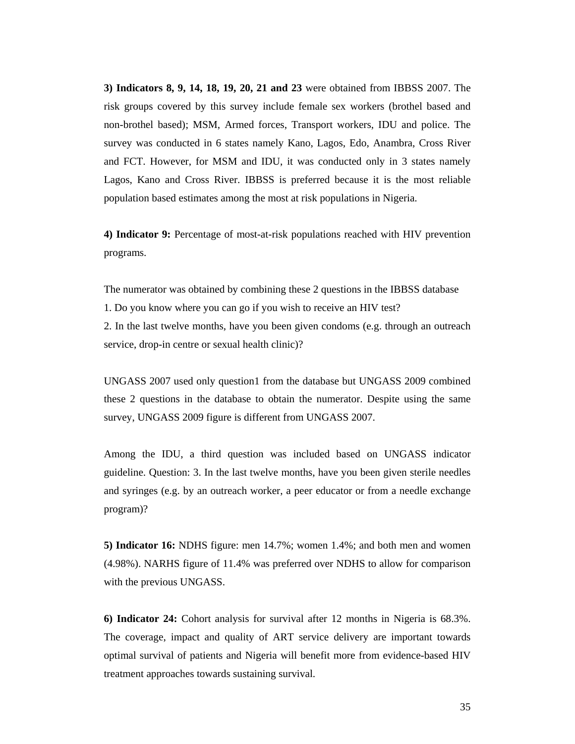**3) Indicators 8, 9, 14, 18, 19, 20, 21 and 23** were obtained from IBBSS 2007. The risk groups covered by this survey include female sex workers (brothel based and non-brothel based); MSM, Armed forces, Transport workers, IDU and police. The survey was conducted in 6 states namely Kano, Lagos, Edo, Anambra, Cross River and FCT. However, for MSM and IDU, it was conducted only in 3 states namely Lagos, Kano and Cross River. IBBSS is preferred because it is the most reliable population based estimates among the most at risk populations in Nigeria.

**4) Indicator 9:** Percentage of most-at-risk populations reached with HIV prevention programs.

The numerator was obtained by combining these 2 questions in the IBBSS database

1. Do you know where you can go if you wish to receive an HIV test?
2. In the last twelve months, have you been given condoms (e.g. through an outreach service, drop-in centre or sexual health clinic)?

UNGASS 2007 used only question1 from the database but UNGASS 2009 combined these 2 questions in the database to obtain the numerator. Despite using the same survey, UNGASS 2009 figure is different from UNGASS 2007.

Among the IDU, a third question was included based on UNGASS indicator guideline. Question: 3. In the last twelve months, have you been given sterile needles and syringes (e.g. by an outreach worker, a peer educator or from a needle exchange program)?

**5) Indicator 16:** NDHS figure: men 14.7%; women 1.4%; and both men and women (4.98%). NARHS figure of 11.4% was preferred over NDHS to allow for comparison with the previous UNGASS.

**6) Indicator 24:** Cohort analysis for survival after 12 months in Nigeria is 68.3%. The coverage, impact and quality of ART service delivery are important towards optimal survival of patients and Nigeria will benefit more from evidence-based HIV treatment approaches towards sustaining survival.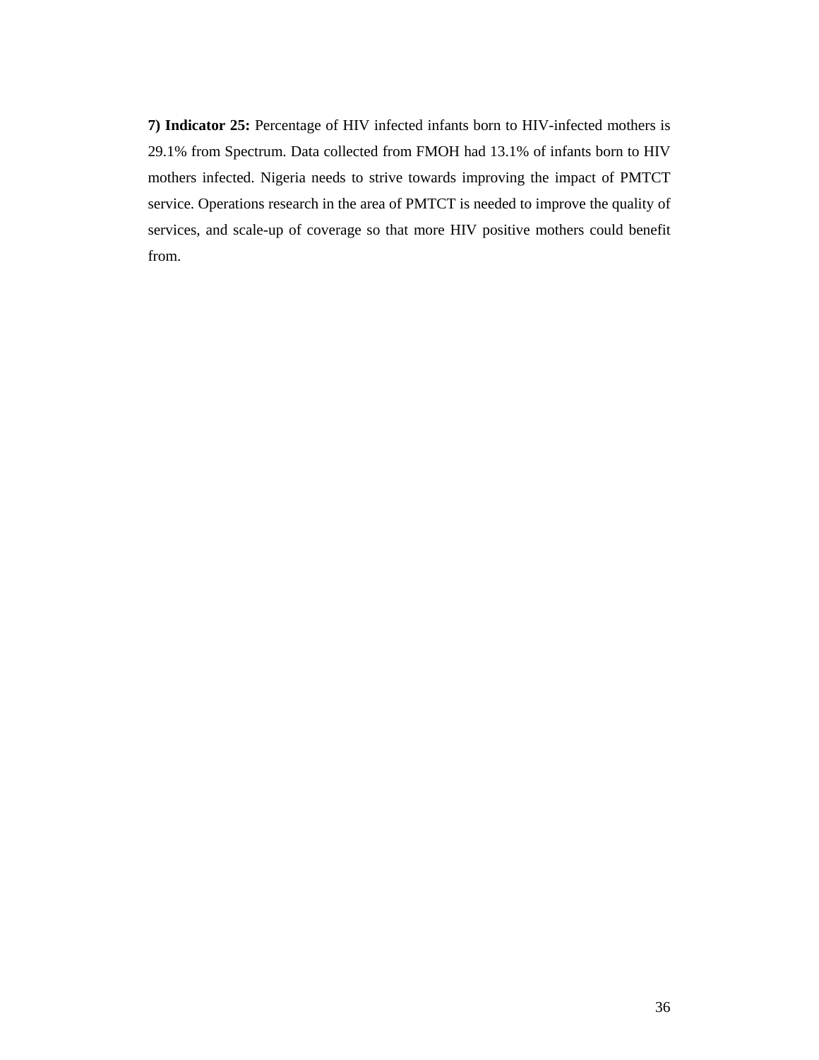**7) Indicator 25:** Percentage of HIV infected infants born to HIV-infected mothers is 29.1% from Spectrum. Data collected from FMOH had 13.1% of infants born to HIV mothers infected. Nigeria needs to strive towards improving the impact of PMTCT service. Operations research in the area of PMTCT is needed to improve the quality of services, and scale-up of coverage so that more HIV positive mothers could benefit from.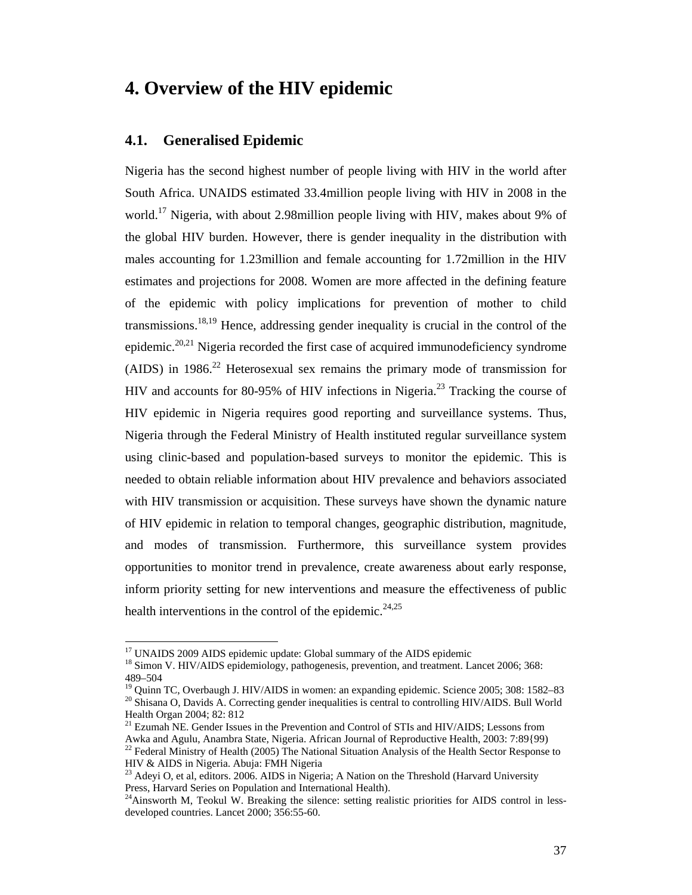# 4. Overview of the HIV epidemic

## 4.1. Generalised Epidemic

Nigeria has the second highest number of people living with HIV in the world after South Africa. UNAIDS estimated 33.4million people living with HIV in 2008 in the world.[17] Nigeria, with about 2.98million people living with HIV, makes about 9% of the global HIV burden. However, there is gender inequality in the distribution with males accounting for 1.23million and female accounting for 1.72million in the HIV estimates and projections for 2008. Women are more affected in the defining feature of the epidemic with policy implications for prevention of mother to child transmissions.[18,19] Hence, addressing gender inequality is crucial in the control of the epidemic.[20,21] Nigeria recorded the first case of acquired immunodeficiency syndrome (AIDS) in 1986.[22] Heterosexual sex remains the primary mode of transmission for HIV and accounts for 80-95% of HIV infections in Nigeria.[23] Tracking the course of HIV epidemic in Nigeria requires good reporting and surveillance systems. Thus, Nigeria through the Federal Ministry of Health instituted regular surveillance system using clinic-based and population-based surveys to monitor the epidemic. This is needed to obtain reliable information about HIV prevalence and behaviors associated with HIV transmission or acquisition. These surveys have shown the dynamic nature of HIV epidemic in relation to temporal changes, geographic distribution, magnitude, and modes of transmission. Furthermore, this surveillance system provides opportunities to monitor trend in prevalence, create awareness about early response, inform priority setting for new interventions and measure the effectiveness of public health interventions in the control of the epidemic.[24,25]

---

[17] UNAIDS 2009 AIDS epidemic update: Global summary of the AIDS epidemic

[18] Simon V. HIV/AIDS epidemiology, pathogenesis, prevention, and treatment. Lancet 2006; 368: 489–504

[19] Quinn TC, Overbaugh J. HIV/AIDS in women: an expanding epidemic. Science 2005; 308: 1582–83

[20] Shisana O, Davids A. Correcting gender inequalities is central to controlling HIV/AIDS. Bull World Health Organ 2004; 82: 812

[21] Ezumah NE. Gender Issues in the Prevention and Control of STIs and HIV/AIDS; Lessons from Awka and Agulu, Anambra State, Nigeria. African Journal of Reproductive Health, 2003: 7:89{99)

[22] Federal Ministry of Health (2005) The National Situation Analysis of the Health Sector Response to HIV & AIDS in Nigeria. Abuja: FMH Nigeria

[23] Adeyi O, et al, editors. 2006. AIDS in Nigeria; A Nation on the Threshold (Harvard University Press, Harvard Series on Population and International Health).

[24] Ainsworth M, Teokul W. Breaking the silence: setting realistic priorities for AIDS control in less-developed countries. Lancet 2000; 356:55-60.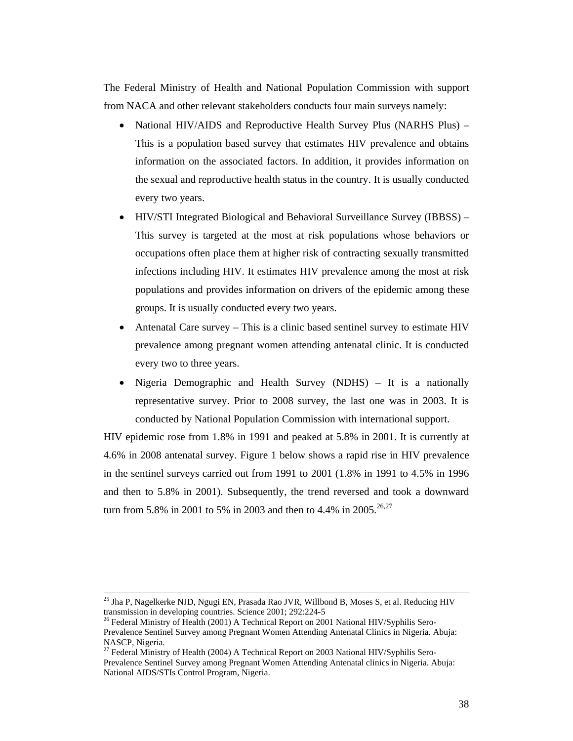The Federal Ministry of Health and National Population Commission with support from NACA and other relevant stakeholders conducts four main surveys namely:

- National HIV/AIDS and Reproductive Health Survey Plus (NARHS Plus) – This is a population based survey that estimates HIV prevalence and obtains information on the associated factors. In addition, it provides information on the sexual and reproductive health status in the country. It is usually conducted every two years.
- HIV/STI Integrated Biological and Behavioral Surveillance Survey (IBBSS) – This survey is targeted at the most at risk populations whose behaviors or occupations often place them at higher risk of contracting sexually transmitted infections including HIV. It estimates HIV prevalence among the most at risk populations and provides information on drivers of the epidemic among these groups. It is usually conducted every two years.
- Antenatal Care survey – This is a clinic based sentinel survey to estimate HIV prevalence among pregnant women attending antenatal clinic. It is conducted every two to three years.
- Nigeria Demographic and Health Survey (NDHS) – It is a nationally representative survey. Prior to 2008 survey, the last one was in 2003. It is conducted by National Population Commission with international support.

HIV epidemic rose from 1.8% in 1991 and peaked at 5.8% in 2001. It is currently at 4.6% in 2008 antenatal survey. Figure 1 below shows a rapid rise in HIV prevalence in the sentinel surveys carried out from 1991 to 2001 (1.8% in 1991 to 4.5% in 1996 and then to 5.8% in 2001). Subsequently, the trend reversed and took a downward turn from 5.8% in 2001 to 5% in 2003 and then to 4.4% in 2005.[26,27]

---

[25] Jha P, Nagelkerke NJD, Ngugi EN, Prasada Rao JVR, Willbond B, Moses S, et al. Reducing HIV transmission in developing countries. Science 2001; 292:224-5

[26] Federal Ministry of Health (2001) A Technical Report on 2001 National HIV/Syphilis Sero-Prevalence Sentinel Survey among Pregnant Women Attending Antenatal Clinics in Nigeria. Abuja: NASCP, Nigeria.

[27] Federal Ministry of Health (2004) A Technical Report on 2003 National HIV/Syphilis Sero-Prevalence Sentinel Survey among Pregnant Women Attending Antenatal clinics in Nigeria. Abuja: National AIDS/STIs Control Program, Nigeria.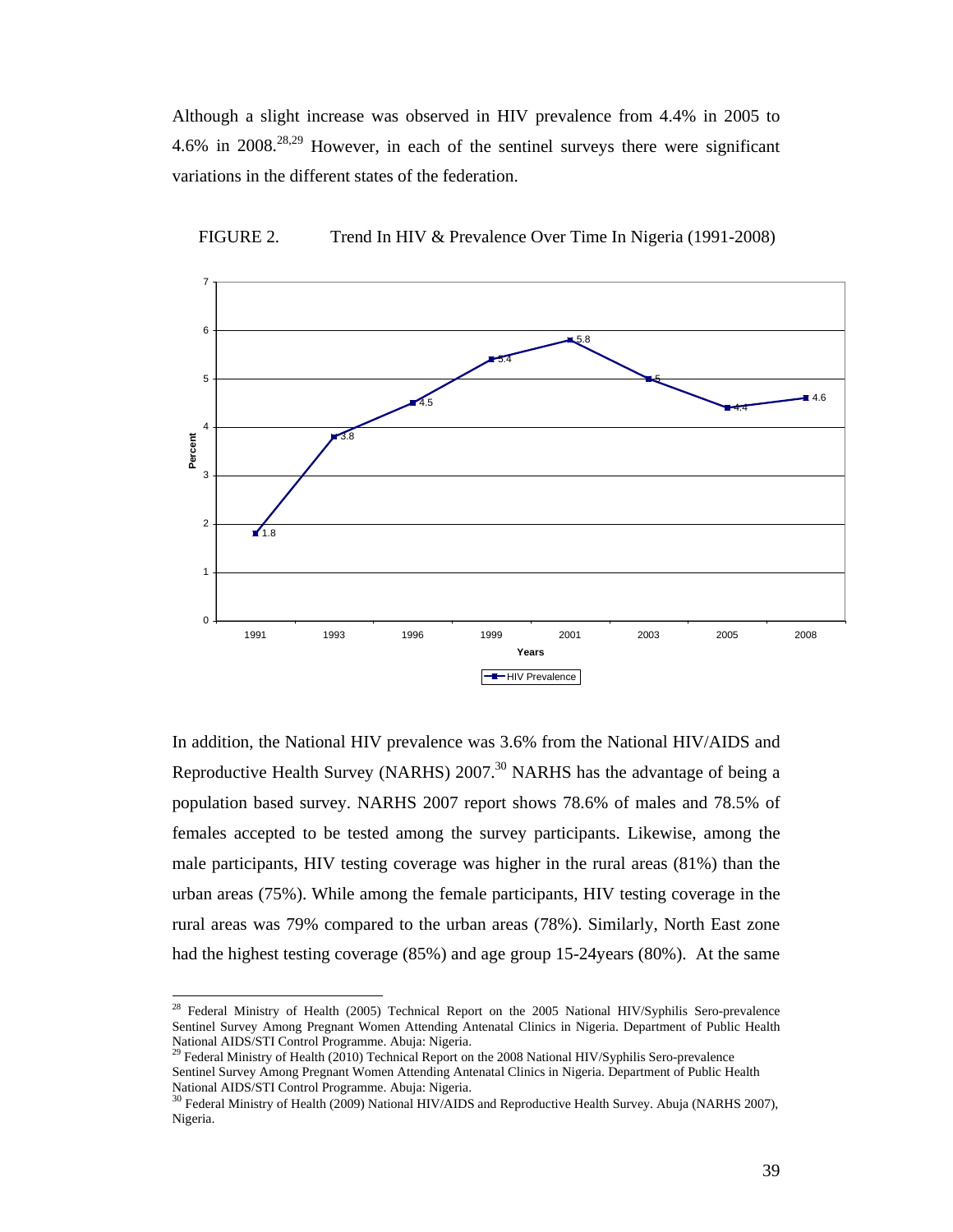Although a slight increase was observed in HIV prevalence from 4.4% in 2005 to 4.6% in 2008.[28,29] However, in each of the sentinel surveys there were significant variations in the different states of the federation.

FIGURE 2. Trend In HIV & Prevalence Over Time In Nigeria (1991-2008)

In addition, the National HIV prevalence was 3.6% from the National HIV/AIDS and Reproductive Health Survey (NARHS) 2007.[30] NARHS has the advantage of being a population based survey. NARHS 2007 report shows 78.6% of males and 78.5% of females accepted to be tested among the survey participants. Likewise, among the male participants, HIV testing coverage was higher in the rural areas (81%) than the urban areas (75%). While among the female participants, HIV testing coverage in the rural areas was 79% compared to the urban areas (78%). Similarly, North East zone had the highest testing coverage (85%) and age group 15-24years (80%). At the same

---

[28] Federal Ministry of Health (2005) Technical Report on the 2005 National HIV/Syphilis Sero-prevalence Sentinel Survey Among Pregnant Women Attending Antenatal Clinics in Nigeria. Department of Public Health National AIDS/STI Control Programme. Abuja: Nigeria.

[29] Federal Ministry of Health (2010) Technical Report on the 2008 National HIV/Syphilis Sero-prevalence Sentinel Survey Among Pregnant Women Attending Antenatal Clinics in Nigeria. Department of Public Health National AIDS/STI Control Programme. Abuja: Nigeria.

[30] Federal Ministry of Health (2009) National HIV/AIDS and Reproductive Health Survey. Abuja (NARHS 2007), Nigeria.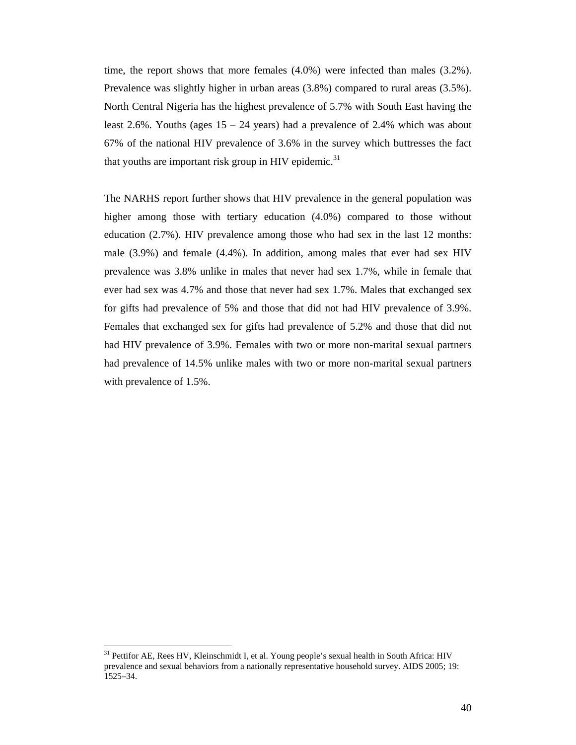time, the report shows that more females (4.0%) were infected than males (3.2%). Prevalence was slightly higher in urban areas (3.8%) compared to rural areas (3.5%). North Central Nigeria has the highest prevalence of 5.7% with South East having the least 2.6%. Youths (ages 15 – 24 years) had a prevalence of 2.4% which was about 67% of the national HIV prevalence of 3.6% in the survey which buttresses the fact that youths are important risk group in HIV epidemic.[31]

The NARHS report further shows that HIV prevalence in the general population was higher among those with tertiary education (4.0%) compared to those without education (2.7%). HIV prevalence among those who had sex in the last 12 months: male (3.9%) and female (4.4%). In addition, among males that ever had sex HIV prevalence was 3.8% unlike in males that never had sex 1.7%, while in female that ever had sex was 4.7% and those that never had sex 1.7%. Males that exchanged sex for gifts had prevalence of 5% and those that did not had HIV prevalence of 3.9%. Females that exchanged sex for gifts had prevalence of 5.2% and those that did not had HIV prevalence of 3.9%. Females with two or more non-marital sexual partners had prevalence of 14.5% unlike males with two or more non-marital sexual partners with prevalence of 1.5%.

---

[31] Pettifor AE, Rees HV, Kleinschmidt I, et al. Young people's sexual health in South Africa: HIV prevalence and sexual behaviors from a nationally representative household survey. AIDS 2005; 19: 1525–34.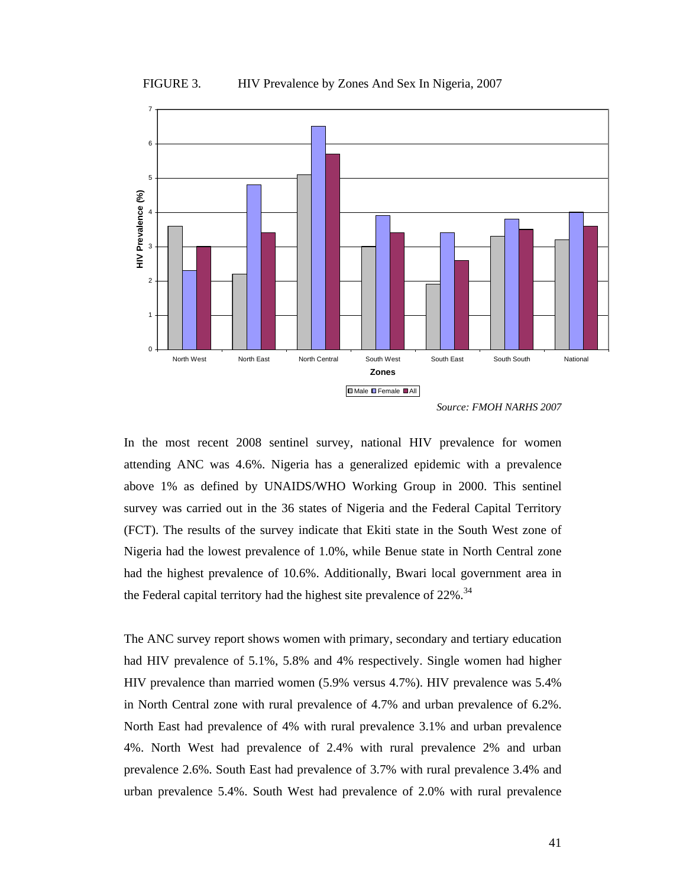FIGURE 3. HIV Prevalence by Zones And Sex In Nigeria, 2007

*Source: FMOH NARHS 2007*

In the most recent 2008 sentinel survey, national HIV prevalence for women attending ANC was 4.6%. Nigeria has a generalized epidemic with a prevalence above 1% as defined by UNAIDS/WHO Working Group in 2000. This sentinel survey was carried out in the 36 states of Nigeria and the Federal Capital Territory (FCT). The results of the survey indicate that Ekiti state in the South West zone of Nigeria had the lowest prevalence of 1.0%, while Benue state in North Central zone had the highest prevalence of 10.6%. Additionally, Bwari local government area in the Federal capital territory had the highest site prevalence of 22%.[34]

The ANC survey report shows women with primary, secondary and tertiary education had HIV prevalence of 5.1%, 5.8% and 4% respectively. Single women had higher HIV prevalence than married women (5.9% versus 4.7%). HIV prevalence was 5.4% in North Central zone with rural prevalence of 4.7% and urban prevalence of 6.2%. North East had prevalence of 4% with rural prevalence 3.1% and urban prevalence 4%. North West had prevalence of 2.4% with rural prevalence 2% and urban prevalence 2.6%. South East had prevalence of 3.7% with rural prevalence 3.4% and urban prevalence 5.4%. South West had prevalence of 2.0% with rural prevalence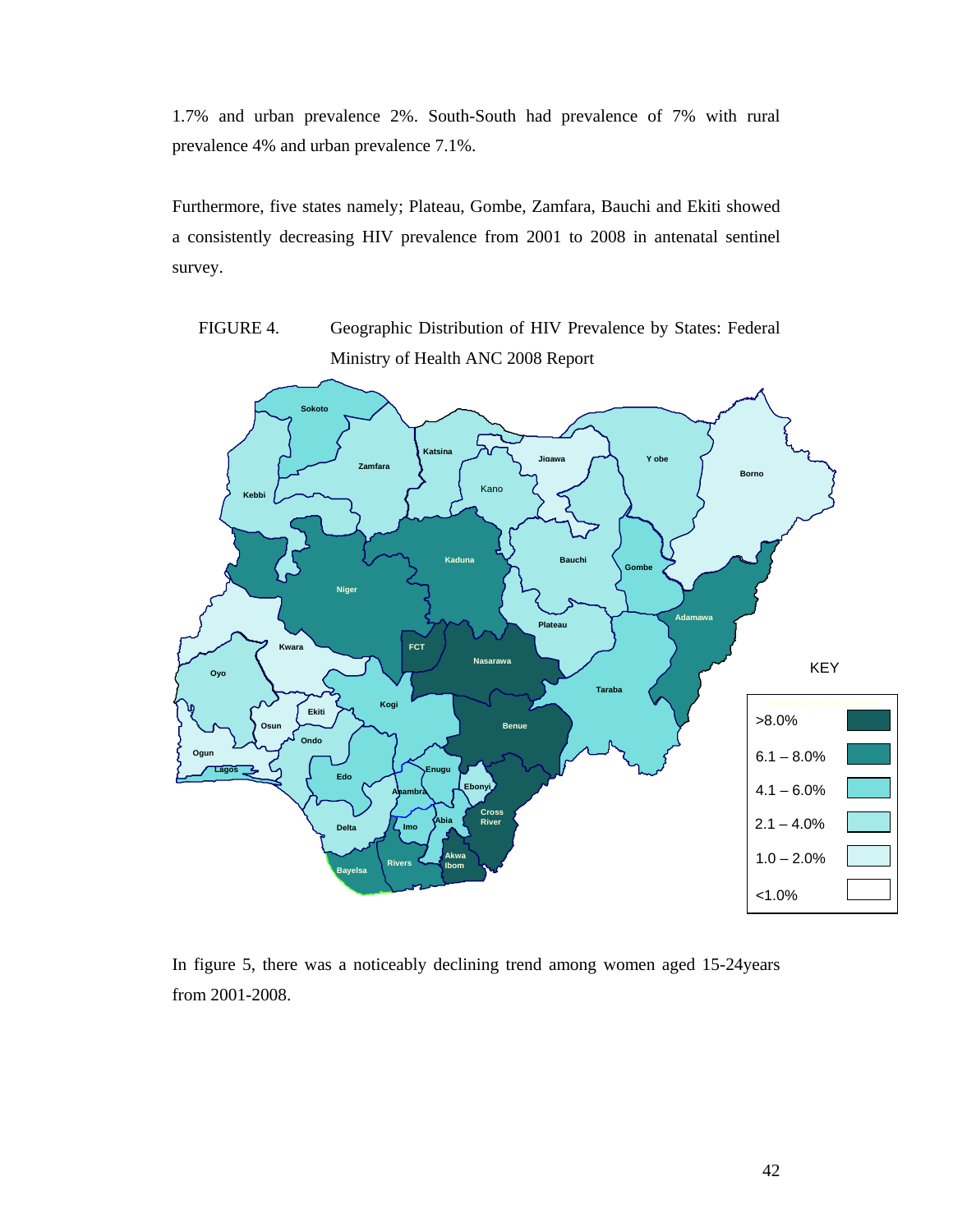1.7% and urban prevalence 2%. South-South had prevalence of 7% with rural prevalence 4% and urban prevalence 7.1%.

Furthermore, five states namely; Plateau, Gombe, Zamfara, Bauchi and Ekiti showed a consistently decreasing HIV prevalence from 2001 to 2008 in antenatal sentinel survey.

FIGURE 4. Geographic Distribution of HIV Prevalence by States: Federal Ministry of Health ANC 2008 Report

In figure 5, there was a noticeably declining trend among women aged 15-24years from 2001-2008.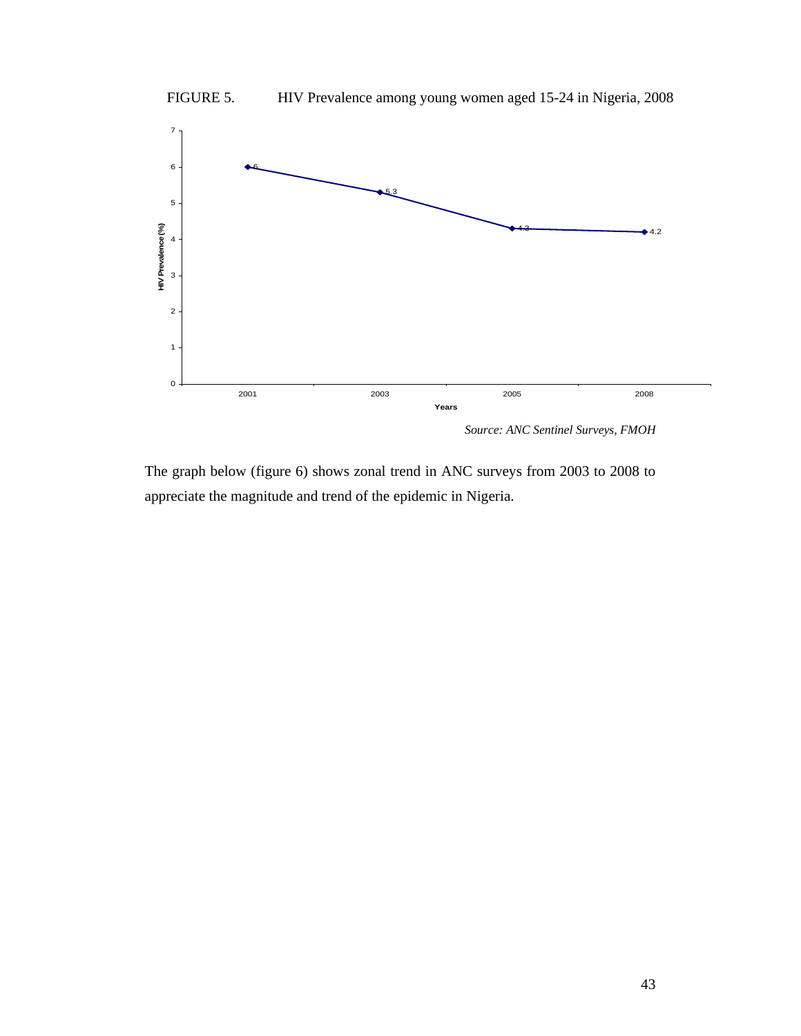FIGURE 5. HIV Prevalence among young women aged 15-24 in Nigeria, 2008

| Years | HIV Prevalence (%) |
| --- | --- |
| 2001 | 6 |
| 2003 | 5.3 |
| 2005 | 4.3 |
| 2008 | 4.2 |

*Source: ANC Sentinel Surveys, FMOH*

The graph below (figure 6) shows zonal trend in ANC surveys from 2003 to 2008 to appreciate the magnitude and trend of the epidemic in Nigeria.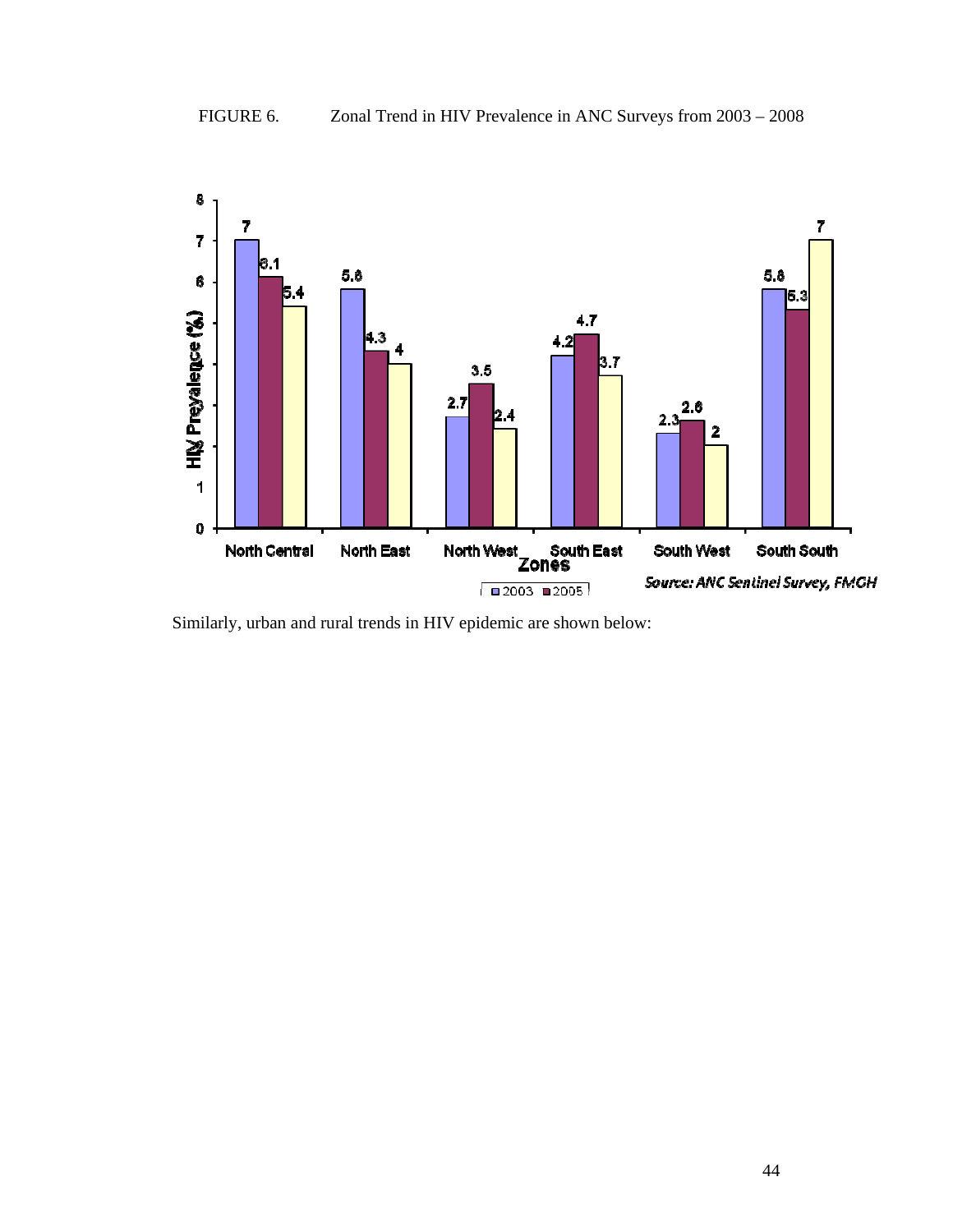FIGURE 6. Zonal Trend in HIV Prevalence in ANC Surveys from 2003 – 2008

| Zones | 2003 | 2005 | 2008 |
|---|---|---|---|
| North Central | 7 | 6.1 | 5.4 |
| North East | 5.8 | 4.3 | 4 |
| North West | 2.7 | 3.5 | 2.4 |
| South East | 4.2 | 4.7 | 3.7 |
| South West | 2.3 | 2.6 | 2 |
| South South | 5.8 | 5.3 | 7 |

*Source: ANC Sentinel Survey, FMOH*

Similarly, urban and rural trends in HIV epidemic are shown below: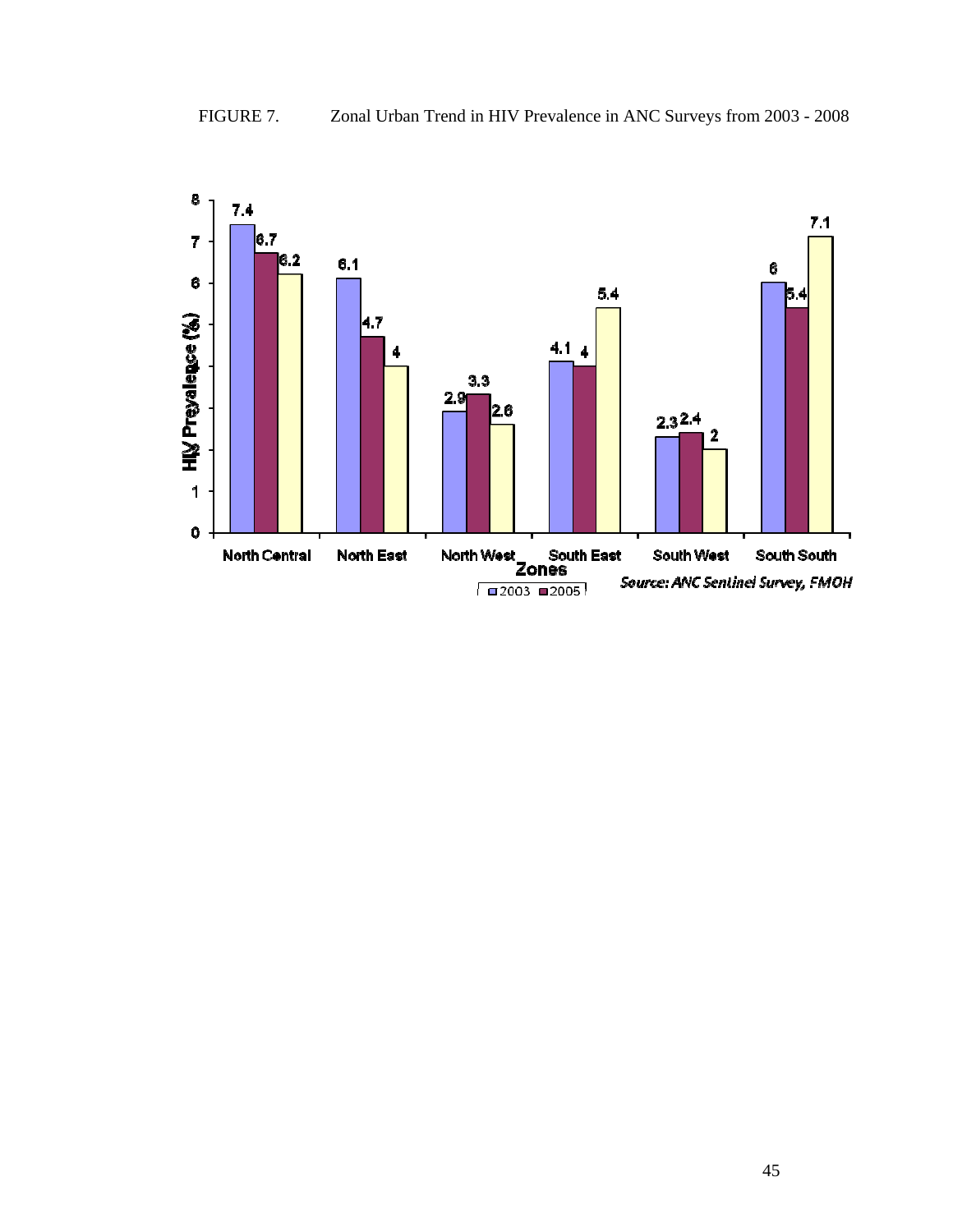FIGURE 7. Zonal Urban Trend in HIV Prevalence in ANC Surveys from 2003 - 2008

HIV Prevalence (%)

| Zones | 2003 | 2005 | |
|---|---|---|---|
| North Central | 7.4 | 6.7 | 6.2 |
| North East | 6.1 | 4.7 | 4 |
| North West | 2.9 | 3.3 | 2.6 |
| South East | 4.1 | 4 | 5.4 |
| South West | 2.3 | 2.4 | 2 |
| South South | 6 | 5.4 | 7.1 |

*Source: ANC Sentinel Survey, FMOH*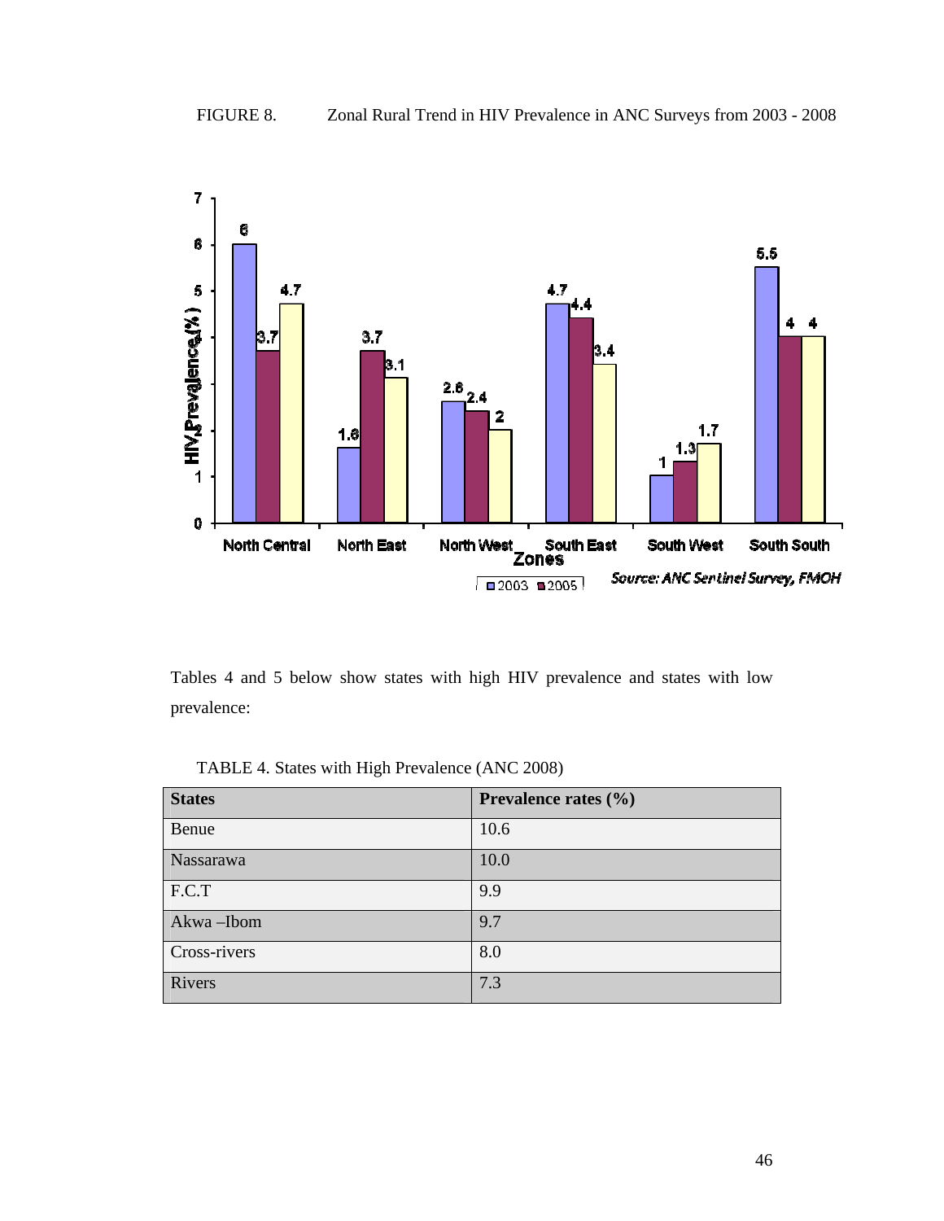FIGURE 8. Zonal Rural Trend in HIV Prevalence in ANC Surveys from 2003 - 2008

Tables 4 and 5 below show states with high HIV prevalence and states with low prevalence:

TABLE 4. States with High Prevalence (ANC 2008)

| States | Prevalence rates (%) |
|---|---|
| Benue | 10.6 |
| Nassarawa | 10.0 |
| F.C.T | 9.9 |
| Akwa –Ibom | 9.7 |
| Cross-rivers | 8.0 |
| Rivers | 7.3 |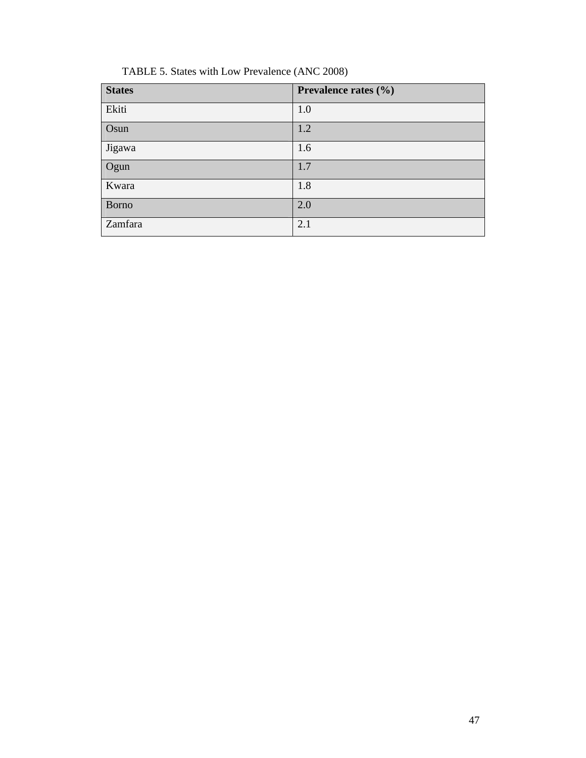TABLE 5. States with Low Prevalence (ANC 2008)

| States | Prevalence rates (%) |
|---|---|
| Ekiti | 1.0 |
| Osun | 1.2 |
| Jigawa | 1.6 |
| Ogun | 1.7 |
| Kwara | 1.8 |
| Borno | 2.0 |
| Zamfara | 2.1 |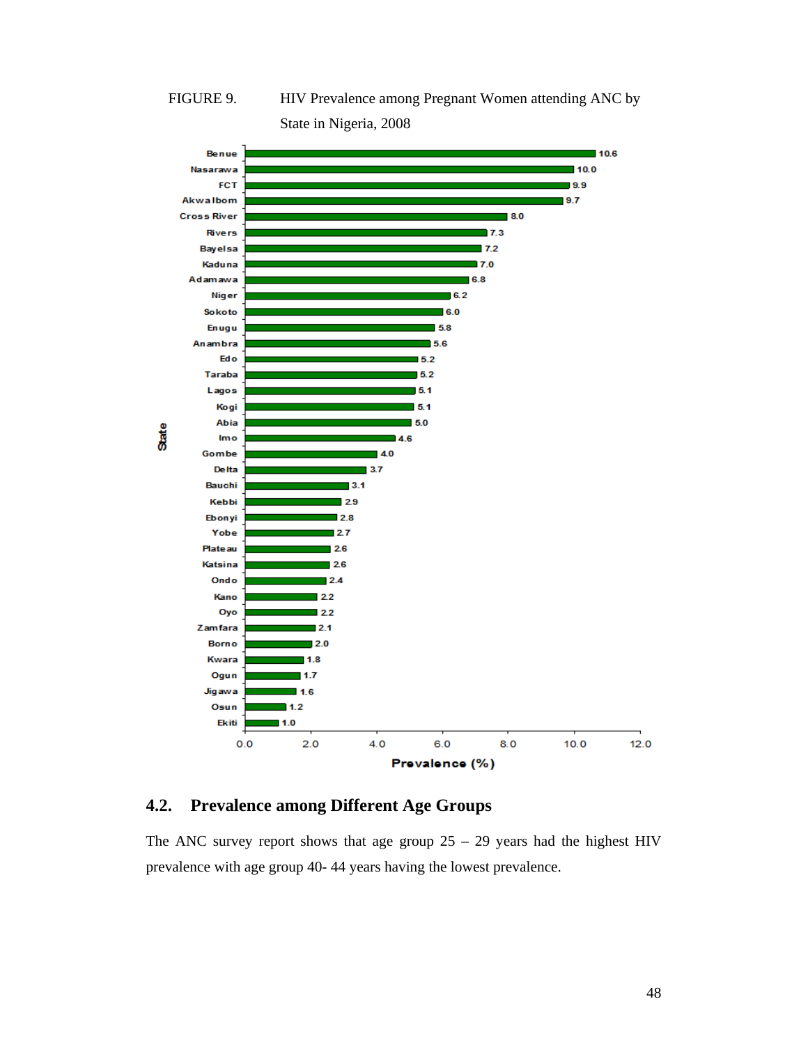FIGURE 9. HIV Prevalence among Pregnant Women attending ANC by State in Nigeria, 2008

| State | Prevalence (%) |
|---|---|
| Benue | 10.6 |
| Nasarawa | 10.0 |
| FCT | 9.9 |
| Akwa Ibom | 9.7 |
| Cross River | 8.0 |
| Rivers | 7.3 |
| Bayelsa | 7.2 |
| Kaduna | 7.0 |
| Adamawa | 6.8 |
| Niger | 6.2 |
| Sokoto | 6.0 |
| Enugu | 5.8 |
| Anambra | 5.6 |
| Edo | 5.2 |
| Taraba | 5.2 |
| Lagos | 5.1 |
| Kogi | 5.1 |
| Abia | 5.0 |
| Imo | 4.6 |
| Gombe | 4.0 |
| Delta | 3.7 |
| Bauchi | 3.1 |
| Kebbi | 2.9 |
| Ebonyi | 2.8 |
| Yobe | 2.7 |
| Plateau | 2.6 |
| Katsina | 2.6 |
| Ondo | 2.4 |
| Kano | 2.2 |
| Oyo | 2.2 |
| Zamfara | 2.1 |
| Borno | 2.0 |
| Kwara | 1.8 |
| Ogun | 1.7 |
| Jigawa | 1.6 |
| Osun | 1.2 |
| Ekiti | 1.0 |

## 4.2. Prevalence among Different Age Groups

The ANC survey report shows that age group 25 – 29 years had the highest HIV prevalence with age group 40- 44 years having the lowest prevalence.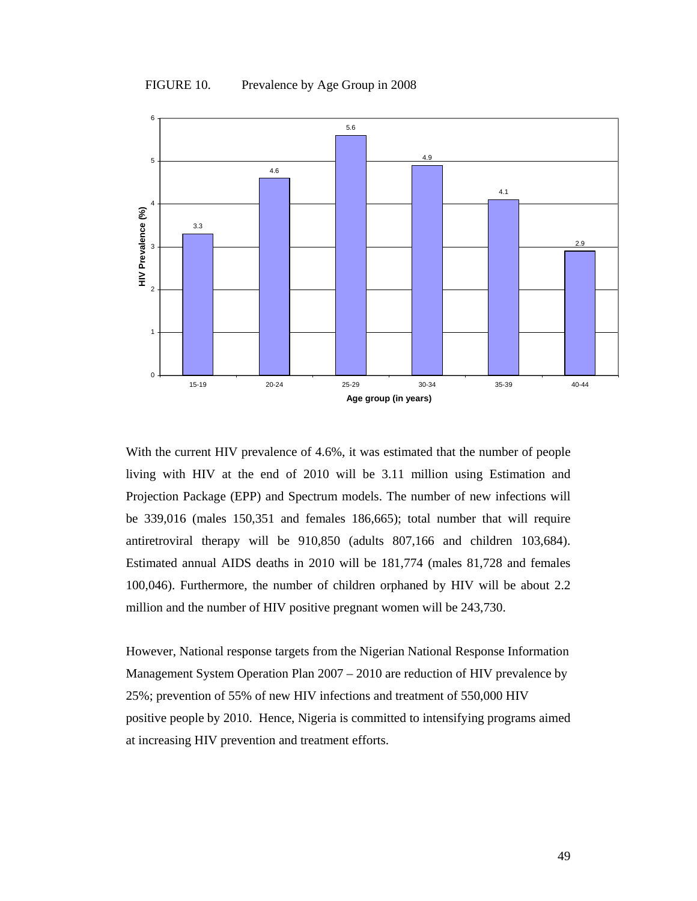FIGURE 10. Prevalence by Age Group in 2008

| Age group (in years) | HIV Prevalence (%) |
|---|---|
| 15-19 | 3.3 |
| 20-24 | 4.6 |
| 25-29 | 5.6 |
| 30-34 | 4.9 |
| 35-39 | 4.1 |
| 40-44 | 2.9 |

With the current HIV prevalence of 4.6%, it was estimated that the number of people living with HIV at the end of 2010 will be 3.11 million using Estimation and Projection Package (EPP) and Spectrum models. The number of new infections will be 339,016 (males 150,351 and females 186,665); total number that will require antiretroviral therapy will be 910,850 (adults 807,166 and children 103,684). Estimated annual AIDS deaths in 2010 will be 181,774 (males 81,728 and females 100,046). Furthermore, the number of children orphaned by HIV will be about 2.2 million and the number of HIV positive pregnant women will be 243,730.

However, National response targets from the Nigerian National Response Information Management System Operation Plan 2007 – 2010 are reduction of HIV prevalence by 25%; prevention of 55% of new HIV infections and treatment of 550,000 HIV positive people by 2010. Hence, Nigeria is committed to intensifying programs aimed at increasing HIV prevention and treatment efforts.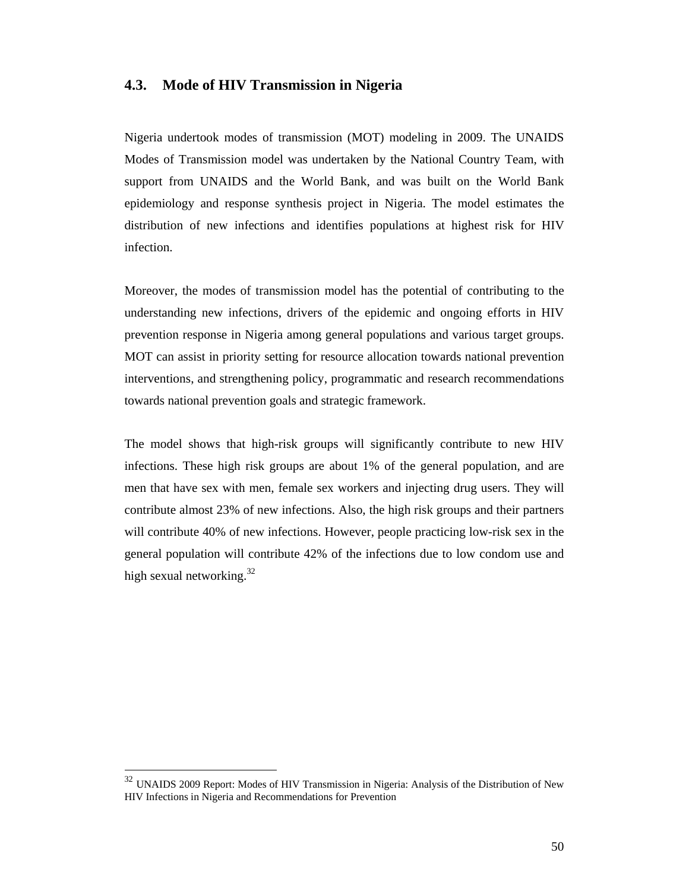## 4.3. Mode of HIV Transmission in Nigeria

Nigeria undertook modes of transmission (MOT) modeling in 2009. The UNAIDS Modes of Transmission model was undertaken by the National Country Team, with support from UNAIDS and the World Bank, and was built on the World Bank epidemiology and response synthesis project in Nigeria. The model estimates the distribution of new infections and identifies populations at highest risk for HIV infection.

Moreover, the modes of transmission model has the potential of contributing to the understanding new infections, drivers of the epidemic and ongoing efforts in HIV prevention response in Nigeria among general populations and various target groups. MOT can assist in priority setting for resource allocation towards national prevention interventions, and strengthening policy, programmatic and research recommendations towards national prevention goals and strategic framework.

The model shows that high-risk groups will significantly contribute to new HIV infections. These high risk groups are about 1% of the general population, and are men that have sex with men, female sex workers and injecting drug users. They will contribute almost 23% of new infections. Also, the high risk groups and their partners will contribute 40% of new infections. However, people practicing low-risk sex in the general population will contribute 42% of the infections due to low condom use and high sexual networking.[32]

---

[32] UNAIDS 2009 Report: Modes of HIV Transmission in Nigeria: Analysis of the Distribution of New HIV Infections in Nigeria and Recommendations for Prevention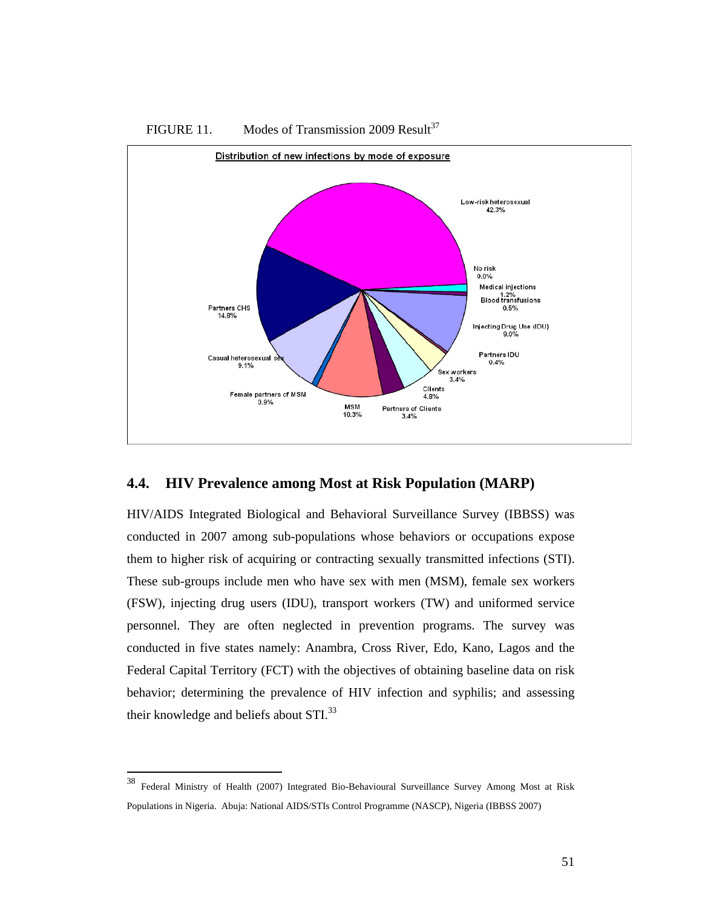FIGURE 11. Modes of Transmission 2009 Result[37]

Distribution of new infections by mode of exposure

Low-risk heterosexual 42.3%

No risk 0.0%

Medical injections 1.2%

Blood transfusions 0.5%

Injecting Drug Use (IDU) 9.0%

Partners IDU 0.4%

Sex workers 3.4%

Clients 4.8%

Partners of Clients 3.4%

MSM 10.3%

Female partners of MSM 0.9%

Casual heterosexual sex 9.1%

Partners CHS 14.8%

## 4.4. HIV Prevalence among Most at Risk Population (MARP)

HIV/AIDS Integrated Biological and Behavioral Surveillance Survey (IBBSS) was conducted in 2007 among sub-populations whose behaviors or occupations expose them to higher risk of acquiring or contracting sexually transmitted infections (STI). These sub-groups include men who have sex with men (MSM), female sex workers (FSW), injecting drug users (IDU), transport workers (TW) and uniformed service personnel. They are often neglected in prevention programs. The survey was conducted in five states namely: Anambra, Cross River, Edo, Kano, Lagos and the Federal Capital Territory (FCT) with the objectives of obtaining baseline data on risk behavior; determining the prevalence of HIV infection and syphilis; and assessing their knowledge and beliefs about STI.[33]

---

[38] Federal Ministry of Health (2007) Integrated Bio-Behavioural Surveillance Survey Among Most at Risk Populations in Nigeria. Abuja: National AIDS/STIs Control Programme (NASCP), Nigeria (IBBSS 2007)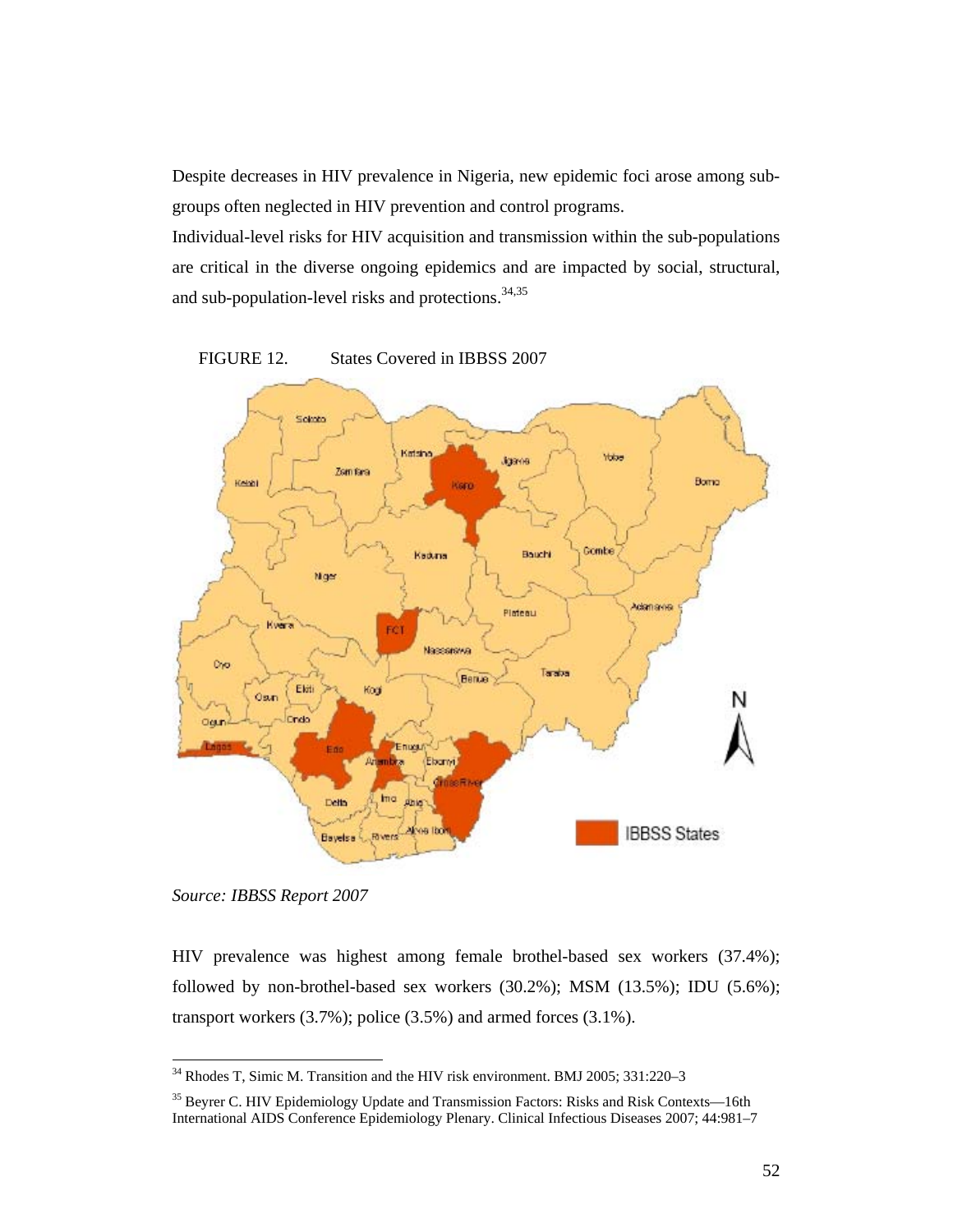Despite decreases in HIV prevalence in Nigeria, new epidemic foci arose among sub-groups often neglected in HIV prevention and control programs.

Individual-level risks for HIV acquisition and transmission within the sub-populations are critical in the diverse ongoing epidemics and are impacted by social, structural, and sub-population-level risks and protections.[34,35]

FIGURE 12. States Covered in IBBSS 2007

*Source: IBBSS Report 2007*

HIV prevalence was highest among female brothel-based sex workers (37.4%); followed by non-brothel-based sex workers (30.2%); MSM (13.5%); IDU (5.6%); transport workers (3.7%); police (3.5%) and armed forces (3.1%).

---

[34] Rhodes T, Simic M. Transition and the HIV risk environment. BMJ 2005; 331:220–3

[35] Beyrer C. HIV Epidemiology Update and Transmission Factors: Risks and Risk Contexts—16th International AIDS Conference Epidemiology Plenary. Clinical Infectious Diseases 2007; 44:981–7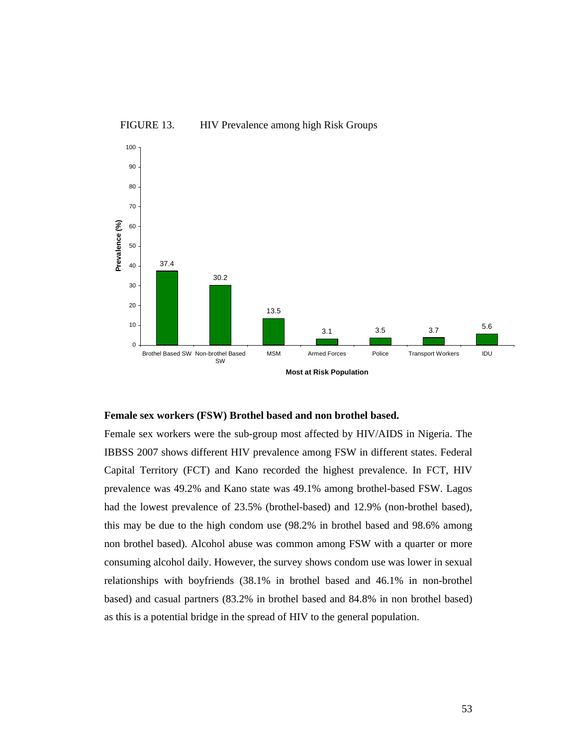FIGURE 13. HIV Prevalence among high Risk Groups

| Most at Risk Population | Prevalence (%) |
|---|---|
| Brothel Based SW | 37.4 |
| Non-brothel Based SW | 30.2 |
| MSM | 13.5 |
| Armed Forces | 3.1 |
| Police | 3.5 |
| Transport Workers | 3.7 |
| IDU | 5.6 |

**Female sex workers (FSW) Brothel based and non brothel based.**

Female sex workers were the sub-group most affected by HIV/AIDS in Nigeria. The IBBSS 2007 shows different HIV prevalence among FSW in different states. Federal Capital Territory (FCT) and Kano recorded the highest prevalence. In FCT, HIV prevalence was 49.2% and Kano state was 49.1% among brothel-based FSW. Lagos had the lowest prevalence of 23.5% (brothel-based) and 12.9% (non-brothel based), this may be due to the high condom use (98.2% in brothel based and 98.6% among non brothel based). Alcohol abuse was common among FSW with a quarter or more consuming alcohol daily. However, the survey shows condom use was lower in sexual relationships with boyfriends (38.1% in brothel based and 46.1% in non-brothel based) and casual partners (83.2% in brothel based and 84.8% in non brothel based) as this is a potential bridge in the spread of HIV to the general population.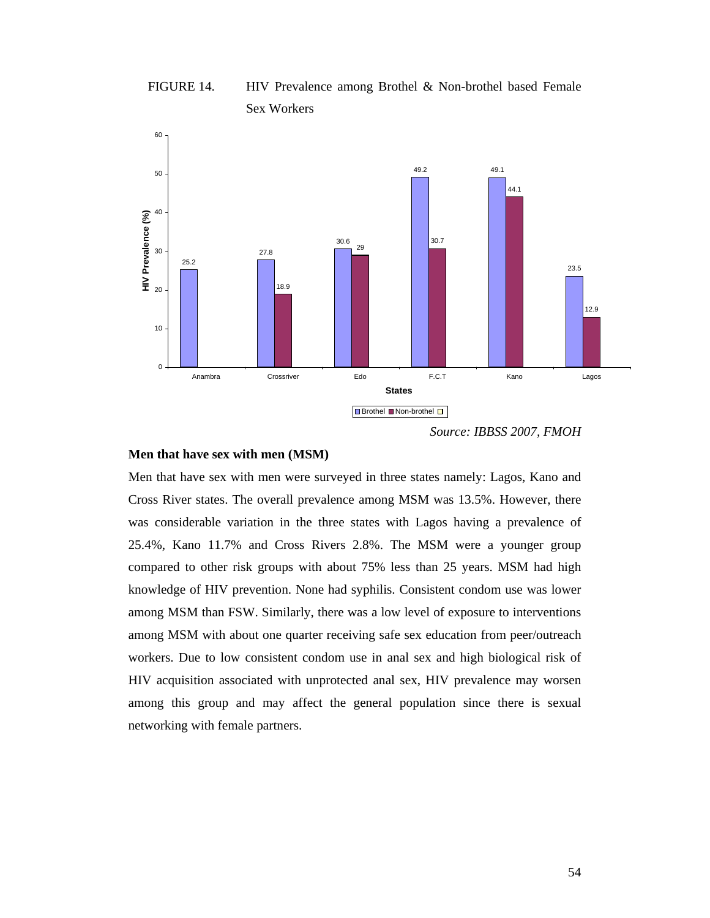FIGURE 14. HIV Prevalence among Brothel & Non-brothel based Female Sex Workers

| States | Brothel | Non-brothel |
| --- | --- | --- |
| Anambra | 25.2 | |
| Crossriver | 27.8 | 18.9 |
| Edo | 30.6 | 29 |
| F.C.T | 49.2 | 30.7 |
| Kano | 49.1 | 44.1 |
| Lagos | 23.5 | 12.9 |

*Source: IBBSS 2007, FMOH*

**Men that have sex with men (MSM)**

Men that have sex with men were surveyed in three states namely: Lagos, Kano and Cross River states. The overall prevalence among MSM was 13.5%. However, there was considerable variation in the three states with Lagos having a prevalence of 25.4%, Kano 11.7% and Cross Rivers 2.8%. The MSM were a younger group compared to other risk groups with about 75% less than 25 years. MSM had high knowledge of HIV prevention. None had syphilis. Consistent condom use was lower among MSM than FSW. Similarly, there was a low level of exposure to interventions among MSM with about one quarter receiving safe sex education from peer/outreach workers. Due to low consistent condom use in anal sex and high biological risk of HIV acquisition associated with unprotected anal sex, HIV prevalence may worsen among this group and may affect the general population since there is sexual networking with female partners.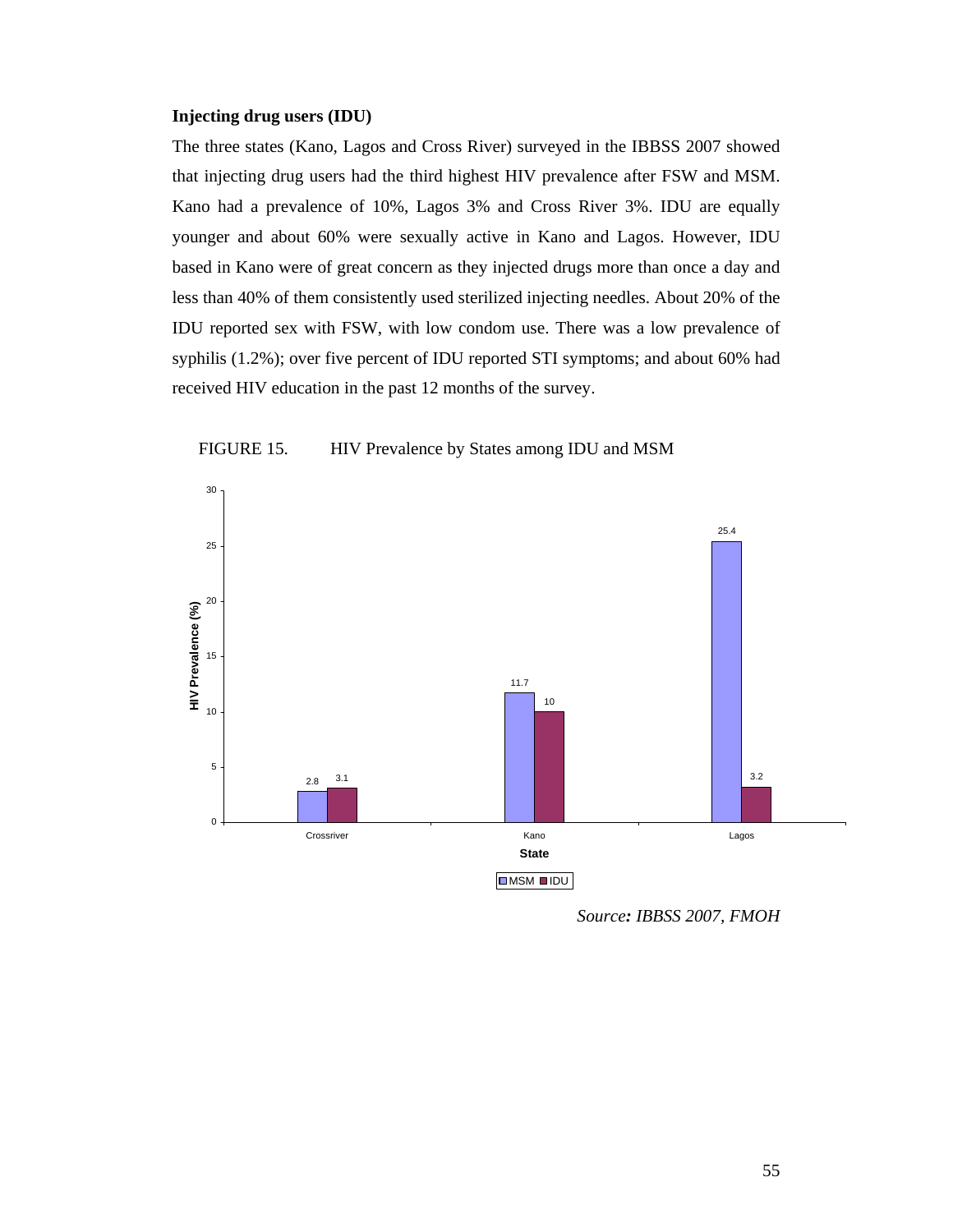**Injecting drug users (IDU)**

The three states (Kano, Lagos and Cross River) surveyed in the IBBSS 2007 showed that injecting drug users had the third highest HIV prevalence after FSW and MSM. Kano had a prevalence of 10%, Lagos 3% and Cross River 3%. IDU are equally younger and about 60% were sexually active in Kano and Lagos. However, IDU based in Kano were of great concern as they injected drugs more than once a day and less than 40% of them consistently used sterilized injecting needles. About 20% of the IDU reported sex with FSW, with low condom use. There was a low prevalence of syphilis (1.2%); over five percent of IDU reported STI symptoms; and about 60% had received HIV education in the past 12 months of the survey.

FIGURE 15. HIV Prevalence by States among IDU and MSM

| State | MSM | IDU |
|---|---|---|
| Crossriver | 2.8 | 3.1 |
| Kano | 11.7 | 10 |
| Lagos | 25.4 | 3.2 |

*Source: IBBSS 2007, FMOH*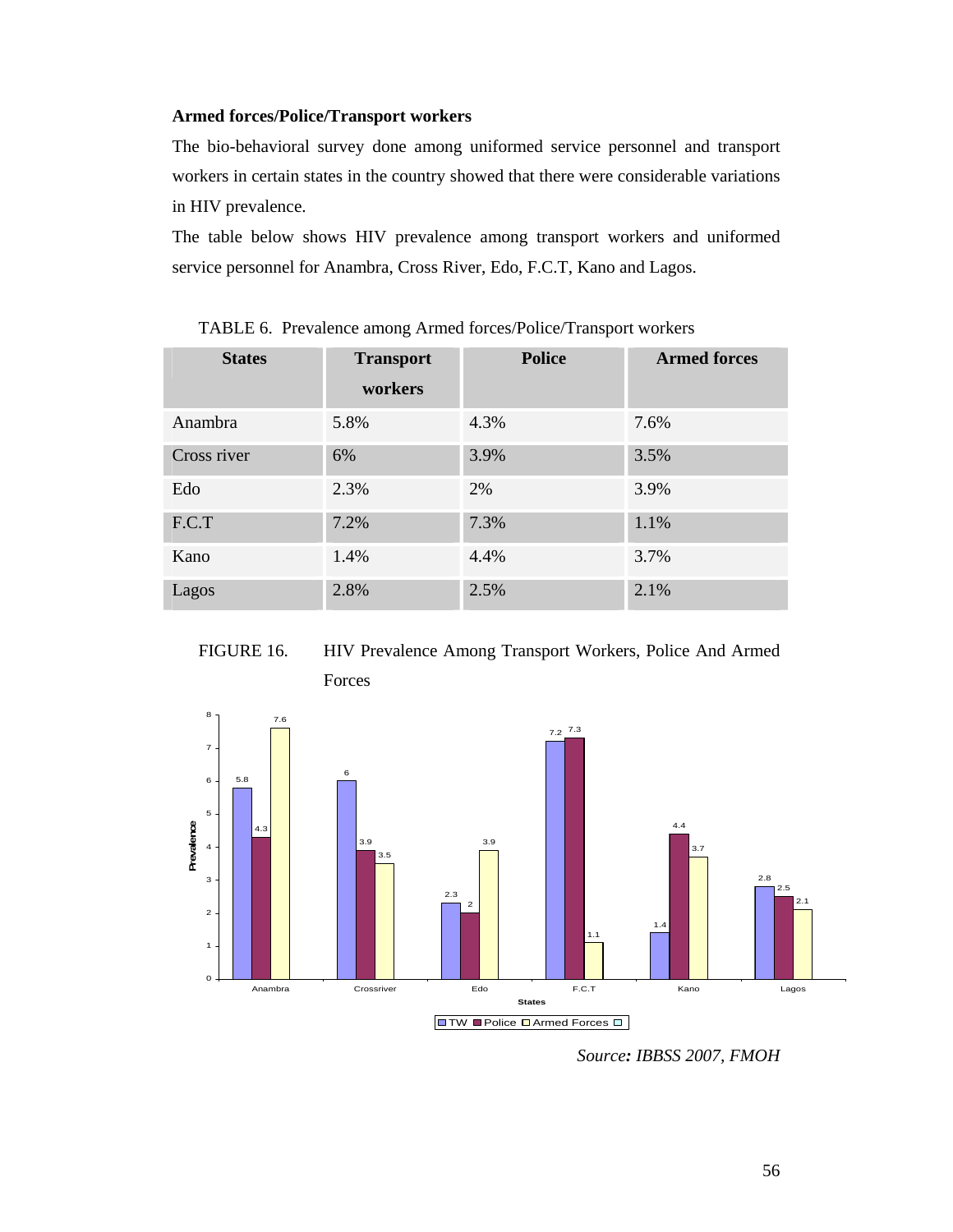**Armed forces/Police/Transport workers**

The bio-behavioral survey done among uniformed service personnel and transport workers in certain states in the country showed that there were considerable variations in HIV prevalence.

The table below shows HIV prevalence among transport workers and uniformed service personnel for Anambra, Cross River, Edo, F.C.T, Kano and Lagos.

TABLE 6. Prevalence among Armed forces/Police/Transport workers

| States | Transport workers | Police | Armed forces |
|---|---|---|---|
| Anambra | 5.8% | 4.3% | 7.6% |
| Cross river | 6% | 3.9% | 3.5% |
| Edo | 2.3% | 2% | 3.9% |
| F.C.T | 7.2% | 7.3% | 1.1% |
| Kano | 1.4% | 4.4% | 3.7% |
| Lagos | 2.8% | 2.5% | 2.1% |

FIGURE 16. HIV Prevalence Among Transport Workers, Police And Armed Forces

*Source: IBBSS 2007, FMOH*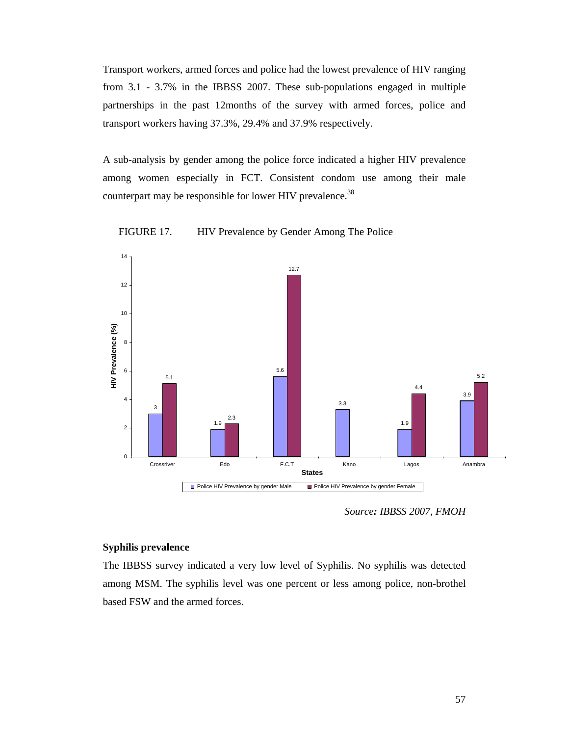Transport workers, armed forces and police had the lowest prevalence of HIV ranging from 3.1 - 3.7% in the IBBSS 2007. These sub-populations engaged in multiple partnerships in the past 12months of the survey with armed forces, police and transport workers having 37.3%, 29.4% and 37.9% respectively.

A sub-analysis by gender among the police force indicated a higher HIV prevalence among women especially in FCT. Consistent condom use among their male counterpart may be responsible for lower HIV prevalence.[38]

FIGURE 17. HIV Prevalence by Gender Among The Police

| States | Police HIV Prevalence by gender Male | Police HIV Prevalence by gender Female |
|---|---|---|
| Crossriver | 3 | 5.1 |
| Edo | 1.9 | 2.3 |
| F.C.T | 5.6 | 12.7 |
| Kano | 3.3 | |
| Lagos | 1.9 | 4.4 |
| Anambra | 3.9 | 5.2 |

*Source: IBBSS 2007, FMOH*

### Syphilis prevalence

The IBBSS survey indicated a very low level of Syphilis. No syphilis was detected among MSM. The syphilis level was one percent or less among police, non-brothel based FSW and the armed forces.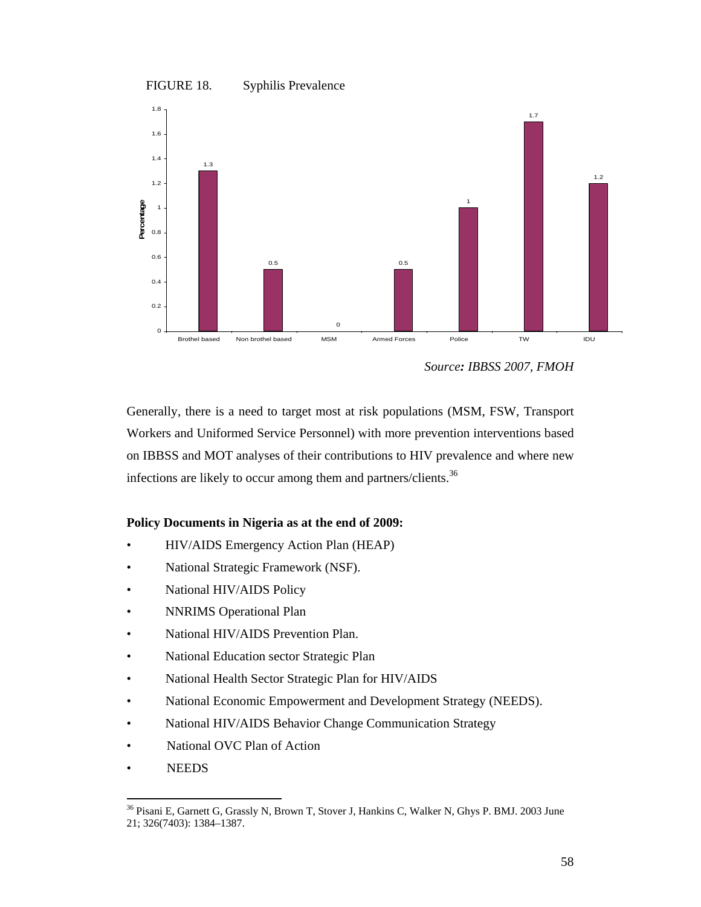FIGURE 18. Syphilis Prevalence

| Group | Percentage |
|---|---|
| Brothel based | 1.3 |
| Non brothel based | 0.5 |
| MSM | 0 |
| Armed Forces | 0.5 |
| Police | 1 |
| TW | 1.7 |
| IDU | 1.2 |

*Source: IBBSS 2007, FMOH*

Generally, there is a need to target most at risk populations (MSM, FSW, Transport Workers and Uniformed Service Personnel) with more prevention interventions based on IBBSS and MOT analyses of their contributions to HIV prevalence and where new infections are likely to occur among them and partners/clients.[36]

**Policy Documents in Nigeria as at the end of 2009:**

- HIV/AIDS Emergency Action Plan (HEAP)
- National Strategic Framework (NSF).
- National HIV/AIDS Policy
- NNRIMS Operational Plan
- National HIV/AIDS Prevention Plan.
- National Education sector Strategic Plan
- National Health Sector Strategic Plan for HIV/AIDS
- National Economic Empowerment and Development Strategy (NEEDS).
- National HIV/AIDS Behavior Change Communication Strategy
- National OVC Plan of Action
- NEEDS

[36] Pisani E, Garnett G, Grassly N, Brown T, Stover J, Hankins C, Walker N, Ghys P. BMJ. 2003 June 21; 326(7403): 1384–1387.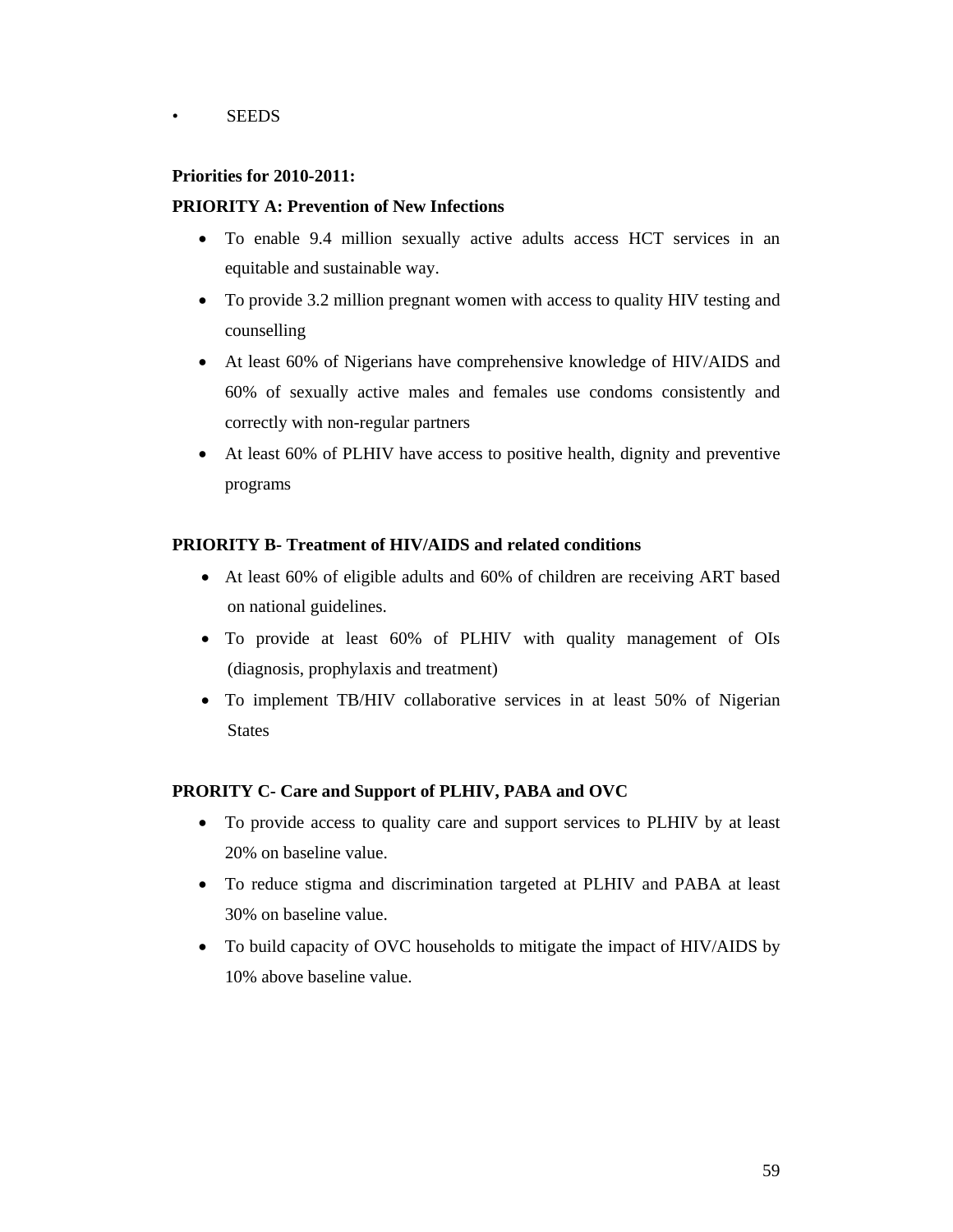- SEEDS

**Priorities for 2010-2011:**

**PRIORITY A: Prevention of New Infections**

- To enable 9.4 million sexually active adults access HCT services in an equitable and sustainable way.
- To provide 3.2 million pregnant women with access to quality HIV testing and counselling
- At least 60% of Nigerians have comprehensive knowledge of HIV/AIDS and 60% of sexually active males and females use condoms consistently and correctly with non-regular partners
- At least 60% of PLHIV have access to positive health, dignity and preventive programs

**PRIORITY B- Treatment of HIV/AIDS and related conditions**

- At least 60% of eligible adults and 60% of children are receiving ART based on national guidelines.
- To provide at least 60% of PLHIV with quality management of OIs (diagnosis, prophylaxis and treatment)
- To implement TB/HIV collaborative services in at least 50% of Nigerian States

**PRORITY C- Care and Support of PLHIV, PABA and OVC**

- To provide access to quality care and support services to PLHIV by at least 20% on baseline value.
- To reduce stigma and discrimination targeted at PLHIV and PABA at least 30% on baseline value.
- To build capacity of OVC households to mitigate the impact of HIV/AIDS by 10% above baseline value.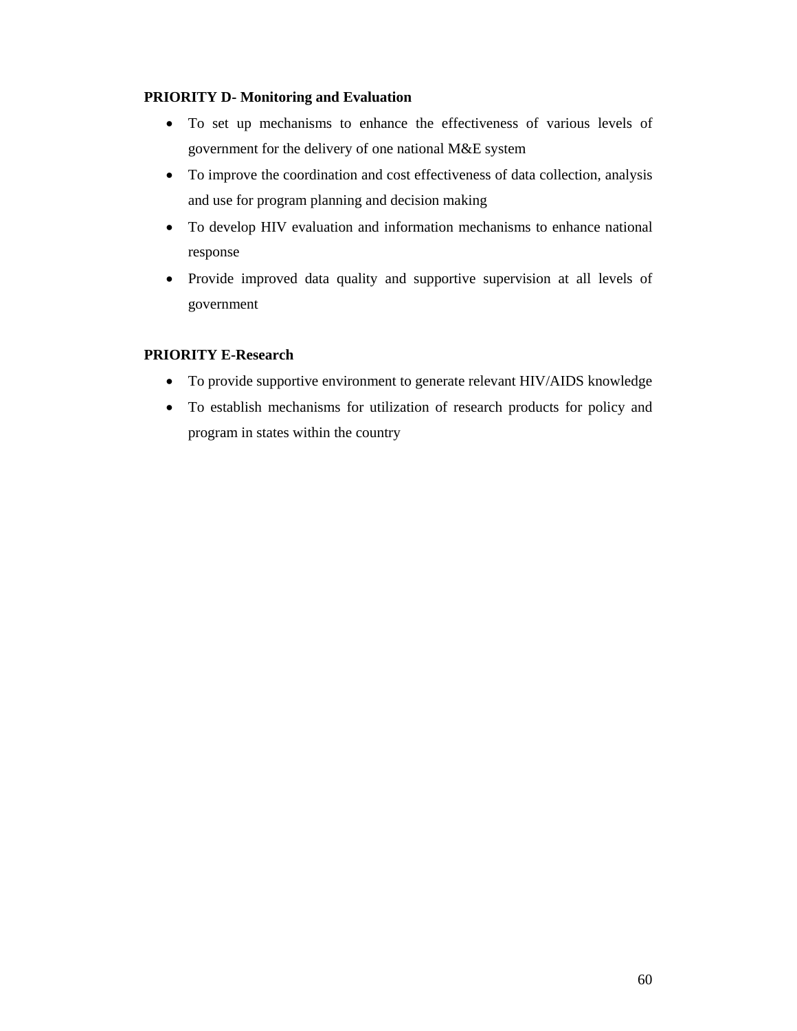**PRIORITY D- Monitoring and Evaluation**

- To set up mechanisms to enhance the effectiveness of various levels of government for the delivery of one national M&E system
- To improve the coordination and cost effectiveness of data collection, analysis and use for program planning and decision making
- To develop HIV evaluation and information mechanisms to enhance national response
- Provide improved data quality and supportive supervision at all levels of government

**PRIORITY E-Research**

- To provide supportive environment to generate relevant HIV/AIDS knowledge
- To establish mechanisms for utilization of research products for policy and program in states within the country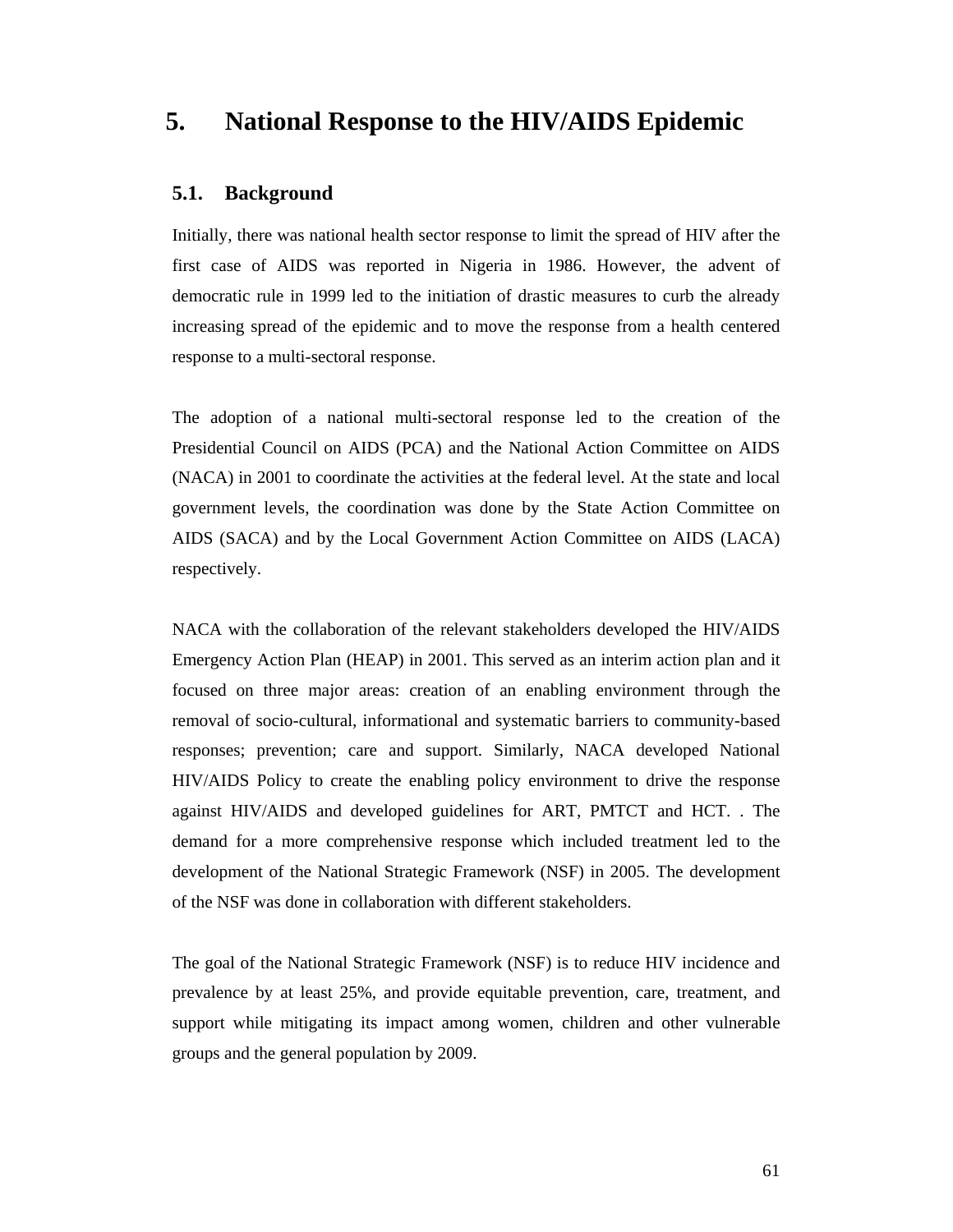# 5. National Response to the HIV/AIDS Epidemic

## 5.1. Background

Initially, there was national health sector response to limit the spread of HIV after the first case of AIDS was reported in Nigeria in 1986. However, the advent of democratic rule in 1999 led to the initiation of drastic measures to curb the already increasing spread of the epidemic and to move the response from a health centered response to a multi-sectoral response.

The adoption of a national multi-sectoral response led to the creation of the Presidential Council on AIDS (PCA) and the National Action Committee on AIDS (NACA) in 2001 to coordinate the activities at the federal level. At the state and local government levels, the coordination was done by the State Action Committee on AIDS (SACA) and by the Local Government Action Committee on AIDS (LACA) respectively.

NACA with the collaboration of the relevant stakeholders developed the HIV/AIDS Emergency Action Plan (HEAP) in 2001. This served as an interim action plan and it focused on three major areas: creation of an enabling environment through the removal of socio-cultural, informational and systematic barriers to community-based responses; prevention; care and support. Similarly, NACA developed National HIV/AIDS Policy to create the enabling policy environment to drive the response against HIV/AIDS and developed guidelines for ART, PMTCT and HCT. . The demand for a more comprehensive response which included treatment led to the development of the National Strategic Framework (NSF) in 2005. The development of the NSF was done in collaboration with different stakeholders.

The goal of the National Strategic Framework (NSF) is to reduce HIV incidence and prevalence by at least 25%, and provide equitable prevention, care, treatment, and support while mitigating its impact among women, children and other vulnerable groups and the general population by 2009.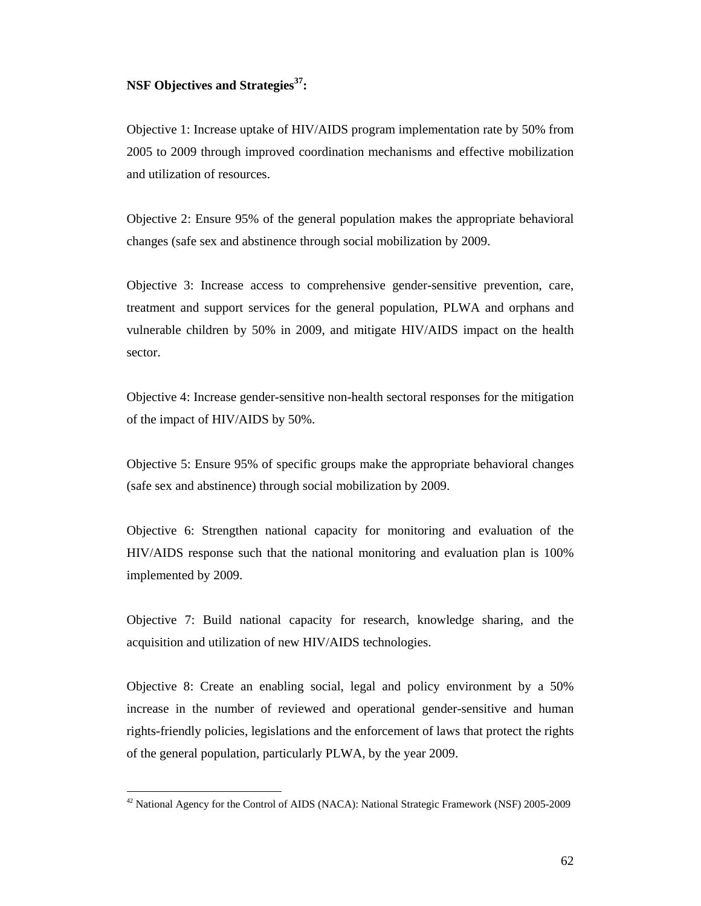**NSF Objectives and Strategies[37]:**

Objective 1: Increase uptake of HIV/AIDS program implementation rate by 50% from 2005 to 2009 through improved coordination mechanisms and effective mobilization and utilization of resources.

Objective 2: Ensure 95% of the general population makes the appropriate behavioral changes (safe sex and abstinence through social mobilization by 2009.

Objective 3: Increase access to comprehensive gender-sensitive prevention, care, treatment and support services for the general population, PLWA and orphans and vulnerable children by 50% in 2009, and mitigate HIV/AIDS impact on the health sector.

Objective 4: Increase gender-sensitive non-health sectoral responses for the mitigation of the impact of HIV/AIDS by 50%.

Objective 5: Ensure 95% of specific groups make the appropriate behavioral changes (safe sex and abstinence) through social mobilization by 2009.

Objective 6: Strengthen national capacity for monitoring and evaluation of the HIV/AIDS response such that the national monitoring and evaluation plan is 100% implemented by 2009.

Objective 7: Build national capacity for research, knowledge sharing, and the acquisition and utilization of new HIV/AIDS technologies.

Objective 8: Create an enabling social, legal and policy environment by a 50% increase in the number of reviewed and operational gender-sensitive and human rights-friendly policies, legislations and the enforcement of laws that protect the rights of the general population, particularly PLWA, by the year 2009.

---

[42] National Agency for the Control of AIDS (NACA): National Strategic Framework (NSF) 2005-2009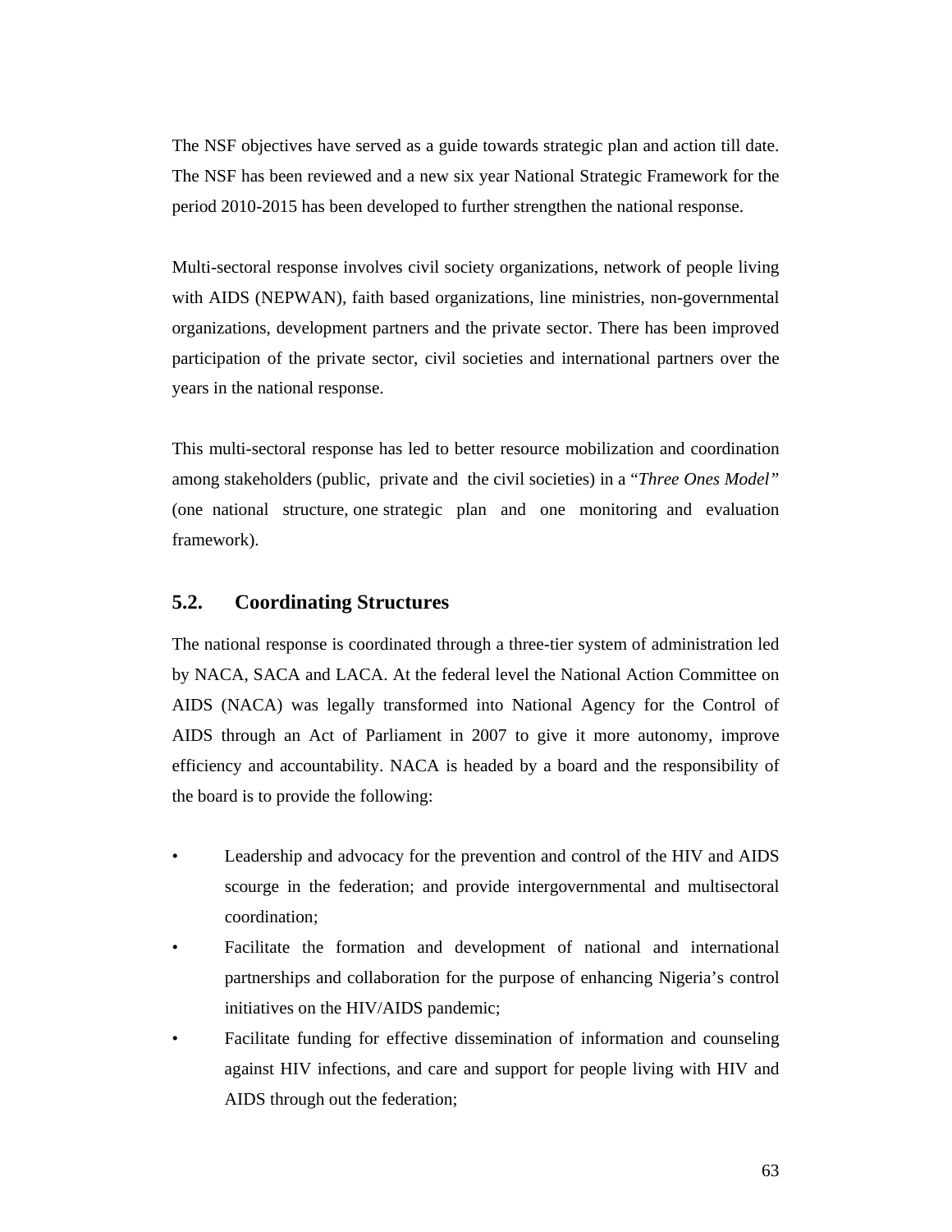The NSF objectives have served as a guide towards strategic plan and action till date. The NSF has been reviewed and a new six year National Strategic Framework for the period 2010-2015 has been developed to further strengthen the national response.

Multi-sectoral response involves civil society organizations, network of people living with AIDS (NEPWAN), faith based organizations, line ministries, non-governmental organizations, development partners and the private sector. There has been improved participation of the private sector, civil societies and international partners over the years in the national response.

This multi-sectoral response has led to better resource mobilization and coordination among stakeholders (public, private and the civil societies) in a "*Three Ones Model"* (one national structure, one strategic plan and one monitoring and evaluation framework).

## 5.2. Coordinating Structures

The national response is coordinated through a three-tier system of administration led by NACA, SACA and LACA. At the federal level the National Action Committee on AIDS (NACA) was legally transformed into National Agency for the Control of AIDS through an Act of Parliament in 2007 to give it more autonomy, improve efficiency and accountability. NACA is headed by a board and the responsibility of the board is to provide the following:

- Leadership and advocacy for the prevention and control of the HIV and AIDS scourge in the federation; and provide intergovernmental and multisectoral coordination;
- Facilitate the formation and development of national and international partnerships and collaboration for the purpose of enhancing Nigeria's control initiatives on the HIV/AIDS pandemic;
- Facilitate funding for effective dissemination of information and counseling against HIV infections, and care and support for people living with HIV and AIDS through out the federation;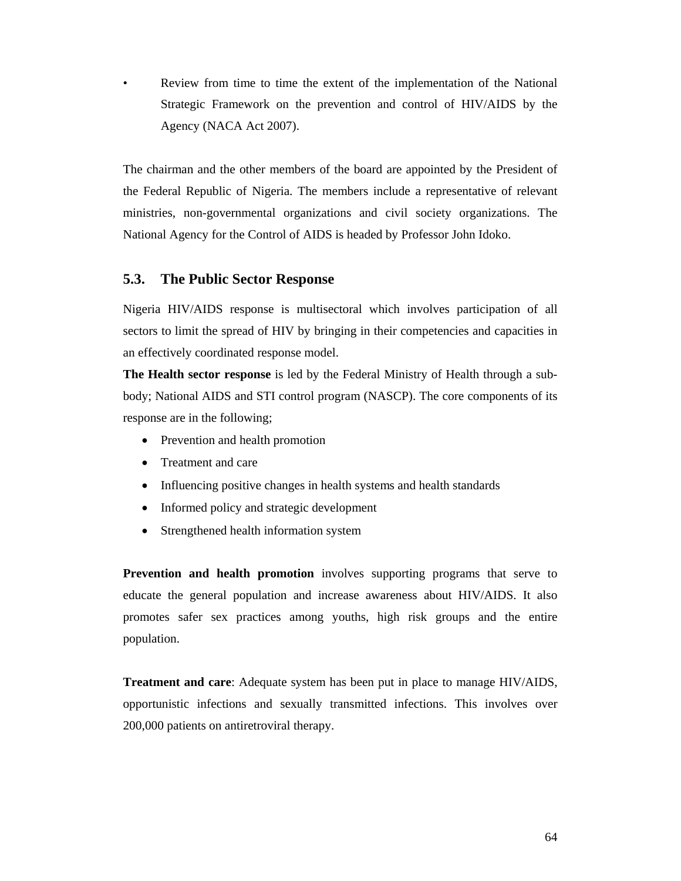- Review from time to time the extent of the implementation of the National Strategic Framework on the prevention and control of HIV/AIDS by the Agency (NACA Act 2007).

The chairman and the other members of the board are appointed by the President of the Federal Republic of Nigeria. The members include a representative of relevant ministries, non-governmental organizations and civil society organizations. The National Agency for the Control of AIDS is headed by Professor John Idoko.

## 5.3. The Public Sector Response

Nigeria HIV/AIDS response is multisectoral which involves participation of all sectors to limit the spread of HIV by bringing in their competencies and capacities in an effectively coordinated response model.

**The Health sector response** is led by the Federal Ministry of Health through a sub-body; National AIDS and STI control program (NASCP). The core components of its response are in the following;

- Prevention and health promotion
- Treatment and care
- Influencing positive changes in health systems and health standards
- Informed policy and strategic development
- Strengthened health information system

**Prevention and health promotion** involves supporting programs that serve to educate the general population and increase awareness about HIV/AIDS. It also promotes safer sex practices among youths, high risk groups and the entire population.

**Treatment and care**: Adequate system has been put in place to manage HIV/AIDS, opportunistic infections and sexually transmitted infections. This involves over 200,000 patients on antiretroviral therapy.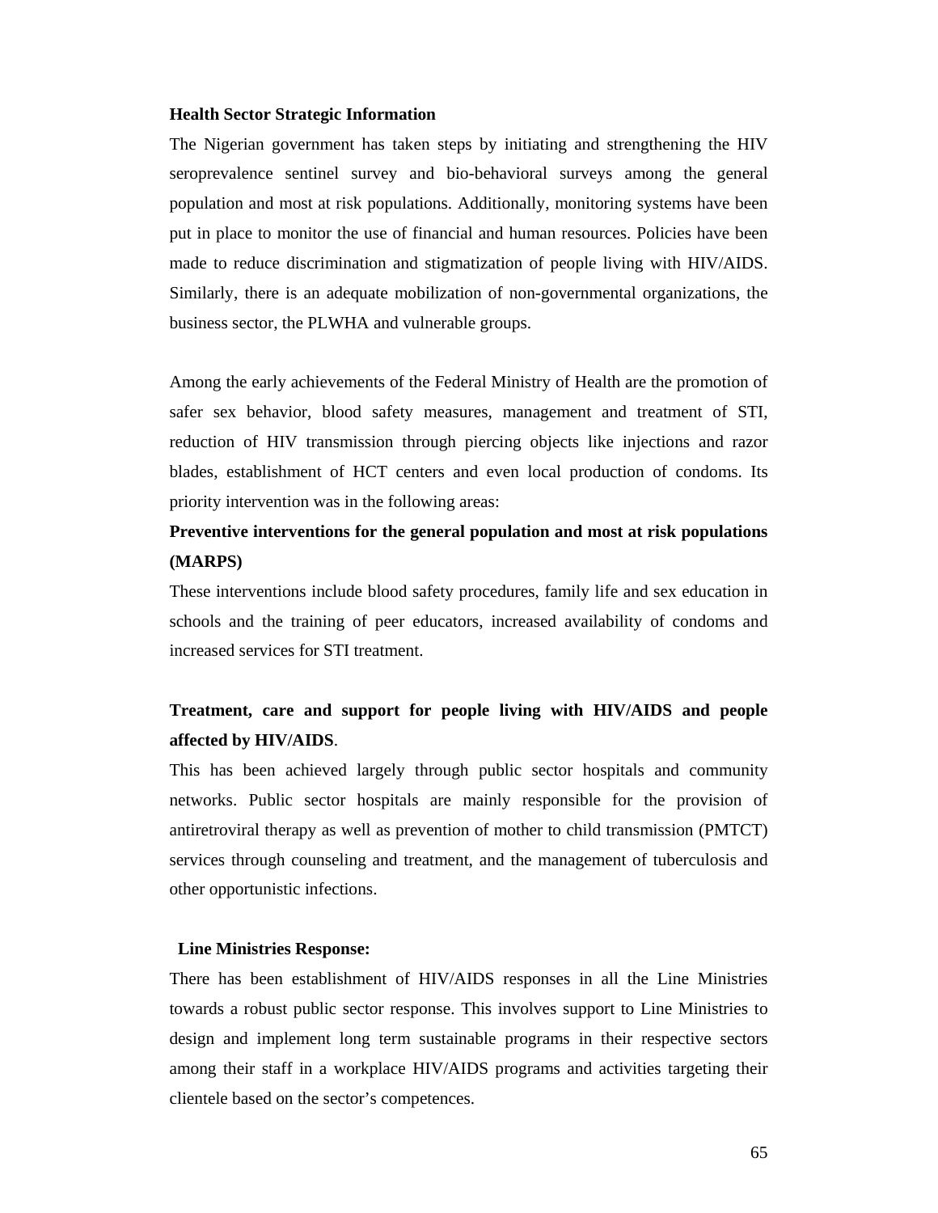**Health Sector Strategic Information**

The Nigerian government has taken steps by initiating and strengthening the HIV seroprevalence sentinel survey and bio-behavioral surveys among the general population and most at risk populations. Additionally, monitoring systems have been put in place to monitor the use of financial and human resources. Policies have been made to reduce discrimination and stigmatization of people living with HIV/AIDS. Similarly, there is an adequate mobilization of non-governmental organizations, the business sector, the PLWHA and vulnerable groups.

Among the early achievements of the Federal Ministry of Health are the promotion of safer sex behavior, blood safety measures, management and treatment of STI, reduction of HIV transmission through piercing objects like injections and razor blades, establishment of HCT centers and even local production of condoms. Its priority intervention was in the following areas:

**Preventive interventions for the general population and most at risk populations (MARPS)**

These interventions include blood safety procedures, family life and sex education in schools and the training of peer educators, increased availability of condoms and increased services for STI treatment.

**Treatment, care and support for people living with HIV/AIDS and people affected by HIV/AIDS**.

This has been achieved largely through public sector hospitals and community networks. Public sector hospitals are mainly responsible for the provision of antiretroviral therapy as well as prevention of mother to child transmission (PMTCT) services through counseling and treatment, and the management of tuberculosis and other opportunistic infections.

**Line Ministries Response:**

There has been establishment of HIV/AIDS responses in all the Line Ministries towards a robust public sector response. This involves support to Line Ministries to design and implement long term sustainable programs in their respective sectors among their staff in a workplace HIV/AIDS programs and activities targeting their clientele based on the sector's competences.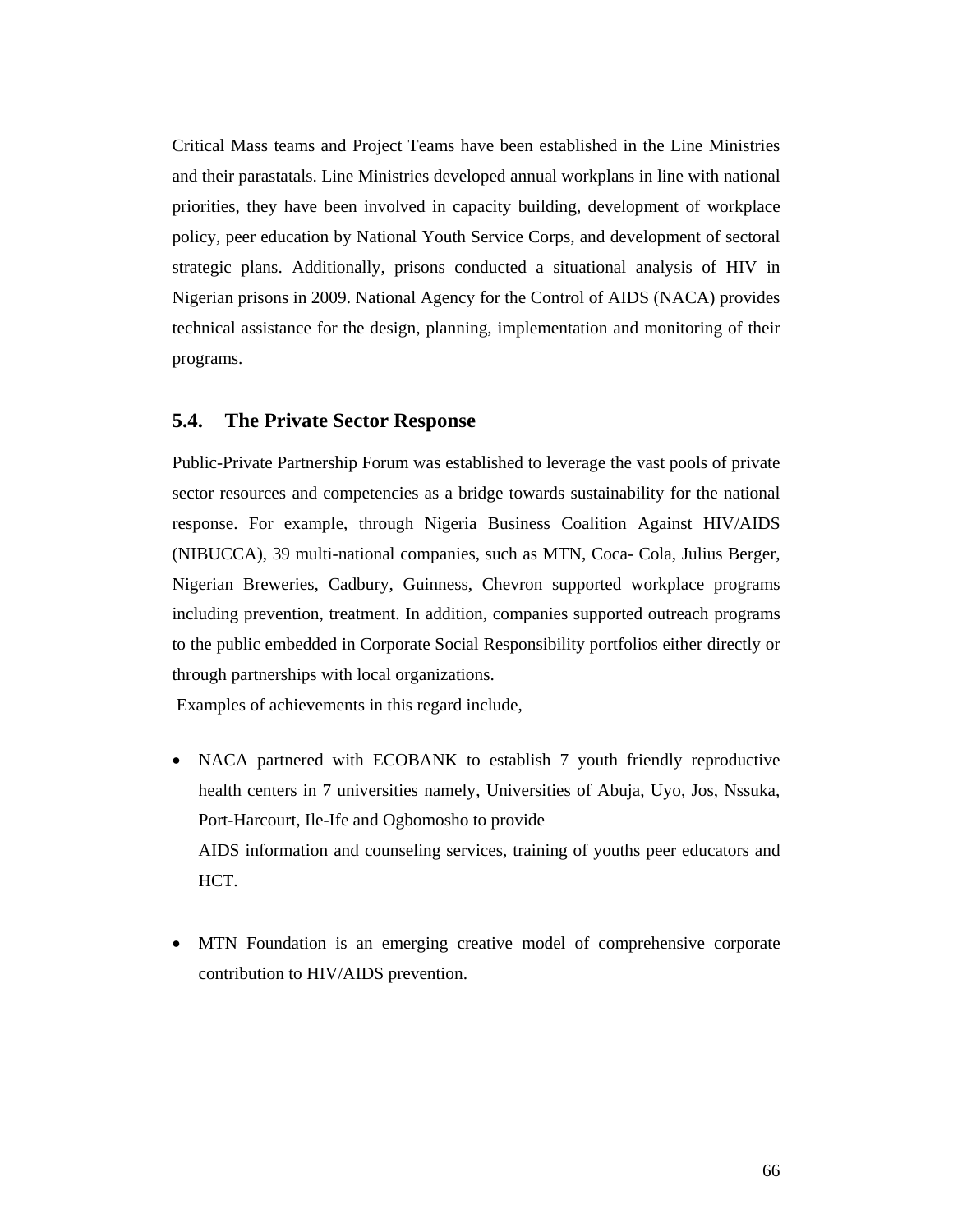Critical Mass teams and Project Teams have been established in the Line Ministries and their parastatals. Line Ministries developed annual workplans in line with national priorities, they have been involved in capacity building, development of workplace policy, peer education by National Youth Service Corps, and development of sectoral strategic plans. Additionally, prisons conducted a situational analysis of HIV in Nigerian prisons in 2009. National Agency for the Control of AIDS (NACA) provides technical assistance for the design, planning, implementation and monitoring of their programs.

## 5.4. The Private Sector Response

Public-Private Partnership Forum was established to leverage the vast pools of private sector resources and competencies as a bridge towards sustainability for the national response. For example, through Nigeria Business Coalition Against HIV/AIDS (NIBUCCA), 39 multi-national companies, such as MTN, Coca- Cola, Julius Berger, Nigerian Breweries, Cadbury, Guinness, Chevron supported workplace programs including prevention, treatment. In addition, companies supported outreach programs to the public embedded in Corporate Social Responsibility portfolios either directly or through partnerships with local organizations.

Examples of achievements in this regard include,

- NACA partnered with ECOBANK to establish 7 youth friendly reproductive health centers in 7 universities namely, Universities of Abuja, Uyo, Jos, Nssuka, Port-Harcourt, Ile-Ife and Ogbomosho to provide
  AIDS information and counseling services, training of youths peer educators and HCT.

- MTN Foundation is an emerging creative model of comprehensive corporate contribution to HIV/AIDS prevention.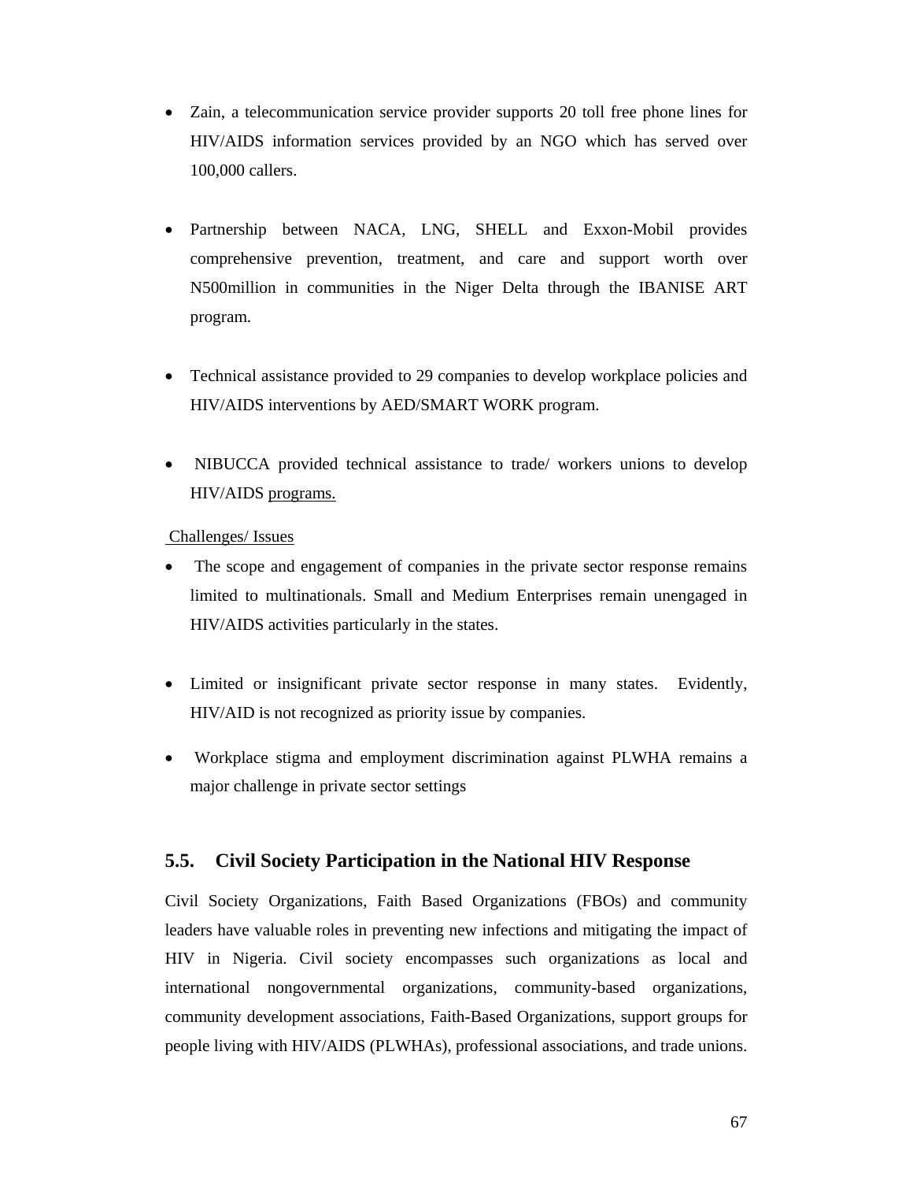- Zain, a telecommunication service provider supports 20 toll free phone lines for HIV/AIDS information services provided by an NGO which has served over 100,000 callers.

- Partnership between NACA, LNG, SHELL and Exxon-Mobil provides comprehensive prevention, treatment, and care and support worth over N500million in communities in the Niger Delta through the IBANISE ART program.

- Technical assistance provided to 29 companies to develop workplace policies and HIV/AIDS interventions by AED/SMART WORK program.

- NIBUCCA provided technical assistance to trade/ workers unions to develop HIV/AIDS programs.

Challenges/ Issues

- The scope and engagement of companies in the private sector response remains limited to multinationals. Small and Medium Enterprises remain unengaged in HIV/AIDS activities particularly in the states.

- Limited or insignificant private sector response in many states. Evidently, HIV/AID is not recognized as priority issue by companies.

- Workplace stigma and employment discrimination against PLWHA remains a major challenge in private sector settings

## 5.5. Civil Society Participation in the National HIV Response

Civil Society Organizations, Faith Based Organizations (FBOs) and community leaders have valuable roles in preventing new infections and mitigating the impact of HIV in Nigeria. Civil society encompasses such organizations as local and international nongovernmental organizations, community-based organizations, community development associations, Faith-Based Organizations, support groups for people living with HIV/AIDS (PLWHAs), professional associations, and trade unions.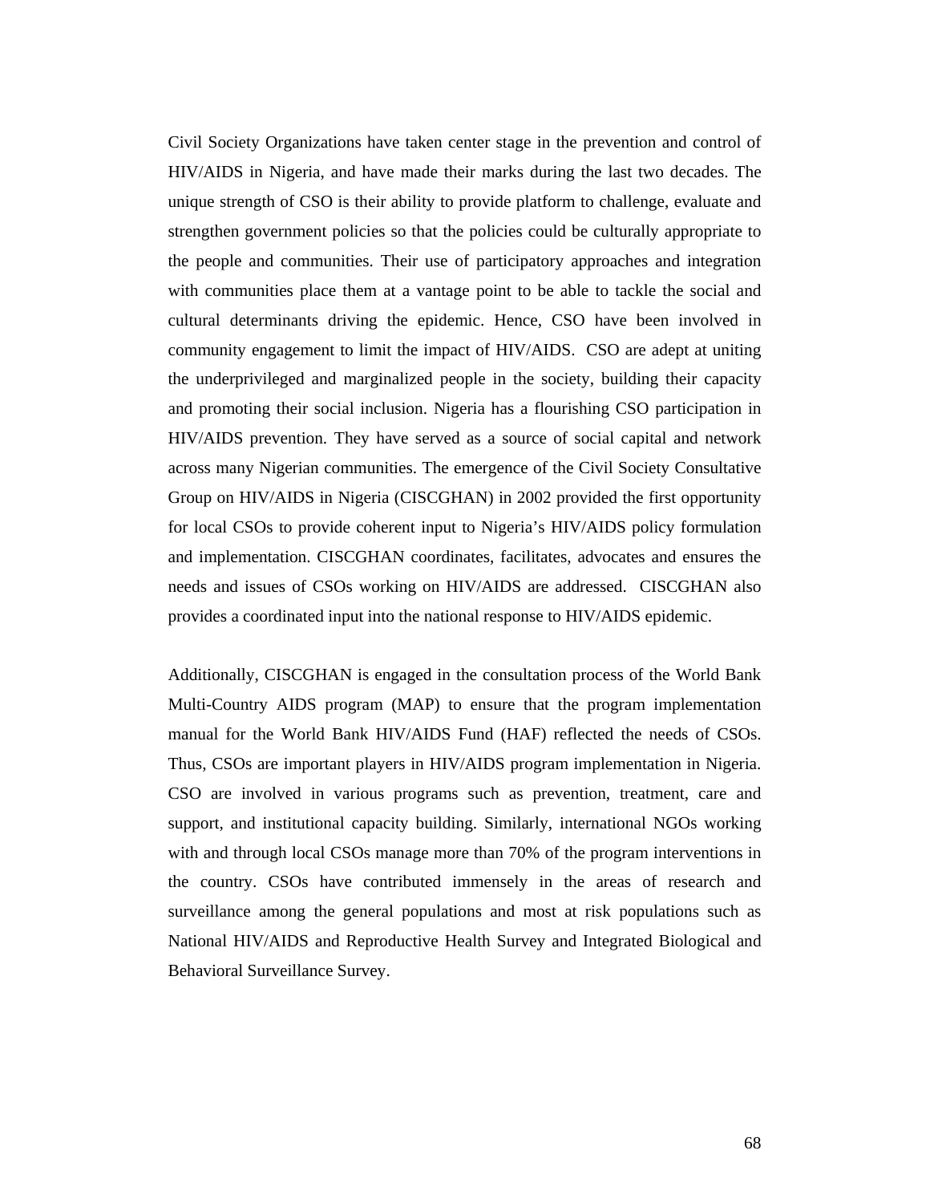Civil Society Organizations have taken center stage in the prevention and control of HIV/AIDS in Nigeria, and have made their marks during the last two decades. The unique strength of CSO is their ability to provide platform to challenge, evaluate and strengthen government policies so that the policies could be culturally appropriate to the people and communities. Their use of participatory approaches and integration with communities place them at a vantage point to be able to tackle the social and cultural determinants driving the epidemic. Hence, CSO have been involved in community engagement to limit the impact of HIV/AIDS. CSO are adept at uniting the underprivileged and marginalized people in the society, building their capacity and promoting their social inclusion. Nigeria has a flourishing CSO participation in HIV/AIDS prevention. They have served as a source of social capital and network across many Nigerian communities. The emergence of the Civil Society Consultative Group on HIV/AIDS in Nigeria (CISCGHAN) in 2002 provided the first opportunity for local CSOs to provide coherent input to Nigeria's HIV/AIDS policy formulation and implementation. CISCGHAN coordinates, facilitates, advocates and ensures the needs and issues of CSOs working on HIV/AIDS are addressed. CISCGHAN also provides a coordinated input into the national response to HIV/AIDS epidemic.

Additionally, CISCGHAN is engaged in the consultation process of the World Bank Multi-Country AIDS program (MAP) to ensure that the program implementation manual for the World Bank HIV/AIDS Fund (HAF) reflected the needs of CSOs. Thus, CSOs are important players in HIV/AIDS program implementation in Nigeria. CSO are involved in various programs such as prevention, treatment, care and support, and institutional capacity building. Similarly, international NGOs working with and through local CSOs manage more than 70% of the program interventions in the country. CSOs have contributed immensely in the areas of research and surveillance among the general populations and most at risk populations such as National HIV/AIDS and Reproductive Health Survey and Integrated Biological and Behavioral Surveillance Survey.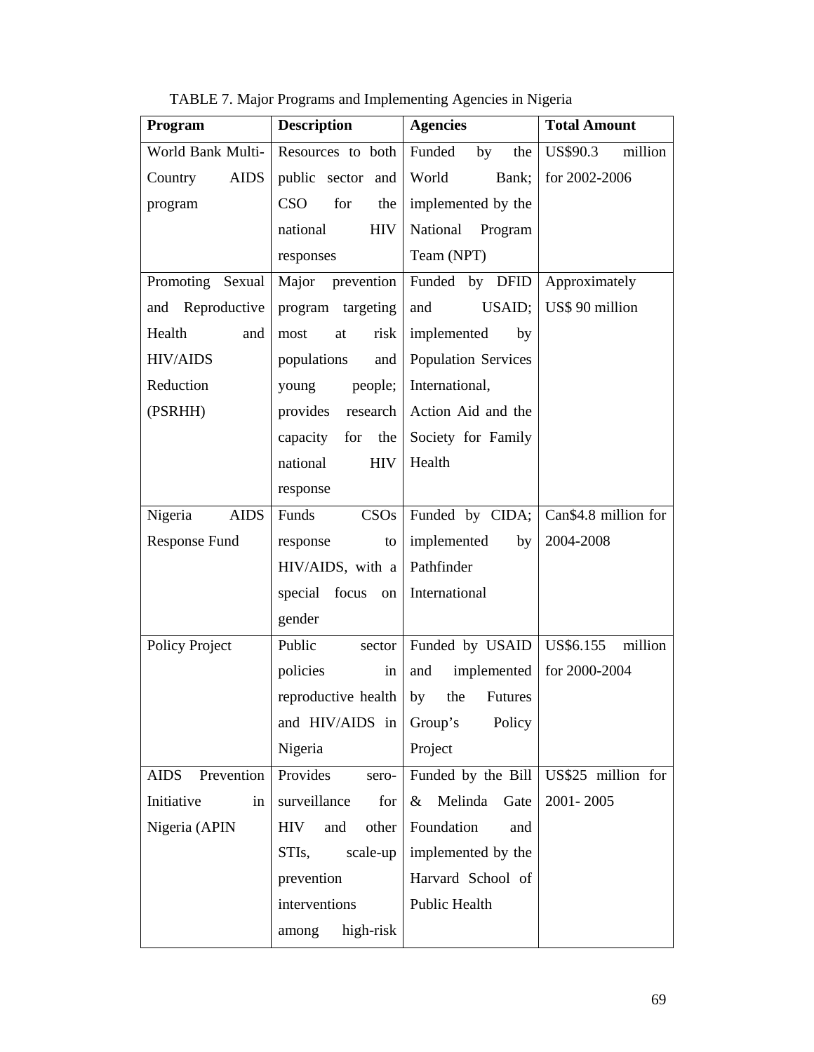TABLE 7. Major Programs and Implementing Agencies in Nigeria

| Program | Description | Agencies | Total Amount |
|---|---|---|---|
| World Bank Multi-Country AIDS program | Resources to both public sector and CSO for the national HIV responses | Funded by the World Bank; implemented by the National Program Team (NPT) | US$90.3 million for 2002-2006 |
| Promoting Sexual and Reproductive Health and HIV/AIDS Reduction (PSRHH) | Major prevention program targeting most at risk populations and young people; provides research capacity for the national HIV response | Funded by DFID and USAID; implemented by Population Services International, Action Aid and the Society for Family Health | Approximately US$ 90 million |
| Nigeria AIDS Response Fund | Funds CSOs response to HIV/AIDS, with a special focus on gender | Funded by CIDA; implemented by Pathfinder International | Can$4.8 million for 2004-2008 |
| Policy Project | Public sector policies in reproductive health and HIV/AIDS in Nigeria | Funded by USAID and implemented by the Futures Group's Policy Project | US$6.155 million for 2000-2004 |
| AIDS Prevention Initiative in Nigeria (APIN | Provides sero-surveillance for HIV and other STIs, scale-up prevention interventions among high-risk | Funded by the Bill & Melinda Gate Foundation and implemented by the Harvard School of Public Health | US$25 million for 2001- 2005 |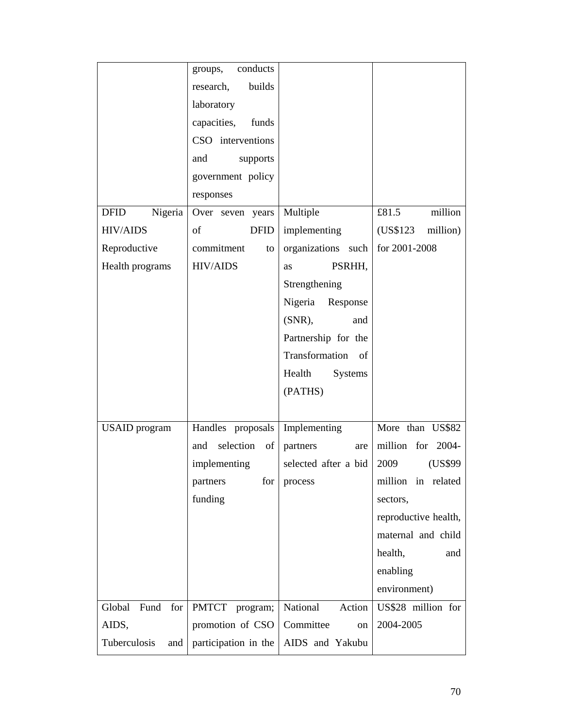| | groups, conducts research, builds laboratory capacities, funds CSO interventions and supports government policy responses | | |
|---|---|---|---|
| DFID Nigeria HIV/AIDS Reproductive Health programs | Over seven years of DFID commitment to HIV/AIDS | Multiple implementing organizations such as PSRHH, Strengthening Nigeria Response (SNR), and Partnership for the Transformation of Health Systems (PATHS) | £81.5 million (US$123 million) for 2001-2008 |
| USAID program | Handles proposals and selection of implementing partners for funding | Implementing partners are selected after a bid process | More than US$82 million for 2004-2009 (US$99 million in related sectors, reproductive health, maternal and child health, and enabling environment) |
| Global Fund for AIDS, Tuberculosis and | PMTCT program; promotion of CSO participation in the | National Action Committee on AIDS and Yakubu | US$28 million for 2004-2005 |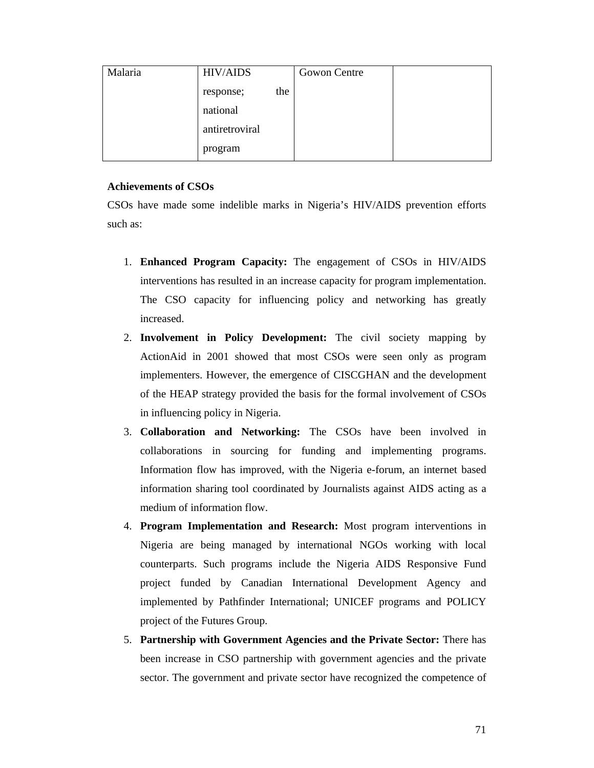| Malaria | HIV/AIDS response; the national antiretroviral program | Gowon Centre | |
|---|---|---|---|

**Achievements of CSOs**

CSOs have made some indelible marks in Nigeria's HIV/AIDS prevention efforts such as:

1. **Enhanced Program Capacity:** The engagement of CSOs in HIV/AIDS interventions has resulted in an increase capacity for program implementation. The CSO capacity for influencing policy and networking has greatly increased.
2. **Involvement in Policy Development:** The civil society mapping by ActionAid in 2001 showed that most CSOs were seen only as program implementers. However, the emergence of CISCGHAN and the development of the HEAP strategy provided the basis for the formal involvement of CSOs in influencing policy in Nigeria.
3. **Collaboration and Networking:** The CSOs have been involved in collaborations in sourcing for funding and implementing programs. Information flow has improved, with the Nigeria e-forum, an internet based information sharing tool coordinated by Journalists against AIDS acting as a medium of information flow.
4. **Program Implementation and Research:** Most program interventions in Nigeria are being managed by international NGOs working with local counterparts. Such programs include the Nigeria AIDS Responsive Fund project funded by Canadian International Development Agency and implemented by Pathfinder International; UNICEF programs and POLICY project of the Futures Group.
5. **Partnership with Government Agencies and the Private Sector:** There has been increase in CSO partnership with government agencies and the private sector. The government and private sector have recognized the competence of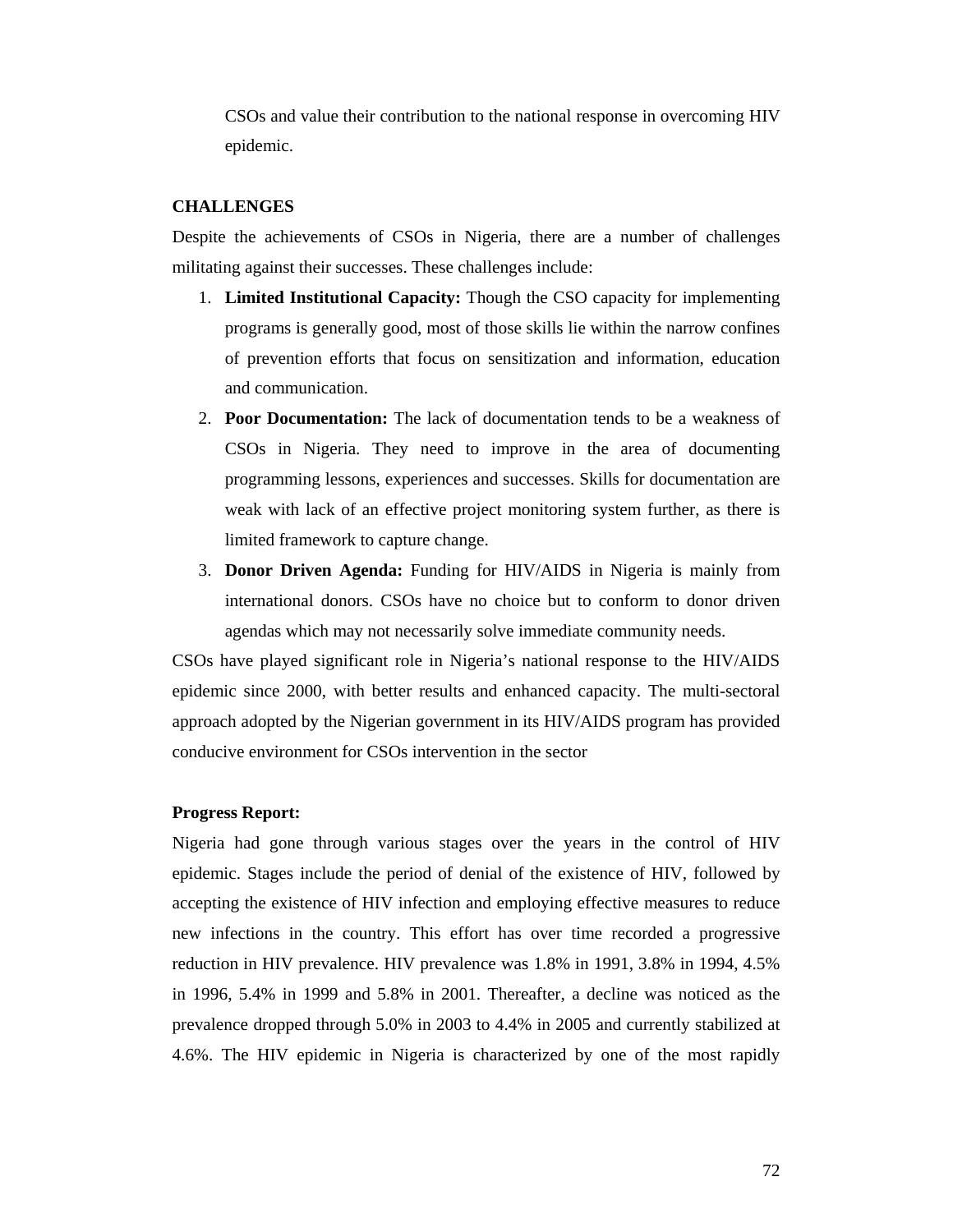CSOs and value their contribution to the national response in overcoming HIV epidemic.

**CHALLENGES**

Despite the achievements of CSOs in Nigeria, there are a number of challenges militating against their successes. These challenges include:

1. **Limited Institutional Capacity:** Though the CSO capacity for implementing programs is generally good, most of those skills lie within the narrow confines of prevention efforts that focus on sensitization and information, education and communication.
2. **Poor Documentation:** The lack of documentation tends to be a weakness of CSOs in Nigeria. They need to improve in the area of documenting programming lessons, experiences and successes. Skills for documentation are weak with lack of an effective project monitoring system further, as there is limited framework to capture change.
3. **Donor Driven Agenda:** Funding for HIV/AIDS in Nigeria is mainly from international donors. CSOs have no choice but to conform to donor driven agendas which may not necessarily solve immediate community needs.

CSOs have played significant role in Nigeria's national response to the HIV/AIDS epidemic since 2000, with better results and enhanced capacity. The multi-sectoral approach adopted by the Nigerian government in its HIV/AIDS program has provided conducive environment for CSOs intervention in the sector

**Progress Report:**

Nigeria had gone through various stages over the years in the control of HIV epidemic. Stages include the period of denial of the existence of HIV, followed by accepting the existence of HIV infection and employing effective measures to reduce new infections in the country. This effort has over time recorded a progressive reduction in HIV prevalence. HIV prevalence was 1.8% in 1991, 3.8% in 1994, 4.5% in 1996, 5.4% in 1999 and 5.8% in 2001. Thereafter, a decline was noticed as the prevalence dropped through 5.0% in 2003 to 4.4% in 2005 and currently stabilized at 4.6%. The HIV epidemic in Nigeria is characterized by one of the most rapidly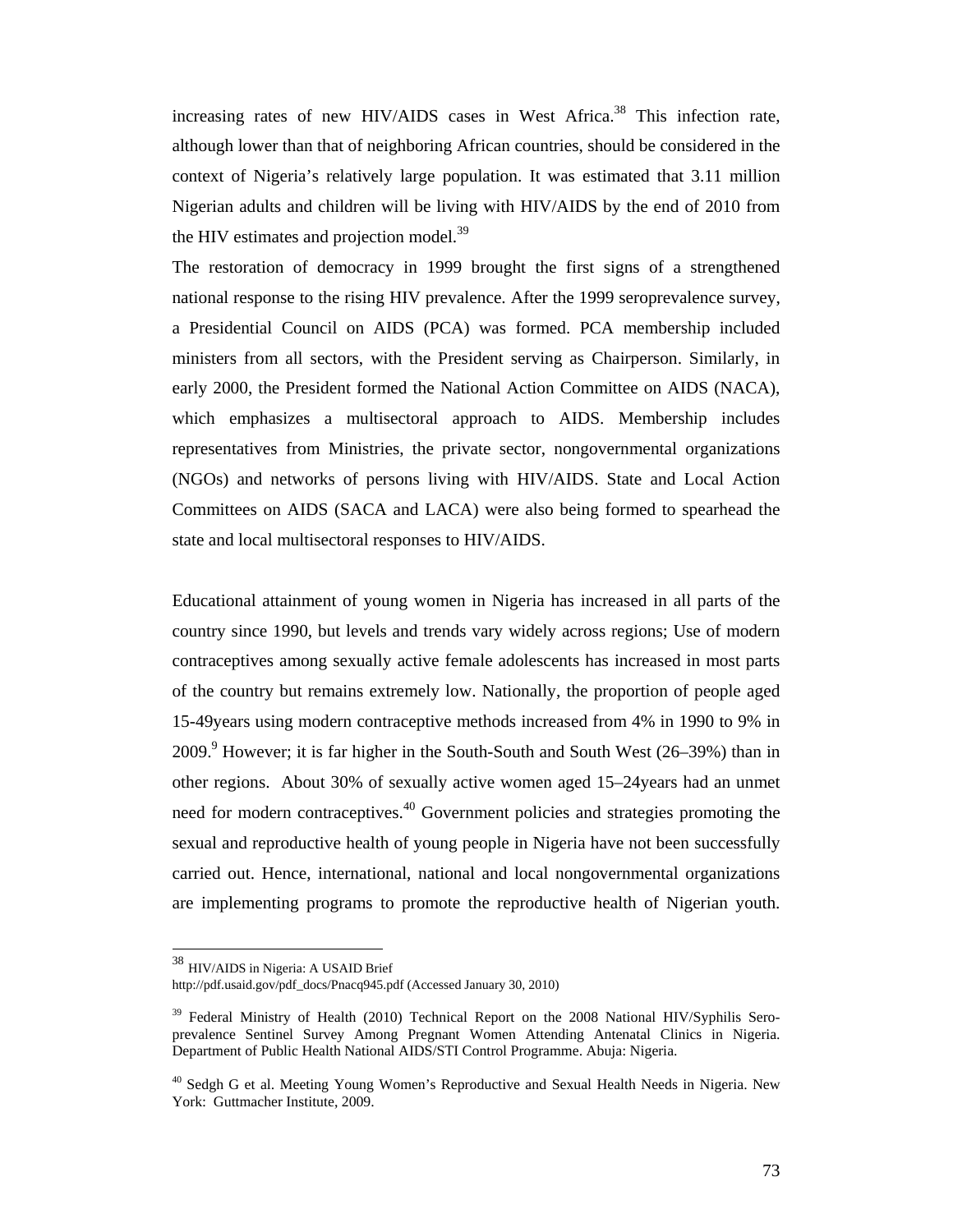increasing rates of new HIV/AIDS cases in West Africa.[38] This infection rate, although lower than that of neighboring African countries, should be considered in the context of Nigeria's relatively large population. It was estimated that 3.11 million Nigerian adults and children will be living with HIV/AIDS by the end of 2010 from the HIV estimates and projection model.[39]

The restoration of democracy in 1999 brought the first signs of a strengthened national response to the rising HIV prevalence. After the 1999 seroprevalence survey, a Presidential Council on AIDS (PCA) was formed. PCA membership included ministers from all sectors, with the President serving as Chairperson. Similarly, in early 2000, the President formed the National Action Committee on AIDS (NACA), which emphasizes a multisectoral approach to AIDS. Membership includes representatives from Ministries, the private sector, nongovernmental organizations (NGOs) and networks of persons living with HIV/AIDS. State and Local Action Committees on AIDS (SACA and LACA) were also being formed to spearhead the state and local multisectoral responses to HIV/AIDS.

Educational attainment of young women in Nigeria has increased in all parts of the country since 1990, but levels and trends vary widely across regions; Use of modern contraceptives among sexually active female adolescents has increased in most parts of the country but remains extremely low. Nationally, the proportion of people aged 15-49years using modern contraceptive methods increased from 4% in 1990 to 9% in 2009.[9] However; it is far higher in the South-South and South West (26–39%) than in other regions. About 30% of sexually active women aged 15–24years had an unmet need for modern contraceptives.[40] Government policies and strategies promoting the sexual and reproductive health of young people in Nigeria have not been successfully carried out. Hence, international, national and local nongovernmental organizations are implementing programs to promote the reproductive health of Nigerian youth.

---

[38] HIV/AIDS in Nigeria: A USAID Brief
http://pdf.usaid.gov/pdf_docs/Pnacq945.pdf (Accessed January 30, 2010)

[39] Federal Ministry of Health (2010) Technical Report on the 2008 National HIV/Syphilis Sero-prevalence Sentinel Survey Among Pregnant Women Attending Antenatal Clinics in Nigeria. Department of Public Health National AIDS/STI Control Programme. Abuja: Nigeria.

[40] Sedgh G et al. Meeting Young Women's Reproductive and Sexual Health Needs in Nigeria. New York: Guttmacher Institute, 2009.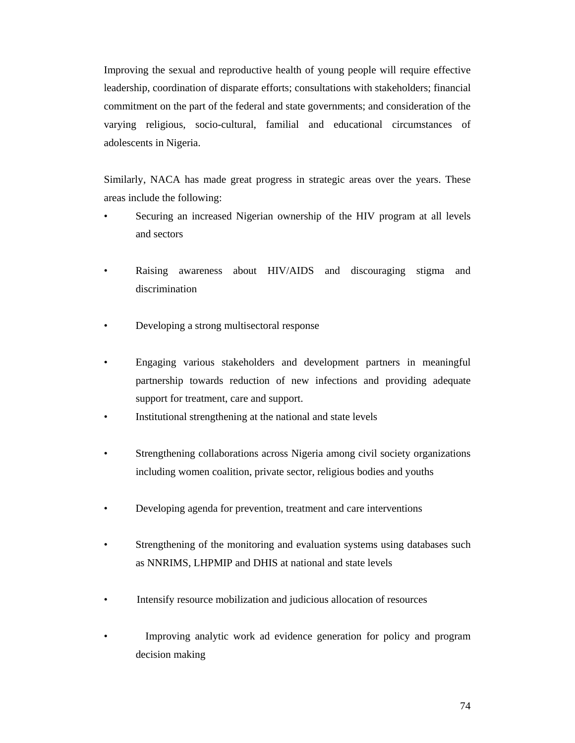Improving the sexual and reproductive health of young people will require effective leadership, coordination of disparate efforts; consultations with stakeholders; financial commitment on the part of the federal and state governments; and consideration of the varying religious, socio-cultural, familial and educational circumstances of adolescents in Nigeria.

Similarly, NACA has made great progress in strategic areas over the years. These areas include the following:

- Securing an increased Nigerian ownership of the HIV program at all levels and sectors
- Raising awareness about HIV/AIDS and discouraging stigma and discrimination
- Developing a strong multisectoral response
- Engaging various stakeholders and development partners in meaningful partnership towards reduction of new infections and providing adequate support for treatment, care and support.
- Institutional strengthening at the national and state levels
- Strengthening collaborations across Nigeria among civil society organizations including women coalition, private sector, religious bodies and youths
- Developing agenda for prevention, treatment and care interventions
- Strengthening of the monitoring and evaluation systems using databases such as NNRIMS, LHPMIP and DHIS at national and state levels
- Intensify resource mobilization and judicious allocation of resources
- Improving analytic work ad evidence generation for policy and program decision making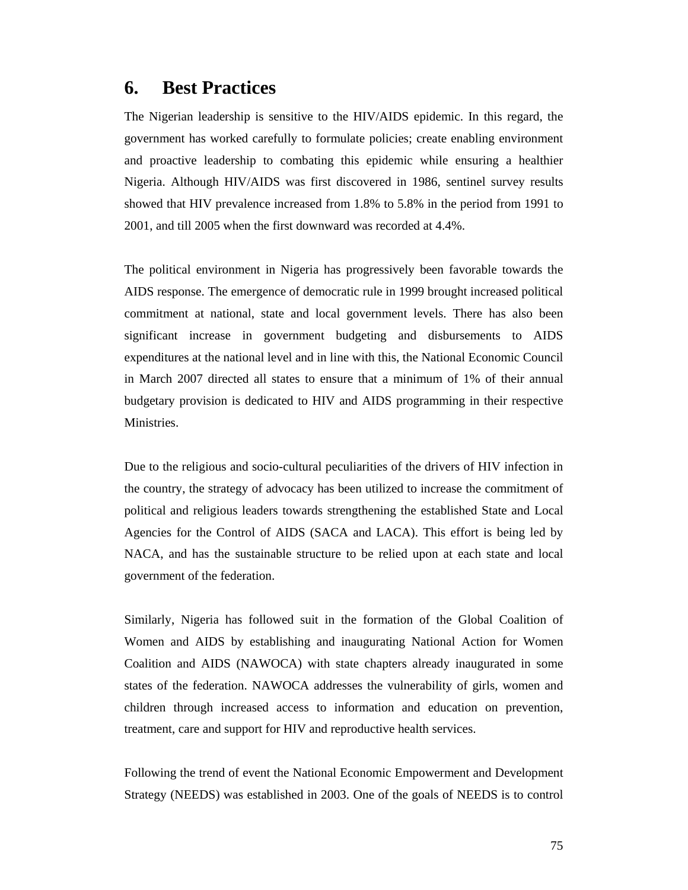# 6. Best Practices

The Nigerian leadership is sensitive to the HIV/AIDS epidemic. In this regard, the government has worked carefully to formulate policies; create enabling environment and proactive leadership to combating this epidemic while ensuring a healthier Nigeria. Although HIV/AIDS was first discovered in 1986, sentinel survey results showed that HIV prevalence increased from 1.8% to 5.8% in the period from 1991 to 2001, and till 2005 when the first downward was recorded at 4.4%.

The political environment in Nigeria has progressively been favorable towards the AIDS response. The emergence of democratic rule in 1999 brought increased political commitment at national, state and local government levels. There has also been significant increase in government budgeting and disbursements to AIDS expenditures at the national level and in line with this, the National Economic Council in March 2007 directed all states to ensure that a minimum of 1% of their annual budgetary provision is dedicated to HIV and AIDS programming in their respective Ministries.

Due to the religious and socio-cultural peculiarities of the drivers of HIV infection in the country, the strategy of advocacy has been utilized to increase the commitment of political and religious leaders towards strengthening the established State and Local Agencies for the Control of AIDS (SACA and LACA). This effort is being led by NACA, and has the sustainable structure to be relied upon at each state and local government of the federation.

Similarly, Nigeria has followed suit in the formation of the Global Coalition of Women and AIDS by establishing and inaugurating National Action for Women Coalition and AIDS (NAWOCA) with state chapters already inaugurated in some states of the federation. NAWOCA addresses the vulnerability of girls, women and children through increased access to information and education on prevention, treatment, care and support for HIV and reproductive health services.

Following the trend of event the National Economic Empowerment and Development Strategy (NEEDS) was established in 2003. One of the goals of NEEDS is to control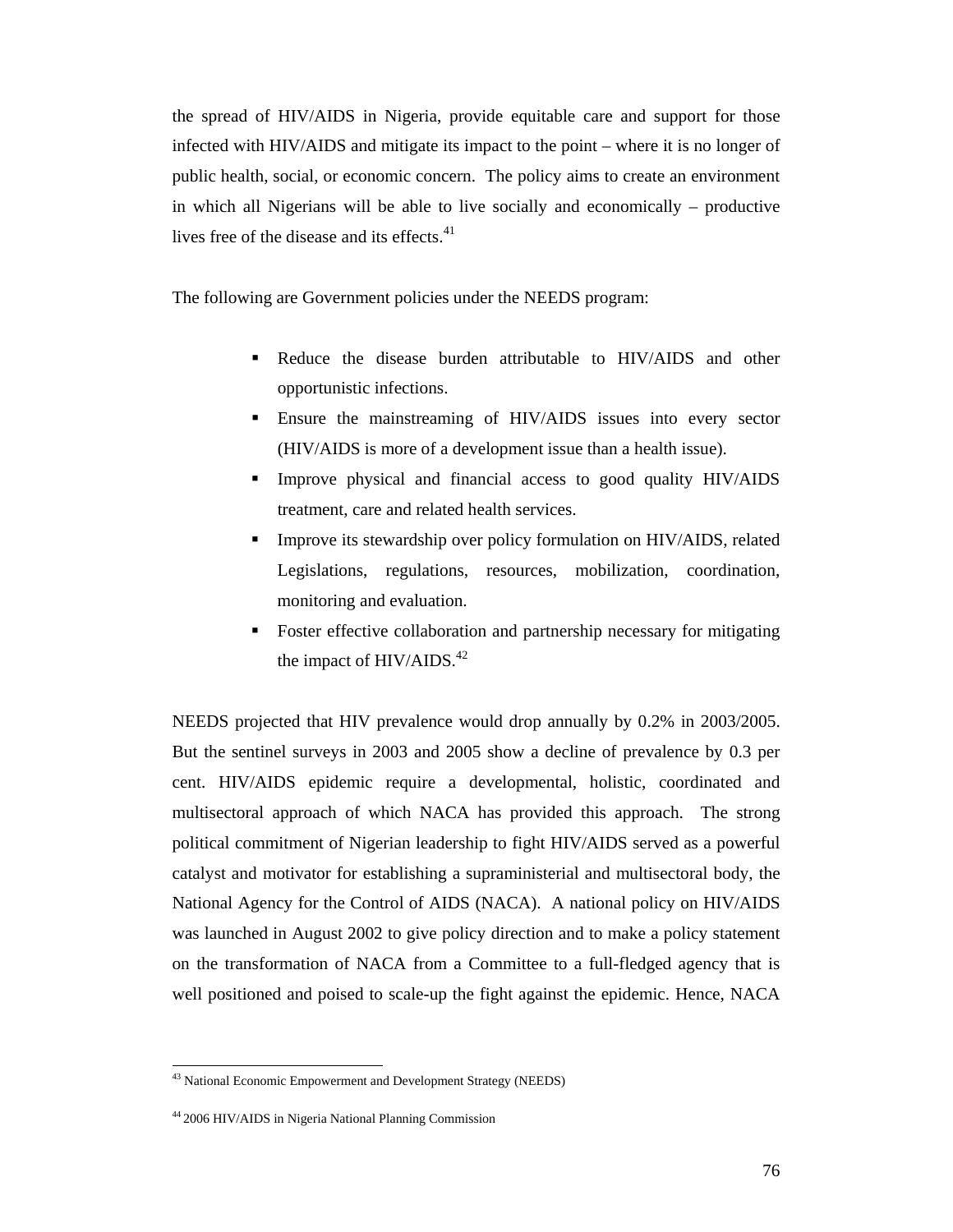the spread of HIV/AIDS in Nigeria, provide equitable care and support for those infected with HIV/AIDS and mitigate its impact to the point – where it is no longer of public health, social, or economic concern. The policy aims to create an environment in which all Nigerians will be able to live socially and economically – productive lives free of the disease and its effects.[41]

The following are Government policies under the NEEDS program:

- Reduce the disease burden attributable to HIV/AIDS and other opportunistic infections.
- Ensure the mainstreaming of HIV/AIDS issues into every sector (HIV/AIDS is more of a development issue than a health issue).
- Improve physical and financial access to good quality HIV/AIDS treatment, care and related health services.
- Improve its stewardship over policy formulation on HIV/AIDS, related Legislations, regulations, resources, mobilization, coordination, monitoring and evaluation.
- Foster effective collaboration and partnership necessary for mitigating the impact of HIV/AIDS.[42]

NEEDS projected that HIV prevalence would drop annually by 0.2% in 2003/2005. But the sentinel surveys in 2003 and 2005 show a decline of prevalence by 0.3 per cent. HIV/AIDS epidemic require a developmental, holistic, coordinated and multisectoral approach of which NACA has provided this approach. The strong political commitment of Nigerian leadership to fight HIV/AIDS served as a powerful catalyst and motivator for establishing a supraministerial and multisectoral body, the National Agency for the Control of AIDS (NACA). A national policy on HIV/AIDS was launched in August 2002 to give policy direction and to make a policy statement on the transformation of NACA from a Committee to a full-fledged agency that is well positioned and poised to scale-up the fight against the epidemic. Hence, NACA

---

[43] National Economic Empowerment and Development Strategy (NEEDS)

[44] 2006 HIV/AIDS in Nigeria National Planning Commission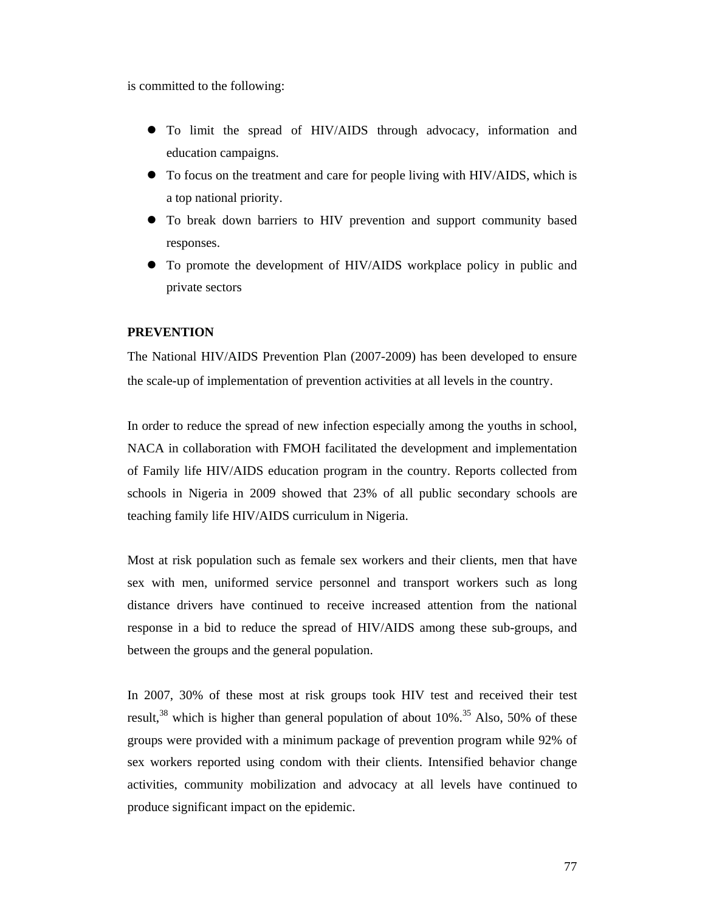is committed to the following:

- To limit the spread of HIV/AIDS through advocacy, information and education campaigns.
- To focus on the treatment and care for people living with HIV/AIDS, which is a top national priority.
- To break down barriers to HIV prevention and support community based responses.
- To promote the development of HIV/AIDS workplace policy in public and private sectors

**PREVENTION**

The National HIV/AIDS Prevention Plan (2007-2009) has been developed to ensure the scale-up of implementation of prevention activities at all levels in the country.

In order to reduce the spread of new infection especially among the youths in school, NACA in collaboration with FMOH facilitated the development and implementation of Family life HIV/AIDS education program in the country. Reports collected from schools in Nigeria in 2009 showed that 23% of all public secondary schools are teaching family life HIV/AIDS curriculum in Nigeria.

Most at risk population such as female sex workers and their clients, men that have sex with men, uniformed service personnel and transport workers such as long distance drivers have continued to receive increased attention from the national response in a bid to reduce the spread of HIV/AIDS among these sub-groups, and between the groups and the general population.

In 2007, 30% of these most at risk groups took HIV test and received their test result,[38] which is higher than general population of about 10%.[35] Also, 50% of these groups were provided with a minimum package of prevention program while 92% of sex workers reported using condom with their clients. Intensified behavior change activities, community mobilization and advocacy at all levels have continued to produce significant impact on the epidemic.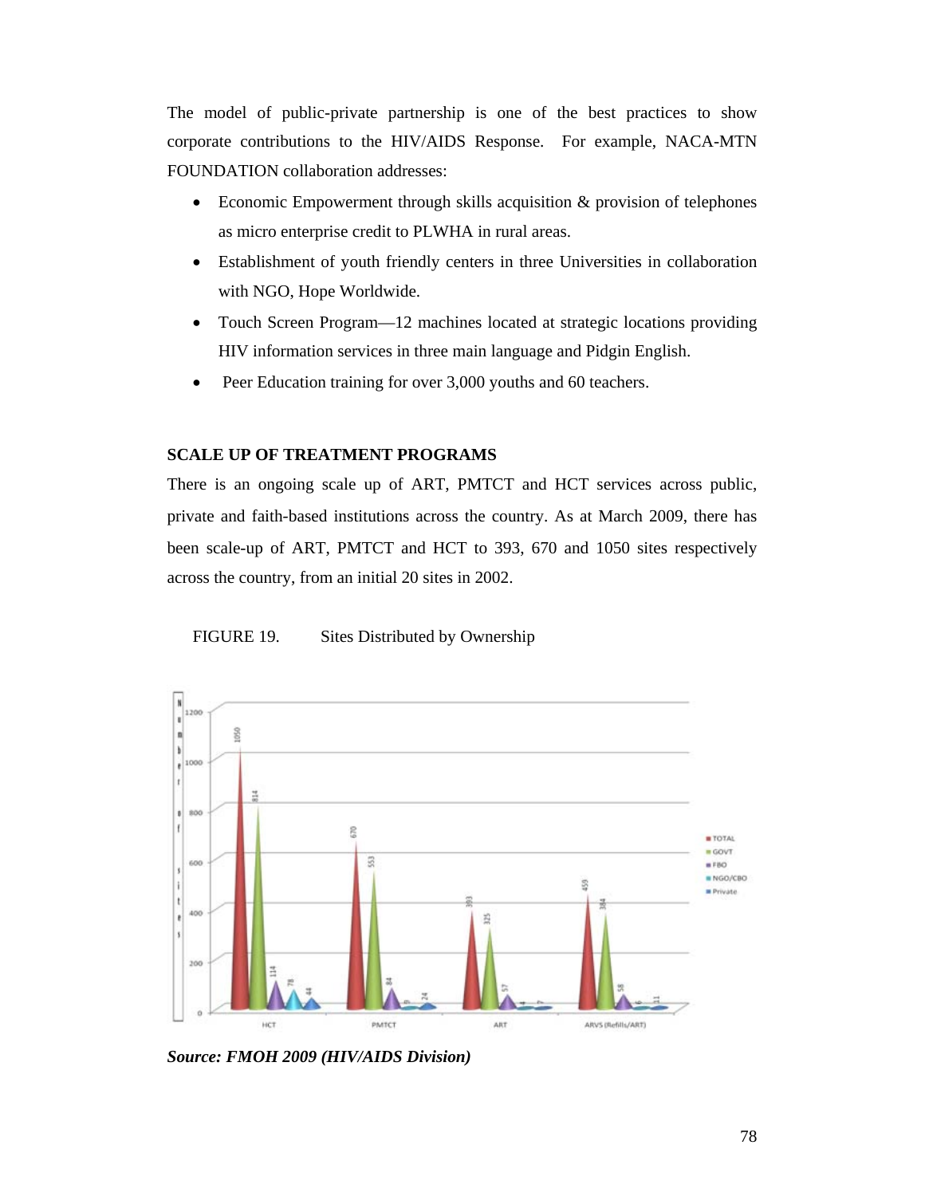The model of public-private partnership is one of the best practices to show corporate contributions to the HIV/AIDS Response. For example, NACA-MTN FOUNDATION collaboration addresses:

- Economic Empowerment through skills acquisition & provision of telephones as micro enterprise credit to PLWHA in rural areas.
- Establishment of youth friendly centers in three Universities in collaboration with NGO, Hope Worldwide.
- Touch Screen Program—12 machines located at strategic locations providing HIV information services in three main language and Pidgin English.
- Peer Education training for over 3,000 youths and 60 teachers.

### SCALE UP OF TREATMENT PROGRAMS

There is an ongoing scale up of ART, PMTCT and HCT services across public, private and faith-based institutions across the country. As at March 2009, there has been scale-up of ART, PMTCT and HCT to 393, 670 and 1050 sites respectively across the country, from an initial 20 sites in 2002.

FIGURE 19. Sites Distributed by Ownership

| | TOTAL | GOVT | FBO | NGO/CBO | Private |
|---|---|---|---|---|---|
| HCT | 1050 | 814 | 114 | 78 | 44 |
| PMTCT | 670 | 553 | 84 | 9 | 24 |
| ART | 393 | 325 | 57 | 4 | 7 |
| ARVS (Refills/ART) | 459 | 384 | 58 | 6 | 11 |

***Source: FMOH 2009 (HIV/AIDS Division)***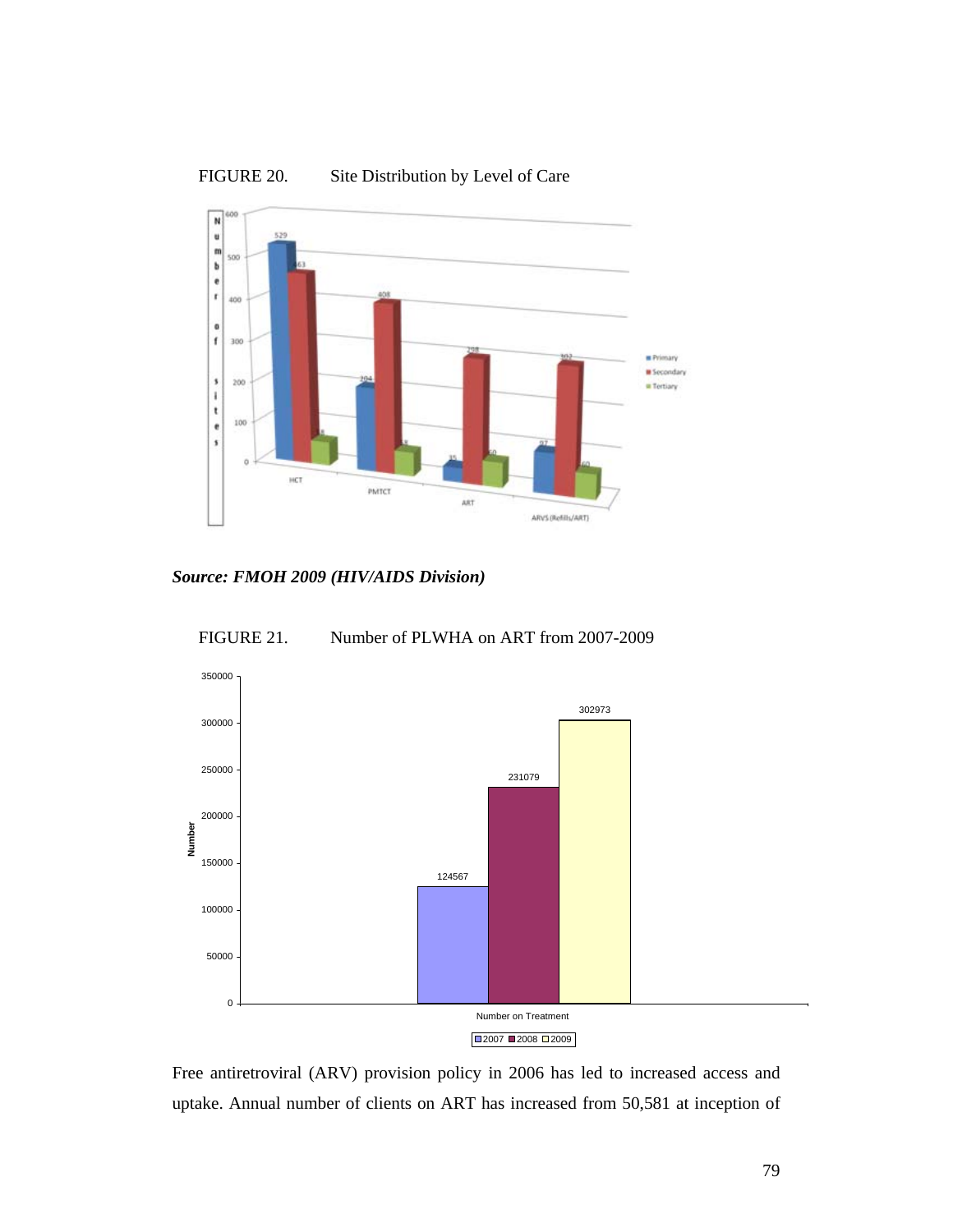FIGURE 20. Site Distribution by Level of Care

***Source: FMOH 2009 (HIV/AIDS Division)***

FIGURE 21. Number of PLWHA on ART from 2007-2009

Free antiretroviral (ARV) provision policy in 2006 has led to increased access and uptake. Annual number of clients on ART has increased from 50,581 at inception of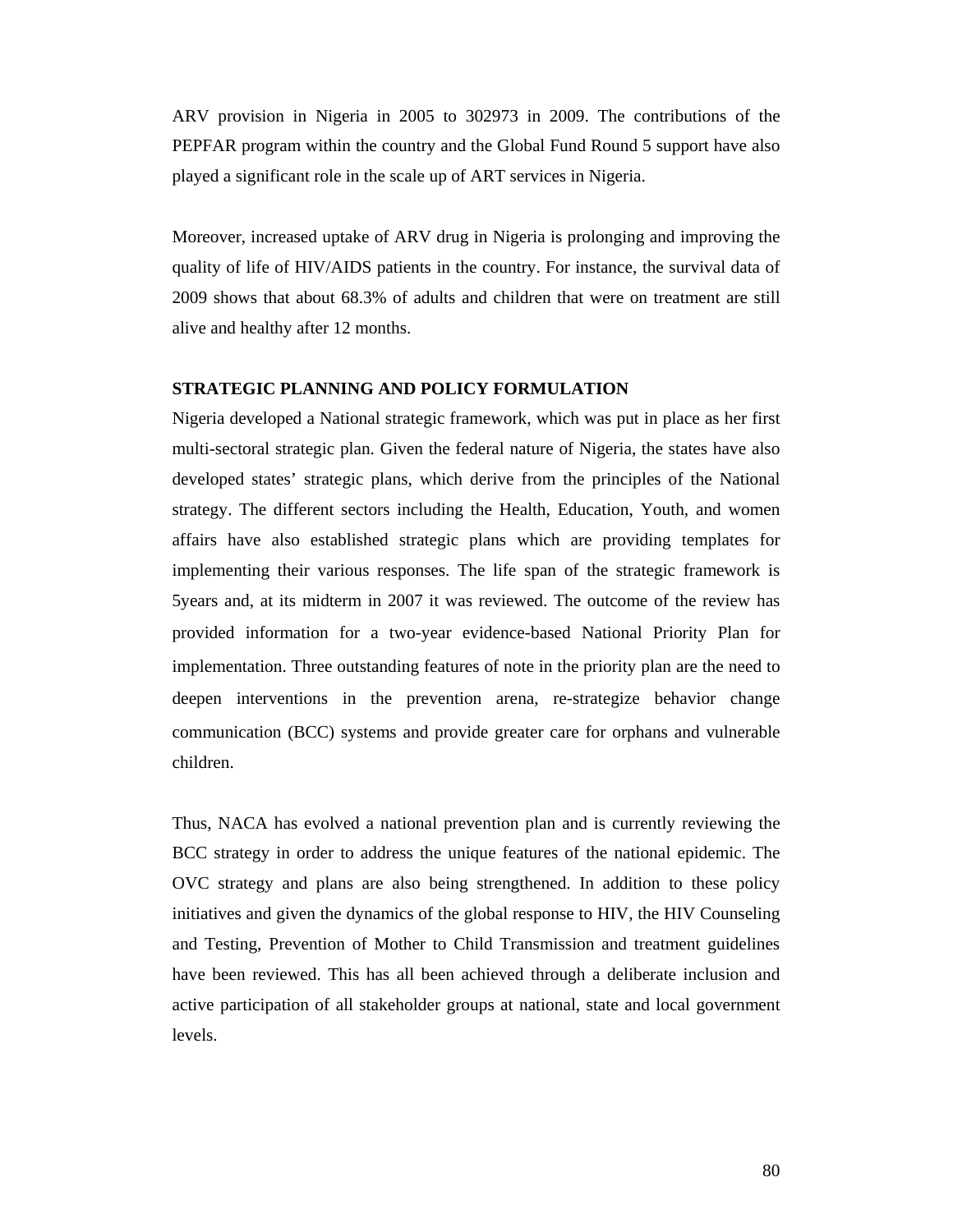ARV provision in Nigeria in 2005 to 302973 in 2009. The contributions of the PEPFAR program within the country and the Global Fund Round 5 support have also played a significant role in the scale up of ART services in Nigeria.

Moreover, increased uptake of ARV drug in Nigeria is prolonging and improving the quality of life of HIV/AIDS patients in the country. For instance, the survival data of 2009 shows that about 68.3% of adults and children that were on treatment are still alive and healthy after 12 months.

## STRATEGIC PLANNING AND POLICY FORMULATION

Nigeria developed a National strategic framework, which was put in place as her first multi-sectoral strategic plan. Given the federal nature of Nigeria, the states have also developed states' strategic plans, which derive from the principles of the National strategy. The different sectors including the Health, Education, Youth, and women affairs have also established strategic plans which are providing templates for implementing their various responses. The life span of the strategic framework is 5years and, at its midterm in 2007 it was reviewed. The outcome of the review has provided information for a two-year evidence-based National Priority Plan for implementation. Three outstanding features of note in the priority plan are the need to deepen interventions in the prevention arena, re-strategize behavior change communication (BCC) systems and provide greater care for orphans and vulnerable children.

Thus, NACA has evolved a national prevention plan and is currently reviewing the BCC strategy in order to address the unique features of the national epidemic. The OVC strategy and plans are also being strengthened. In addition to these policy initiatives and given the dynamics of the global response to HIV, the HIV Counseling and Testing, Prevention of Mother to Child Transmission and treatment guidelines have been reviewed. This has all been achieved through a deliberate inclusion and active participation of all stakeholder groups at national, state and local government levels.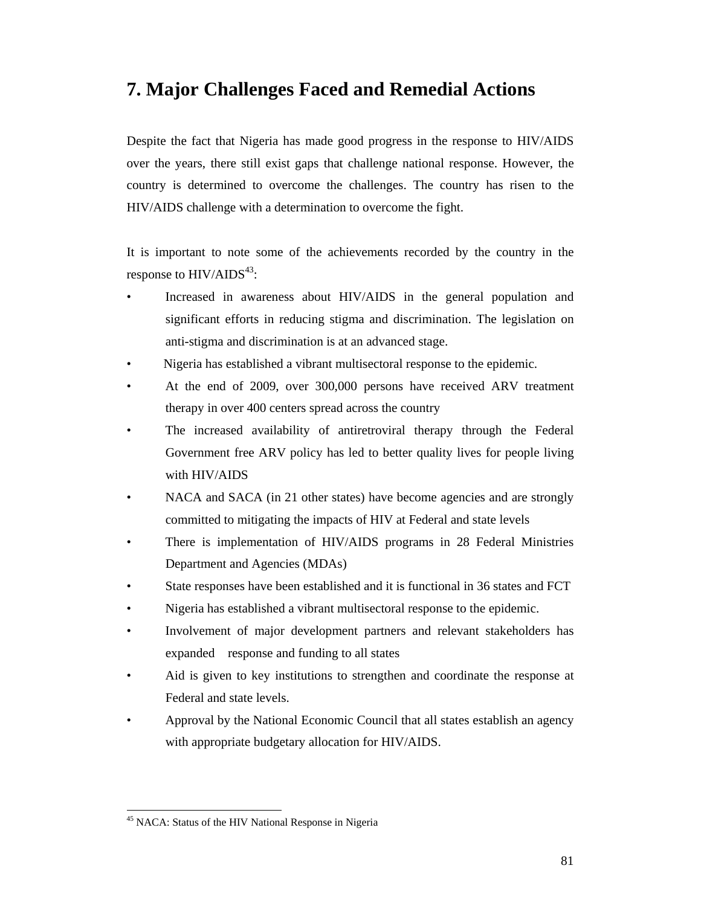# 7. Major Challenges Faced and Remedial Actions

Despite the fact that Nigeria has made good progress in the response to HIV/AIDS over the years, there still exist gaps that challenge national response. However, the country is determined to overcome the challenges. The country has risen to the HIV/AIDS challenge with a determination to overcome the fight.

It is important to note some of the achievements recorded by the country in the response to HIV/AIDS[43]:

- Increased in awareness about HIV/AIDS in the general population and significant efforts in reducing stigma and discrimination. The legislation on anti-stigma and discrimination is at an advanced stage.
- Nigeria has established a vibrant multisectoral response to the epidemic.
- At the end of 2009, over 300,000 persons have received ARV treatment therapy in over 400 centers spread across the country
- The increased availability of antiretroviral therapy through the Federal Government free ARV policy has led to better quality lives for people living with HIV/AIDS
- NACA and SACA (in 21 other states) have become agencies and are strongly committed to mitigating the impacts of HIV at Federal and state levels
- There is implementation of HIV/AIDS programs in 28 Federal Ministries Department and Agencies (MDAs)
- State responses have been established and it is functional in 36 states and FCT
- Nigeria has established a vibrant multisectoral response to the epidemic.
- Involvement of major development partners and relevant stakeholders has expanded response and funding to all states
- Aid is given to key institutions to strengthen and coordinate the response at Federal and state levels.
- Approval by the National Economic Council that all states establish an agency with appropriate budgetary allocation for HIV/AIDS.

---

[45] NACA: Status of the HIV National Response in Nigeria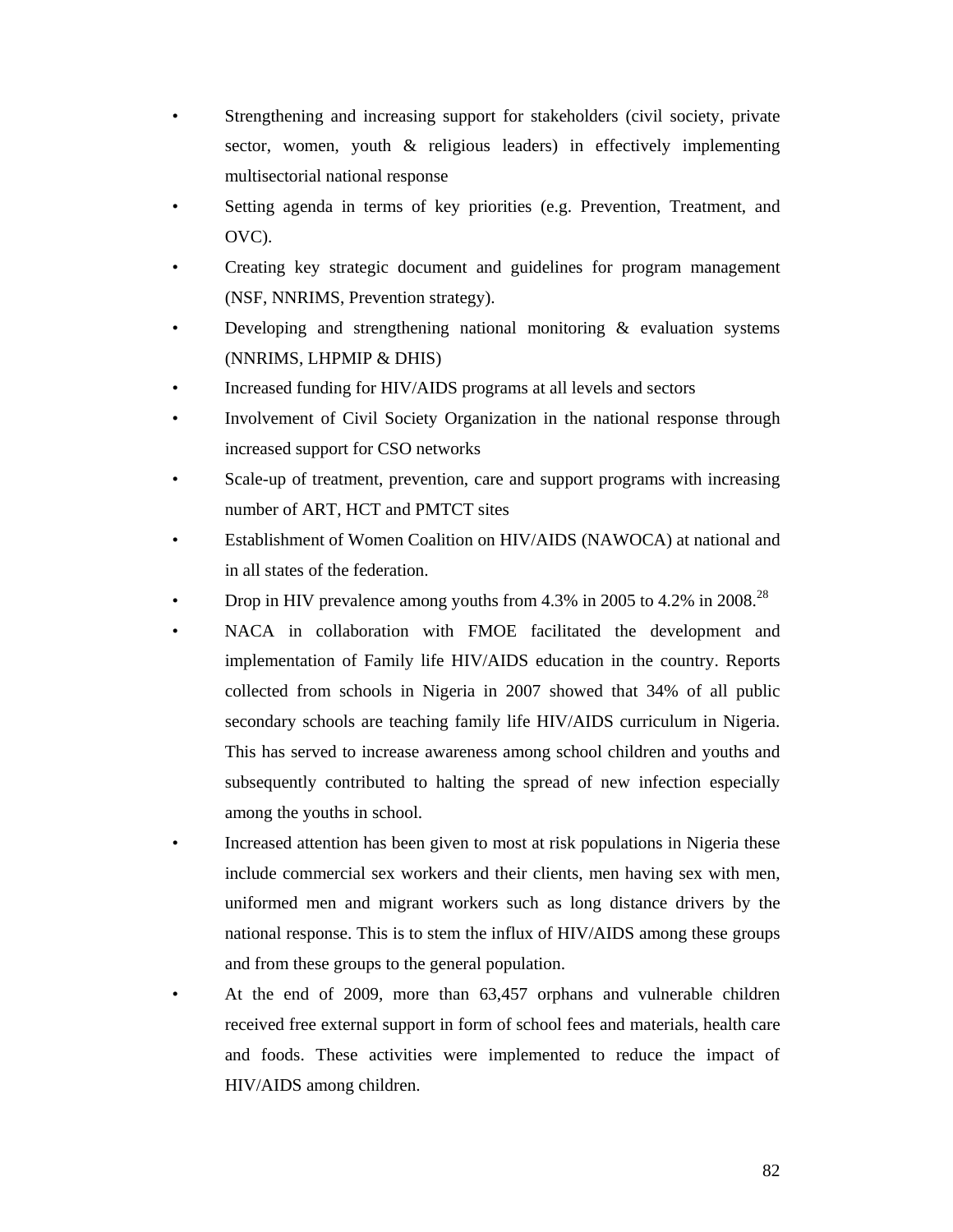- Strengthening and increasing support for stakeholders (civil society, private sector, women, youth & religious leaders) in effectively implementing multisectorial national response
- Setting agenda in terms of key priorities (e.g. Prevention, Treatment, and OVC).
- Creating key strategic document and guidelines for program management (NSF, NNRIMS, Prevention strategy).
- Developing and strengthening national monitoring & evaluation systems (NNRIMS, LHPMIP & DHIS)
- Increased funding for HIV/AIDS programs at all levels and sectors
- Involvement of Civil Society Organization in the national response through increased support for CSO networks
- Scale-up of treatment, prevention, care and support programs with increasing number of ART, HCT and PMTCT sites
- Establishment of Women Coalition on HIV/AIDS (NAWOCA) at national and in all states of the federation.
- Drop in HIV prevalence among youths from 4.3% in 2005 to 4.2% in 2008.[28]
- NACA in collaboration with FMOE facilitated the development and implementation of Family life HIV/AIDS education in the country. Reports collected from schools in Nigeria in 2007 showed that 34% of all public secondary schools are teaching family life HIV/AIDS curriculum in Nigeria. This has served to increase awareness among school children and youths and subsequently contributed to halting the spread of new infection especially among the youths in school.
- Increased attention has been given to most at risk populations in Nigeria these include commercial sex workers and their clients, men having sex with men, uniformed men and migrant workers such as long distance drivers by the national response. This is to stem the influx of HIV/AIDS among these groups and from these groups to the general population.
- At the end of 2009, more than 63,457 orphans and vulnerable children received free external support in form of school fees and materials, health care and foods. These activities were implemented to reduce the impact of HIV/AIDS among children.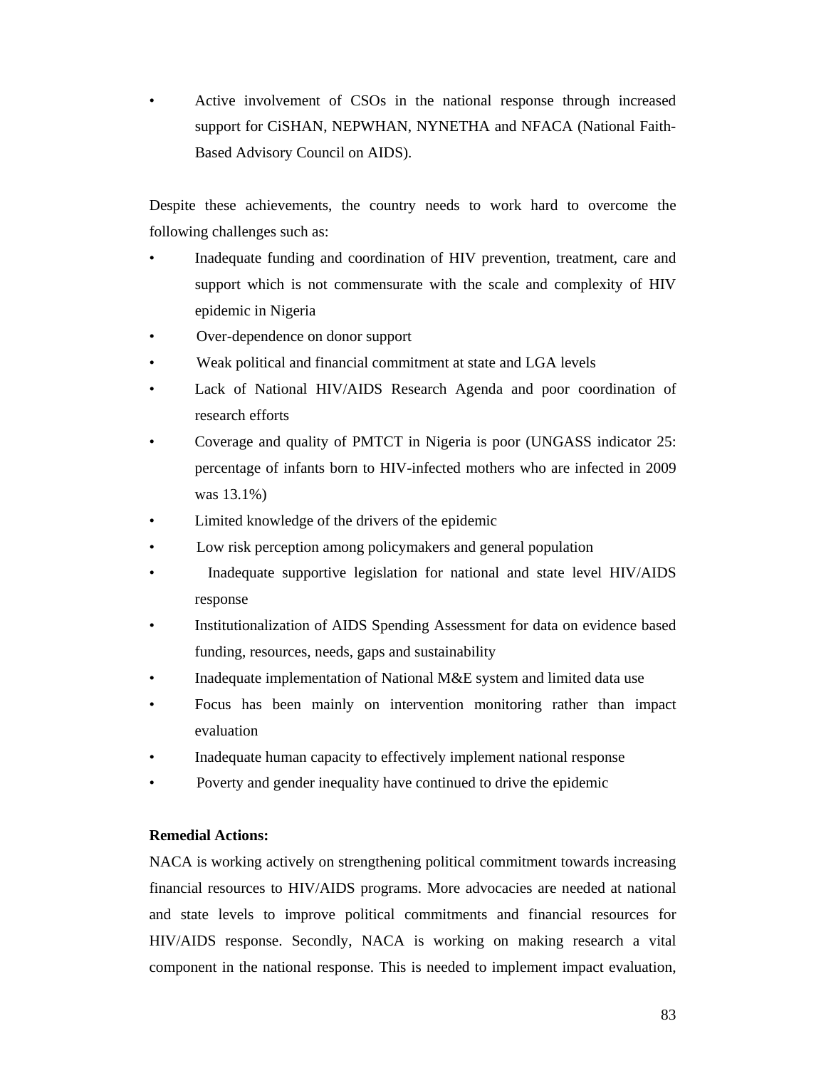- Active involvement of CSOs in the national response through increased support for CiSHAN, NEPWHAN, NYNETHA and NFACA (National Faith-Based Advisory Council on AIDS).

Despite these achievements, the country needs to work hard to overcome the following challenges such as:

- Inadequate funding and coordination of HIV prevention, treatment, care and support which is not commensurate with the scale and complexity of HIV epidemic in Nigeria
- Over-dependence on donor support
- Weak political and financial commitment at state and LGA levels
- Lack of National HIV/AIDS Research Agenda and poor coordination of research efforts
- Coverage and quality of PMTCT in Nigeria is poor (UNGASS indicator 25: percentage of infants born to HIV-infected mothers who are infected in 2009 was 13.1%)
- Limited knowledge of the drivers of the epidemic
- Low risk perception among policymakers and general population
- Inadequate supportive legislation for national and state level HIV/AIDS response
- Institutionalization of AIDS Spending Assessment for data on evidence based funding, resources, needs, gaps and sustainability
- Inadequate implementation of National M&E system and limited data use
- Focus has been mainly on intervention monitoring rather than impact evaluation
- Inadequate human capacity to effectively implement national response
- Poverty and gender inequality have continued to drive the epidemic

**Remedial Actions:**

NACA is working actively on strengthening political commitment towards increasing financial resources to HIV/AIDS programs. More advocacies are needed at national and state levels to improve political commitments and financial resources for HIV/AIDS response. Secondly, NACA is working on making research a vital component in the national response. This is needed to implement impact evaluation,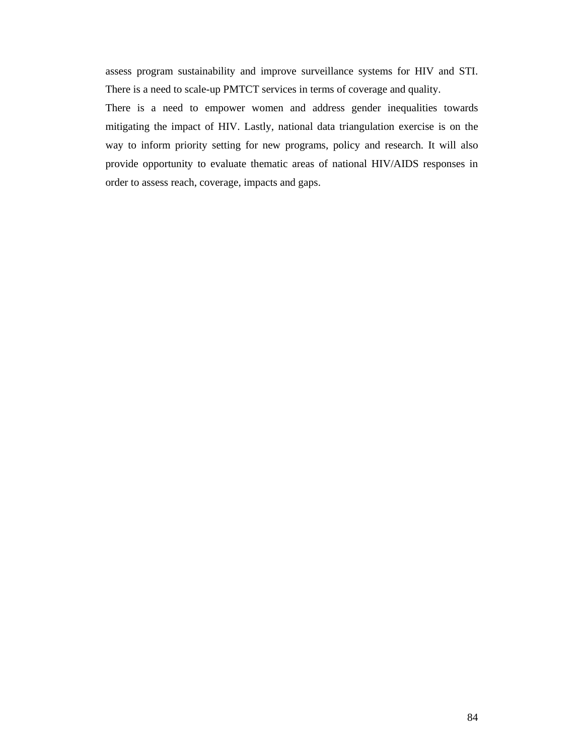assess program sustainability and improve surveillance systems for HIV and STI. There is a need to scale-up PMTCT services in terms of coverage and quality.

There is a need to empower women and address gender inequalities towards mitigating the impact of HIV. Lastly, national data triangulation exercise is on the way to inform priority setting for new programs, policy and research. It will also provide opportunity to evaluate thematic areas of national HIV/AIDS responses in order to assess reach, coverage, impacts and gaps.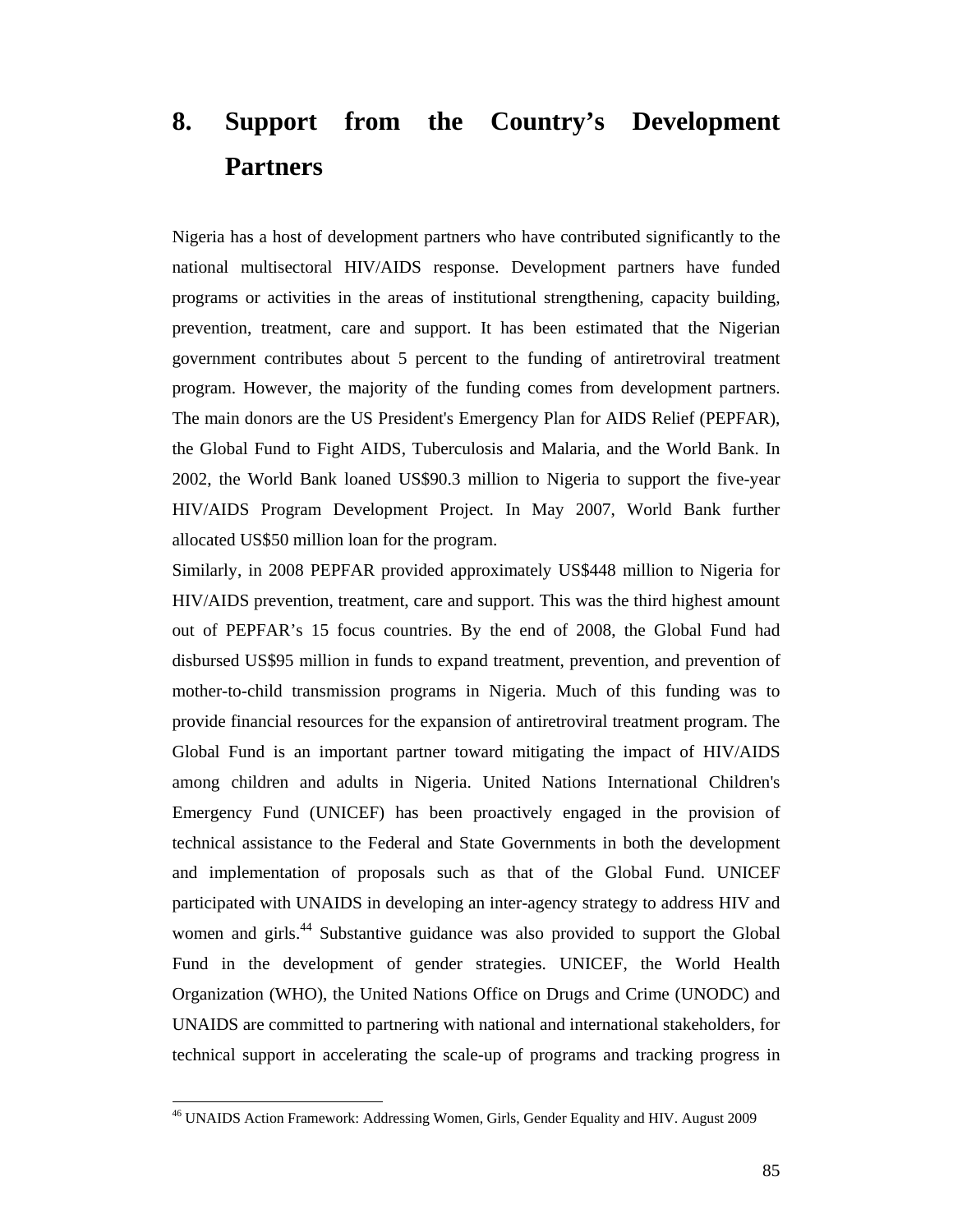# 8. Support from the Country's Development Partners

Nigeria has a host of development partners who have contributed significantly to the national multisectoral HIV/AIDS response. Development partners have funded programs or activities in the areas of institutional strengthening, capacity building, prevention, treatment, care and support. It has been estimated that the Nigerian government contributes about 5 percent to the funding of antiretroviral treatment program. However, the majority of the funding comes from development partners. The main donors are the US President's Emergency Plan for AIDS Relief (PEPFAR), the Global Fund to Fight AIDS, Tuberculosis and Malaria, and the World Bank. In 2002, the World Bank loaned US$90.3 million to Nigeria to support the five-year HIV/AIDS Program Development Project. In May 2007, World Bank further allocated US$50 million loan for the program.

Similarly, in 2008 PEPFAR provided approximately US$448 million to Nigeria for HIV/AIDS prevention, treatment, care and support. This was the third highest amount out of PEPFAR's 15 focus countries. By the end of 2008, the Global Fund had disbursed US$95 million in funds to expand treatment, prevention, and prevention of mother-to-child transmission programs in Nigeria. Much of this funding was to provide financial resources for the expansion of antiretroviral treatment program. The Global Fund is an important partner toward mitigating the impact of HIV/AIDS among children and adults in Nigeria. United Nations International Children's Emergency Fund (UNICEF) has been proactively engaged in the provision of technical assistance to the Federal and State Governments in both the development and implementation of proposals such as that of the Global Fund. UNICEF participated with UNAIDS in developing an inter-agency strategy to address HIV and women and girls.[44] Substantive guidance was also provided to support the Global Fund in the development of gender strategies. UNICEF, the World Health Organization (WHO), the United Nations Office on Drugs and Crime (UNODC) and UNAIDS are committed to partnering with national and international stakeholders, for technical support in accelerating the scale-up of programs and tracking progress in

[46] UNAIDS Action Framework: Addressing Women, Girls, Gender Equality and HIV. August 2009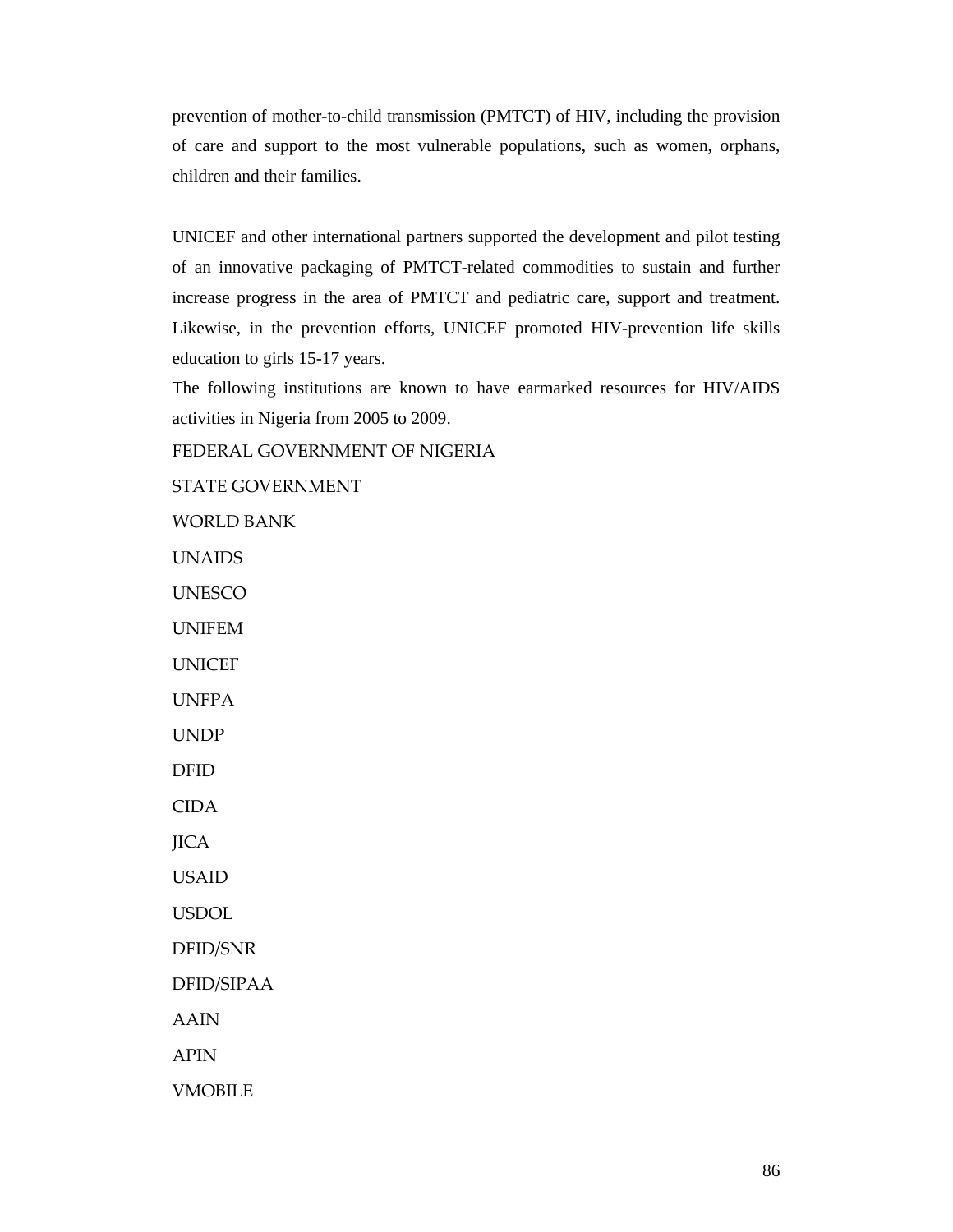prevention of mother-to-child transmission (PMTCT) of HIV, including the provision of care and support to the most vulnerable populations, such as women, orphans, children and their families.

UNICEF and other international partners supported the development and pilot testing of an innovative packaging of PMTCT-related commodities to sustain and further increase progress in the area of PMTCT and pediatric care, support and treatment. Likewise, in the prevention efforts, UNICEF promoted HIV-prevention life skills education to girls 15-17 years.

The following institutions are known to have earmarked resources for HIV/AIDS activities in Nigeria from 2005 to 2009.

FEDERAL GOVERNMENT OF NIGERIA

STATE GOVERNMENT

WORLD BANK

UNAIDS

UNESCO

UNIFEM

UNICEF

UNFPA

UNDP

DFID

CIDA

JICA

USAID

USDOL

DFID/SNR

DFID/SIPAA

AAIN

APIN

VMOBILE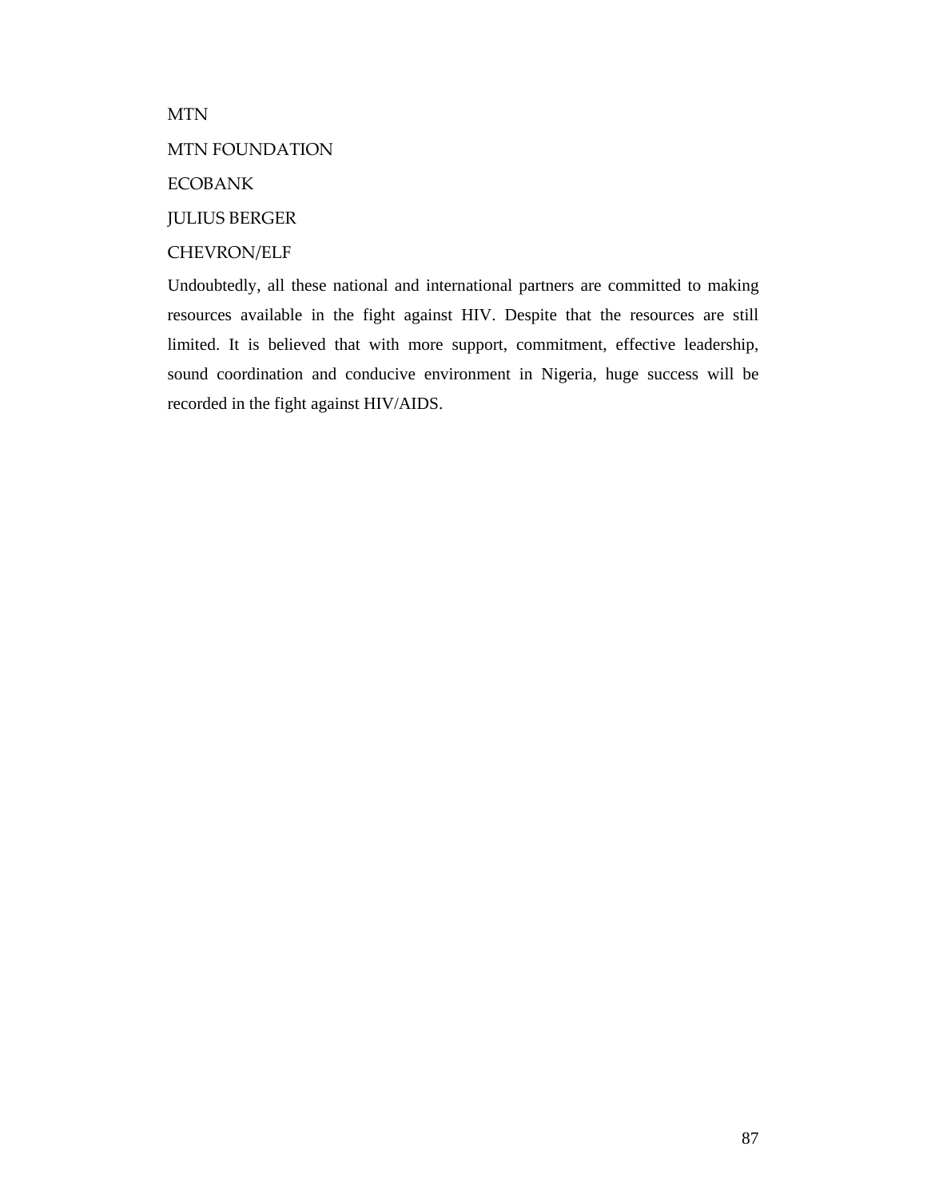MTN

MTN FOUNDATION

ECOBANK

JULIUS BERGER

CHEVRON/ELF

Undoubtedly, all these national and international partners are committed to making resources available in the fight against HIV. Despite that the resources are still limited. It is believed that with more support, commitment, effective leadership, sound coordination and conducive environment in Nigeria, huge success will be recorded in the fight against HIV/AIDS.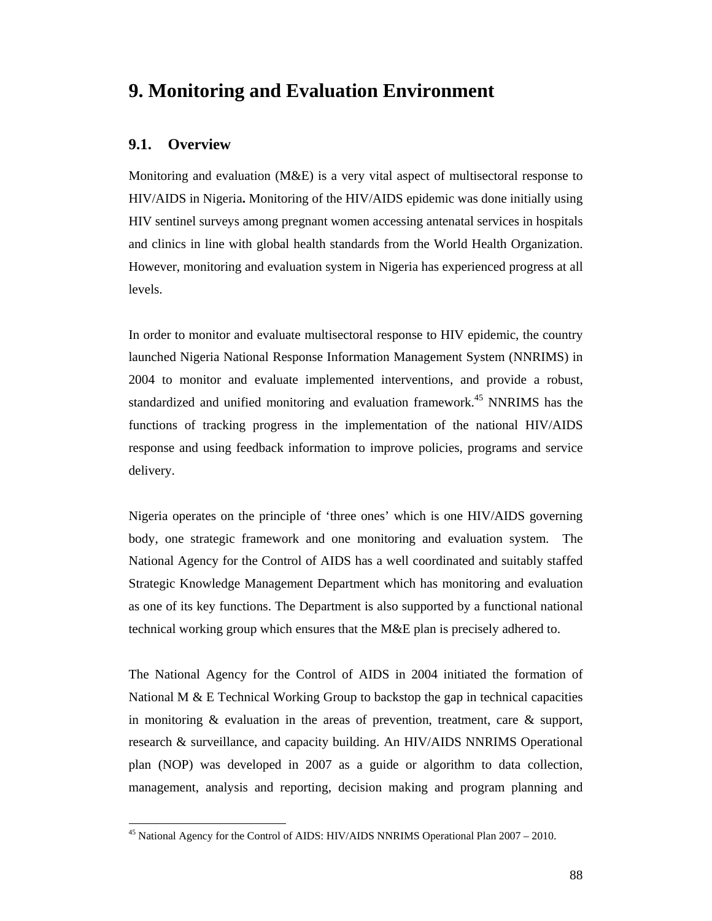# 9. Monitoring and Evaluation Environment

## 9.1. Overview

Monitoring and evaluation (M&E) is a very vital aspect of multisectoral response to HIV/AIDS in Nigeria**.** Monitoring of the HIV/AIDS epidemic was done initially using HIV sentinel surveys among pregnant women accessing antenatal services in hospitals and clinics in line with global health standards from the World Health Organization. However, monitoring and evaluation system in Nigeria has experienced progress at all levels.

In order to monitor and evaluate multisectoral response to HIV epidemic, the country launched Nigeria National Response Information Management System (NNRIMS) in 2004 to monitor and evaluate implemented interventions, and provide a robust, standardized and unified monitoring and evaluation framework.[45] NNRIMS has the functions of tracking progress in the implementation of the national HIV/AIDS response and using feedback information to improve policies, programs and service delivery.

Nigeria operates on the principle of 'three ones' which is one HIV/AIDS governing body, one strategic framework and one monitoring and evaluation system. The National Agency for the Control of AIDS has a well coordinated and suitably staffed Strategic Knowledge Management Department which has monitoring and evaluation as one of its key functions. The Department is also supported by a functional national technical working group which ensures that the M&E plan is precisely adhered to.

The National Agency for the Control of AIDS in 2004 initiated the formation of National M & E Technical Working Group to backstop the gap in technical capacities in monitoring & evaluation in the areas of prevention, treatment, care & support, research & surveillance, and capacity building. An HIV/AIDS NNRIMS Operational plan (NOP) was developed in 2007 as a guide or algorithm to data collection, management, analysis and reporting, decision making and program planning and

---

[45] National Agency for the Control of AIDS: HIV/AIDS NNRIMS Operational Plan 2007 – 2010.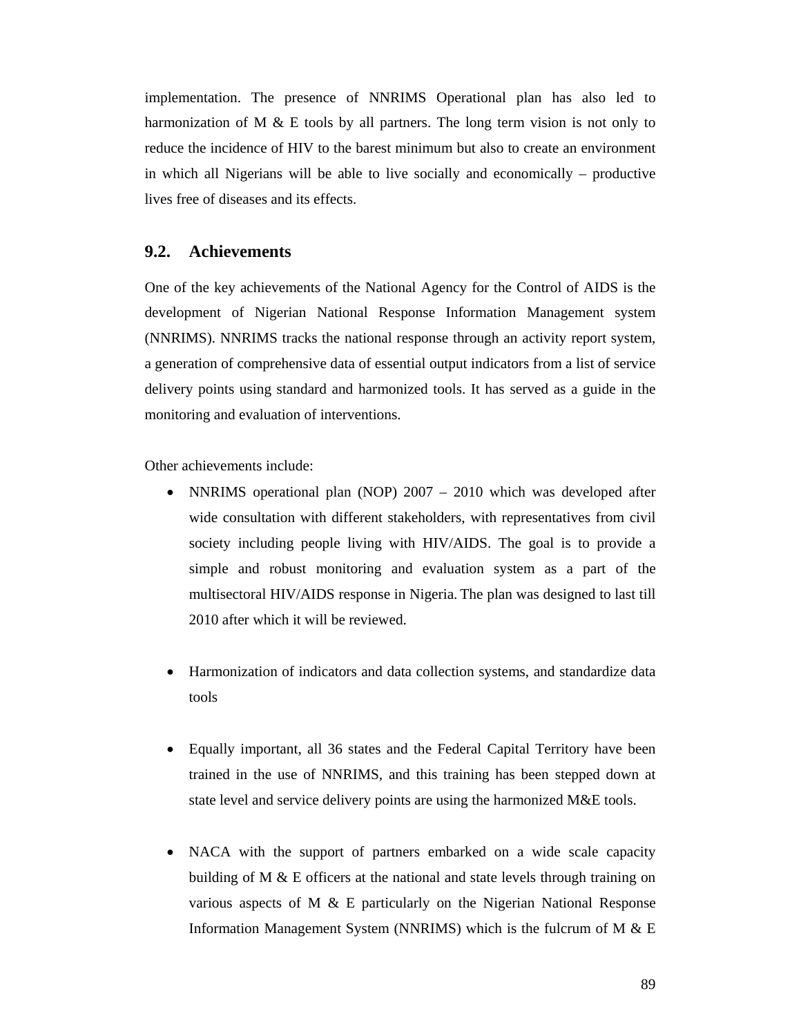implementation. The presence of NNRIMS Operational plan has also led to harmonization of M & E tools by all partners. The long term vision is not only to reduce the incidence of HIV to the barest minimum but also to create an environment in which all Nigerians will be able to live socially and economically – productive lives free of diseases and its effects.

## 9.2. Achievements

One of the key achievements of the National Agency for the Control of AIDS is the development of Nigerian National Response Information Management system (NNRIMS). NNRIMS tracks the national response through an activity report system, a generation of comprehensive data of essential output indicators from a list of service delivery points using standard and harmonized tools. It has served as a guide in the monitoring and evaluation of interventions.

Other achievements include:

- NNRIMS operational plan (NOP) 2007 – 2010 which was developed after wide consultation with different stakeholders, with representatives from civil society including people living with HIV/AIDS. The goal is to provide a simple and robust monitoring and evaluation system as a part of the multisectoral HIV/AIDS response in Nigeria. The plan was designed to last till 2010 after which it will be reviewed.

- Harmonization of indicators and data collection systems, and standardize data tools

- Equally important, all 36 states and the Federal Capital Territory have been trained in the use of NNRIMS, and this training has been stepped down at state level and service delivery points are using the harmonized M&E tools.

- NACA with the support of partners embarked on a wide scale capacity building of M & E officers at the national and state levels through training on various aspects of M & E particularly on the Nigerian National Response Information Management System (NNRIMS) which is the fulcrum of M & E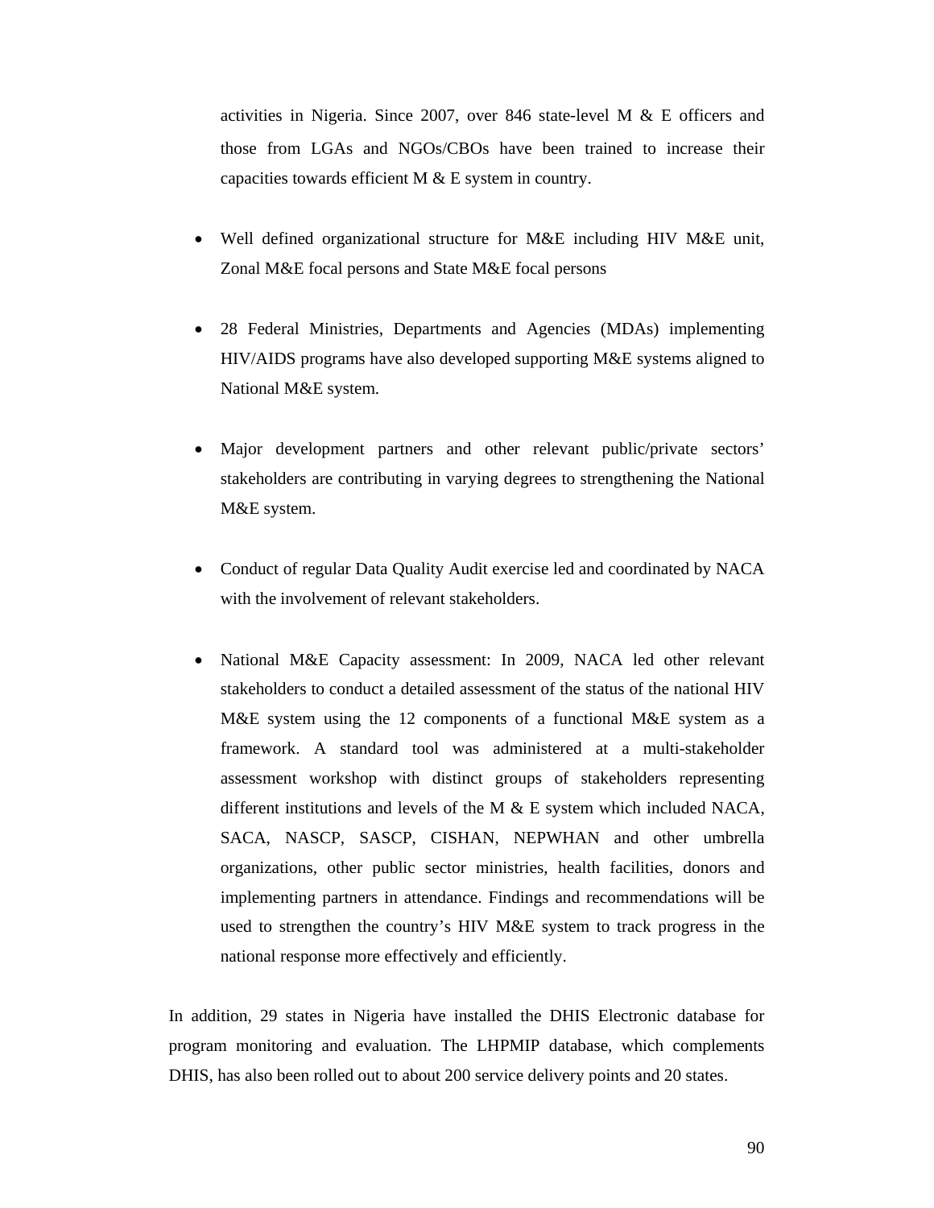activities in Nigeria. Since 2007, over 846 state-level M & E officers and those from LGAs and NGOs/CBOs have been trained to increase their capacities towards efficient M & E system in country.

- Well defined organizational structure for M&E including HIV M&E unit, Zonal M&E focal persons and State M&E focal persons

- 28 Federal Ministries, Departments and Agencies (MDAs) implementing HIV/AIDS programs have also developed supporting M&E systems aligned to National M&E system.

- Major development partners and other relevant public/private sectors' stakeholders are contributing in varying degrees to strengthening the National M&E system.

- Conduct of regular Data Quality Audit exercise led and coordinated by NACA with the involvement of relevant stakeholders.

- National M&E Capacity assessment: In 2009, NACA led other relevant stakeholders to conduct a detailed assessment of the status of the national HIV M&E system using the 12 components of a functional M&E system as a framework. A standard tool was administered at a multi-stakeholder assessment workshop with distinct groups of stakeholders representing different institutions and levels of the M & E system which included NACA, SACA, NASCP, SASCP, CISHAN, NEPWHAN and other umbrella organizations, other public sector ministries, health facilities, donors and implementing partners in attendance. Findings and recommendations will be used to strengthen the country's HIV M&E system to track progress in the national response more effectively and efficiently.

In addition, 29 states in Nigeria have installed the DHIS Electronic database for program monitoring and evaluation. The LHPMIP database, which complements DHIS, has also been rolled out to about 200 service delivery points and 20 states.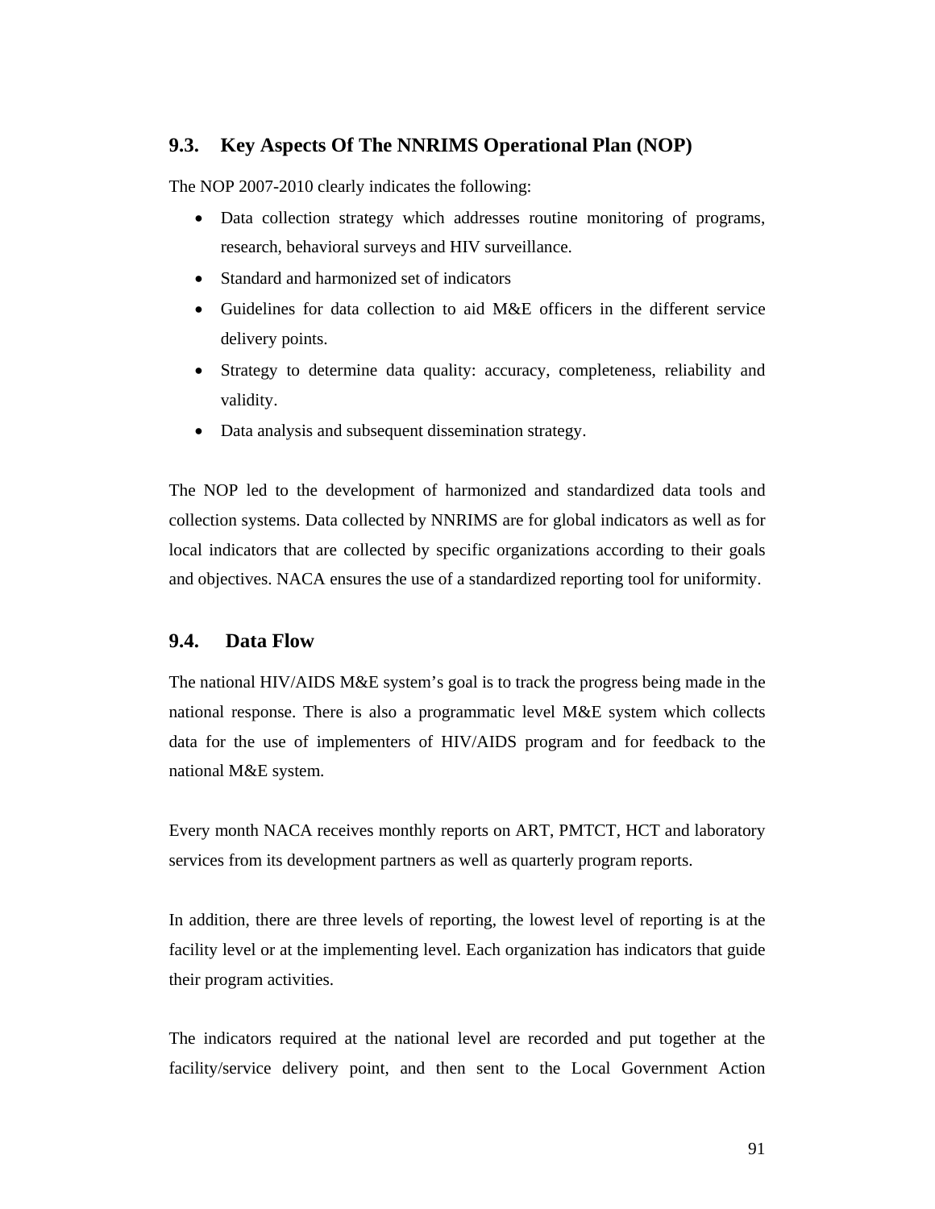## 9.3. Key Aspects Of The NNRIMS Operational Plan (NOP)

The NOP 2007-2010 clearly indicates the following:

- Data collection strategy which addresses routine monitoring of programs, research, behavioral surveys and HIV surveillance.
- Standard and harmonized set of indicators
- Guidelines for data collection to aid M&E officers in the different service delivery points.
- Strategy to determine data quality: accuracy, completeness, reliability and validity.
- Data analysis and subsequent dissemination strategy.

The NOP led to the development of harmonized and standardized data tools and collection systems. Data collected by NNRIMS are for global indicators as well as for local indicators that are collected by specific organizations according to their goals and objectives. NACA ensures the use of a standardized reporting tool for uniformity.

## 9.4. Data Flow

The national HIV/AIDS M&E system's goal is to track the progress being made in the national response. There is also a programmatic level M&E system which collects data for the use of implementers of HIV/AIDS program and for feedback to the national M&E system.

Every month NACA receives monthly reports on ART, PMTCT, HCT and laboratory services from its development partners as well as quarterly program reports.

In addition, there are three levels of reporting, the lowest level of reporting is at the facility level or at the implementing level. Each organization has indicators that guide their program activities.

The indicators required at the national level are recorded and put together at the facility/service delivery point, and then sent to the Local Government Action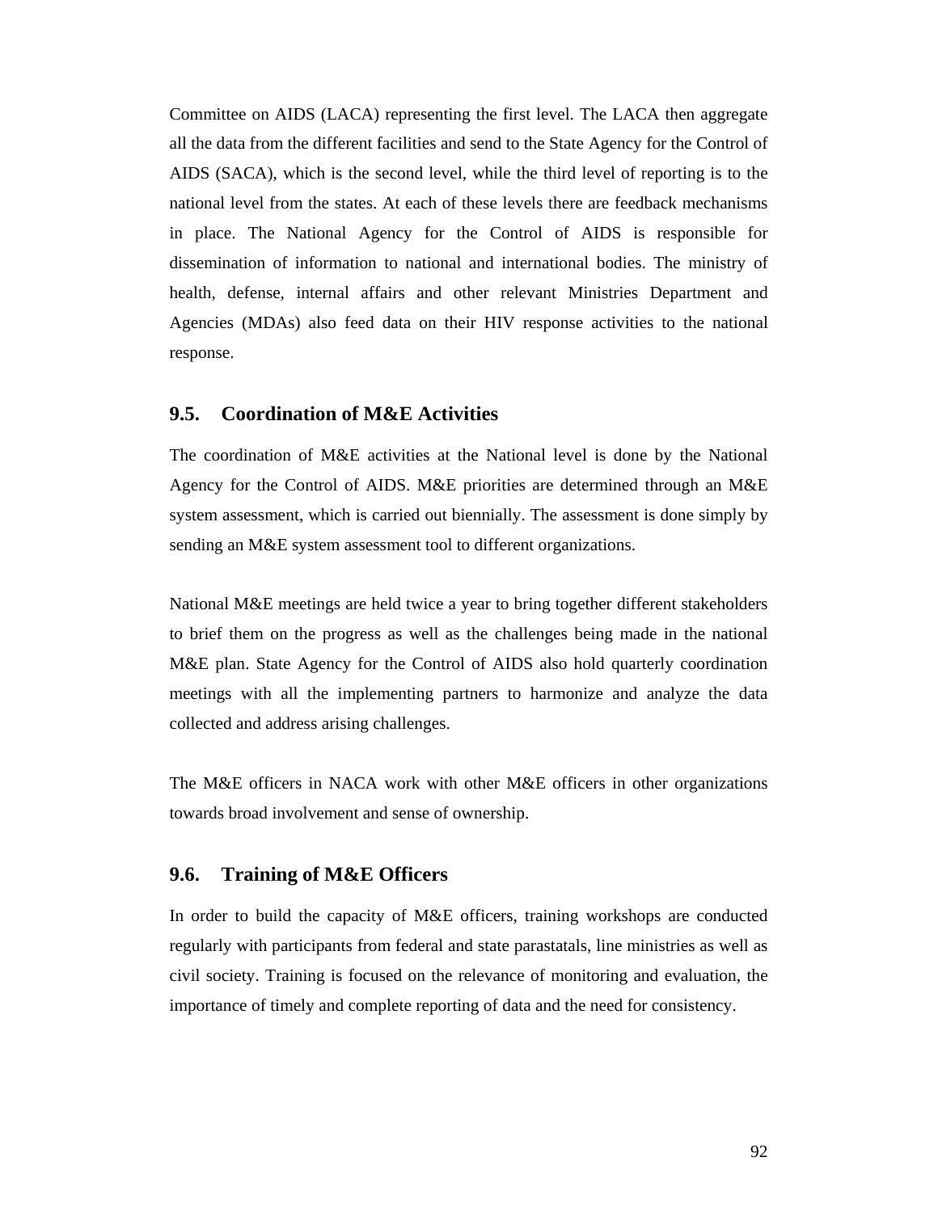Committee on AIDS (LACA) representing the first level. The LACA then aggregate all the data from the different facilities and send to the State Agency for the Control of AIDS (SACA), which is the second level, while the third level of reporting is to the national level from the states. At each of these levels there are feedback mechanisms in place. The National Agency for the Control of AIDS is responsible for dissemination of information to national and international bodies. The ministry of health, defense, internal affairs and other relevant Ministries Department and Agencies (MDAs) also feed data on their HIV response activities to the national response.

## 9.5. Coordination of M&E Activities

The coordination of M&E activities at the National level is done by the National Agency for the Control of AIDS. M&E priorities are determined through an M&E system assessment, which is carried out biennially. The assessment is done simply by sending an M&E system assessment tool to different organizations.

National M&E meetings are held twice a year to bring together different stakeholders to brief them on the progress as well as the challenges being made in the national M&E plan. State Agency for the Control of AIDS also hold quarterly coordination meetings with all the implementing partners to harmonize and analyze the data collected and address arising challenges.

The M&E officers in NACA work with other M&E officers in other organizations towards broad involvement and sense of ownership.

## 9.6. Training of M&E Officers

In order to build the capacity of M&E officers, training workshops are conducted regularly with participants from federal and state parastatals, line ministries as well as civil society. Training is focused on the relevance of monitoring and evaluation, the importance of timely and complete reporting of data and the need for consistency.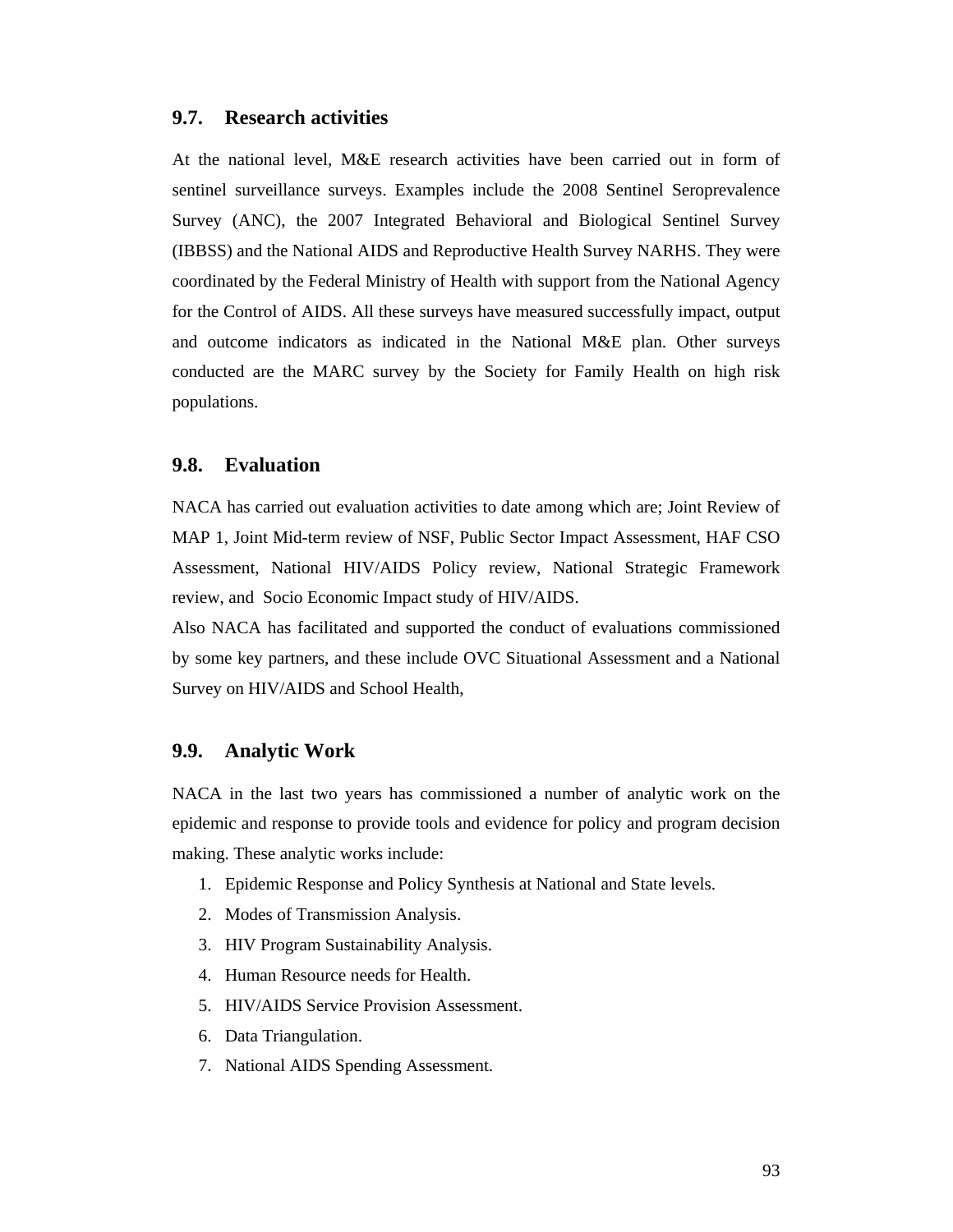## 9.7. Research activities

At the national level, M&E research activities have been carried out in form of sentinel surveillance surveys. Examples include the 2008 Sentinel Seroprevalence Survey (ANC), the 2007 Integrated Behavioral and Biological Sentinel Survey (IBBSS) and the National AIDS and Reproductive Health Survey NARHS. They were coordinated by the Federal Ministry of Health with support from the National Agency for the Control of AIDS. All these surveys have measured successfully impact, output and outcome indicators as indicated in the National M&E plan. Other surveys conducted are the MARC survey by the Society for Family Health on high risk populations.

## 9.8. Evaluation

NACA has carried out evaluation activities to date among which are; Joint Review of MAP 1, Joint Mid-term review of NSF, Public Sector Impact Assessment, HAF CSO Assessment, National HIV/AIDS Policy review, National Strategic Framework review, and Socio Economic Impact study of HIV/AIDS.

Also NACA has facilitated and supported the conduct of evaluations commissioned by some key partners, and these include OVC Situational Assessment and a National Survey on HIV/AIDS and School Health,

## 9.9. Analytic Work

NACA in the last two years has commissioned a number of analytic work on the epidemic and response to provide tools and evidence for policy and program decision making. These analytic works include:

1. Epidemic Response and Policy Synthesis at National and State levels.
2. Modes of Transmission Analysis.
3. HIV Program Sustainability Analysis.
4. Human Resource needs for Health.
5. HIV/AIDS Service Provision Assessment.
6. Data Triangulation.
7. National AIDS Spending Assessment.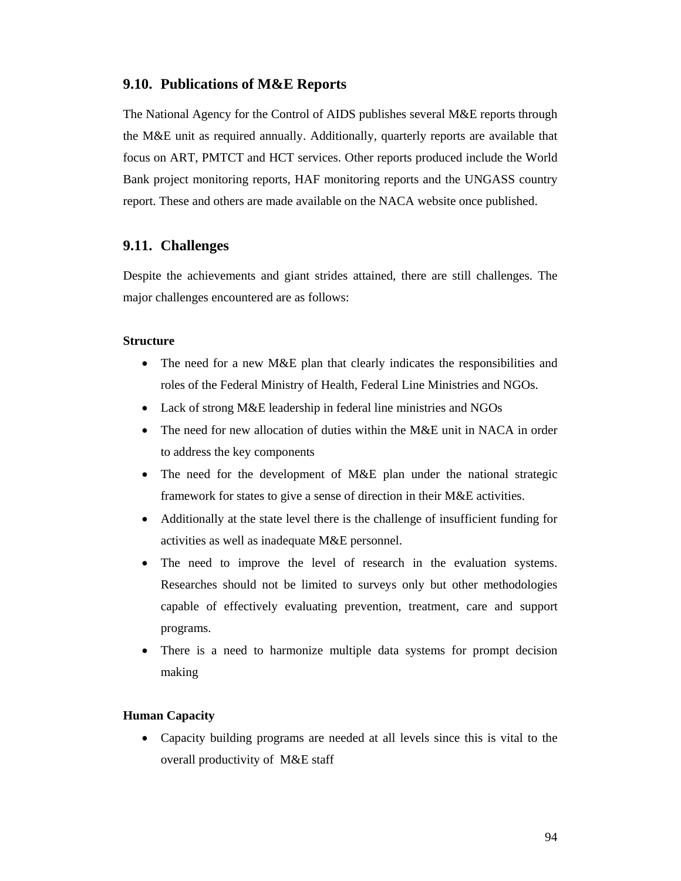## 9.10. Publications of M&E Reports

The National Agency for the Control of AIDS publishes several M&E reports through the M&E unit as required annually. Additionally, quarterly reports are available that focus on ART, PMTCT and HCT services. Other reports produced include the World Bank project monitoring reports, HAF monitoring reports and the UNGASS country report. These and others are made available on the NACA website once published.

## 9.11. Challenges

Despite the achievements and giant strides attained, there are still challenges. The major challenges encountered are as follows:

**Structure**

- The need for a new M&E plan that clearly indicates the responsibilities and roles of the Federal Ministry of Health, Federal Line Ministries and NGOs.
- Lack of strong M&E leadership in federal line ministries and NGOs
- The need for new allocation of duties within the M&E unit in NACA in order to address the key components
- The need for the development of M&E plan under the national strategic framework for states to give a sense of direction in their M&E activities.
- Additionally at the state level there is the challenge of insufficient funding for activities as well as inadequate M&E personnel.
- The need to improve the level of research in the evaluation systems. Researches should not be limited to surveys only but other methodologies capable of effectively evaluating prevention, treatment, care and support programs.
- There is a need to harmonize multiple data systems for prompt decision making

**Human Capacity**

- Capacity building programs are needed at all levels since this is vital to the overall productivity of M&E staff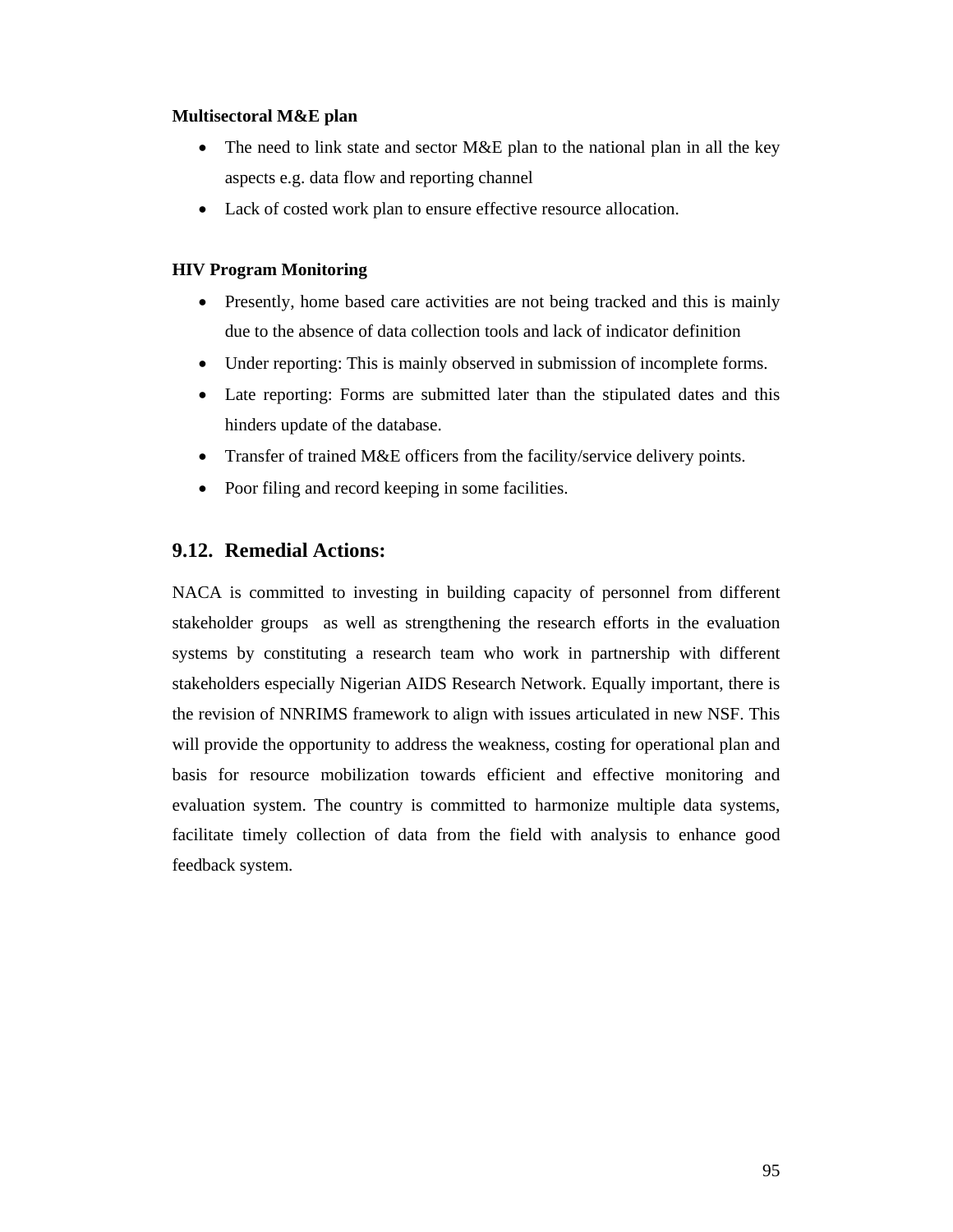**Multisectoral M&E plan**

- The need to link state and sector M&E plan to the national plan in all the key aspects e.g. data flow and reporting channel
- Lack of costed work plan to ensure effective resource allocation.

**HIV Program Monitoring**

- Presently, home based care activities are not being tracked and this is mainly due to the absence of data collection tools and lack of indicator definition
- Under reporting: This is mainly observed in submission of incomplete forms.
- Late reporting: Forms are submitted later than the stipulated dates and this hinders update of the database.
- Transfer of trained M&E officers from the facility/service delivery points.
- Poor filing and record keeping in some facilities.

## 9.12. Remedial Actions:

NACA is committed to investing in building capacity of personnel from different stakeholder groups as well as strengthening the research efforts in the evaluation systems by constituting a research team who work in partnership with different stakeholders especially Nigerian AIDS Research Network. Equally important, there is the revision of NNRIMS framework to align with issues articulated in new NSF. This will provide the opportunity to address the weakness, costing for operational plan and basis for resource mobilization towards efficient and effective monitoring and evaluation system. The country is committed to harmonize multiple data systems, facilitate timely collection of data from the field with analysis to enhance good feedback system.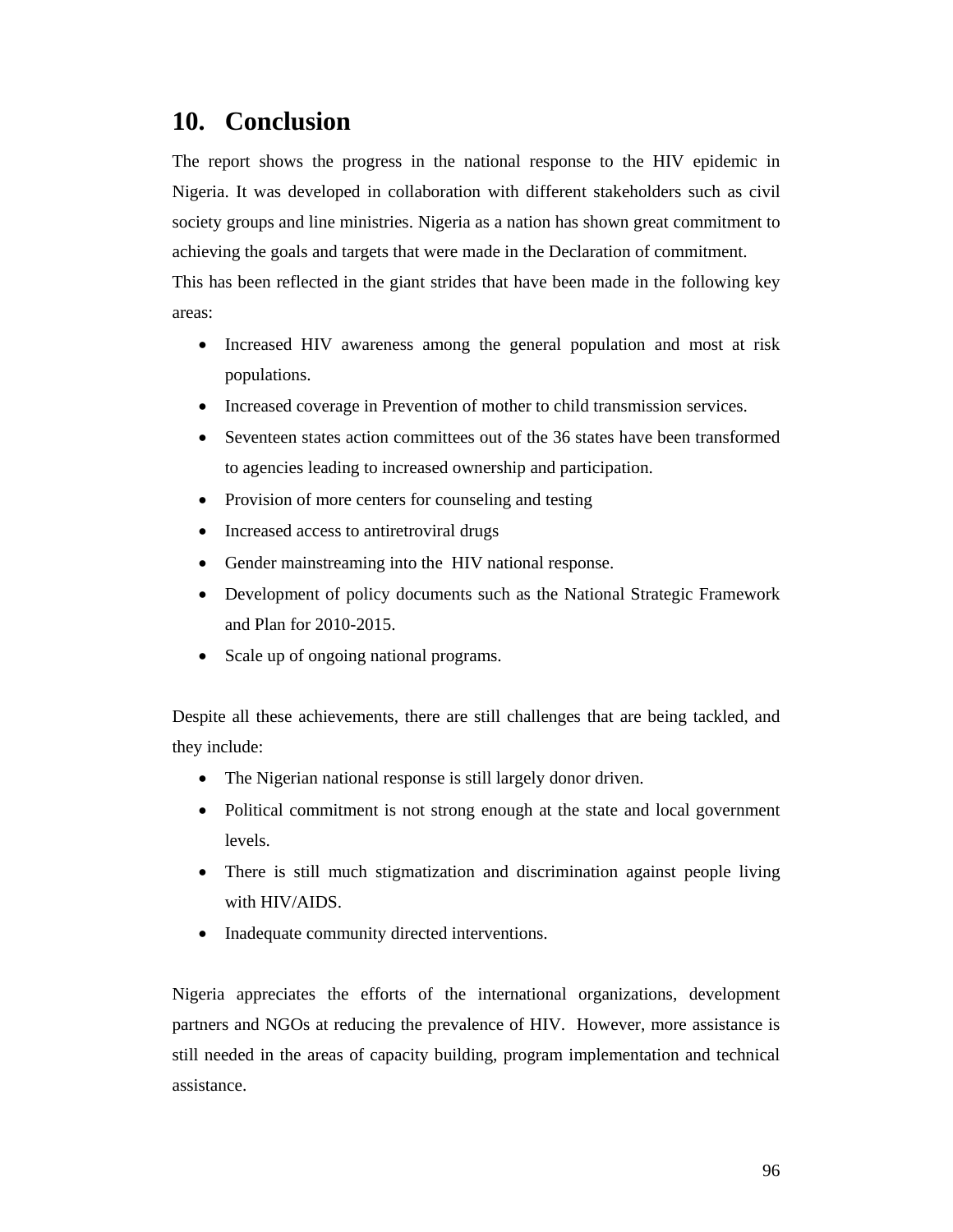# 10. Conclusion

The report shows the progress in the national response to the HIV epidemic in Nigeria. It was developed in collaboration with different stakeholders such as civil society groups and line ministries. Nigeria as a nation has shown great commitment to achieving the goals and targets that were made in the Declaration of commitment.
This has been reflected in the giant strides that have been made in the following key areas:

- Increased HIV awareness among the general population and most at risk populations.
- Increased coverage in Prevention of mother to child transmission services.
- Seventeen states action committees out of the 36 states have been transformed to agencies leading to increased ownership and participation.
- Provision of more centers for counseling and testing
- Increased access to antiretroviral drugs
- Gender mainstreaming into the HIV national response.
- Development of policy documents such as the National Strategic Framework and Plan for 2010-2015.
- Scale up of ongoing national programs.

Despite all these achievements, there are still challenges that are being tackled, and they include:

- The Nigerian national response is still largely donor driven.
- Political commitment is not strong enough at the state and local government levels.
- There is still much stigmatization and discrimination against people living with HIV/AIDS.
- Inadequate community directed interventions.

Nigeria appreciates the efforts of the international organizations, development partners and NGOs at reducing the prevalence of HIV. However, more assistance is still needed in the areas of capacity building, program implementation and technical assistance.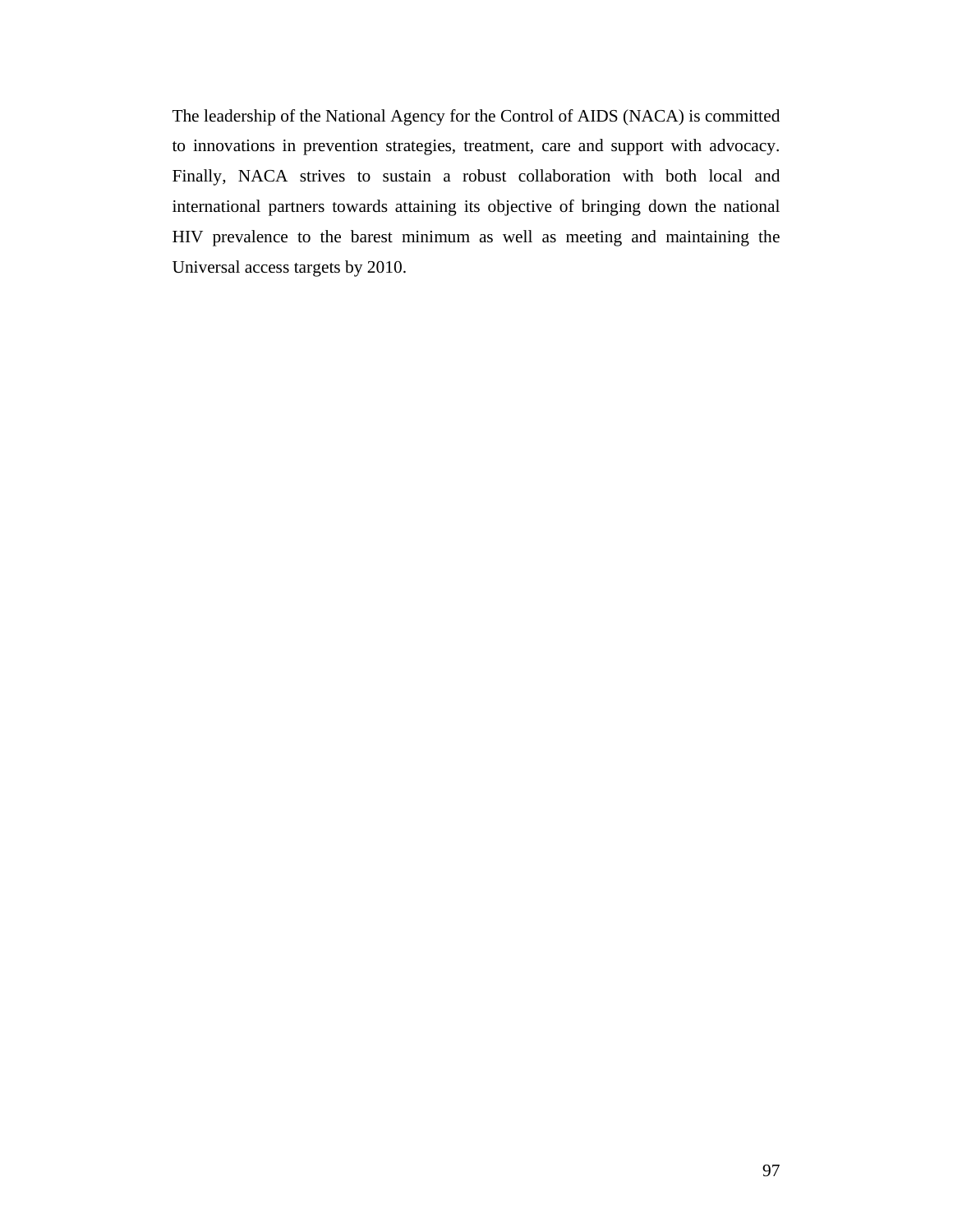The leadership of the National Agency for the Control of AIDS (NACA) is committed to innovations in prevention strategies, treatment, care and support with advocacy. Finally, NACA strives to sustain a robust collaboration with both local and international partners towards attaining its objective of bringing down the national HIV prevalence to the barest minimum as well as meeting and maintaining the Universal access targets by 2010.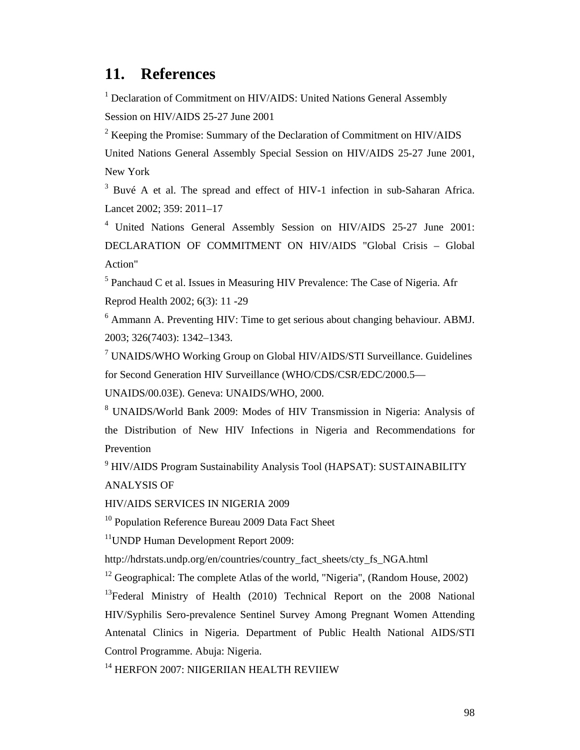# 11. References

[1] Declaration of Commitment on HIV/AIDS: United Nations General Assembly Session on HIV/AIDS 25-27 June 2001

[2] Keeping the Promise: Summary of the Declaration of Commitment on HIV/AIDS United Nations General Assembly Special Session on HIV/AIDS 25-27 June 2001, New York

[3] Buvé A et al. The spread and effect of HIV-1 infection in sub-Saharan Africa. Lancet 2002; 359: 2011–17

[4] United Nations General Assembly Session on HIV/AIDS 25-27 June 2001: DECLARATION OF COMMITMENT ON HIV/AIDS "Global Crisis – Global Action"

[5] Panchaud C et al. Issues in Measuring HIV Prevalence: The Case of Nigeria. Afr Reprod Health 2002; 6(3): 11 -29

[6] Ammann A. Preventing HIV: Time to get serious about changing behaviour. ABMJ. 2003; 326(7403): 1342–1343.

[7] UNAIDS/WHO Working Group on Global HIV/AIDS/STI Surveillance. Guidelines for Second Generation HIV Surveillance (WHO/CDS/CSR/EDC/2000.5—UNAIDS/00.03E). Geneva: UNAIDS/WHO, 2000.

[8] UNAIDS/World Bank 2009: Modes of HIV Transmission in Nigeria: Analysis of the Distribution of New HIV Infections in Nigeria and Recommendations for Prevention

[9] HIV/AIDS Program Sustainability Analysis Tool (HAPSAT): SUSTAINABILITY ANALYSIS OF
HIV/AIDS SERVICES IN NIGERIA 2009

[10] Population Reference Bureau 2009 Data Fact Sheet

[11] UNDP Human Development Report 2009:
http://hdrstats.undp.org/en/countries/country_fact_sheets/cty_fs_NGA.html

[12] Geographical: The complete Atlas of the world, "Nigeria", (Random House, 2002)

[13] Federal Ministry of Health (2010) Technical Report on the 2008 National HIV/Syphilis Sero-prevalence Sentinel Survey Among Pregnant Women Attending Antenatal Clinics in Nigeria. Department of Public Health National AIDS/STI Control Programme. Abuja: Nigeria.

[14] HERFON 2007: NIIGERIIAN HEALTH REVIIEW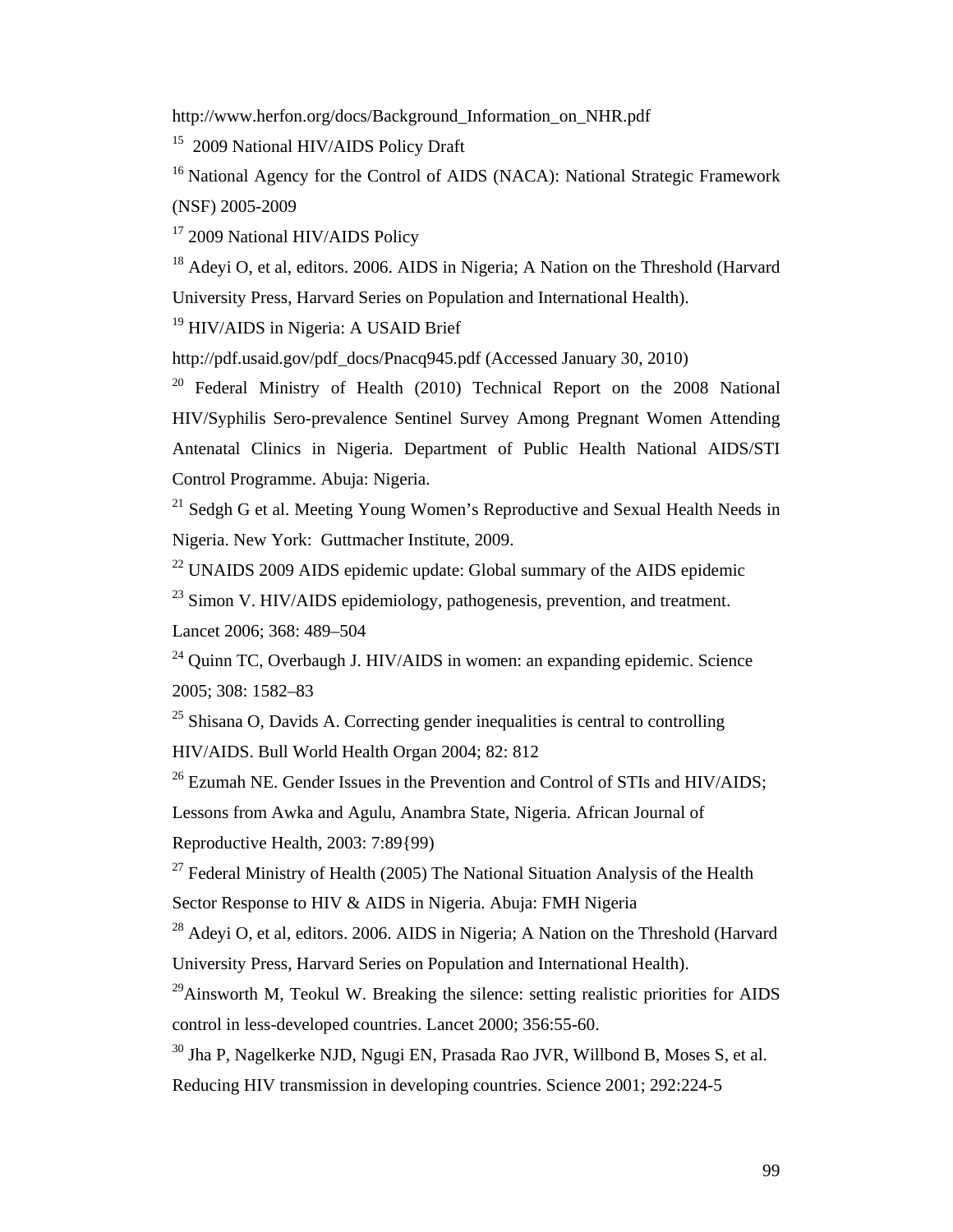http://www.herfon.org/docs/Background_Information_on_NHR.pdf

[15] 2009 National HIV/AIDS Policy Draft

[16] National Agency for the Control of AIDS (NACA): National Strategic Framework (NSF) 2005-2009

[17] 2009 National HIV/AIDS Policy

[18] Adeyi O, et al, editors. 2006. AIDS in Nigeria; A Nation on the Threshold (Harvard University Press, Harvard Series on Population and International Health).

[19] HIV/AIDS in Nigeria: A USAID Brief

http://pdf.usaid.gov/pdf_docs/Pnacq945.pdf (Accessed January 30, 2010)

[20] Federal Ministry of Health (2010) Technical Report on the 2008 National HIV/Syphilis Sero-prevalence Sentinel Survey Among Pregnant Women Attending Antenatal Clinics in Nigeria. Department of Public Health National AIDS/STI Control Programme. Abuja: Nigeria.

[21] Sedgh G et al. Meeting Young Women's Reproductive and Sexual Health Needs in Nigeria. New York: Guttmacher Institute, 2009.

[22] UNAIDS 2009 AIDS epidemic update: Global summary of the AIDS epidemic

[23] Simon V. HIV/AIDS epidemiology, pathogenesis, prevention, and treatment. Lancet 2006; 368: 489–504

[24] Quinn TC, Overbaugh J. HIV/AIDS in women: an expanding epidemic. Science 2005; 308: 1582–83

[25] Shisana O, Davids A. Correcting gender inequalities is central to controlling HIV/AIDS. Bull World Health Organ 2004; 82: 812

[26] Ezumah NE. Gender Issues in the Prevention and Control of STIs and HIV/AIDS; Lessons from Awka and Agulu, Anambra State, Nigeria. African Journal of Reproductive Health, 2003: 7:89{99)

[27] Federal Ministry of Health (2005) The National Situation Analysis of the Health Sector Response to HIV & AIDS in Nigeria. Abuja: FMH Nigeria

[28] Adeyi O, et al, editors. 2006. AIDS in Nigeria; A Nation on the Threshold (Harvard University Press, Harvard Series on Population and International Health).

[29] Ainsworth M, Teokul W. Breaking the silence: setting realistic priorities for AIDS control in less-developed countries. Lancet 2000; 356:55-60.

[30] Jha P, Nagelkerke NJD, Ngugi EN, Prasada Rao JVR, Willbond B, Moses S, et al. Reducing HIV transmission in developing countries. Science 2001; 292:224-5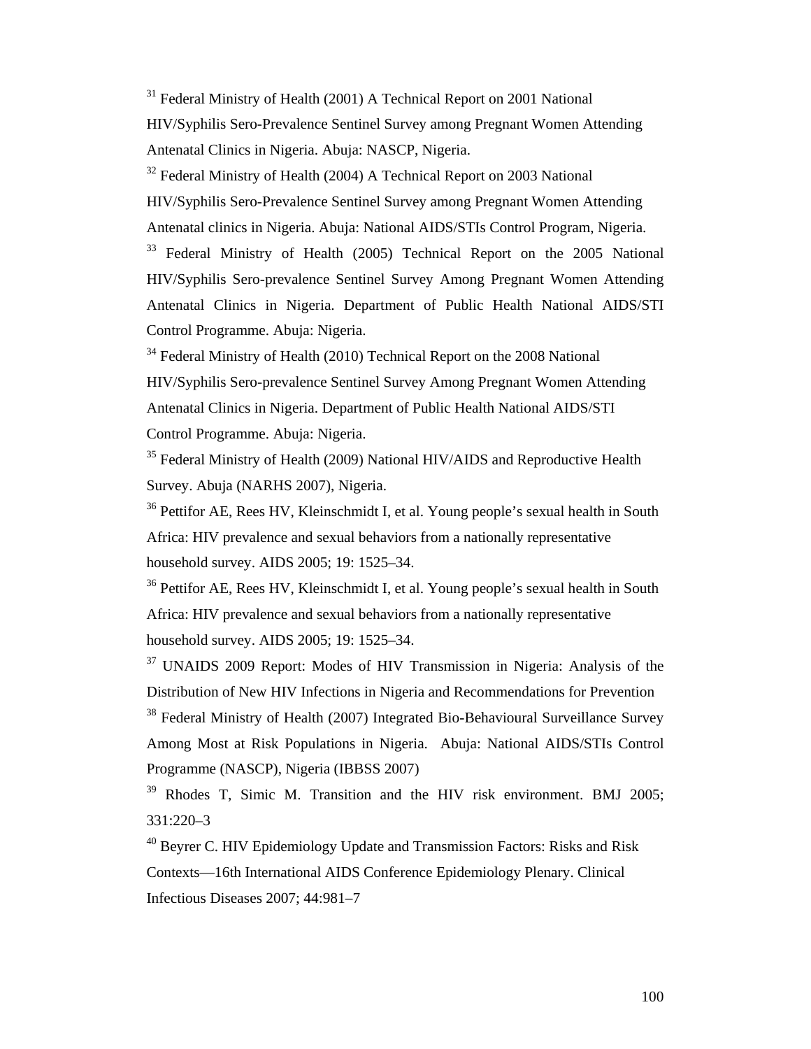[31] Federal Ministry of Health (2001) A Technical Report on 2001 National HIV/Syphilis Sero-Prevalence Sentinel Survey among Pregnant Women Attending Antenatal Clinics in Nigeria. Abuja: NASCP, Nigeria.

[32] Federal Ministry of Health (2004) A Technical Report on 2003 National HIV/Syphilis Sero-Prevalence Sentinel Survey among Pregnant Women Attending Antenatal clinics in Nigeria. Abuja: National AIDS/STIs Control Program, Nigeria.

[33] Federal Ministry of Health (2005) Technical Report on the 2005 National HIV/Syphilis Sero-prevalence Sentinel Survey Among Pregnant Women Attending Antenatal Clinics in Nigeria. Department of Public Health National AIDS/STI Control Programme. Abuja: Nigeria.

[34] Federal Ministry of Health (2010) Technical Report on the 2008 National HIV/Syphilis Sero-prevalence Sentinel Survey Among Pregnant Women Attending Antenatal Clinics in Nigeria. Department of Public Health National AIDS/STI Control Programme. Abuja: Nigeria.

[35] Federal Ministry of Health (2009) National HIV/AIDS and Reproductive Health Survey. Abuja (NARHS 2007), Nigeria.

[36] Pettifor AE, Rees HV, Kleinschmidt I, et al. Young people's sexual health in South Africa: HIV prevalence and sexual behaviors from a nationally representative household survey. AIDS 2005; 19: 1525–34.

[36] Pettifor AE, Rees HV, Kleinschmidt I, et al. Young people's sexual health in South Africa: HIV prevalence and sexual behaviors from a nationally representative household survey. AIDS 2005; 19: 1525–34.

[37] UNAIDS 2009 Report: Modes of HIV Transmission in Nigeria: Analysis of the Distribution of New HIV Infections in Nigeria and Recommendations for Prevention

[38] Federal Ministry of Health (2007) Integrated Bio-Behavioural Surveillance Survey Among Most at Risk Populations in Nigeria. Abuja: National AIDS/STIs Control Programme (NASCP), Nigeria (IBBSS 2007)

[39] Rhodes T, Simic M. Transition and the HIV risk environment. BMJ 2005; 331:220–3

[40] Beyrer C. HIV Epidemiology Update and Transmission Factors: Risks and Risk Contexts—16th International AIDS Conference Epidemiology Plenary. Clinical Infectious Diseases 2007; 44:981–7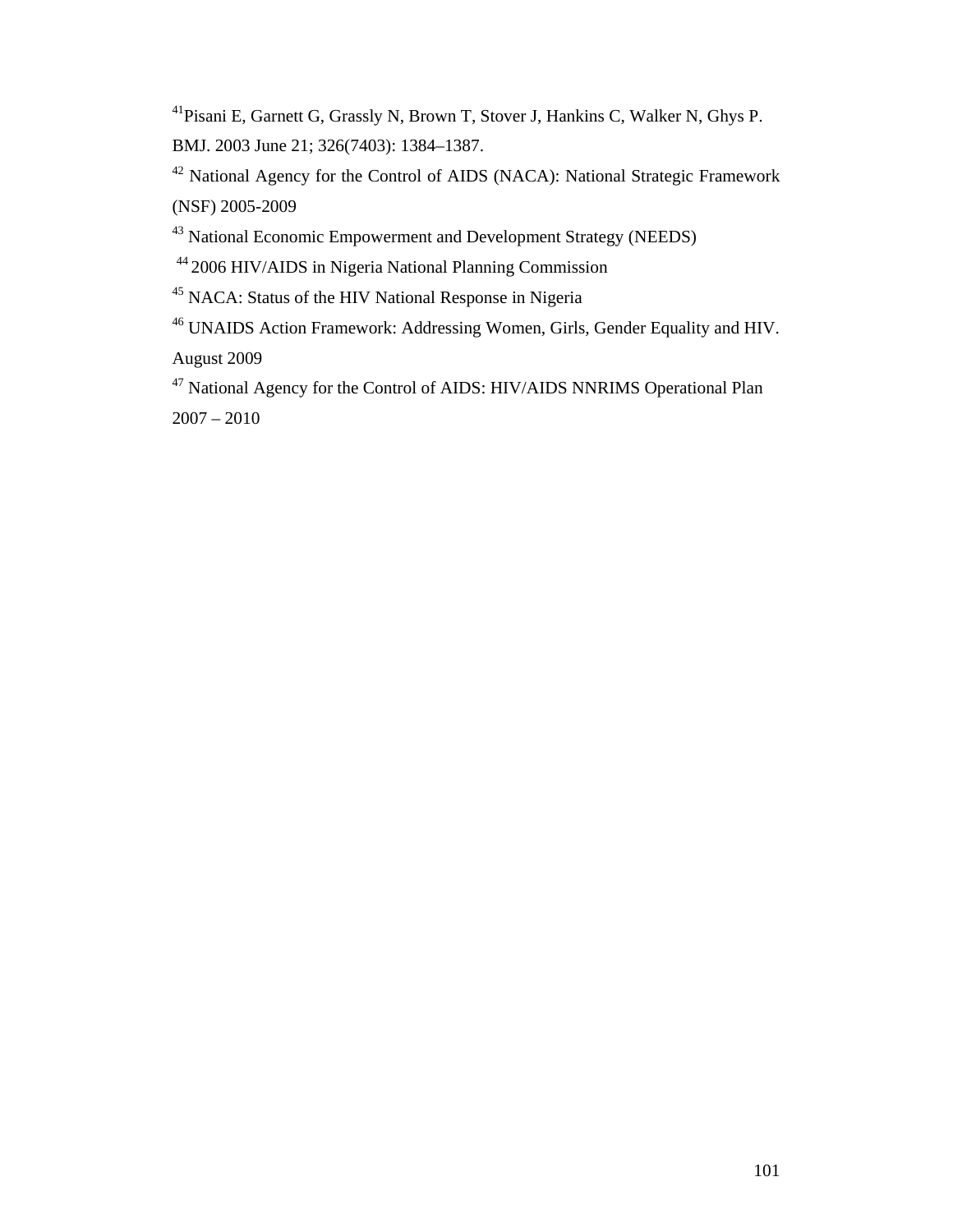[41]Pisani E, Garnett G, Grassly N, Brown T, Stover J, Hankins C, Walker N, Ghys P. BMJ. 2003 June 21; 326(7403): 1384–1387.

[42] National Agency for the Control of AIDS (NACA): National Strategic Framework (NSF) 2005-2009

[43] National Economic Empowerment and Development Strategy (NEEDS)

[44] 2006 HIV/AIDS in Nigeria National Planning Commission

[45] NACA: Status of the HIV National Response in Nigeria

[46] UNAIDS Action Framework: Addressing Women, Girls, Gender Equality and HIV. August 2009

[47] National Agency for the Control of AIDS: HIV/AIDS NNRIMS Operational Plan 2007 – 2010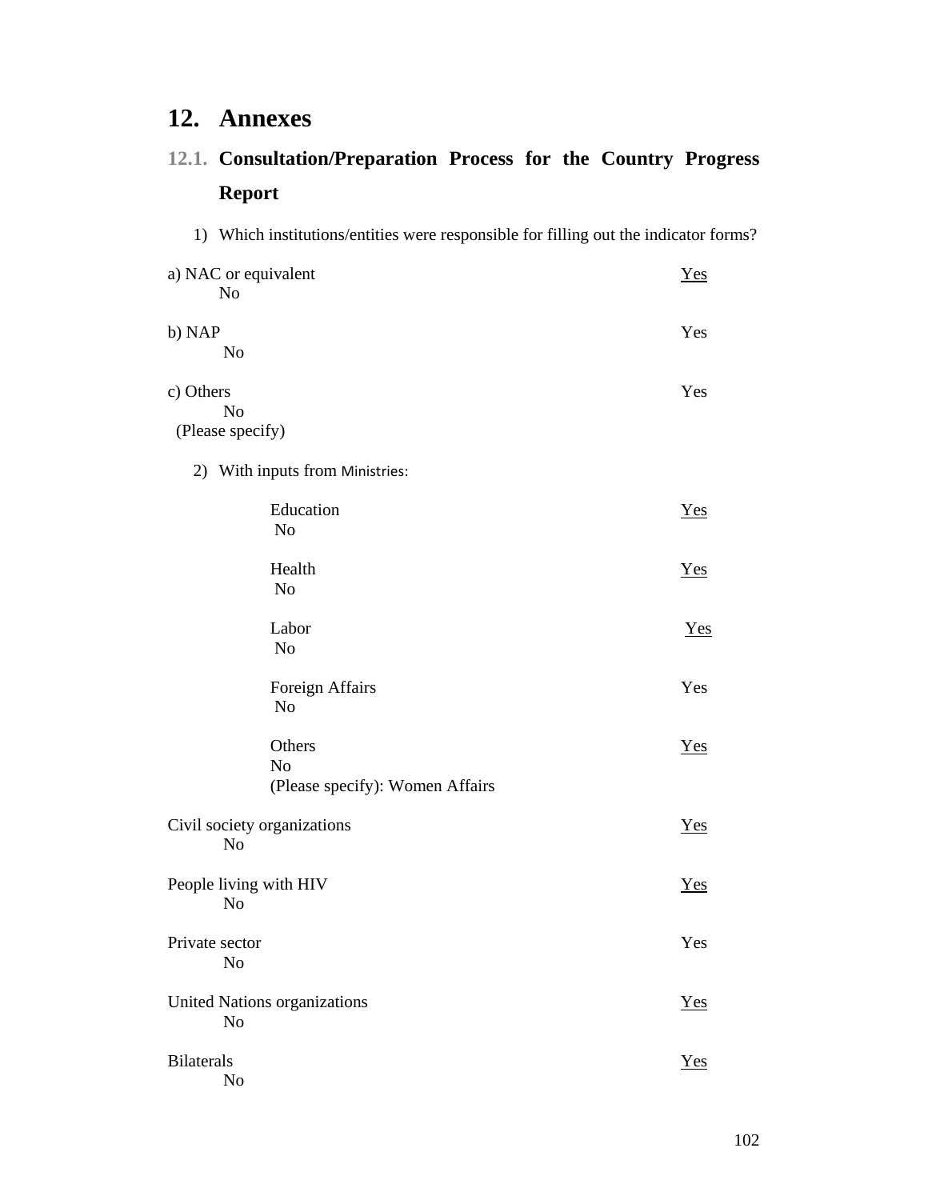# 12. Annexes

## 12.1. Consultation/Preparation Process for the Country Progress Report

1) Which institutions/entities were responsible for filling out the indicator forms?

a) NAC or equivalent <u>Yes</u>
No

b) NAP Yes
No

c) Others Yes
No
(Please specify)

2) With inputs from Ministries:

Education <u>Yes</u>
No

Health <u>Yes</u>
No

Labor <u>Yes</u>
No

Foreign Affairs Yes
No

Others <u>Yes</u>
No
(Please specify): Women Affairs

Civil society organizations <u>Yes</u>
No

People living with HIV <u>Yes</u>
No

Private sector Yes
No

United Nations organizations <u>Yes</u>
No

Bilaterals <u>Yes</u>
No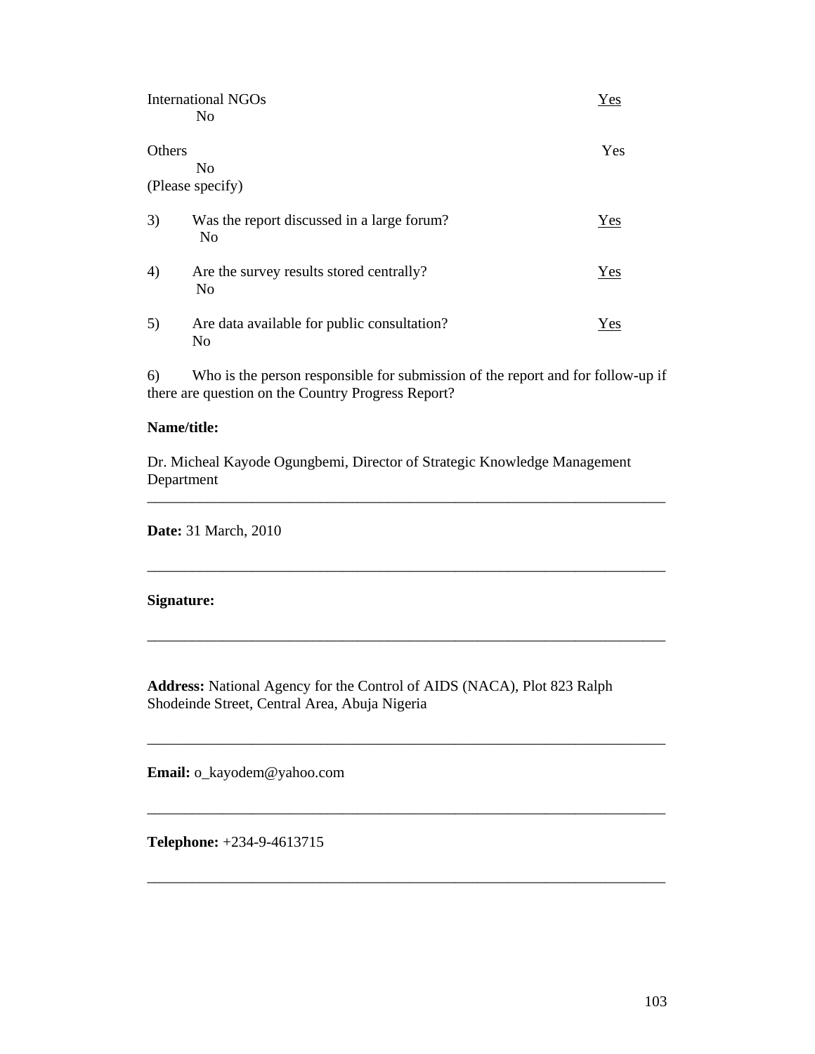International NGOs Yes
No

Others Yes
No
(Please specify)

3) Was the report discussed in a large forum? Yes
No

4) Are the survey results stored centrally? Yes
No

5) Are data available for public consultation? Yes
No

6) Who is the person responsible for submission of the report and for follow-up if there are question on the Country Progress Report?

**Name/title:**

Dr. Micheal Kayode Ogungbemi, Director of Strategic Knowledge Management Department

---

**Date:** 31 March, 2010

---

**Signature:**

---

**Address:** National Agency for the Control of AIDS (NACA), Plot 823 Ralph Shodeinde Street, Central Area, Abuja Nigeria

---

**Email:** o_kayodem@yahoo.com

---

**Telephone:** +234-9-4613715

---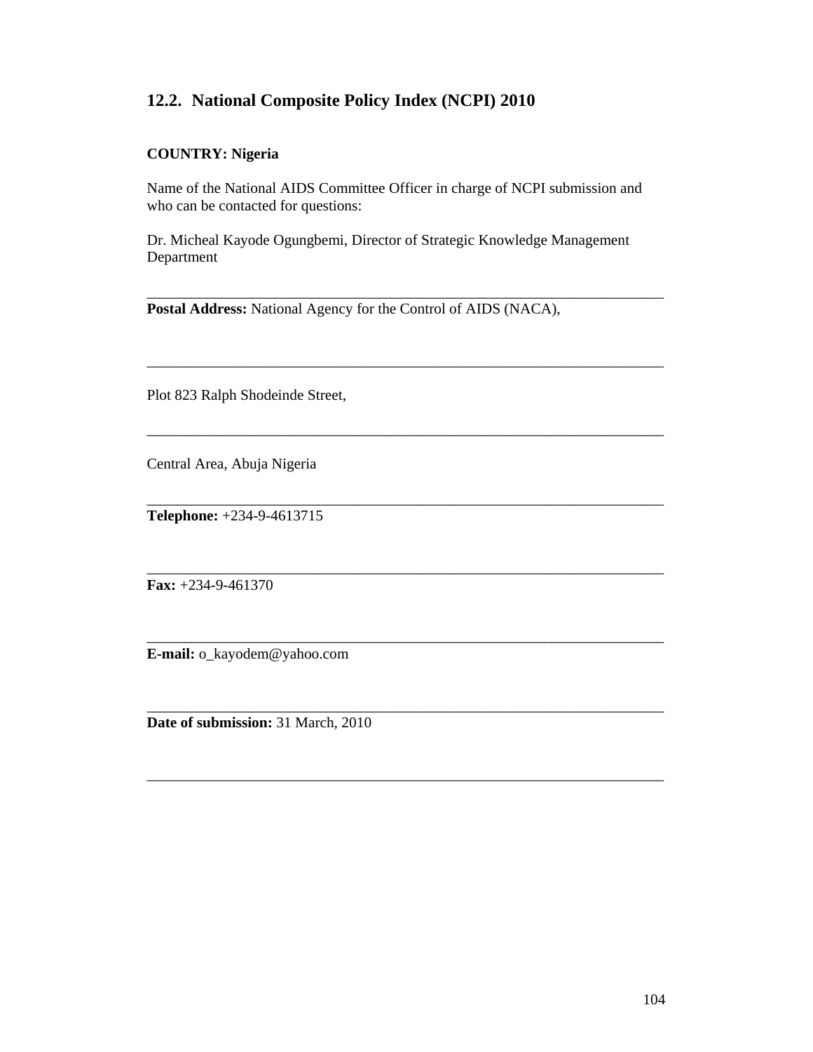## 12.2. National Composite Policy Index (NCPI) 2010

**COUNTRY: Nigeria**

Name of the National AIDS Committee Officer in charge of NCPI submission and who can be contacted for questions:

Dr. Micheal Kayode Ogungbemi, Director of Strategic Knowledge Management Department

---

**Postal Address:** National Agency for the Control of AIDS (NACA),

---

Plot 823 Ralph Shodeinde Street,

---

Central Area, Abuja Nigeria

---

**Telephone:** +234-9-4613715

---

**Fax:** +234-9-461370

---

**E-mail:** o_kayodem@yahoo.com

---

**Date of submission:** 31 March, 2010

---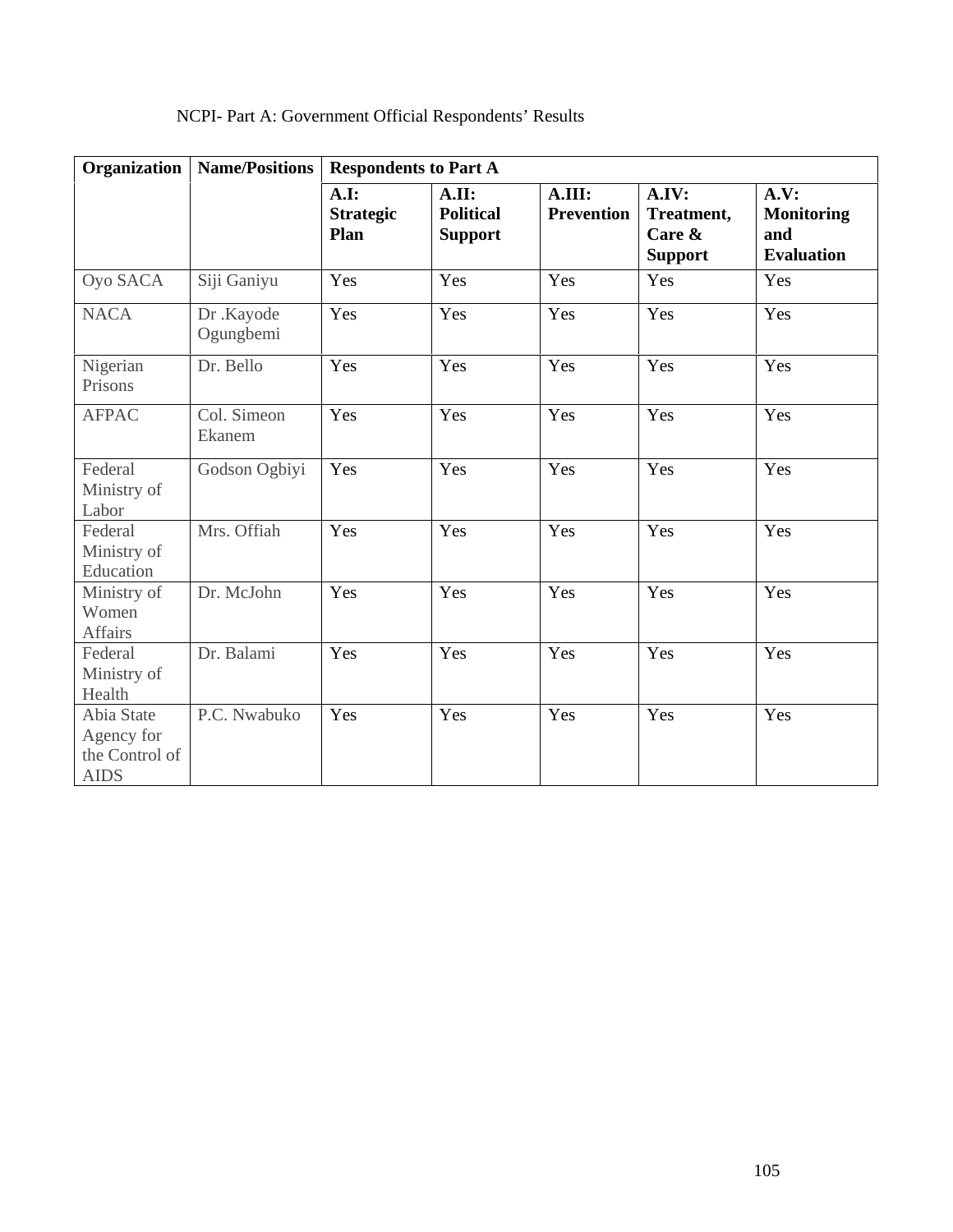NCPI- Part A: Government Official Respondents' Results

| Organization | Name/Positions | Respondents to Part A | | | | |
|---|---|---|---|---|---|---|
| | | **A.I: Strategic Plan** | **A.II: Political Support** | **A.III: Prevention** | **A.IV: Treatment, Care & Support** | **A.V: Monitoring and Evaluation** |
| Oyo SACA | Siji Ganiyu | Yes | Yes | Yes | Yes | Yes |
| NACA | Dr .Kayode Ogungbemi | Yes | Yes | Yes | Yes | Yes |
| Nigerian Prisons | Dr. Bello | Yes | Yes | Yes | Yes | Yes |
| AFPAC | Col. Simeon Ekanem | Yes | Yes | Yes | Yes | Yes |
| Federal Ministry of Labor | Godson Ogbiyi | Yes | Yes | Yes | Yes | Yes |
| Federal Ministry of Education | Mrs. Offiah | Yes | Yes | Yes | Yes | Yes |
| Ministry of Women Affairs | Dr. McJohn | Yes | Yes | Yes | Yes | Yes |
| Federal Ministry of Health | Dr. Balami | Yes | Yes | Yes | Yes | Yes |
| Abia State Agency for the Control of AIDS | P.C. Nwabuko | Yes | Yes | Yes | Yes | Yes |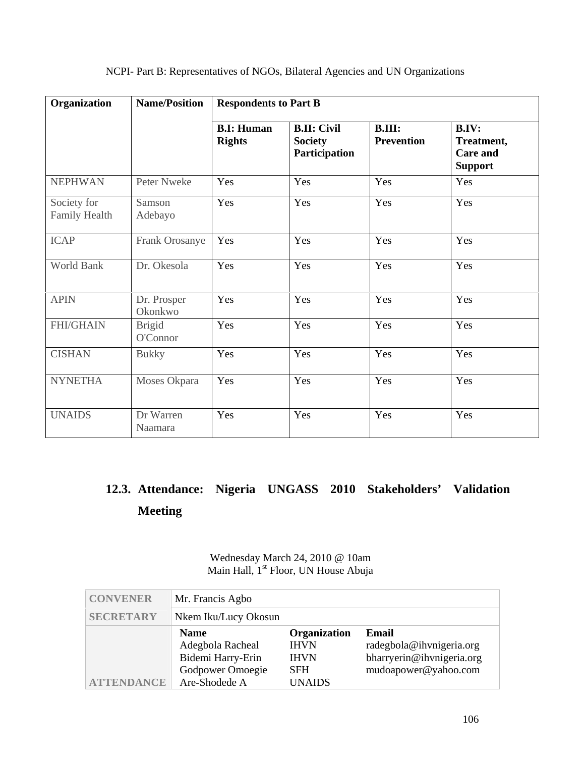NCPI- Part B: Representatives of NGOs, Bilateral Agencies and UN Organizations

| Organization | Name/Position | Respondents to Part B | | | |
|---|---|---|---|---|---|
| | | B.I: Human Rights | B.II: Civil Society Participation | B.III: Prevention | B.IV: Treatment, Care and Support |
| NEPHWAN | Peter Nweke | Yes | Yes | Yes | Yes |
| Society for Family Health | Samson Adebayo | Yes | Yes | Yes | Yes |
| ICAP | Frank Orosanye | Yes | Yes | Yes | Yes |
| World Bank | Dr. Okesola | Yes | Yes | Yes | Yes |
| APIN | Dr. Prosper Okonkwo | Yes | Yes | Yes | Yes |
| FHI/GHAIN | Brigid O'Connor | Yes | Yes | Yes | Yes |
| CISHAN | Bukky | Yes | Yes | Yes | Yes |
| NYNETHA | Moses Okpara | Yes | Yes | Yes | Yes |
| UNAIDS | Dr Warren Naamara | Yes | Yes | Yes | Yes |

## 12.3. Attendance: Nigeria UNGASS 2010 Stakeholders' Validation Meeting

Wednesday March 24, 2010 @ 10am
Main Hall, 1st Floor, UN House Abuja

| | | | |
|---|---|---|---|
| CONVENER | Mr. Francis Agbo | | |
| SECRETARY | Nkem Iku/Lucy Okosun | | |
| ATTENDANCE | **Name** | **Organization** | **Email** |
| | Adegbola Racheal | IHVN | radegbola@ihvnigeria.org |
| | Bidemi Harry-Erin | IHVN | bharryerin@ihvnigeria.org |
| | Godpower Omoegie | SFH | mudoapower@yahoo.com |
| | Are-Shodede A | UNAIDS | |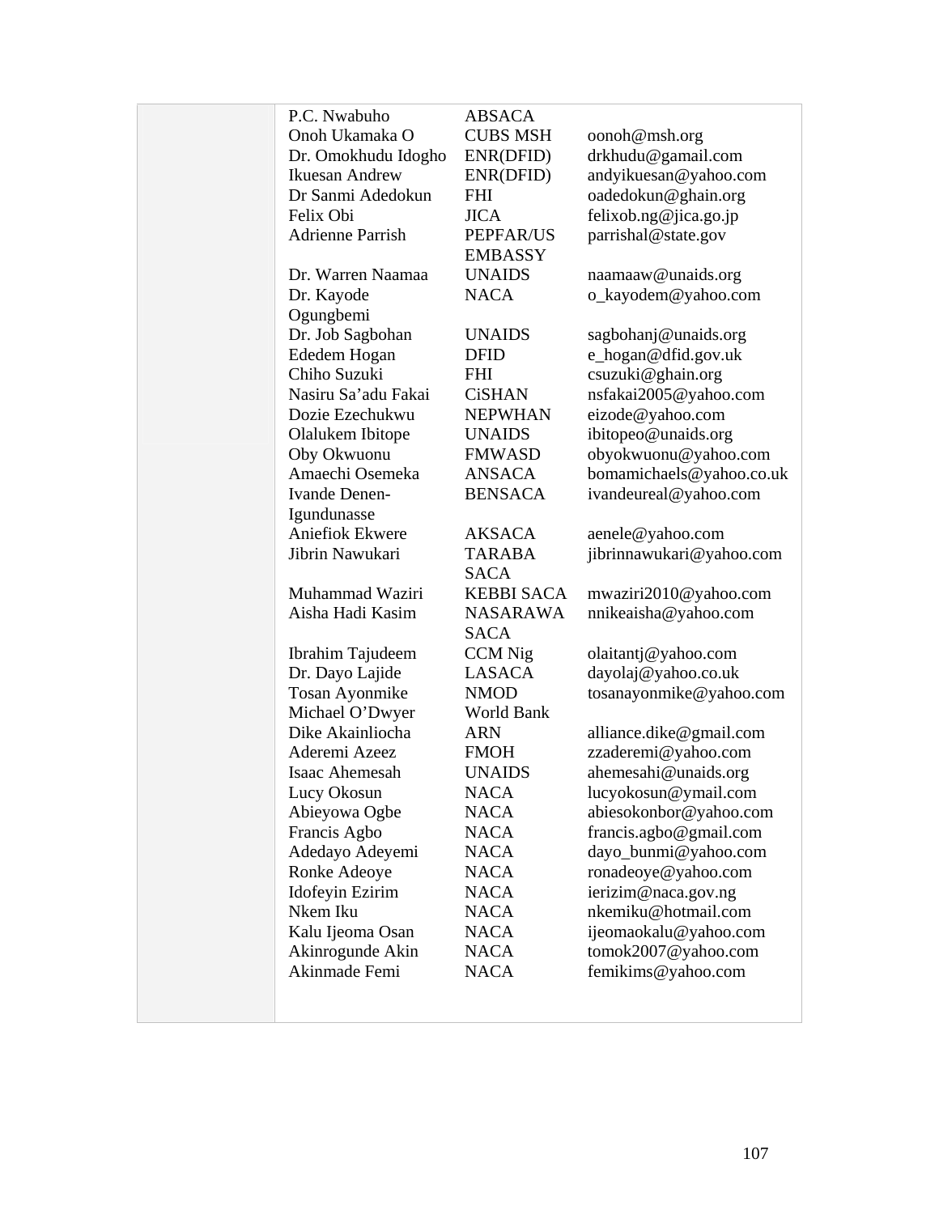| | Name | Organization | Email |
|---|---|---|---|
| | P.C. Nwabuho | ABSACA | |
| | Onoh Ukamaka O | CUBS MSH | oonoh@msh.org |
| | Dr. Omokhudu Idogho | ENR(DFID) | drkhudu@gamail.com |
| | Ikuesan Andrew | ENR(DFID) | andyikuesan@yahoo.com |
| | Dr Sanmi Adedokun | FHI | oadedokun@ghain.org |
| | Felix Obi | JICA | felixob.ng@jica.go.jp |
| | Adrienne Parrish | PEPFAR/US EMBASSY | parrishal@state.gov |
| | Dr. Warren Naamaa | UNAIDS | naamaaw@unaids.org |
| | Dr. Kayode Ogungbemi | NACA | o_kayodem@yahoo.com |
| | Dr. Job Sagbohan | UNAIDS | sagbohanj@unaids.org |
| | Ededem Hogan | DFID | e_hogan@dfid.gov.uk |
| | Chiho Suzuki | FHI | csuzuki@ghain.org |
| | Nasiru Sa'adu Fakai | CiSHAN | nsfakai2005@yahoo.com |
| | Dozie Ezechukwu | NEPWHAN | eizode@yahoo.com |
| | Olalukem Ibitope | UNAIDS | ibitopeo@unaids.org |
| | Oby Okwuonu | FMWASD | obyokwuonu@yahoo.com |
| | Amaechi Osemeka | ANSACA | bomamichaels@yahoo.co.uk |
| | Ivande Denen-Igundunasse | BENSACA | ivandeureal@yahoo.com |
| | Aniefiok Ekwere | AKSACA | aenele@yahoo.com |
| | Jibrin Nawukari | TARABA SACA | jibrinnawukari@yahoo.com |
| | Muhammad Waziri | KEBBI SACA | mwaziri2010@yahoo.com |
| | Aisha Hadi Kasim | NASARAWA SACA | nnikeaisha@yahoo.com |
| | Ibrahim Tajudeem | CCM Nig | olaitantj@yahoo.com |
| | Dr. Dayo Lajide | LASACA | dayolaj@yahoo.co.uk |
| | Tosan Ayonmike | NMOD | tosanayonmike@yahoo.com |
| | Michael O'Dwyer | World Bank | |
| | Dike Akainliocha | ARN | alliance.dike@gmail.com |
| | Aderemi Azeez | FMOH | zzaderemi@yahoo.com |
| | Isaac Ahemesah | UNAIDS | ahemesahi@unaids.org |
| | Lucy Okosun | NACA | lucyokosun@ymail.com |
| | Abieyowa Ogbe | NACA | abiesokonbor@yahoo.com |
| | Francis Agbo | NACA | francis.agbo@gmail.com |
| | Adedayo Adeyemi | NACA | dayo_bunmi@yahoo.com |
| | Ronke Adeoye | NACA | ronadeoye@yahoo.com |
| | Idofeyin Ezirim | NACA | ierizim@naca.gov.ng |
| | Nkem Iku | NACA | nkemiku@hotmail.com |
| | Kalu Ijeoma Osan | NACA | ijeomaokalu@yahoo.com |
| | Akinrogunde Akin | NACA | tomok2007@yahoo.com |
| | Akinmade Femi | NACA | femikims@yahoo.com |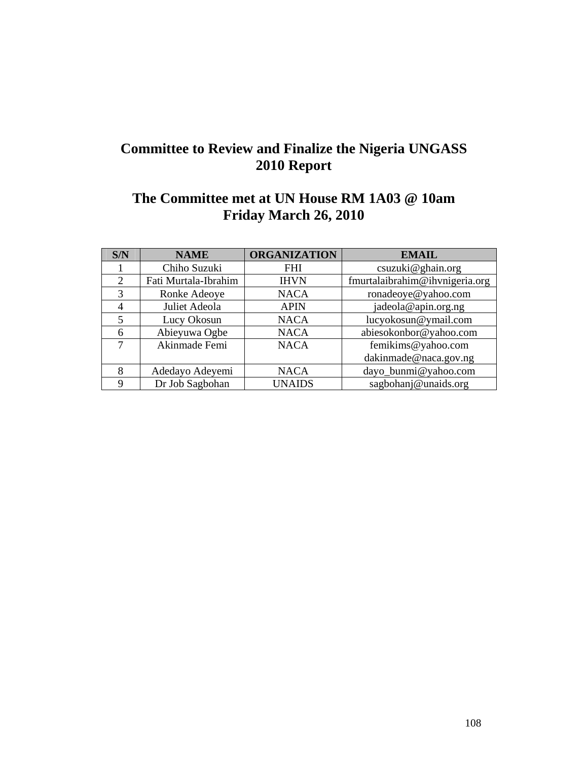## Committee to Review and Finalize the Nigeria UNGASS 2010 Report

## The Committee met at UN House RM 1A03 @ 10am Friday March 26, 2010

| S/N | NAME | ORGANIZATION | EMAIL |
|---|---|---|---|
| 1 | Chiho Suzuki | FHI | csuzuki@ghain.org |
| 2 | Fati Murtala-Ibrahim | IHVN | fmurtalaibrahim@ihvnigeria.org |
| 3 | Ronke Adeoye | NACA | ronadeoye@yahoo.com |
| 4 | Juliet Adeola | APIN | jadeola@apin.org.ng |
| 5 | Lucy Okosun | NACA | lucyokosun@ymail.com |
| 6 | Abieyuwa Ogbe | NACA | abiesokonbor@yahoo.com |
| 7 | Akinmade Femi | NACA | femikims@yahoo.com dakinmade@naca.gov.ng |
| 8 | Adedayo Adeyemi | NACA | dayo_bunmi@yahoo.com |
| 9 | Dr Job Sagbohan | UNAIDS | sagbohanj@unaids.org |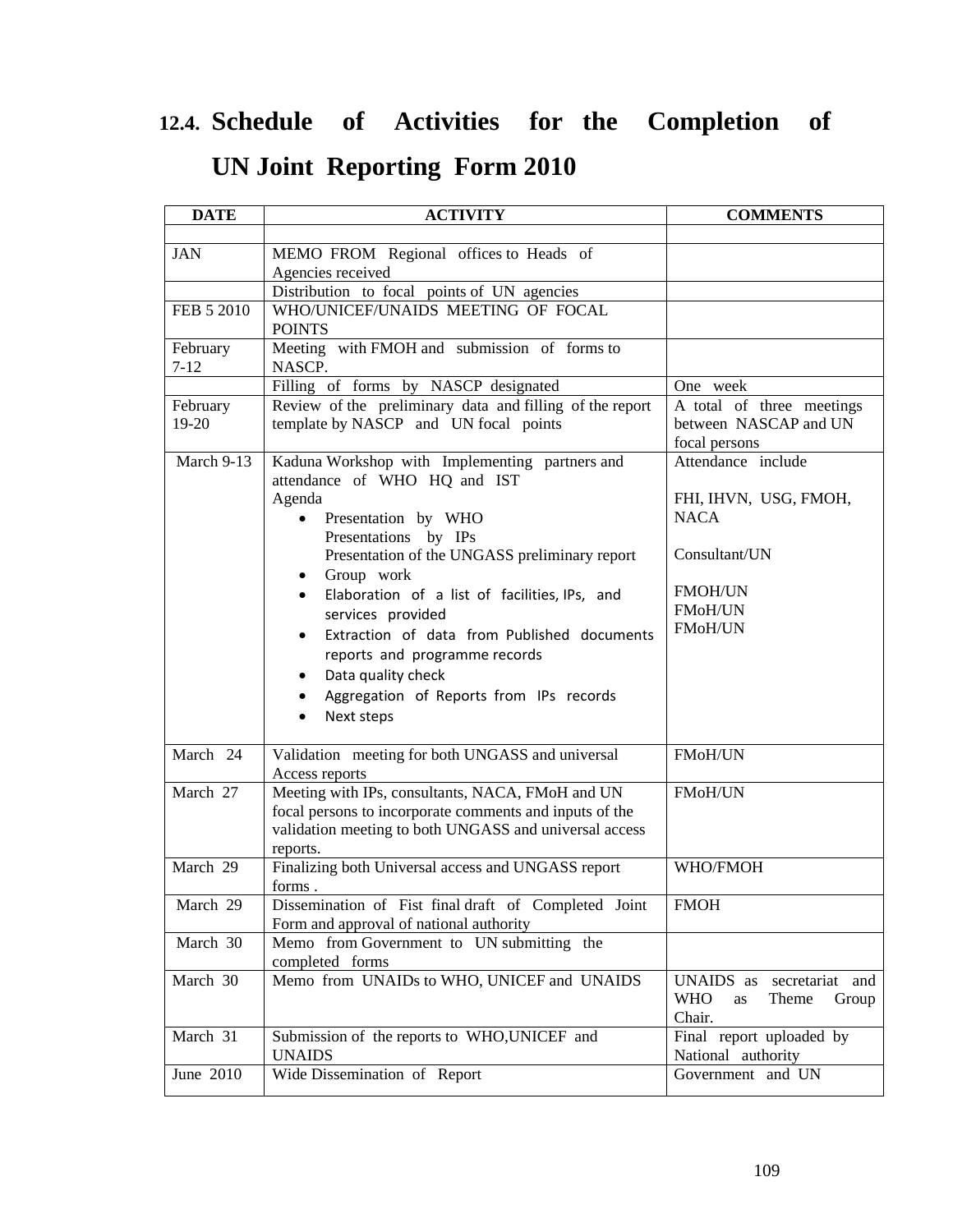## 12.4. Schedule of Activities for the Completion of UN Joint Reporting Form 2010

| DATE | ACTIVITY | COMMENTS |
|---|---|---|
| | | |
| JAN | MEMO FROM Regional offices to Heads of Agencies received | |
| | Distribution to focal points of UN agencies | |
| FEB 5 2010 | WHO/UNICEF/UNAIDS MEETING OF FOCAL POINTS | |
| February 7-12 | Meeting with FMOH and submission of forms to NASCP. | |
| | Filling of forms by NASCP designated | One week |
| February 19-20 | Review of the preliminary data and filling of the report template by NASCP and UN focal points | A total of three meetings between NASCAP and UN focal persons |
| March 9-13 | Kaduna Workshop with Implementing partners and attendance of WHO HQ and IST<br>Agenda<br>• Presentation by WHO<br>Presentations by IPs<br>Presentation of the UNGASS preliminary report<br>• Group work<br>• Elaboration of a list of facilities, IPs, and services provided<br>• Extraction of data from Published documents reports and programme records<br>• Data quality check<br>• Aggregation of Reports from IPs records<br>• Next steps | Attendance include<br><br>FHI, IHVN, USG, FMOH, NACA<br><br>Consultant/UN<br><br>FMOH/UN<br>FMoH/UN<br>FMoH/UN |
| March 24 | Validation meeting for both UNGASS and universal Access reports | FMoH/UN |
| March 27 | Meeting with IPs, consultants, NACA, FMoH and UN focal persons to incorporate comments and inputs of the validation meeting to both UNGASS and universal access reports. | FMoH/UN |
| March 29 | Finalizing both Universal access and UNGASS report forms . | WHO/FMOH |
| March 29 | Dissemination of Fist final draft of Completed Joint Form and approval of national authority | FMOH |
| March 30 | Memo from Government to UN submitting the completed forms | |
| March 30 | Memo from UNAIDs to WHO, UNICEF and UNAIDS | UNAIDS as secretariat and WHO as Theme Group Chair. |
| March 31 | Submission of the reports to WHO,UNICEF and UNAIDS | Final report uploaded by National authority |
| June 2010 | Wide Dissemination of Report | Government and UN |